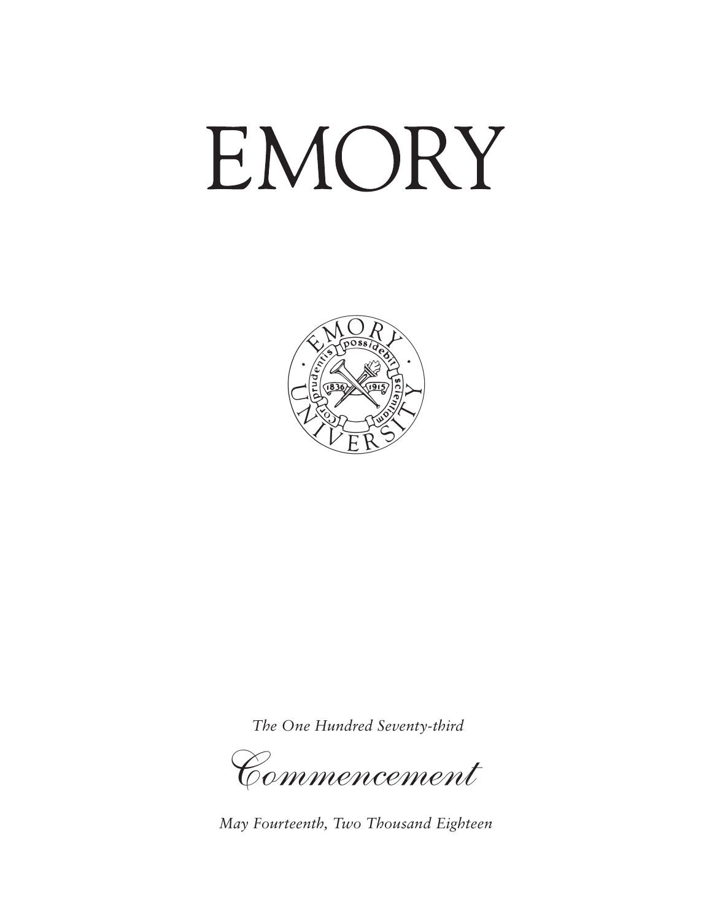# EMORY

*The One Hundred Seventy-third*

*Commencement*

*May Fourteenth, Two Thousand Eighteen*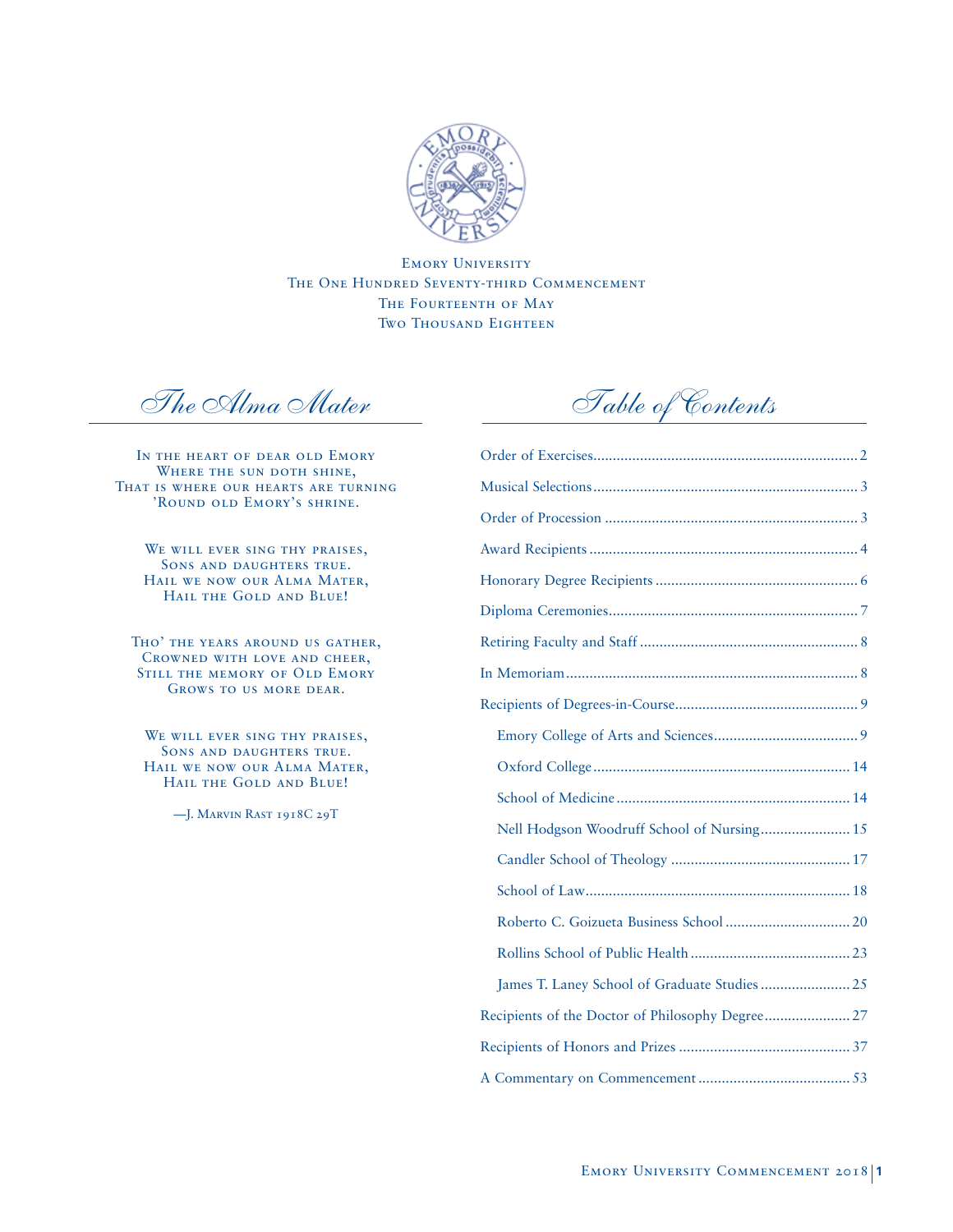Emory University
The One Hundred Seventy-third Commencement
The Fourteenth of May
Two Thousand Eighteen

## The Alma Mater

In the heart of dear old Emory
Where the sun doth shine,
That is where our hearts are turning
'Round old Emory's shrine.

We will ever sing thy praises,
Sons and daughters true.
Hail we now our Alma Mater,
Hail the Gold and Blue!

Tho' the years around us gather,
Crowned with love and cheer,
Still the memory of Old Emory
Grows to us more dear.

We will ever sing thy praises,
Sons and daughters true.
Hail we now our Alma Mater,
Hail the Gold and Blue!

—J. Marvin Rast 1918C 29T

## Table of Contents

- Order of Exercises .......... 2
- Musical Selections .......... 3
- Order of Procession .......... 3
- Award Recipients .......... 4
- Honorary Degree Recipients .......... 6
- Diploma Ceremonies .......... 7
- Retiring Faculty and Staff .......... 8
- In Memoriam .......... 8
- Recipients of Degrees-in-Course .......... 9
  - Emory College of Arts and Sciences .......... 9
  - Oxford College .......... 14
  - School of Medicine .......... 14
  - Nell Hodgson Woodruff School of Nursing .......... 15
  - Candler School of Theology .......... 17
  - School of Law .......... 18
  - Roberto C. Goizueta Business School .......... 20
  - Rollins School of Public Health .......... 23
  - James T. Laney School of Graduate Studies .......... 25
- Recipients of the Doctor of Philosophy Degree .......... 27
- Recipients of Honors and Prizes .......... 37
- A Commentary on Commencement .......... 53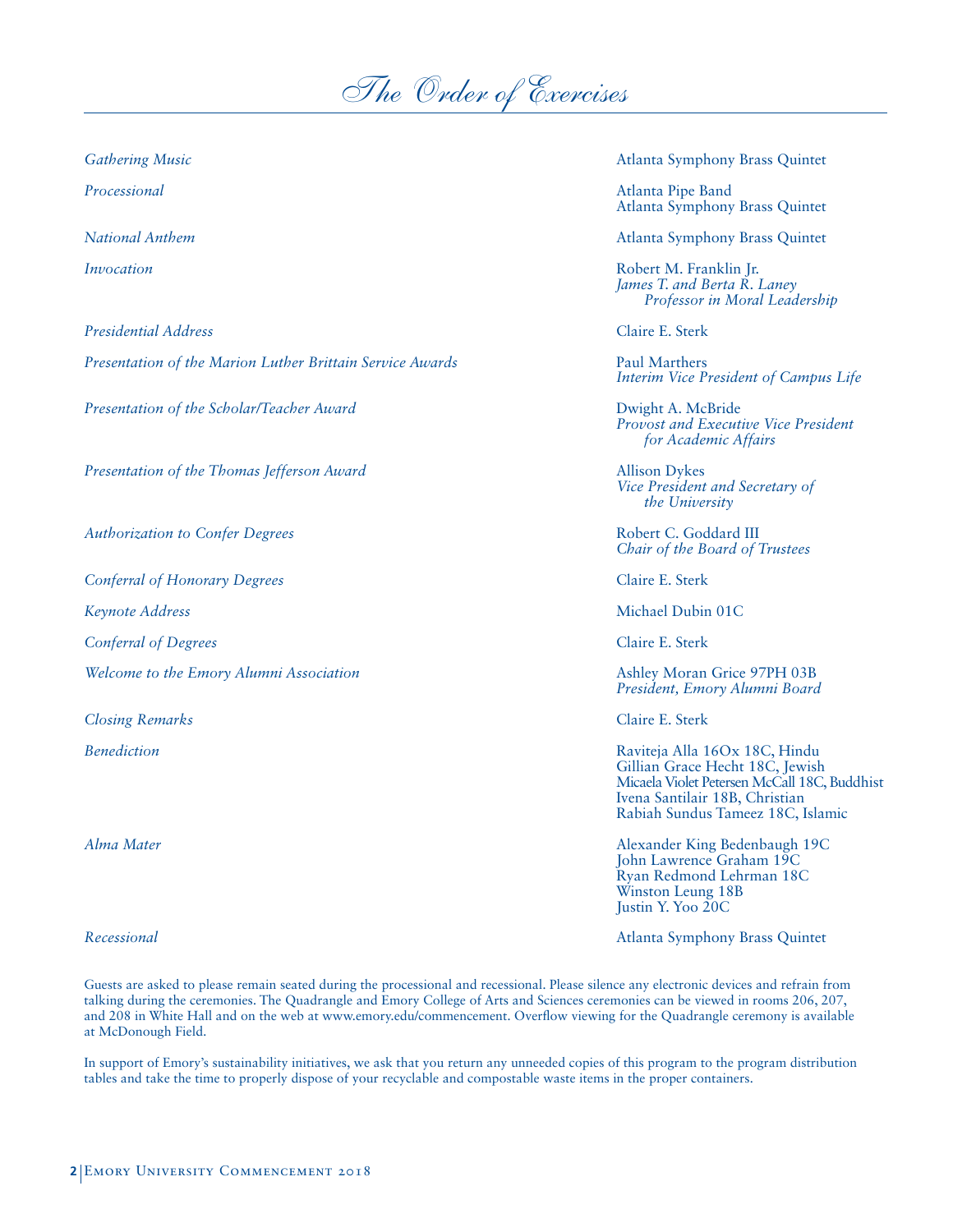# The Order of Exercises

| | |
|---|---|
| *Gathering Music* | Atlanta Symphony Brass Quintet |
| *Processional* | Atlanta Pipe Band<br>Atlanta Symphony Brass Quintet |
| *National Anthem* | Atlanta Symphony Brass Quintet |
| *Invocation* | Robert M. Franklin Jr.<br>*James T. and Berta R. Laney Professor in Moral Leadership* |
| *Presidential Address* | Claire E. Sterk |
| *Presentation of the Marion Luther Brittain Service Awards* | Paul Marthers<br>*Interim Vice President of Campus Life* |
| *Presentation of the Scholar/Teacher Award* | Dwight A. McBride<br>*Provost and Executive Vice President for Academic Affairs* |
| *Presentation of the Thomas Jefferson Award* | Allison Dykes<br>*Vice President and Secretary of the University* |
| *Authorization to Confer Degrees* | Robert C. Goddard III<br>*Chair of the Board of Trustees* |
| *Conferral of Honorary Degrees* | Claire E. Sterk |
| *Keynote Address* | Michael Dubin 01C |
| *Conferral of Degrees* | Claire E. Sterk |
| *Welcome to the Emory Alumni Association* | Ashley Moran Grice 97PH 03B<br>*President, Emory Alumni Board* |
| *Closing Remarks* | Claire E. Sterk |
| *Benediction* | Raviteja Alla 16Ox 18C, Hindu<br>Gillian Grace Hecht 18C, Jewish<br>Micaela Violet Petersen McCall 18C, Buddhist<br>Ivena Santilair 18B, Christian<br>Rabiah Sundus Tameez 18C, Islamic |
| *Alma Mater* | Alexander King Bedenbaugh 19C<br>John Lawrence Graham 19C<br>Ryan Redmond Lehrman 18C<br>Winston Leung 18B<br>Justin Y. Yoo 20C |
| *Recessional* | Atlanta Symphony Brass Quintet |

Guests are asked to please remain seated during the processional and recessional. Please silence any electronic devices and refrain from talking during the ceremonies. The Quadrangle and Emory College of Arts and Sciences ceremonies can be viewed in rooms 206, 207, and 208 in White Hall and on the web at www.emory.edu/commencement. Overflow viewing for the Quadrangle ceremony is available at McDonough Field.

In support of Emory's sustainability initiatives, we ask that you return any unneeded copies of this program to the program distribution tables and take the time to properly dispose of your recyclable and compostable waste items in the proper containers.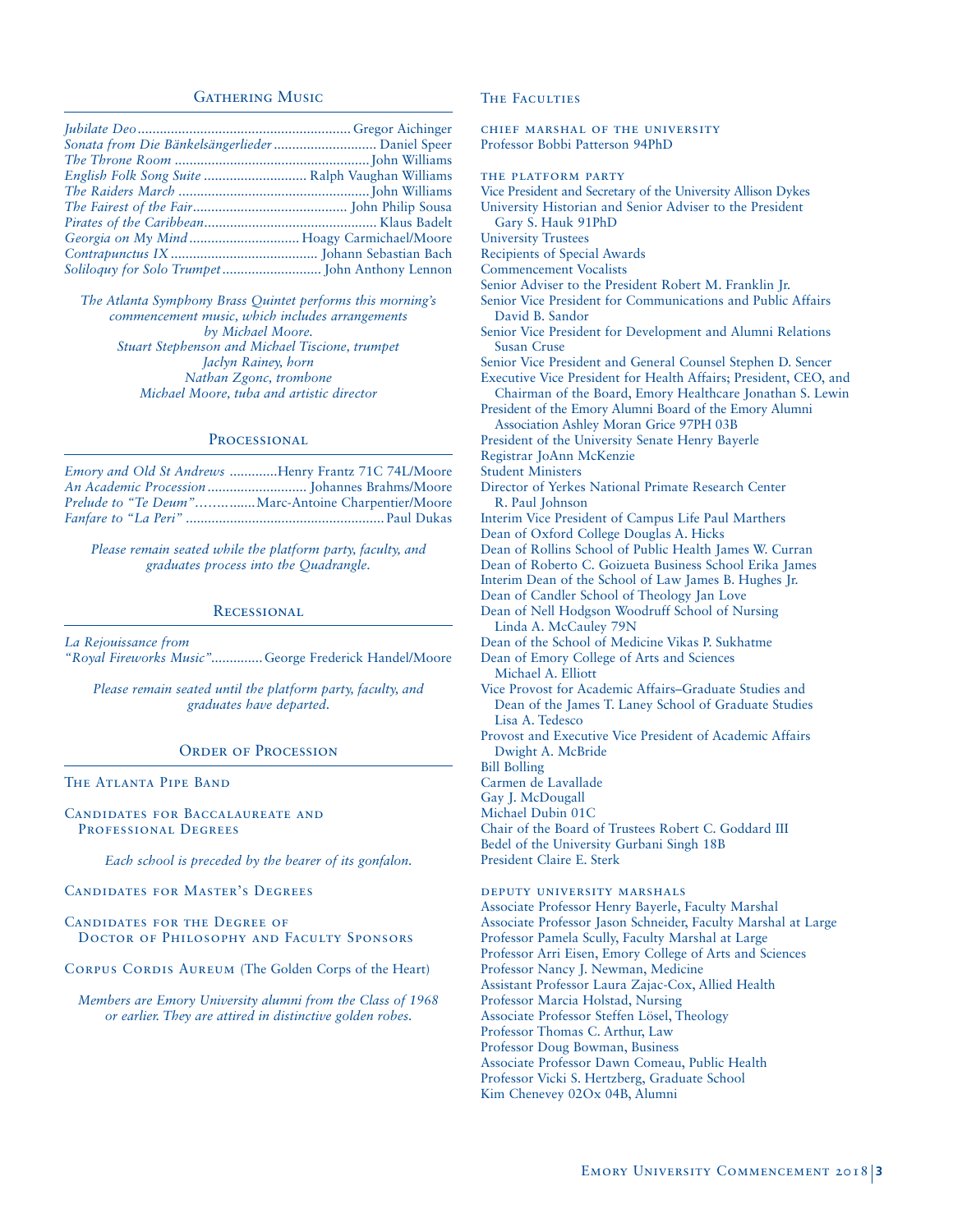## Gathering Music

*Jubilate Deo* .......... Gregor Aichinger
*Sonata from Die Bänkelsängerlieder* .......... Daniel Speer
*The Throne Room* .......... John Williams
*English Folk Song Suite* .......... Ralph Vaughan Williams
*The Raiders March* .......... John Williams
*The Fairest of the Fair* .......... John Philip Sousa
*Pirates of the Caribbean* .......... Klaus Badelt
*Georgia on My Mind* .......... Hoagy Carmichael/Moore
*Contrapunctus IX* .......... Johann Sebastian Bach
*Soliloquy for Solo Trumpet* .......... John Anthony Lennon

*The Atlanta Symphony Brass Quintet performs this morning's commencement music, which includes arrangements by Michael Moore.*
*Stuart Stephenson and Michael Tiscione, trumpet*
*Jaclyn Rainey, horn*
*Nathan Zgonc, trombone*
*Michael Moore, tuba and artistic director*

## Processional

*Emory and Old St Andrews* .......... Henry Frantz 71C 74L/Moore
*An Academic Procession* .......... Johannes Brahms/Moore
*Prelude to "Te Deum"* .......... Marc-Antoine Charpentier/Moore
*Fanfare to "La Peri"* .......... Paul Dukas

*Please remain seated while the platform party, faculty, and graduates process into the Quadrangle.*

## Recessional

*La Rejouissance from "Royal Fireworks Music"* .......... George Frederick Handel/Moore

*Please remain seated until the platform party, faculty, and graduates have departed.*

## Order of Procession

The Atlanta Pipe Band

Candidates for Baccalaureate and Professional Degrees

*Each school is preceded by the bearer of its gonfalon.*

Candidates for Master's Degrees

Candidates for the Degree of Doctor of Philosophy and Faculty Sponsors

Corpus Cordis Aureum (The Golden Corps of the Heart)

*Members are Emory University alumni from the Class of 1968 or earlier. They are attired in distinctive golden robes.*

## The Faculties

### Chief Marshal of the University

Professor Bobbi Patterson 94PhD

### The Platform Party

Vice President and Secretary of the University Allison Dykes
University Historian and Senior Adviser to the President Gary S. Hauk 91PhD
University Trustees
Recipients of Special Awards
Commencement Vocalists
Senior Adviser to the President Robert M. Franklin Jr.
Senior Vice President for Communications and Public Affairs David B. Sandor
Senior Vice President for Development and Alumni Relations Susan Cruse
Senior Vice President and General Counsel Stephen D. Sencer
Executive Vice President for Health Affairs; President, CEO, and Chairman of the Board, Emory Healthcare Jonathan S. Lewin
President of the Emory Alumni Board of the Emory Alumni Association Ashley Moran Grice 97PH 03B
President of the University Senate Henry Bayerle
Registrar JoAnn McKenzie
Student Ministers
Director of Yerkes National Primate Research Center R. Paul Johnson
Interim Vice President of Campus Life Paul Marthers
Dean of Oxford College Douglas A. Hicks
Dean of Rollins School of Public Health James W. Curran
Dean of Roberto C. Goizueta Business School Erika James
Interim Dean of the School of Law James B. Hughes Jr.
Dean of Candler School of Theology Jan Love
Dean of Nell Hodgson Woodruff School of Nursing Linda A. McCauley 79N
Dean of the School of Medicine Vikas P. Sukhatme
Dean of Emory College of Arts and Sciences Michael A. Elliott
Vice Provost for Academic Affairs–Graduate Studies and Dean of the James T. Laney School of Graduate Studies Lisa A. Tedesco
Provost and Executive Vice President of Academic Affairs Dwight A. McBride
Bill Bolling
Carmen de Lavallade
Gay J. McDougall
Michael Dubin 01C
Chair of the Board of Trustees Robert C. Goddard III
Bedel of the University Gurbani Singh 18B
President Claire E. Sterk

### Deputy University Marshals

Associate Professor Henry Bayerle, Faculty Marshal
Associate Professor Jason Schneider, Faculty Marshal at Large
Professor Pamela Scully, Faculty Marshal at Large
Professor Arri Eisen, Emory College of Arts and Sciences
Professor Nancy J. Newman, Medicine
Assistant Professor Laura Zajac-Cox, Allied Health
Professor Marcia Holstad, Nursing
Associate Professor Steffen Lösel, Theology
Professor Thomas C. Arthur, Law
Professor Doug Bowman, Business
Associate Professor Dawn Comeau, Public Health
Professor Vicki S. Hertzberg, Graduate School
Kim Chenevey 02Ox 04B, Alumni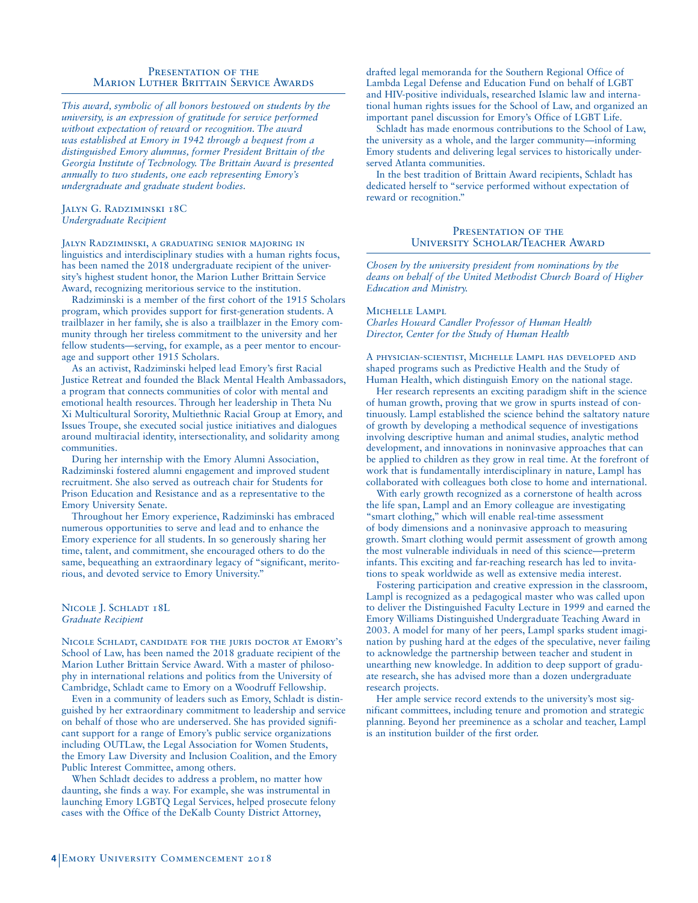## Presentation of the Marion Luther Brittain Service Awards

*This award, symbolic of all honors bestowed on students by the university, is an expression of gratitude for service performed without expectation of reward or recognition. The award was established at Emory in 1942 through a bequest from a distinguished Emory alumnus, former President Brittain of the Georgia Institute of Technology. The Brittain Award is presented annually to two students, one each representing Emory's undergraduate and graduate student bodies.*

### Jalyn G. Radziminski 18C
*Undergraduate Recipient*

Jalyn Radziminski, a graduating senior majoring in linguistics and interdisciplinary studies with a human rights focus, has been named the 2018 undergraduate recipient of the university's highest student honor, the Marion Luther Brittain Service Award, recognizing meritorious service to the institution.

Radziminski is a member of the first cohort of the 1915 Scholars program, which provides support for first-generation students. A trailblazer in her family, she is also a trailblazer in the Emory community through her tireless commitment to the university and her fellow students—serving, for example, as a peer mentor to encourage and support other 1915 Scholars.

As an activist, Radziminski helped lead Emory's first Racial Justice Retreat and founded the Black Mental Health Ambassadors, a program that connects communities of color with mental and emotional health resources. Through her leadership in Theta Nu Xi Multicultural Sorority, Multiethnic Racial Group at Emory, and Issues Troupe, she executed social justice initiatives and dialogues around multiracial identity, intersectionality, and solidarity among communities.

During her internship with the Emory Alumni Association, Radziminski fostered alumni engagement and improved student recruitment. She also served as outreach chair for Students for Prison Education and Resistance and as a representative to the Emory University Senate.

Throughout her Emory experience, Radziminski has embraced numerous opportunities to serve and lead and to enhance the Emory experience for all students. In so generously sharing her time, talent, and commitment, she encouraged others to do the same, bequeathing an extraordinary legacy of "significant, meritorious, and devoted service to Emory University."

### Nicole J. Schladt 18L
*Graduate Recipient*

Nicole Schladt, candidate for the juris doctor at Emory's School of Law, has been named the 2018 graduate recipient of the Marion Luther Brittain Service Award. With a master of philosophy in international relations and politics from the University of Cambridge, Schladt came to Emory on a Woodruff Fellowship.

Even in a community of leaders such as Emory, Schladt is distinguished by her extraordinary commitment to leadership and service on behalf of those who are underserved. She has provided significant support for a range of Emory's public service organizations including OUTLaw, the Legal Association for Women Students, the Emory Law Diversity and Inclusion Coalition, and the Emory Public Interest Committee, among others.

When Schladt decides to address a problem, no matter how daunting, she finds a way. For example, she was instrumental in launching Emory LGBTQ Legal Services, helped prosecute felony cases with the Office of the DeKalb County District Attorney, drafted legal memoranda for the Southern Regional Office of Lambda Legal Defense and Education Fund on behalf of LGBT and HIV-positive individuals, researched Islamic law and international human rights issues for the School of Law, and organized an important panel discussion for Emory's Office of LGBT Life.

Schladt has made enormous contributions to the School of Law, the university as a whole, and the larger community—informing Emory students and delivering legal services to historically underserved Atlanta communities.

In the best tradition of Brittain Award recipients, Schladt has dedicated herself to "service performed without expectation of reward or recognition."

## Presentation of the University Scholar/Teacher Award

*Chosen by the university president from nominations by the deans on behalf of the United Methodist Church Board of Higher Education and Ministry.*

### Michelle Lampl
*Charles Howard Candler Professor of Human Health*
*Director, Center for the Study of Human Health*

A physician-scientist, Michelle Lampl has developed and shaped programs such as Predictive Health and the Study of Human Health, which distinguish Emory on the national stage.

Her research represents an exciting paradigm shift in the science of human growth, proving that we grow in spurts instead of continuously. Lampl established the science behind the saltatory nature of growth by developing a methodical sequence of investigations involving descriptive human and animal studies, analytic method development, and innovations in noninvasive approaches that can be applied to children as they grow in real time. At the forefront of work that is fundamentally interdisciplinary in nature, Lampl has collaborated with colleagues both close to home and international.

With early growth recognized as a cornerstone of health across the life span, Lampl and an Emory colleague are investigating "smart clothing," which will enable real-time assessment of body dimensions and a noninvasive approach to measuring growth. Smart clothing would permit assessment of growth among the most vulnerable individuals in need of this science—preterm infants. This exciting and far-reaching research has led to invitations to speak worldwide as well as extensive media interest.

Fostering participation and creative expression in the classroom, Lampl is recognized as a pedagogical master who was called upon to deliver the Distinguished Faculty Lecture in 1999 and earned the Emory Williams Distinguished Undergraduate Teaching Award in 2003. A model for many of her peers, Lampl sparks student imagination by pushing hard at the edges of the speculative, never failing to acknowledge the partnership between teacher and student in unearthing new knowledge. In addition to deep support of graduate research, she has advised more than a dozen undergraduate research projects.

Her ample service record extends to the university's most significant committees, including tenure and promotion and strategic planning. Beyond her preeminence as a scholar and teacher, Lampl is an institution builder of the first order.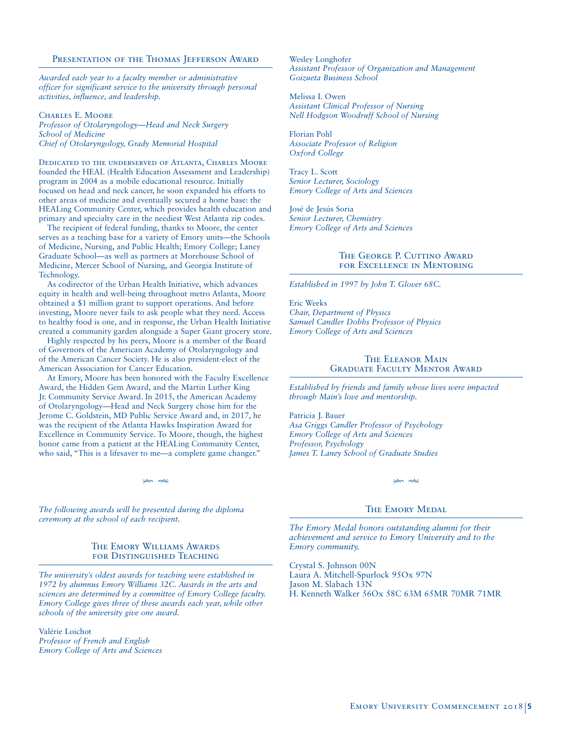## Presentation of the Thomas Jefferson Award

*Awarded each year to a faculty member or administrative officer for significant service to the university through personal activities, influence, and leadership.*

Charles E. Moore
*Professor of Otolaryngology—Head and Neck Surgery*
*School of Medicine*
*Chief of Otolaryngology, Grady Memorial Hospital*

Dedicated to the underserved of Atlanta, Charles Moore founded the HEAL (Health Education Assessment and Leadership) program in 2004 as a mobile educational resource. Initially focused on head and neck cancer, he soon expanded his efforts to other areas of medicine and eventually secured a home base: the HEALing Community Center, which provides health education and primary and specialty care in the neediest West Atlanta zip codes.

The recipient of federal funding, thanks to Moore, the center serves as a teaching base for a variety of Emory units—the Schools of Medicine, Nursing, and Public Health; Emory College; Laney Graduate School—as well as partners at Morehouse School of Medicine, Mercer School of Nursing, and Georgia Institute of Technology.

As codirector of the Urban Health Initiative, which advances equity in health and well-being throughout metro Atlanta, Moore obtained a $1 million grant to support operations. And before investing, Moore never fails to ask people what they need. Access to healthy food is one, and in response, the Urban Health Initiative created a community garden alongside a Super Giant grocery store.

Highly respected by his peers, Moore is a member of the Board of Governors of the American Academy of Otolaryngology and of the American Cancer Society. He is also president-elect of the American Association for Cancer Education.

At Emory, Moore has been honored with the Faculty Excellence Award, the Hidden Gem Award, and the Martin Luther King Jr. Community Service Award. In 2015, the American Academy of Otolaryngology—Head and Neck Surgery chose him for the Jerome C. Goldstein, MD Public Service Award and, in 2017, he was the recipient of the Atlanta Hawks Inspiration Award for Excellence in Community Service. To Moore, though, the highest honor came from a patient at the HEALing Community Center, who said, "This is a lifesaver to me—a complete game changer."

*The following awards will be presented during the diploma ceremony at the school of each recipient.*

## The Emory Williams Awards for Distinguished Teaching

*The university's oldest awards for teaching were established in 1972 by alumnus Emory Williams 32C. Awards in the arts and sciences are determined by a committee of Emory College faculty. Emory College gives three of these awards each year, while other schools of the university give one award.*

Valérie Loichot
*Professor of French and English*
*Emory College of Arts and Sciences*

Wesley Longhofer
*Assistant Professor of Organization and Management*
*Goizueta Business School*

Melissa I. Owen
*Assistant Clinical Professor of Nursing*
*Nell Hodgson Woodruff School of Nursing*

Florian Pohl
*Associate Professor of Religion*
*Oxford College*

Tracy L. Scott
*Senior Lecturer, Sociology*
*Emory College of Arts and Sciences*

José de Jesús Soria
*Senior Lecturer, Chemistry*
*Emory College of Arts and Sciences*

## The George P. Cuttino Award for Excellence in Mentoring

*Established in 1997 by John T. Glover 68C.*

Eric Weeks
*Chair, Department of Physics*
*Samuel Candler Dobbs Professor of Physics*
*Emory College of Arts and Sciences*

## The Eleanor Main Graduate Faculty Mentor Award

*Established by friends and family whose lives were impacted through Main's love and mentorship.*

Patricia J. Bauer
*Asa Griggs Candler Professor of Psychology*
*Emory College of Arts and Sciences*
*Professor, Psychology*
*James T. Laney School of Graduate Studies*

## The Emory Medal

*The Emory Medal honors outstanding alumni for their achievement and service to Emory University and to the Emory community.*

Crystal S. Johnson 00N
Laura A. Mitchell-Spurlock 95Ox 97N
Jason M. Slabach 13N
H. Kenneth Walker 56Ox 58C 63M 65MR 70MR 71MR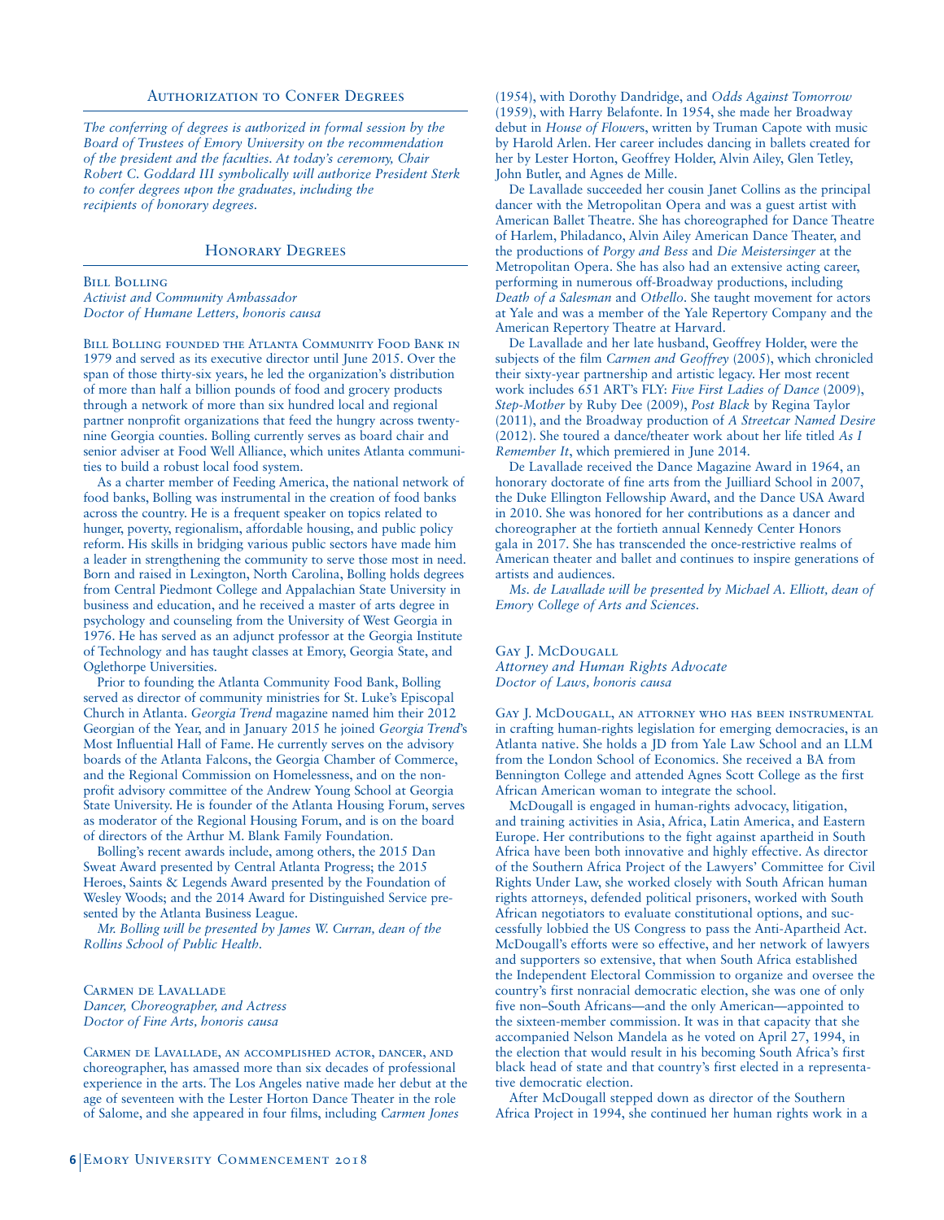## Authorization to Confer Degrees

*The conferring of degrees is authorized in formal session by the Board of Trustees of Emory University on the recommendation of the president and the faculties. At today's ceremony, Chair Robert C. Goddard III symbolically will authorize President Sterk to confer degrees upon the graduates, including the recipients of honorary degrees.*

## Honorary Degrees

### Bill Bolling

*Activist and Community Ambassador*
*Doctor of Humane Letters, honoris causa*

Bill Bolling founded the Atlanta Community Food Bank in 1979 and served as its executive director until June 2015. Over the span of those thirty-six years, he led the organization's distribution of more than half a billion pounds of food and grocery products through a network of more than six hundred local and regional partner nonprofit organizations that feed the hungry across twenty-nine Georgia counties. Bolling currently serves as board chair and senior adviser at Food Well Alliance, which unites Atlanta communities to build a robust local food system.

As a charter member of Feeding America, the national network of food banks, Bolling was instrumental in the creation of food banks across the country. He is a frequent speaker on topics related to hunger, poverty, regionalism, affordable housing, and public policy reform. His skills in bridging various public sectors have made him a leader in strengthening the community to serve those most in need. Born and raised in Lexington, North Carolina, Bolling holds degrees from Central Piedmont College and Appalachian State University in business and education, and he received a master of arts degree in psychology and counseling from the University of West Georgia in 1976. He has served as an adjunct professor at the Georgia Institute of Technology and has taught classes at Emory, Georgia State, and Oglethorpe Universities.

Prior to founding the Atlanta Community Food Bank, Bolling served as director of community ministries for St. Luke's Episcopal Church in Atlanta. *Georgia Trend* magazine named him their 2012 Georgian of the Year, and in January 2015 he joined *Georgia Trend*'s Most Influential Hall of Fame. He currently serves on the advisory boards of the Atlanta Falcons, the Georgia Chamber of Commerce, and the Regional Commission on Homelessness, and on the nonprofit advisory committee of the Andrew Young School at Georgia State University. He is founder of the Atlanta Housing Forum, serves as moderator of the Regional Housing Forum, and is on the board of directors of the Arthur M. Blank Family Foundation.

Bolling's recent awards include, among others, the 2015 Dan Sweat Award presented by Central Atlanta Progress; the 2015 Heroes, Saints & Legends Award presented by the Foundation of Wesley Woods; and the 2014 Award for Distinguished Service presented by the Atlanta Business League.

*Mr. Bolling will be presented by James W. Curran, dean of the Rollins School of Public Health.*

### Carmen de Lavallade

*Dancer, Choreographer, and Actress*
*Doctor of Fine Arts, honoris causa*

Carmen de Lavallade, an accomplished actor, dancer, and choreographer, has amassed more than six decades of professional experience in the arts. The Los Angeles native made her debut at the age of seventeen with the Lester Horton Dance Theater in the role of Salome, and she appeared in four films, including *Carmen Jones* (1954), with Dorothy Dandridge, and *Odds Against Tomorrow* (1959), with Harry Belafonte. In 1954, she made her Broadway debut in *House of Flowers*, written by Truman Capote with music by Harold Arlen. Her career includes dancing in ballets created for her by Lester Horton, Geoffrey Holder, Alvin Ailey, Glen Tetley, John Butler, and Agnes de Mille.

De Lavallade succeeded her cousin Janet Collins as the principal dancer with the Metropolitan Opera and was a guest artist with American Ballet Theatre. She has choreographed for Dance Theatre of Harlem, Philadanco, Alvin Ailey American Dance Theater, and the productions of *Porgy and Bess* and *Die Meistersinger* at the Metropolitan Opera. She has also had an extensive acting career, performing in numerous off-Broadway productions, including *Death of a Salesman* and *Othello*. She taught movement for actors at Yale and was a member of the Yale Repertory Company and the American Repertory Theatre at Harvard.

De Lavallade and her late husband, Geoffrey Holder, were the subjects of the film *Carmen and Geoffrey* (2005), which chronicled their sixty-year partnership and artistic legacy. Her most recent work includes 651 ART's FLY: *Five First Ladies of Dance* (2009), *Step-Mother* by Ruby Dee (2009), *Post Black* by Regina Taylor (2011), and the Broadway production of *A Streetcar Named Desire* (2012). She toured a dance/theater work about her life titled *As I Remember It*, which premiered in June 2014.

De Lavallade received the Dance Magazine Award in 1964, an honorary doctorate of fine arts from the Juilliard School in 2007, the Duke Ellington Fellowship Award, and the Dance USA Award in 2010. She was honored for her contributions as a dancer and choreographer at the fortieth annual Kennedy Center Honors gala in 2017. She has transcended the once-restrictive realms of American theater and ballet and continues to inspire generations of artists and audiences.

*Ms. de Lavallade will be presented by Michael A. Elliott, dean of Emory College of Arts and Sciences.*

### Gay J. McDougall

*Attorney and Human Rights Advocate*
*Doctor of Laws, honoris causa*

Gay J. McDougall, an attorney who has been instrumental in crafting human-rights legislation for emerging democracies, is an Atlanta native. She holds a JD from Yale Law School and an LLM from the London School of Economics. She received a BA from Bennington College and attended Agnes Scott College as the first African American woman to integrate the school.

McDougall is engaged in human-rights advocacy, litigation, and training activities in Asia, Africa, Latin America, and Eastern Europe. Her contributions to the fight against apartheid in South Africa have been both innovative and highly effective. As director of the Southern Africa Project of the Lawyers' Committee for Civil Rights Under Law, she worked closely with South African human rights attorneys, defended political prisoners, worked with South African negotiators to evaluate constitutional options, and successfully lobbied the US Congress to pass the Anti-Apartheid Act. McDougall's efforts were so effective, and her network of lawyers and supporters so extensive, that when South Africa established the Independent Electoral Commission to organize and oversee the country's first nonracial democratic election, she was one of only five non–South Africans—and the only American—appointed to the sixteen-member commission. It was in that capacity that she accompanied Nelson Mandela as he voted on April 27, 1994, in the election that would result in his becoming South Africa's first black head of state and that country's first elected in a representative democratic election.

After McDougall stepped down as director of the Southern Africa Project in 1994, she continued her human rights work in a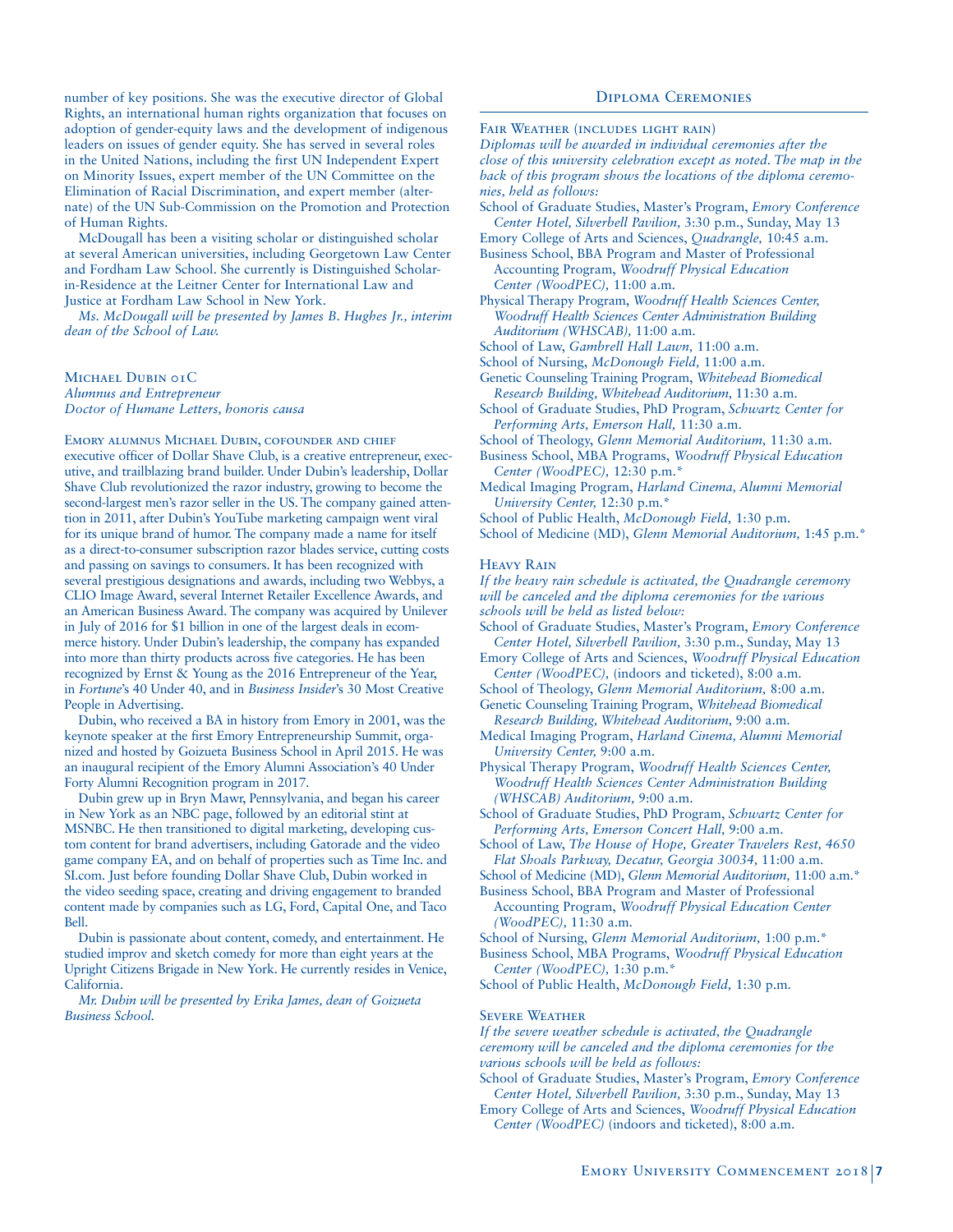number of key positions. She was the executive director of Global Rights, an international human rights organization that focuses on adoption of gender-equity laws and the development of indigenous leaders on issues of gender equity. She has served in several roles in the United Nations, including the first UN Independent Expert on Minority Issues, expert member of the UN Committee on the Elimination of Racial Discrimination, and expert member (alternate) of the UN Sub-Commission on the Promotion and Protection of Human Rights.

McDougall has been a visiting scholar or distinguished scholar at several American universities, including Georgetown Law Center and Fordham Law School. She currently is Distinguished Scholar-in-Residence at the Leitner Center for International Law and Justice at Fordham Law School in New York.

*Ms. McDougall will be presented by James B. Hughes Jr., interim dean of the School of Law.*

## Michael Dubin 01C

*Alumnus and Entrepreneur*
*Doctor of Humane Letters, honoris causa*

Emory alumnus Michael Dubin, cofounder and chief executive officer of Dollar Shave Club, is a creative entrepreneur, executive, and trailblazing brand builder. Under Dubin's leadership, Dollar Shave Club revolutionized the razor industry, growing to become the second-largest men's razor seller in the US. The company gained attention in 2011, after Dubin's YouTube marketing campaign went viral for its unique brand of humor. The company made a name for itself as a direct-to-consumer subscription razor blades service, cutting costs and passing on savings to consumers. It has been recognized with several prestigious designations and awards, including two Webbys, a CLIO Image Award, several Internet Retailer Excellence Awards, and an American Business Award. The company was acquired by Unilever in July of 2016 for $1 billion in one of the largest deals in ecommerce history. Under Dubin's leadership, the company has expanded into more than thirty products across five categories. He has been recognized by Ernst & Young as the 2016 Entrepreneur of the Year, in *Fortune*'s 40 Under 40, and in *Business Insider*'s 30 Most Creative People in Advertising.

Dubin, who received a BA in history from Emory in 2001, was the keynote speaker at the first Emory Entrepreneurship Summit, organized and hosted by Goizueta Business School in April 2015. He was an inaugural recipient of the Emory Alumni Association's 40 Under Forty Alumni Recognition program in 2017.

Dubin grew up in Bryn Mawr, Pennsylvania, and began his career in New York as an NBC page, followed by an editorial stint at MSNBC. He then transitioned to digital marketing, developing custom content for brand advertisers, including Gatorade and the video game company EA, and on behalf of properties such as Time Inc. and SI.com. Just before founding Dollar Shave Club, Dubin worked in the video seeding space, creating and driving engagement to branded content made by companies such as LG, Ford, Capital One, and Taco Bell.

Dubin is passionate about content, comedy, and entertainment. He studied improv and sketch comedy for more than eight years at the Upright Citizens Brigade in New York. He currently resides in Venice, California.

*Mr. Dubin will be presented by Erika James, dean of Goizueta Business School.*

## Diploma Ceremonies

### Fair Weather (includes light rain)

*Diplomas will be awarded in individual ceremonies after the close of this university celebration except as noted. The map in the back of this program shows the locations of the diploma ceremonies, held as follows:*

School of Graduate Studies, Master's Program, *Emory Conference Center Hotel, Silverbell Pavilion,* 3:30 p.m., Sunday, May 13
Emory College of Arts and Sciences, *Quadrangle,* 10:45 a.m.
Business School, BBA Program and Master of Professional Accounting Program, *Woodruff Physical Education Center (WoodPEC),* 11:00 a.m.
Physical Therapy Program, *Woodruff Health Sciences Center, Woodruff Health Sciences Center Administration Building Auditorium (WHSCAB),* 11:00 a.m.
School of Law, *Gambrell Hall Lawn,* 11:00 a.m.
School of Nursing, *McDonough Field,* 11:00 a.m.
Genetic Counseling Training Program, *Whitehead Biomedical Research Building, Whitehead Auditorium,* 11:30 a.m.
School of Graduate Studies, PhD Program, *Schwartz Center for Performing Arts, Emerson Hall,* 11:30 a.m.
School of Theology, *Glenn Memorial Auditorium,* 11:30 a.m.
Business School, MBA Programs, *Woodruff Physical Education Center (WoodPEC),* 12:30 p.m.*
Medical Imaging Program, *Harland Cinema, Alumni Memorial University Center,* 12:30 p.m.*
School of Public Health, *McDonough Field,* 1:30 p.m.
School of Medicine (MD), *Glenn Memorial Auditorium,* 1:45 p.m.*

### Heavy Rain

*If the heavy rain schedule is activated, the Quadrangle ceremony will be canceled and the diploma ceremonies for the various schools will be held as listed below:*

School of Graduate Studies, Master's Program, *Emory Conference Center Hotel, Silverbell Pavilion,* 3:30 p.m., Sunday, May 13
Emory College of Arts and Sciences, *Woodruff Physical Education Center (WoodPEC),* (indoors and ticketed), 8:00 a.m.
School of Theology, *Glenn Memorial Auditorium,* 8:00 a.m.
Genetic Counseling Training Program, *Whitehead Biomedical Research Building, Whitehead Auditorium,* 9:00 a.m.
Medical Imaging Program, *Harland Cinema, Alumni Memorial University Center,* 9:00 a.m.
Physical Therapy Program, *Woodruff Health Sciences Center, Woodruff Health Sciences Center Administration Building (WHSCAB) Auditorium,* 9:00 a.m.
School of Graduate Studies, PhD Program, *Schwartz Center for Performing Arts, Emerson Concert Hall,* 9:00 a.m.
School of Law, *The House of Hope, Greater Travelers Rest, 4650 Flat Shoals Parkway, Decatur, Georgia 30034,* 11:00 a.m.
School of Medicine (MD), *Glenn Memorial Auditorium,* 11:00 a.m.*
Business School, BBA Program and Master of Professional Accounting Program, *Woodruff Physical Education Center (WoodPEC),* 11:30 a.m.
School of Nursing, *Glenn Memorial Auditorium,* 1:00 p.m.*
Business School, MBA Programs, *Woodruff Physical Education Center (WoodPEC),* 1:30 p.m.*
School of Public Health, *McDonough Field,* 1:30 p.m.

### Severe Weather

*If the severe weather schedule is activated, the Quadrangle ceremony will be canceled and the diploma ceremonies for the various schools will be held as follows:*

School of Graduate Studies, Master's Program, *Emory Conference Center Hotel, Silverbell Pavilion,* 3:30 p.m., Sunday, May 13
Emory College of Arts and Sciences, *Woodruff Physical Education Center (WoodPEC)* (indoors and ticketed), 8:00 a.m.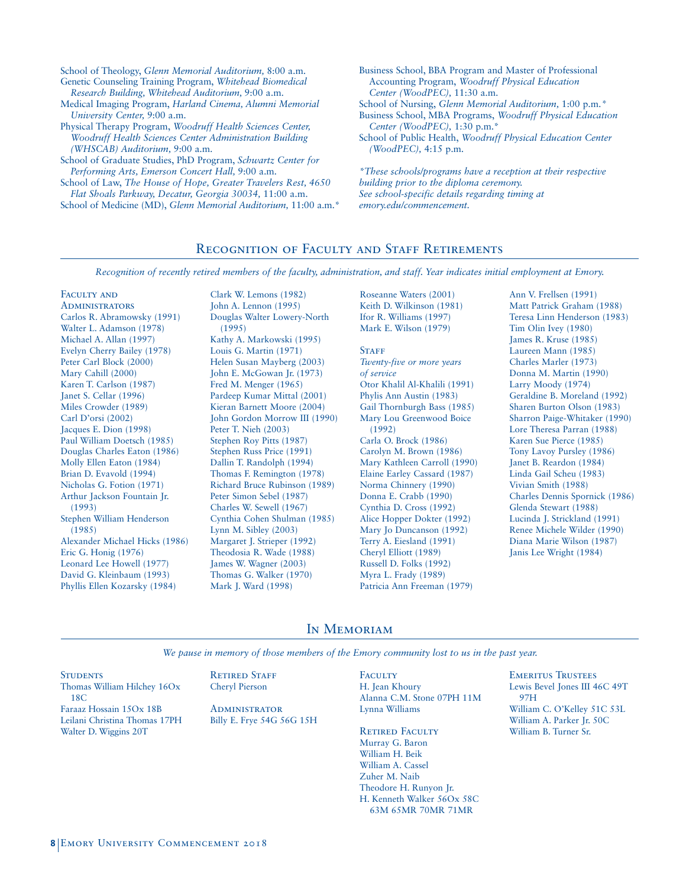School of Theology, *Glenn Memorial Auditorium,* 8:00 a.m.
Genetic Counseling Training Program, *Whitehead Biomedical Research Building, Whitehead Auditorium,* 9:00 a.m.
Medical Imaging Program, *Harland Cinema, Alumni Memorial University Center,* 9:00 a.m.
Physical Therapy Program, *Woodruff Health Sciences Center, Woodruff Health Sciences Center Administration Building (WHSCAB) Auditorium,* 9:00 a.m.
School of Graduate Studies, PhD Program, *Schwartz Center for Performing Arts, Emerson Concert Hall,* 9:00 a.m.
School of Law, *The House of Hope, Greater Travelers Rest, 4650 Flat Shoals Parkway, Decatur, Georgia 30034,* 11:00 a.m.
School of Medicine (MD), *Glenn Memorial Auditorium,* 11:00 a.m.*
Business School, BBA Program and Master of Professional Accounting Program, *Woodruff Physical Education Center (WoodPEC),* 11:30 a.m.
School of Nursing, *Glenn Memorial Auditorium,* 1:00 p.m.*
Business School, MBA Programs, *Woodruff Physical Education Center (WoodPEC),* 1:30 p.m.*
School of Public Health, *Woodruff Physical Education Center (WoodPEC),* 4:15 p.m.

*\*These schools/programs have a reception at their respective building prior to the diploma ceremony. See school-specific details regarding timing at emory.edu/commencement.*

## Recognition of Faculty and Staff Retirements

*Recognition of recently retired members of the faculty, administration, and staff. Year indicates initial employment at Emory.*

### Faculty and Administrators

Carlos R. Abramowsky (1991)
Walter L. Adamson (1978)
Michael A. Allan (1997)
Evelyn Cherry Bailey (1978)
Peter Carl Block (2000)
Mary Cahill (2000)
Karen T. Carlson (1987)
Janet S. Cellar (1996)
Miles Crowder (1989)
Carl D'orsi (2002)
Jacques E. Dion (1998)
Paul William Doetsch (1985)
Douglas Charles Eaton (1986)
Molly Ellen Eaton (1984)
Brian D. Evavold (1994)
Nicholas G. Fotion (1971)
Arthur Jackson Fountain Jr. (1993)
Stephen William Henderson (1985)
Alexander Michael Hicks (1986)
Eric G. Honig (1976)
Leonard Lee Howell (1977)
David G. Kleinbaum (1993)
Phyllis Ellen Kozarsky (1984)
Clark W. Lemons (1982)
John A. Lennon (1995)
Douglas Walter Lowery-North (1995)
Kathy A. Markowski (1995)
Louis G. Martin (1971)
Helen Susan Mayberg (2003)
John E. McGowan Jr. (1973)
Fred M. Menger (1965)
Pardeep Kumar Mittal (2001)
Kieran Barnett Moore (2004)
John Gordon Morrow III (1990)
Peter T. Nieh (2003)
Stephen Roy Pitts (1987)
Stephen Russ Price (1991)
Dallin T. Randolph (1994)
Thomas F. Remington (1978)
Richard Bruce Rubinson (1989)
Peter Simon Sebel (1987)
Charles W. Sewell (1967)
Cynthia Cohen Shulman (1985)
Lynn M. Sibley (2003)
Margaret J. Strieper (1992)
Theodosia R. Wade (1988)
James W. Wagner (2003)
Thomas G. Walker (1970)
Mark J. Ward (1998)
Roseanne Waters (2001)
Keith D. Wilkinson (1981)
Ifor R. Williams (1997)
Mark E. Wilson (1979)

### Staff

*Twenty-five or more years of service*

Otor Khalil Al-Khalili (1991)
Phylis Ann Austin (1983)
Gail Thornburgh Bass (1985)
Mary Lou Greenwood Boice (1992)
Carla O. Brock (1986)
Carolyn M. Brown (1986)
Mary Kathleen Carroll (1990)
Elaine Earley Cassard (1987)
Norma Chinnery (1990)
Donna E. Crabb (1990)
Cynthia D. Cross (1992)
Alice Hopper Dokter (1992)
Mary Jo Duncanson (1992)
Terry A. Eiesland (1991)
Cheryl Elliott (1989)
Russell D. Folks (1992)
Myra L. Frady (1989)
Patricia Ann Freeman (1979)
Ann V. Frellsen (1991)
Matt Patrick Graham (1988)
Teresa Linn Henderson (1983)
Tim Olin Ivey (1980)
James R. Kruse (1985)
Laureen Mann (1985)
Charles Marler (1973)
Donna M. Martin (1990)
Larry Moody (1974)
Geraldine B. Moreland (1992)
Sharen Burton Olson (1983)
Sharron Paige-Whitaker (1990)
Lore Theresa Parran (1988)
Karen Sue Pierce (1985)
Tony Lavoy Pursley (1986)
Janet B. Reardon (1984)
Linda Gail Scheu (1983)
Vivian Smith (1988)
Charles Dennis Spornick (1986)
Glenda Stewart (1988)
Lucinda J. Strickland (1991)
Renee Michele Wilder (1990)
Diana Marie Wilson (1987)
Janis Lee Wright (1984)

## In Memoriam

*We pause in memory of those members of the Emory community lost to us in the past year.*

### Students

Thomas William Hilchey 16Ox 18C
Faraaz Hossain 15Ox 18B
Leilani Christina Thomas 17PH
Walter D. Wiggins 20T

### Retired Staff

Cheryl Pierson

### Administrator

Billy E. Frye 54G 56G 15H

### Faculty

H. Jean Khoury
Alanna C.M. Stone 07PH 11M
Lynna Williams

### Retired Faculty

Murray G. Baron
William H. Beik
William A. Cassel
Zuher M. Naib
Theodore H. Runyon Jr.
H. Kenneth Walker 56Ox 58C 63M 65MR 70MR 71MR

### Emeritus Trustees

Lewis Bevel Jones III 46C 49T 97H
William C. O'Kelley 51C 53L
William A. Parker Jr. 50C
William B. Turner Sr.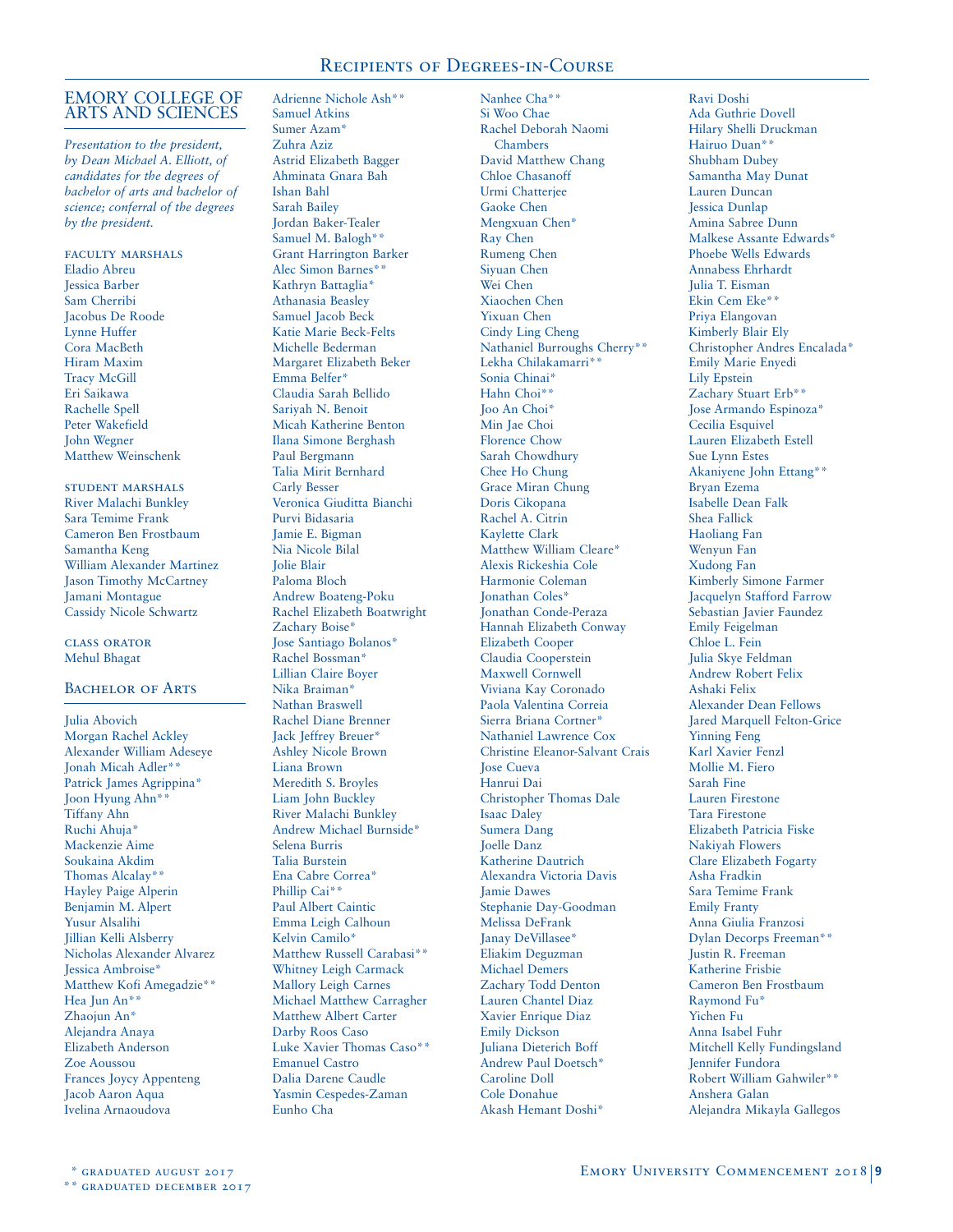# Recipients of Degrees-in-Course

## EMORY COLLEGE OF ARTS AND SCIENCES

*Presentation to the president, by Dean Michael A. Elliott, of candidates for the degrees of bachelor of arts and bachelor of science; conferral of the degrees by the president.*

### FACULTY MARSHALS

Eladio Abreu
Jessica Barber
Sam Cherribi
Jacobus De Roode
Lynne Huffer
Cora MacBeth
Hiram Maxim
Tracy McGill
Eri Saikawa
Rachelle Spell
Peter Wakefield
John Wegner
Matthew Weinschenk

### STUDENT MARSHALS

River Malachi Bunkley
Sara Temime Frank
Cameron Ben Frostbaum
Samantha Keng
William Alexander Martinez
Jason Timothy McCartney
Jamani Montague
Cassidy Nicole Schwartz

### CLASS ORATOR

Mehul Bhagat

## Bachelor of Arts

Julia Abovich
Morgan Rachel Ackley
Alexander William Adeseye
Jonah Micah Adler**
Patrick James Agrippina*
Joon Hyung Ahn**
Tiffany Ahn
Ruchi Ahuja*
Mackenzie Aime
Soukaina Akdim
Thomas Alcalay**
Hayley Paige Alperin
Benjamin M. Alpert
Yusur Alsalihi
Jillian Kelli Alsberry
Nicholas Alexander Alvarez
Jessica Ambroise*
Matthew Kofi Amegadzie**
Hea Jun An**
Zhaojun An*
Alejandra Anaya
Elizabeth Anderson
Zoe Aoussou
Frances Joycy Appenteng
Jacob Aaron Aqua
Ivelina Arnaoudova
Adrienne Nichole Ash**
Samuel Atkins
Sumer Azam*
Zuhra Aziz
Astrid Elizabeth Bagger
Ahminata Gnara Bah
Ishan Bahl
Sarah Bailey
Jordan Baker-Tealer
Samuel M. Balogh**
Grant Harrington Barker
Alec Simon Barnes**
Kathryn Battaglia*
Athanasia Beasley
Samuel Jacob Beck
Katie Marie Beck-Felts
Michelle Bederman
Margaret Elizabeth Beker
Emma Belfer*
Claudia Sarah Bellido
Sariyah N. Benoit
Micah Katherine Benton
Ilana Simone Berghash
Paul Bergmann
Talia Mirit Bernhard
Carly Besser
Veronica Giuditta Bianchi
Purvi Bidasaria
Jamie E. Bigman
Nia Nicole Bilal
Jolie Blair
Paloma Bloch
Andrew Boateng-Poku
Rachel Elizabeth Boatwright
Zachary Boise*
Jose Santiago Bolanos*
Rachel Bossman*
Lillian Claire Boyer
Nika Braiman*
Nathan Braswell
Rachel Diane Brenner
Jack Jeffrey Breuer*
Ashley Nicole Brown
Liana Brown
Meredith S. Broyles
Liam John Buckley
River Malachi Bunkley
Andrew Michael Burnside*
Selena Burris
Talia Burstein
Ena Cabre Correa*
Phillip Cai**
Paul Albert Caintic
Emma Leigh Calhoun
Kelvin Camilo*
Matthew Russell Carabasi**
Whitney Leigh Carmack
Mallory Leigh Carnes
Michael Matthew Carragher
Matthew Albert Carter
Darby Roos Caso
Luke Xavier Thomas Caso**
Emanuel Castro
Dalia Darene Caudle
Yasmin Cespedes-Zaman
Eunho Cha
Nanhee Cha**
Si Woo Chae
Rachel Deborah Naomi Chambers
David Matthew Chang
Chloe Chasanoff
Urmi Chatterjee
Gaoke Chen
Mengxuan Chen*
Ray Chen
Rumeng Chen
Siyuan Chen
Wei Chen
Xiaochen Chen
Yixuan Chen
Cindy Ling Cheng
Nathaniel Burroughs Cherry**
Lekha Chilakamarri**
Sonia Chinai*
Hahn Choi**
Joo An Choi*
Min Jae Choi
Florence Chow
Sarah Chowdhury
Chee Ho Chung
Grace Miran Chung
Doris Cikopana
Rachel A. Citrin
Kaylette Clark
Matthew William Cleare*
Alexis Rickeshia Cole
Harmonie Coleman
Jonathan Coles*
Jonathan Conde-Peraza
Hannah Elizabeth Conway
Elizabeth Cooper
Claudia Cooperstein
Maxwell Cornwell
Viviana Kay Coronado
Paola Valentina Correia
Sierra Briana Cortner*
Nathaniel Lawrence Cox
Christine Eleanor-Salvant Crais
Jose Cueva
Hanrui Dai
Christopher Thomas Dale
Isaac Daley
Sumera Dang
Joelle Danz
Katherine Dautrich
Alexandra Victoria Davis
Jamie Dawes
Stephanie Day-Goodman
Melissa DeFrank
Janay DeVillasee*
Eliakim Deguzman
Michael Demers
Zachary Todd Denton
Lauren Chantel Diaz
Xavier Enrique Diaz
Emily Dickson
Juliana Dieterich Boff
Andrew Paul Doetsch*
Caroline Doll
Cole Donahue
Akash Hemant Doshi*
Ravi Doshi
Ada Guthrie Dovell
Hilary Shelli Druckman
Hairuo Duan**
Shubham Dubey
Samantha May Dunat
Lauren Duncan
Jessica Dunlap
Amina Sabree Dunn
Malkese Assante Edwards*
Phoebe Wells Edwards
Annabess Ehrhardt
Julia T. Eisman
Ekin Cem Eke**
Priya Elangovan
Kimberly Blair Ely
Christopher Andres Encalada*
Emily Marie Enyedi
Lily Epstein
Zachary Stuart Erb**
Jose Armando Espinoza*
Cecilia Esquivel
Lauren Elizabeth Estell
Sue Lynn Estes
Akaniyene John Ettang**
Bryan Ezema
Isabelle Dean Falk
Shea Fallick
Haoliang Fan
Wenyun Fan
Xudong Fan
Kimberly Simone Farmer
Jacquelyn Stafford Farrow
Sebastian Javier Faundez
Emily Feigelman
Chloe L. Fein
Julia Skye Feldman
Andrew Robert Felix
Ashaki Felix
Alexander Dean Fellows
Jared Marquell Felton-Grice
Yinning Feng
Karl Xavier Fenzl
Mollie M. Fiero
Sarah Fine
Lauren Firestone
Tara Firestone
Elizabeth Patricia Fiske
Nakiyah Flowers
Clare Elizabeth Fogarty
Asha Fradkin
Sara Temime Frank
Emily Franty
Anna Giulia Franzosi
Dylan Decorps Freeman**
Justin R. Freeman
Katherine Frisbie
Cameron Ben Frostbaum
Raymond Fu*
Yichen Fu
Anna Isabel Fuhr
Mitchell Kelly Fundingsland
Jennifer Fundora
Robert William Gahwiler**
Anshera Galan
Alejandra Mikayla Gallegos

\* graduated august 2017
\*\* graduated december 2017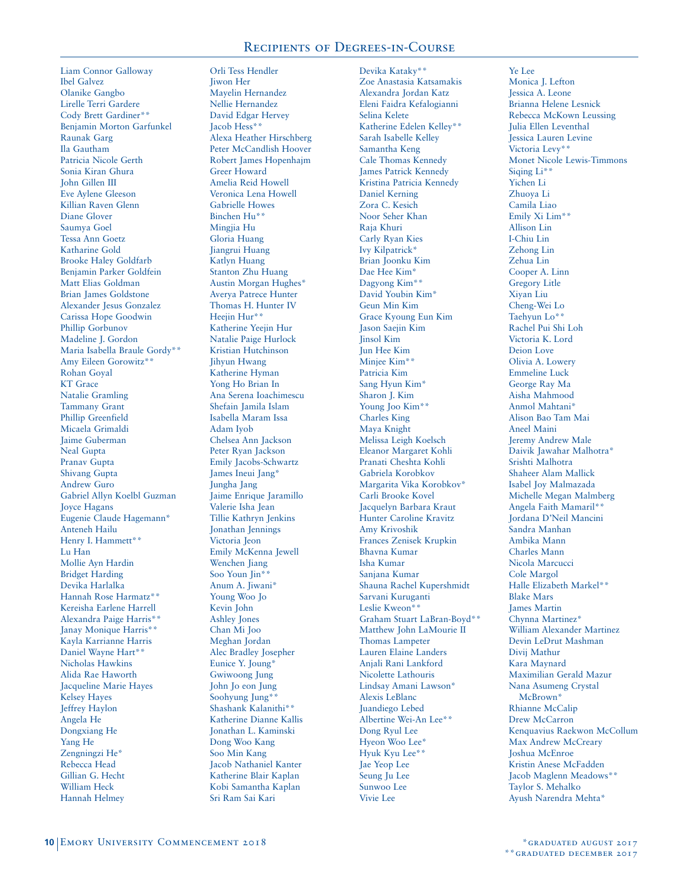## Recipients of Degrees-in-Course

Liam Connor Galloway
Ibel Galvez
Olanike Gangbo
Lirelle Terri Gardere
Cody Brett Gardiner**
Benjamin Morton Garfunkel
Raunak Garg
Ila Gautham
Patricia Nicole Gerth
Sonia Kiran Ghura
John Gillen III
Eve Aylene Gleeson
Killian Raven Glenn
Diane Glover
Saumya Goel
Tessa Ann Goetz
Katharine Gold
Brooke Haley Goldfarb
Benjamin Parker Goldfein
Matt Elias Goldman
Brian James Goldstone
Alexander Jesus Gonzalez
Carissa Hope Goodwin
Phillip Gorbunov
Madeline J. Gordon
Maria Isabella Braule Gordy**
Amy Eileen Gorowitz**
Rohan Goyal
KT Grace
Natalie Gramling
Tammany Grant
Phillip Greenfield
Micaela Grimaldi
Jaime Guberman
Neal Gupta
Pranav Gupta
Shivang Gupta
Andrew Guro
Gabriel Allyn Koelbl Guzman
Joyce Hagans
Eugenie Claude Hagemann*
Anteneh Hailu
Henry I. Hammett**
Lu Han
Mollie Ayn Hardin
Bridget Harding
Devika Harlalka
Hannah Rose Harmatz**
Kereisha Earlene Harrell
Alexandra Paige Harris**
Janay Monique Harris**
Kayla Karrianne Harris
Daniel Wayne Hart**
Nicholas Hawkins
Alida Rae Haworth
Jacqueline Marie Hayes
Kelsey Hayes
Jeffrey Haylon
Angela He
Dongxiang He
Yang He
Zengningzi He*
Rebecca Head
Gillian G. Hecht
William Heck
Hannah Helmey
Orli Tess Hendler
Jiwon Her
Mayelin Hernandez
Nellie Hernandez
David Edgar Hervey
Jacob Hess**
Alexa Heather Hirschberg
Peter McCandlish Hoover
Robert James Hopenhajm
Greer Howard
Amelia Reid Howell
Veronica Lena Howell
Gabrielle Howes
Binchen Hu**
Mingjia Hu
Gloria Huang
Jiangrui Huang
Katlyn Huang
Stanton Zhu Huang
Austin Morgan Hughes*
Averya Patrece Hunter
Thomas H. Hunter IV
Heejin Hur**
Katherine Yeejin Hur
Natalie Paige Hurlock
Kristian Hutchinson
Jihyun Hwang
Katherine Hyman
Yong Ho Brian In
Ana Serena Ioachimescu
Shefain Jamila Islam
Isabella Maram Issa
Adam Iyob
Chelsea Ann Jackson
Peter Ryan Jackson
Emily Jacobs-Schwartz
James Ineui Jang*
Jungha Jang
Jaime Enrique Jaramillo
Valerie Isha Jean
Tillie Kathryn Jenkins
Jonathan Jennings
Victoria Jeon
Emily McKenna Jewell
Wenchen Jiang
Soo Youn Jin**
Anum A. Jiwani*
Young Woo Jo
Kevin John
Ashley Jones
Chan Mi Joo
Meghan Jordan
Alec Bradley Josepher
Eunice Y. Joung*
Gwiwoong Jung
John Jo eon Jung
Soohyung Jung**
Shashank Kalanithi**
Katherine Dianne Kallis
Jonathan L. Kaminski
Dong Woo Kang
Soo Min Kang
Jacob Nathaniel Kanter
Katherine Blair Kaplan
Kobi Samantha Kaplan
Sri Ram Sai Kari
Devika Kataky**
Zoe Anastasia Katsamakis
Alexandra Jordan Katz
Eleni Faidra Kefalogianni
Selina Kelete
Katherine Edelen Kelley**
Sarah Isabelle Kelley
Samantha Keng
Cale Thomas Kennedy
James Patrick Kennedy
Kristina Patricia Kennedy
Daniel Kerning
Zora C. Kesich
Noor Seher Khan
Raja Khuri
Carly Ryan Kies
Ivy Kilpatrick*
Brian Joonku Kim
Dae Hee Kim*
Dagyong Kim**
David Youbin Kim*
Geun Min Kim
Grace Kyoung Eun Kim
Jason Saejin Kim
Jinsol Kim
Jun Hee Kim
Minjee Kim**
Patricia Kim
Sang Hyun Kim*
Sharon J. Kim
Young Joo Kim**
Charles King
Maya Knight
Melissa Leigh Koelsch
Eleanor Margaret Kohli
Pranati Cheshta Kohli
Gabriela Korobkov
Margarita Vika Korobkov*
Carli Brooke Kovel
Jacquelyn Barbara Kraut
Hunter Caroline Kravitz
Amy Krivoshik
Frances Zenisek Krupkin
Bhavna Kumar
Isha Kumar
Sanjana Kumar
Shauna Rachel Kupershmidt
Sarvani Kuruganti
Leslie Kweon**
Graham Stuart LaBran-Boyd**
Matthew John LaMourie II
Thomas Lampeter
Lauren Elaine Landers
Anjali Rani Lankford
Nicolette Lathouris
Lindsay Amani Lawson*
Alexis LeBlanc
Juandiego Lebed
Albertine Wei-An Lee**
Dong Ryul Lee
Hyeon Woo Lee*
Hyuk Kyu Lee**
Jae Yeop Lee
Seung Ju Lee
Sunwoo Lee
Vivie Lee
Ye Lee
Monica J. Lefton
Jessica A. Leone
Brianna Helene Lesnick
Rebecca McKown Leussing
Julia Ellen Leventhal
Jessica Lauren Levine
Victoria Levy**
Monet Nicole Lewis-Timmons
Siqing Li**
Yichen Li
Zhuoya Li
Camila Liao
Emily Xi Lim**
Allison Lin
I-Chiu Lin
Zehong Lin
Zehua Lin
Cooper A. Linn
Gregory Litle
Xiyan Liu
Cheng-Wei Lo
Taehyun Lo**
Rachel Pui Shi Loh
Victoria K. Lord
Deion Love
Olivia A. Lowery
Emmeline Luck
George Ray Ma
Aisha Mahmood
Anmol Mahtani*
Alison Bao Tam Mai
Aneel Maini
Jeremy Andrew Male
Daivik Jawahar Malhotra*
Srishti Malhotra
Shaheer Alam Mallick
Isabel Joy Malmazada
Michelle Megan Malmberg
Angela Faith Mamaril**
Jordana D'Neil Mancini
Sandra Manhan
Ambika Mann
Charles Mann
Nicola Marcucci
Cole Margol
Halle Elizabeth Markel**
Blake Mars
James Martin
Chynna Martinez*
William Alexander Martinez
Devin LeDrut Mashman
Divij Mathur
Kara Maynard
Maximilian Gerald Mazur
Nana Asumeng Crystal McBrown*
Rhianne McCalip
Drew McCarron
Kenquavius Raekwon McCollum
Max Andrew McCreary
Joshua McEnroe
Kristin Anese McFadden
Jacob Maglenn Meadows**
Taylor S. Mehalko
Ayush Narendra Mehta*

*graduated august 2017
**graduated december 2017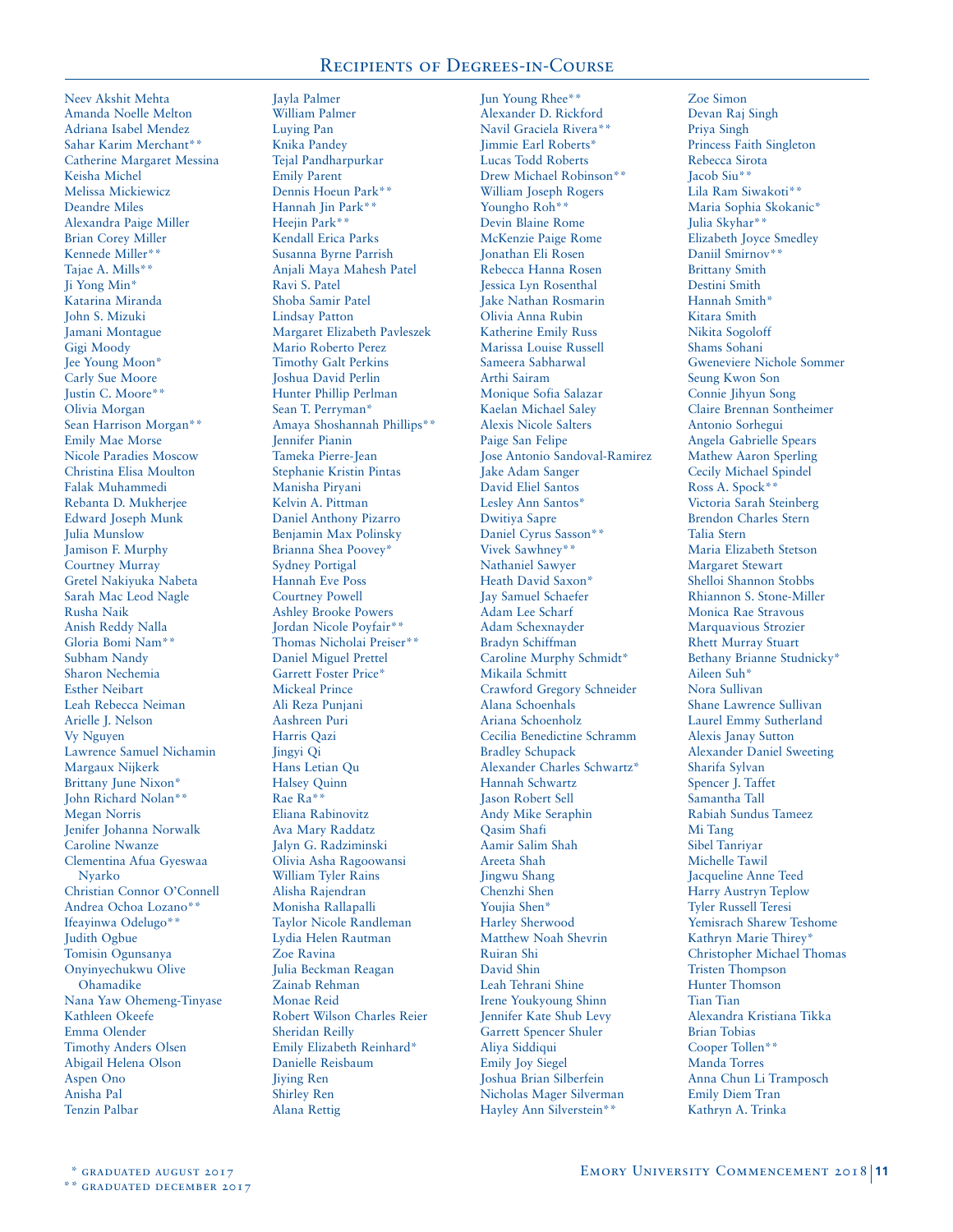## Recipients of Degrees-in-Course

Neev Akshit Mehta
Amanda Noelle Melton
Adriana Isabel Mendez
Sahar Karim Merchant**
Catherine Margaret Messina
Keisha Michel
Melissa Mickiewicz
Deandre Miles
Alexandra Paige Miller
Brian Corey Miller
Kennede Miller**
Tajae A. Mills**
Ji Yong Min*
Katarina Miranda
John S. Mizuki
Jamani Montague
Gigi Moody
Jee Young Moon*
Carly Sue Moore
Justin C. Moore**
Olivia Morgan
Sean Harrison Morgan**
Emily Mae Morse
Nicole Paradies Moscow
Christina Elisa Moulton
Falak Muhammedi
Rebanta D. Mukherjee
Edward Joseph Munk
Julia Munslow
Jamison F. Murphy
Courtney Murray
Gretel Nakiyuka Nabeta
Sarah Mac Leod Nagle
Rusha Naik
Anish Reddy Nalla
Gloria Bomi Nam**
Subham Nandy
Sharon Nechemia
Esther Neibart
Leah Rebecca Neiman
Arielle J. Nelson
Vy Nguyen
Lawrence Samuel Nichamin
Margaux Nijkerk
Brittany June Nixon*
John Richard Nolan**
Megan Norris
Jenifer Johanna Norwalk
Caroline Nwanze
Clementina Afua Gyeswaa Nyarko
Christian Connor O'Connell
Andrea Ochoa Lozano**
Ifeayinwa Odelugo**
Judith Ogbue
Tomisin Ogunsanya
Onyinyechukwu Olive Ohamadike
Nana Yaw Ohemeng-Tinyase
Kathleen Okeefe
Emma Olender
Timothy Anders Olsen
Abigail Helena Olson
Aspen Ono
Anisha Pal
Tenzin Palbar
Jayla Palmer
William Palmer
Luying Pan
Knika Pandey
Tejal Pandharpurkar
Emily Parent
Dennis Hoeun Park**
Hannah Jin Park**
Heejin Park**
Kendall Erica Parks
Susanna Byrne Parrish
Anjali Maya Mahesh Patel
Ravi S. Patel
Shoba Samir Patel
Lindsay Patton
Margaret Elizabeth Pavleszek
Mario Roberto Perez
Timothy Galt Perkins
Joshua David Perlin
Hunter Phillip Perlman
Sean T. Perryman*
Amaya Shoshannah Phillips**
Jennifer Pianin
Tameka Pierre-Jean
Stephanie Kristin Pintas
Manisha Piryani
Kelvin A. Pittman
Daniel Anthony Pizarro
Benjamin Max Polinsky
Brianna Shea Poovey*
Sydney Portigal
Hannah Eve Poss
Courtney Powell
Ashley Brooke Powers
Jordan Nicole Poyfair**
Thomas Nicholai Preiser**
Daniel Miguel Prettel
Garrett Foster Price*
Mickeal Prince
Ali Reza Punjani
Aashreen Puri
Harris Qazi
Jingyi Qi
Hans Letian Qu
Halsey Quinn
Rae Ra**
Eliana Rabinovitz
Ava Mary Raddatz
Jalyn G. Radziminski
Olivia Asha Ragoowansi
William Tyler Rains
Alisha Rajendran
Monisha Rallapalli
Taylor Nicole Randleman
Lydia Helen Rautman
Zoe Ravina
Julia Beckman Reagan
Zainab Rehman
Monae Reid
Robert Wilson Charles Reier
Sheridan Reilly
Emily Elizabeth Reinhard*
Danielle Reisbaum
Jiying Ren
Shirley Ren
Alana Rettig
Jun Young Rhee**
Alexander D. Rickford
Navil Graciela Rivera**
Jimmie Earl Roberts*
Lucas Todd Roberts
Drew Michael Robinson**
William Joseph Rogers
Youngho Roh**
Devin Blaine Rome
McKenzie Paige Rome
Jonathan Eli Rosen
Rebecca Hanna Rosen
Jessica Lyn Rosenthal
Jake Nathan Rosmarin
Olivia Anna Rubin
Katherine Emily Russ
Marissa Louise Russell
Sameera Sabharwal
Arthi Sairam
Monique Sofia Salazar
Kaelan Michael Saley
Alexis Nicole Salters
Paige San Felipe
Jose Antonio Sandoval-Ramirez
Jake Adam Sanger
David Eliel Santos
Lesley Ann Santos*
Dwitiya Sapre
Daniel Cyrus Sasson**
Vivek Sawhney**
Nathaniel Sawyer
Heath David Saxon*
Jay Samuel Schaefer
Adam Lee Scharf
Adam Schexnayder
Bradyn Schiffman
Caroline Murphy Schmidt*
Mikaila Schmitt
Crawford Gregory Schneider
Alana Schoenhals
Ariana Schoenholz
Cecilia Benedictine Schramm
Bradley Schupack
Alexander Charles Schwartz*
Hannah Schwartz
Jason Robert Sell
Andy Mike Seraphin
Qasim Shafi
Aamir Salim Shah
Areeta Shah
Jingwu Shang
Chenzhi Shen
Youjia Shen*
Harley Sherwood
Matthew Noah Shevrin
Ruiran Shi
David Shin
Leah Tehrani Shine
Irene Youkyoung Shinn
Jennifer Kate Shub Levy
Garrett Spencer Shuler
Aliya Siddiqui
Emily Joy Siegel
Joshua Brian Silberfein
Nicholas Mager Silverman
Hayley Ann Silverstein**
Zoe Simon
Devan Raj Singh
Priya Singh
Princess Faith Singleton
Rebecca Sirota
Jacob Siu**
Lila Ram Siwakoti**
Maria Sophia Skokanic*
Julia Skyhar**
Elizabeth Joyce Smedley
Daniil Smirnov**
Brittany Smith
Destini Smith
Hannah Smith*
Kitara Smith
Nikita Sogoloff
Shams Sohani
Gweneviere Nichole Sommer
Seung Kwon Son
Connie Jihyun Song
Claire Brennan Sontheimer
Antonio Sorhegui
Angela Gabrielle Spears
Mathew Aaron Sperling
Cecily Michael Spindel
Ross A. Spock**
Victoria Sarah Steinberg
Brendon Charles Stern
Talia Stern
Maria Elizabeth Stetson
Margaret Stewart
Shelloi Shannon Stobbs
Rhiannon S. Stone-Miller
Monica Rae Stravous
Marquavious Strozier
Rhett Murray Stuart
Bethany Brianne Studnicky*
Aileen Suh*
Nora Sullivan
Shane Lawrence Sullivan
Laurel Emmy Sutherland
Alexis Janay Sutton
Alexander Daniel Sweeting
Sharifa Sylvan
Spencer J. Taffet
Samantha Tall
Rabiah Sundus Tameez
Mi Tang
Sibel Tanriyar
Michelle Tawil
Jacqueline Anne Teed
Harry Austryn Teplow
Tyler Russell Teresi
Yemisrach Sharew Teshome
Kathryn Marie Thirey*
Christopher Michael Thomas
Tristen Thompson
Hunter Thomson
Tian Tian
Alexandra Kristiana Tikka
Brian Tobias
Cooper Tollen**
Manda Torres
Anna Chun Li Tramposch
Emily Diem Tran
Kathryn A. Trinka

\* graduated august 2017
\*\* graduated december 2017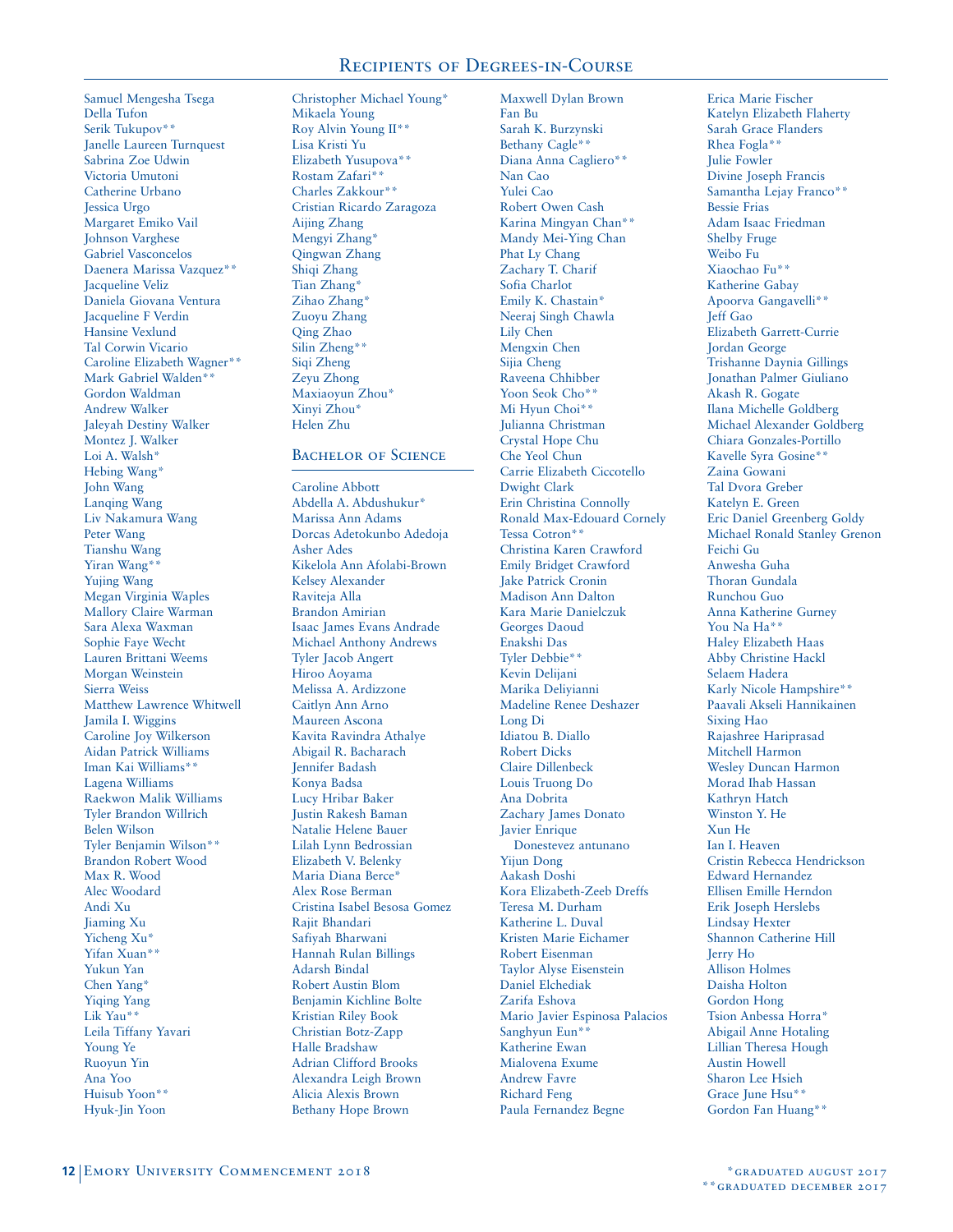## Recipients of Degrees-in-Course

Samuel Mengesha Tsega
Della Tufon
Serik Tukupov**
Janelle Laureen Turnquest
Sabrina Zoe Udwin
Victoria Umutoni
Catherine Urbano
Jessica Urgo
Margaret Emiko Vail
Johnson Varghese
Gabriel Vasconcelos
Daenera Marissa Vazquez**
Jacqueline Veliz
Daniela Giovana Ventura
Jacqueline F Verdin
Hansine Vexlund
Tal Corwin Vicario
Caroline Elizabeth Wagner**
Mark Gabriel Walden**
Gordon Waldman
Andrew Walker
Jaleyah Destiny Walker
Montez J. Walker
Loi A. Walsh*
Hebing Wang*
John Wang
Lanqing Wang
Liv Nakamura Wang
Peter Wang
Tianshu Wang
Yiran Wang**
Yujing Wang
Megan Virginia Waples
Mallory Claire Warman
Sara Alexa Waxman
Sophie Faye Wecht
Lauren Brittani Weems
Morgan Weinstein
Sierra Weiss
Matthew Lawrence Whitwell
Jamila I. Wiggins
Caroline Joy Wilkerson
Aidan Patrick Williams
Iman Kai Williams**
Lagena Williams
Raekwon Malik Williams
Tyler Brandon Willrich
Belen Wilson
Tyler Benjamin Wilson**
Brandon Robert Wood
Max R. Wood
Alec Woodard
Andi Xu
Jiaming Xu
Yicheng Xu*
Yifan Xuan**
Yukun Yan
Chen Yang*
Yiqing Yang
Lik Yau**
Leila Tiffany Yavari
Young Ye
Ruoyun Yin
Ana Yoo
Huisub Yoon**
Hyuk-Jin Yoon
Christopher Michael Young*
Mikaela Young
Roy Alvin Young II**
Lisa Kristi Yu
Elizabeth Yusupova**
Rostam Zafari**
Charles Zakkour**
Cristian Ricardo Zaragoza
Aijing Zhang
Mengyi Zhang*
Qingwan Zhang
Shiqi Zhang
Tian Zhang*
Zihao Zhang*
Zuoyu Zhang
Qing Zhao
Silin Zheng**
Siqi Zheng
Zeyu Zhong
Maxiaoyun Zhou*
Xinyi Zhou*
Helen Zhu

### Bachelor of Science

Caroline Abbott
Abdella A. Abdushukur*
Marissa Ann Adams
Dorcas Adetokunbo Adedoja
Asher Ades
Kikelola Ann Afolabi-Brown
Kelsey Alexander
Raviteja Alla
Brandon Amirian
Isaac James Evans Andrade
Michael Anthony Andrews
Tyler Jacob Angert
Hiroo Aoyama
Melissa A. Ardizzone
Caitlyn Ann Arno
Maureen Ascona
Kavita Ravindra Athalye
Abigail R. Bacharach
Jennifer Badash
Konya Badsa
Lucy Hribar Baker
Justin Rakesh Baman
Natalie Helene Bauer
Lilah Lynn Bedrossian
Elizabeth V. Belenky
Maria Diana Berce*
Alex Rose Berman
Cristina Isabel Besosa Gomez
Rajit Bhandari
Safiyah Bharwani
Hannah Rulan Billings
Adarsh Bindal
Robert Austin Blom
Benjamin Kichline Bolte
Kristian Riley Book
Christian Botz-Zapp
Halle Bradshaw
Adrian Clifford Brooks
Alexandra Leigh Brown
Alicia Alexis Brown
Bethany Hope Brown
Maxwell Dylan Brown
Fan Bu
Sarah K. Burzynski
Bethany Cagle**
Diana Anna Cagliero**
Nan Cao
Yulei Cao
Robert Owen Cash
Karina Mingyan Chan**
Mandy Mei-Ying Chan
Phat Ly Chang
Zachary T. Charif
Sofia Charlot
Emily K. Chastain*
Neeraj Singh Chawla
Lily Chen
Mengxin Chen
Sijia Cheng
Raveena Chhibber
Yoon Seok Cho**
Mi Hyun Choi**
Julianna Christman
Crystal Hope Chu
Che Yeol Chun
Carrie Elizabeth Ciccotello
Dwight Clark
Erin Christina Connolly
Ronald Max-Edouard Cornely
Tessa Cotron**
Christina Karen Crawford
Emily Bridget Crawford
Jake Patrick Cronin
Madison Ann Dalton
Kara Marie Danielczuk
Georges Daoud
Enakshi Das
Tyler Debbie**
Kevin Delijani
Marika Deliyianni
Madeline Renee Deshazer
Long Di
Idiatou B. Diallo
Robert Dicks
Claire Dillenbeck
Louis Truong Do
Ana Dobrita
Zachary James Donato
Javier Enrique Donestevez antunano
Yijun Dong
Aakash Doshi
Kora Elizabeth-Zeeb Dreffs
Teresa M. Durham
Katherine L. Duval
Kristen Marie Eichamer
Robert Eisenman
Taylor Alyse Eisenstein
Daniel Elchediak
Zarifa Eshova
Mario Javier Espinosa Palacios
Sanghyun Eun**
Katherine Ewan
Mialovena Exume
Andrew Favre
Richard Feng
Paula Fernandez Begne
Erica Marie Fischer
Katelyn Elizabeth Flaherty
Sarah Grace Flanders
Rhea Fogla**
Julie Fowler
Divine Joseph Francis
Samantha Lejay Franco**
Bessie Frias
Adam Isaac Friedman
Shelby Fruge
Weibo Fu
Xiaochao Fu**
Katherine Gabay
Apoorva Gangavelli**
Jeff Gao
Elizabeth Garrett-Currie
Jordan George
Trishanne Daynia Gillings
Jonathan Palmer Giuliano
Akash R. Gogate
Ilana Michelle Goldberg
Michael Alexander Goldberg
Chiara Gonzales-Portillo
Kavelle Syra Gosine**
Zaina Gowani
Tal Dvora Greber
Katelyn E. Green
Eric Daniel Greenberg Goldy
Michael Ronald Stanley Grenon
Feichi Gu
Anwesha Guha
Thoran Gundala
Runchou Guo
Anna Katherine Gurney
You Na Ha**
Haley Elizabeth Haas
Abby Christine Hackl
Selaem Hadera
Karly Nicole Hampshire**
Paavali Akseli Hannikainen
Sixing Hao
Rajashree Hariprasad
Mitchell Harmon
Wesley Duncan Harmon
Morad Ihab Hassan
Kathryn Hatch
Winston Y. He
Xun He
Ian I. Heaven
Cristin Rebecca Hendrickson
Edward Hernandez
Ellisen Emille Herndon
Erik Joseph Herslebs
Lindsay Hexter
Shannon Catherine Hill
Jerry Ho
Allison Holmes
Daisha Holton
Gordon Hong
Tsion Anbessa Horra*
Abigail Anne Hotaling
Lillian Theresa Hough
Austin Howell
Sharon Lee Hsieh
Grace June Hsu**
Gordon Fan Huang**

*graduated august 2017
**graduated december 2017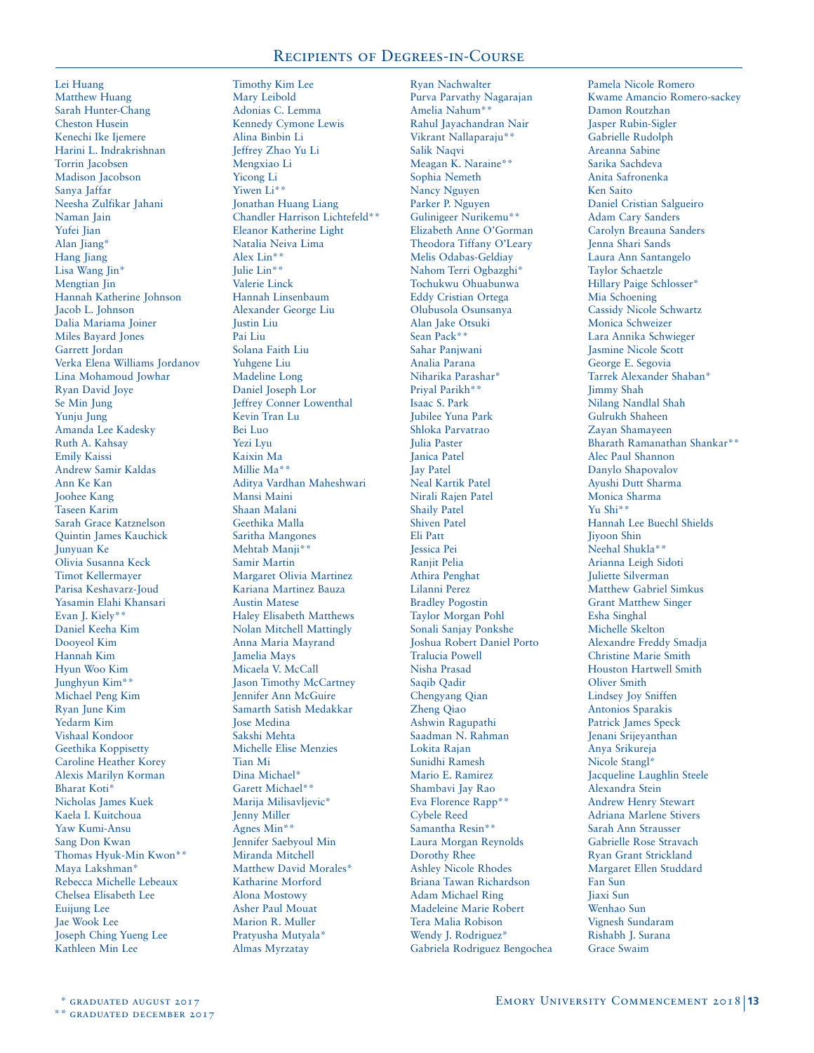## Recipients of Degrees-in-Course

Lei Huang
Matthew Huang
Sarah Hunter-Chang
Cheston Husein
Kenechi Ike Ijemere
Harini L. Indrakrishnan
Torrin Jacobsen
Madison Jacobson
Sanya Jaffar
Neesha Zulfikar Jahani
Naman Jain
Yufei Jian
Alan Jiang*
Hang Jiang
Lisa Wang Jin*
Mengtian Jin
Hannah Katherine Johnson
Jacob L. Johnson
Dalia Mariama Joiner
Miles Bayard Jones
Garrett Jordan
Verka Elena Williams Jordanov
Lina Mohamoud Jowhar
Ryan David Joye
Se Min Jung
Yunju Jung
Amanda Lee Kadesky
Ruth A. Kahsay
Emily Kaissi
Andrew Samir Kaldas
Ann Ke Kan
Joohee Kang
Taseen Karim
Sarah Grace Katznelson
Quintin James Kauchick
Junyuan Ke
Olivia Susanna Keck
Timot Kellermayer
Parisa Keshavarz-Joud
Yasamin Elahi Khansari
Evan J. Kiely**
Daniel Keeha Kim
Dooyeol Kim
Hannah Kim
Hyun Woo Kim
Junghyun Kim**
Michael Peng Kim
Ryan June Kim
Yedarm Kim
Vishaal Kondoor
Geethika Koppisetty
Caroline Heather Korey
Alexis Marilyn Korman
Bharat Koti*
Nicholas James Kuek
Kaela I. Kuitchoua
Yaw Kumi-Ansu
Sang Don Kwan
Thomas Hyuk-Min Kwon**
Maya Lakshman*
Rebecca Michelle Lebeaux
Chelsea Elisabeth Lee
Euijung Lee
Jae Wook Lee
Joseph Ching Yueng Lee
Kathleen Min Lee
Timothy Kim Lee
Mary Leibold
Adonias C. Lemma
Kennedy Cymone Lewis
Alina Binbin Li
Jeffrey Zhao Yu Li
Mengxiao Li
Yicong Li
Yiwen Li**
Jonathan Huang Liang
Chandler Harrison Lichtefeld**
Eleanor Katherine Light
Natalia Neiva Lima
Alex Lin**
Julie Lin**
Valerie Linck
Hannah Linsenbaum
Alexander George Liu
Justin Liu
Pai Liu
Solana Faith Liu
Yuhgene Liu
Madeline Long
Daniel Joseph Lor
Jeffrey Conner Lowenthal
Kevin Tran Lu
Bei Luo
Yezi Lyu
Kaixin Ma
Millie Ma**
Aditya Vardhan Maheshwari
Mansi Maini
Shaan Malani
Geethika Malla
Saritha Mangones
Mehtab Manji**
Samir Martin
Margaret Olivia Martinez
Kariana Martinez Bauza
Austin Matese
Haley Elisabeth Matthews
Nolan Mitchell Mattingly
Anna Maria Mayrand
Jamelia Mays
Micaela V. McCall
Jason Timothy McCartney
Jennifer Ann McGuire
Samarth Satish Medakkar
Jose Medina
Sakshi Mehta
Michelle Elise Menzies
Tian Mi
Dina Michael*
Garett Michael**
Marija Milisavljevic*
Jenny Miller
Agnes Min**
Jennifer Saebyoul Min
Miranda Mitchell
Matthew David Morales*
Katharine Morford
Alona Mostowy
Asher Paul Mouat
Marion R. Muller
Pratyusha Mutyala*
Almas Myrzatay
Ryan Nachwalter
Purva Parvathy Nagarajan
Amelia Nahum**
Rahul Jayachandran Nair
Vikrant Nallaparaju**
Salik Naqvi
Meagan K. Naraine**
Sophia Nemeth
Nancy Nguyen
Parker P. Nguyen
Gulinigeer Nurikemu**
Elizabeth Anne O'Gorman
Theodora Tiffany O'Leary
Melis Odabas-Geldiay
Nahom Terri Ogbazghi*
Tochukwu Ohuabunwa
Eddy Cristian Ortega
Olubusola Osunsanya
Alan Jake Otsuki
Sean Pack**
Sahar Panjwani
Analia Parana
Niharika Parashar*
Priyal Parikh**
Isaac S. Park
Jubilee Yuna Park
Shloka Parvatrao
Julia Paster
Janica Patel
Jay Patel
Neal Kartik Patel
Nirali Rajen Patel
Shaily Patel
Shiven Patel
Eli Patt
Jessica Pei
Ranjit Pelia
Athira Penghat
Lilanni Perez
Bradley Pogostin
Taylor Morgan Pohl
Sonali Sanjay Ponkshe
Joshua Robert Daniel Porto
Tralucia Powell
Nisha Prasad
Saqib Qadir
Chengyang Qian
Zheng Qiao
Ashwin Ragupathi
Saadman N. Rahman
Lokita Rajan
Sunidhi Ramesh
Mario E. Ramirez
Shambavi Jay Rao
Eva Florence Rapp**
Cybele Reed
Samantha Resin**
Laura Morgan Reynolds
Dorothy Rhee
Ashley Nicole Rhodes
Briana Tawan Richardson
Adam Michael Ring
Madeleine Marie Robert
Tera Malia Robison
Wendy J. Rodriguez*
Gabriela Rodriguez Bengochea
Pamela Nicole Romero
Kwame Amancio Romero-sackey
Damon Routzhan
Jasper Rubin-Sigler
Gabrielle Rudolph
Areanna Sabine
Sarika Sachdeva
Anita Safronenka
Ken Saito
Daniel Cristian Salgueiro
Adam Cary Sanders
Carolyn Breauna Sanders
Jenna Shari Sands
Laura Ann Santangelo
Taylor Schaetzle
Hillary Paige Schlosser*
Mia Schoening
Cassidy Nicole Schwartz
Monica Schweizer
Lara Annika Schwieger
Jasmine Nicole Scott
George E. Segovia
Tarrek Alexander Shaban*
Jimmy Shah
Nilang Nandlal Shah
Gulrukh Shaheen
Zayan Shamayeen
Bharath Ramanathan Shankar**
Alec Paul Shannon
Danylo Shapovalov
Ayushi Dutt Sharma
Monica Sharma
Yu Shi**
Hannah Lee Buechl Shields
Jiyoon Shin
Neehal Shukla**
Arianna Leigh Sidoti
Juliette Silverman
Matthew Gabriel Simkus
Grant Matthew Singer
Esha Singhal
Michelle Skelton
Alexandre Freddy Smadja
Christine Marie Smith
Houston Hartwell Smith
Oliver Smith
Lindsey Joy Sniffen
Antonios Sparakis
Patrick James Speck
Jenani Srijeyanthan
Anya Srikureja
Nicole Stangl*
Jacqueline Laughlin Steele
Alexandra Stein
Andrew Henry Stewart
Adriana Marlene Stivers
Sarah Ann Strausser
Gabrielle Rose Stravach
Ryan Grant Strickland
Margaret Ellen Studdard
Fan Sun
Jiaxi Sun
Wenhao Sun
Vignesh Sundaram
Rishabh J. Surana
Grace Swaim

\* graduated august 2017
\*\* graduated december 2017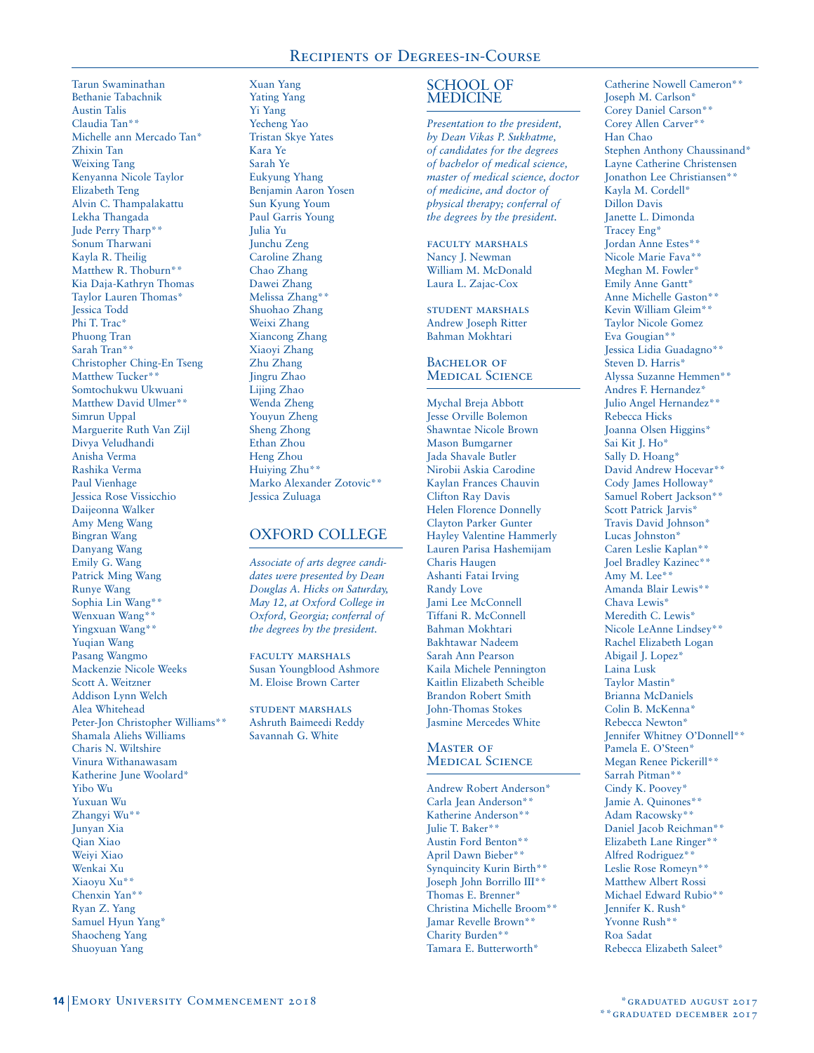Tarun Swaminathan
Bethanie Tabachnik
Austin Talis
Claudia Tan**
Michelle ann Mercado Tan*
Zhixin Tan
Weixing Tang
Kenyanna Nicole Taylor
Elizabeth Teng
Alvin C. Thampalakattu
Lekha Thangada
Jude Perry Tharp**
Sonum Tharwani
Kayla R. Theilig
Matthew R. Thoburn**
Kia Daja-Kathryn Thomas
Taylor Lauren Thomas*
Jessica Todd
Phi T. Trac*
Phuong Tran
Sarah Tran**
Christopher Ching-En Tseng
Matthew Tucker**
Somtochukwu Ukwuani
Matthew David Ulmer**
Simrun Uppal
Marguerite Ruth Van Zijl
Divya Veludhandi
Anisha Verma
Rashika Verma
Paul Vienhage
Jessica Rose Vissicchio
Daijeonna Walker
Amy Meng Wang
Bingran Wang
Danyang Wang
Emily G. Wang
Patrick Ming Wang
Runye Wang
Sophia Lin Wang**
Wenxuan Wang**
Yingxuan Wang**
Yuqian Wang
Pasang Wangmo
Mackenzie Nicole Weeks
Scott A. Weitzner
Addison Lynn Welch
Alea Whitehead
Peter-Jon Christopher Williams**
Shamala Aliehs Williams
Charis N. Wiltshire
Vinura Withanawasam
Katherine June Woolard*
Yibo Wu
Yuxuan Wu
Zhangyi Wu**
Junyan Xia
Qian Xiao
Weiyi Xiao
Wenkai Xu
Xiaoyu Xu**
Chenxin Yan**
Ryan Z. Yang
Samuel Hyun Yang*
Shaocheng Yang
Shuoyuan Yang
Xuan Yang
Yating Yang
Yi Yang
Yecheng Yao
Tristan Skye Yates
Kara Ye
Sarah Ye
Eukyung Yhang
Benjamin Aaron Yosen
Sun Kyung Youm
Paul Garris Young
Julia Yu
Junchu Zeng
Caroline Zhang
Chao Zhang
Dawei Zhang
Melissa Zhang**
Shuohao Zhang
Weixi Zhang
Xiancong Zhang
Xiaoyi Zhang
Zhu Zhang
Jingru Zhao
Lijing Zhao
Wenda Zheng
Youyun Zheng
Sheng Zhong
Ethan Zhou
Heng Zhou
Huiying Zhu**
Marko Alexander Zotovic**
Jessica Zuluaga

## OXFORD COLLEGE

*Associate of arts degree candidates were presented by Dean Douglas A. Hicks on Saturday, May 12, at Oxford College in Oxford, Georgia; conferral of the degrees by the president.*

FACULTY MARSHALS
Susan Youngblood Ashmore
M. Eloise Brown Carter

STUDENT MARSHALS
Ashruth Baimeedi Reddy
Savannah G. White

## SCHOOL OF MEDICINE

*Presentation to the president, by Dean Vikas P. Sukhatme, of candidates for the degrees of bachelor of medical science, master of medical science, doctor of medicine, and doctor of physical therapy; conferral of the degrees by the president.*

FACULTY MARSHALS
Nancy J. Newman
William M. McDonald
Laura L. Zajac-Cox

STUDENT MARSHALS
Andrew Joseph Ritter
Bahman Mokhtari

### Bachelor of Medical Science

Mychal Breja Abbott
Jesse Orville Bolemon
Shawntae Nicole Brown
Mason Bumgarner
Jada Shavale Butler
Nirobii Askia Carodine
Kaylan Frances Chauvin
Clifton Ray Davis
Helen Florence Donnelly
Clayton Parker Gunter
Hayley Valentine Hammerly
Lauren Parisa Hashemijam
Charis Haugen
Ashanti Fatai Irving
Randy Love
Jami Lee McConnell
Tiffani R. McConnell
Bahman Mokhtari
Bakhtawar Nadeem
Sarah Ann Pearson
Kaila Michele Pennington
Kaitlin Elizabeth Scheible
Brandon Robert Smith
John-Thomas Stokes
Jasmine Mercedes White

### Master of Medical Science

Andrew Robert Anderson*
Carla Jean Anderson**
Katherine Anderson**
Julie T. Baker**
Austin Ford Benton**
April Dawn Bieber**
Synquincity Kurin Birth**
Joseph John Borrillo III**
Thomas E. Brenner*
Christina Michelle Broom**
Jamar Revelle Brown**
Charity Burden**
Tamara E. Butterworth*
Catherine Nowell Cameron**
Joseph M. Carlson*
Corey Daniel Carson**
Corey Allen Carver**
Han Chao
Stephen Anthony Chaussinand*
Layne Catherine Christensen
Jonathon Lee Christiansen**
Kayla M. Cordell*
Dillon Davis
Janette L. Dimonda
Tracey Eng*
Jordan Anne Estes**
Nicole Marie Fava**
Meghan M. Fowler*
Emily Anne Gantt*
Anne Michelle Gaston**
Kevin William Gleim**
Taylor Nicole Gomez
Eva Gougian**
Jessica Lidia Guadagno**
Steven D. Harris*
Alyssa Suzanne Hemmen**
Andres F. Hernandez*
Julio Angel Hernandez**
Rebecca Hicks
Joanna Olsen Higgins*
Sai Kit J. Ho*
Sally D. Hoang*
David Andrew Hocevar**
Cody James Holloway*
Samuel Robert Jackson**
Scott Patrick Jarvis*
Travis David Johnson*
Lucas Johnston*
Caren Leslie Kaplan**
Joel Bradley Kazinec**
Amy M. Lee**
Amanda Blair Lewis**
Chava Lewis*
Meredith C. Lewis*
Nicole LeAnne Lindsey**
Rachel Elizabeth Logan
Abigail J. Lopez*
Laina Lusk
Taylor Mastin*
Brianna McDaniels
Colin B. McKenna*
Rebecca Newton*
Jennifer Whitney O'Donnell**
Pamela E. O'Steen*
Megan Renee Pickerill**
Sarrah Pitman**
Cindy K. Poovey*
Jamie A. Quinones**
Adam Racowsky**
Daniel Jacob Reichman**
Elizabeth Lane Ringer**
Alfred Rodriguez**
Leslie Rose Romeyn**
Matthew Albert Rossi
Michael Edward Rubio**
Jennifer K. Rush*
Yvonne Rush**
Roa Sadat
Rebecca Elizabeth Saleet*

*graduated august 2017
**graduated december 2017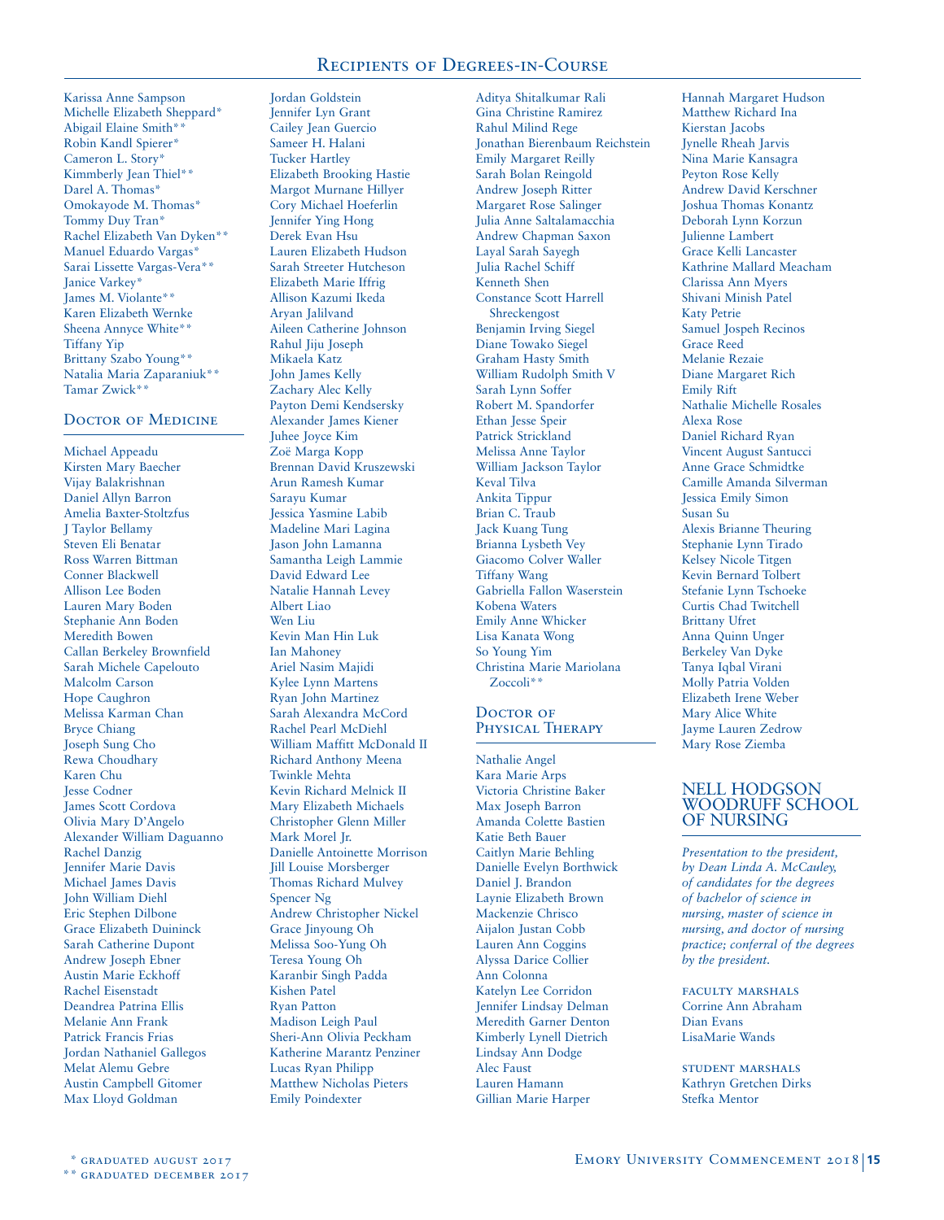Karissa Anne Sampson
Michelle Elizabeth Sheppard*
Abigail Elaine Smith**
Robin Kandl Spierer*
Cameron L. Story*
Kimmberly Jean Thiel**
Darel A. Thomas*
Omokayode M. Thomas*
Tommy Duy Tran*
Rachel Elizabeth Van Dyken**
Manuel Eduardo Vargas*
Sarai Lissette Vargas-Vera**
Janice Varkey*
James M. Violante**
Karen Elizabeth Wernke
Sheena Annyce White**
Tiffany Yip
Brittany Szabo Young**
Natalia Maria Zaparaniuk**
Tamar Zwick**

## Doctor of Medicine

Michael Appeadu
Kirsten Mary Baecher
Vijay Balakrishnan
Daniel Allyn Barron
Amelia Baxter-Stoltzfus
J Taylor Bellamy
Steven Eli Benatar
Ross Warren Bittman
Conner Blackwell
Allison Lee Boden
Lauren Mary Boden
Stephanie Ann Boden
Meredith Bowen
Callan Berkeley Brownfield
Sarah Michele Capelouto
Malcolm Carson
Hope Caughron
Melissa Karman Chan
Bryce Chiang
Joseph Sung Cho
Rewa Choudhary
Karen Chu
Jesse Codner
James Scott Cordova
Olivia Mary D'Angelo
Alexander William Daguanno
Rachel Danzig
Jennifer Marie Davis
Michael James Davis
John William Diehl
Eric Stephen Dilbone
Grace Elizabeth Duininck
Sarah Catherine Dupont
Andrew Joseph Ebner
Austin Marie Eckhoff
Rachel Eisenstadt
Deandrea Patrina Ellis
Melanie Ann Frank
Patrick Francis Frias
Jordan Nathaniel Gallegos
Melat Alemu Gebre
Austin Campbell Gitomer
Max Lloyd Goldman
Jordan Goldstein
Jennifer Lyn Grant
Cailey Jean Guercio
Sameer H. Halani
Tucker Hartley
Elizabeth Brooking Hastie
Margot Murnane Hillyer
Cory Michael Hoeferlin
Jennifer Ying Hong
Derek Evan Hsu
Lauren Elizabeth Hudson
Sarah Streeter Hutcheson
Elizabeth Marie Iffrig
Allison Kazumi Ikeda
Aryan Jalilvand
Aileen Catherine Johnson
Rahul Jiju Joseph
Mikaela Katz
John James Kelly
Zachary Alec Kelly
Payton Demi Kendsersky
Alexander James Kiener
Juhee Joyce Kim
Zoë Marga Kopp
Brennan David Kruszewski
Arun Ramesh Kumar
Sarayu Kumar
Jessica Yasmine Labib
Madeline Mari Lagina
Jason John Lamanna
Samantha Leigh Lammie
David Edward Lee
Natalie Hannah Levey
Albert Liao
Wen Liu
Kevin Man Hin Luk
Ian Mahoney
Ariel Nasim Majidi
Kylee Lynn Martens
Ryan John Martinez
Sarah Alexandra McCord
Rachel Pearl McDiehl
William Maffitt McDonald II
Richard Anthony Meena
Twinkle Mehta
Kevin Richard Melnick II
Mary Elizabeth Michaels
Christopher Glenn Miller
Mark Morel Jr.
Danielle Antoinette Morrison
Jill Louise Morsberger
Thomas Richard Mulvey
Spencer Ng
Andrew Christopher Nickel
Grace Jinyoung Oh
Melissa Soo-Yung Oh
Teresa Young Oh
Karanbir Singh Padda
Kishen Patel
Ryan Patton
Madison Leigh Paul
Sheri-Ann Olivia Peckham
Katherine Marantz Penziner
Lucas Ryan Philipp
Matthew Nicholas Pieters
Emily Poindexter
Aditya Shitalkumar Rali
Gina Christine Ramirez
Rahul Milind Rege
Jonathan Bierenbaum Reichstein
Emily Margaret Reilly
Sarah Bolan Reingold
Andrew Joseph Ritter
Margaret Rose Salinger
Julia Anne Saltalamacchia
Andrew Chapman Saxon
Layal Sarah Sayegh
Julia Rachel Schiff
Kenneth Shen
Constance Scott Harrell Shreckengost
Benjamin Irving Siegel
Diane Towako Siegel
Graham Hasty Smith
William Rudolph Smith V
Sarah Lynn Soffer
Robert M. Spandorfer
Ethan Jesse Speir
Patrick Strickland
Melissa Anne Taylor
William Jackson Taylor
Keval Tilva
Ankita Tippur
Brian C. Traub
Jack Kuang Tung
Brianna Lysbeth Vey
Giacomo Colver Waller
Tiffany Wang
Gabriella Fallon Waserstein
Kobena Waters
Emily Anne Whicker
Lisa Kanata Wong
So Young Yim
Christina Marie Mariolana Zoccoli**

## Doctor of Physical Therapy

Nathalie Angel
Kara Marie Arps
Victoria Christine Baker
Max Joseph Barron
Amanda Colette Bastien
Katie Beth Bauer
Caitlyn Marie Behling
Danielle Evelyn Borthwick
Daniel J. Brandon
Laynie Elizabeth Brown
Mackenzie Chrisco
Aijalon Justan Cobb
Lauren Ann Coggins
Alyssa Darice Collier
Ann Colonna
Katelyn Lee Corridon
Jennifer Lindsay Delman
Meredith Garner Denton
Kimberly Lynell Dietrich
Lindsay Ann Dodge
Alec Faust
Lauren Hamann
Gillian Marie Harper
Hannah Margaret Hudson
Matthew Richard Ina
Kierstan Jacobs
Jynelle Rheah Jarvis
Nina Marie Kansagra
Peyton Rose Kelly
Andrew David Kerschner
Joshua Thomas Konantz
Deborah Lynn Korzun
Julienne Lambert
Grace Kelli Lancaster
Kathrine Mallard Meacham
Clarissa Ann Myers
Shivani Minish Patel
Katy Petrie
Samuel Jospeh Recinos
Grace Reed
Melanie Rezaie
Diane Margaret Rich
Emily Rift
Nathalie Michelle Rosales
Alexa Rose
Daniel Richard Ryan
Vincent August Santucci
Anne Grace Schmidtke
Camille Amanda Silverman
Jessica Emily Simon
Susan Su
Alexis Brianne Theuring
Stephanie Lynn Tirado
Kelsey Nicole Titgen
Kevin Bernard Tolbert
Stefanie Lynn Tschoeke
Curtis Chad Twitchell
Brittany Ufret
Anna Quinn Unger
Berkeley Van Dyke
Tanya Iqbal Virani
Molly Patria Volden
Elizabeth Irene Weber
Mary Alice White
Jayme Lauren Zedrow
Mary Rose Ziemba

# NELL HODGSON WOODRUFF SCHOOL OF NURSING

*Presentation to the president, by Dean Linda A. McCauley, of candidates for the degrees of bachelor of science in nursing, master of science in nursing, and doctor of nursing practice; conferral of the degrees by the president.*

### Faculty Marshals

Corrine Ann Abraham
Dian Evans
LisaMarie Wands

### Student Marshals

Kathryn Gretchen Dirks
Stefka Mentor

\* graduated August 2017
\*\* graduated December 2017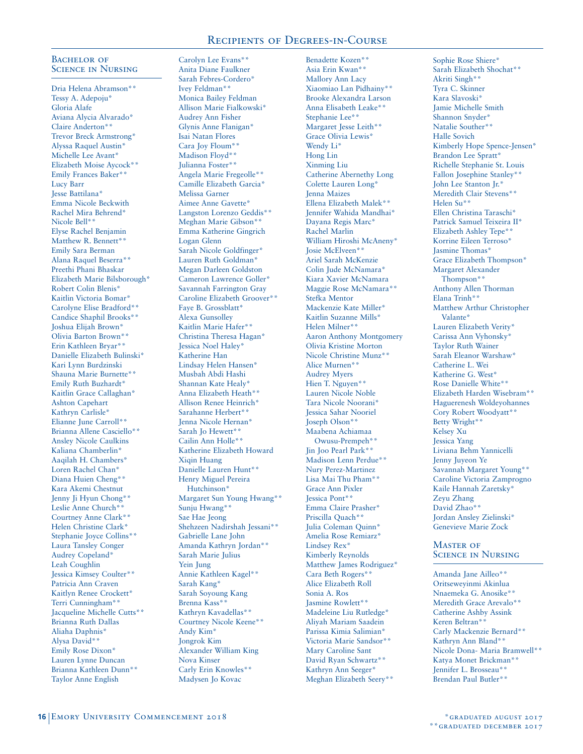# Recipients of Degrees-in-Course

## Bachelor of Science in Nursing

Dria Helena Abramson**
Tessy A. Adepoju*
Gloria Alafe
Aviana Alycia Alvarado*
Claire Anderton**
Trevor Breck Armstrong*
Alyssa Raquel Austin*
Michelle Lee Avant*
Elizabeth Moise Aycock**
Emily Frances Baker**
Lucy Barr
Jesse Battilana*
Emma Nicole Beckwith
Rachel Mira Behrend*
Nicole Bell**
Elyse Rachel Benjamin
Matthew R. Bennett**
Emily Sara Berman
Alana Raquel Beserra**
Preethi Phani Bhaskar
Elizabeth Marie Bilsborough*
Robert Colin Blenis*
Kaitlin Victoria Bomar*
Carolyne Elise Bradford**
Candice Shaphil Brooks**
Joshua Elijah Brown*
Olivia Barton Brown**
Erin Kathleen Bryar**
Danielle Elizabeth Bulinski*
Kari Lynn Burdzinski
Shauna Marie Burnette**
Emily Ruth Buzhardt*
Kaitlin Grace Callaghan*
Ashton Capehart
Kathryn Carlisle*
Elianne June Carroll**
Brianna Allene Casciello**
Ansley Nicole Caulkins
Kaliana Chamberlin*
Aaqilah H. Chambers*
Loren Rachel Chan*
Diana Huien Cheng**
Kara Akemi Chestnut
Jenny Ji Hyun Chong**
Leslie Anne Church**
Courtney Anne Clark**
Helen Christine Clark*
Stephanie Joyce Collins**
Laura Tansley Conger
Audrey Copeland*
Leah Coughlin
Jessica Kimsey Coulter**
Patricia Ann Craven
Kaitlyn Renee Crockett*
Terri Cunningham**
Jacqueline Michelle Cutts**
Brianna Ruth Dallas
Aliaha Daphnis*
Alysa David**
Emily Rose Dixon*
Lauren Lynne Duncan
Brianna Kathleen Dunn**
Taylor Anne English
Carolyn Lee Evans**
Anita Diane Faulkner
Sarah Febres-Cordero*
Ivey Feldman**
Monica Bailey Feldman
Allison Marie Fialkowski*
Audrey Ann Fisher
Glynis Anne Flanigan*
Isai Natan Flores
Cara Joy Floum**
Madison Floyd**
Julianna Foster**
Angela Marie Fregeolle**
Camille Elizabeth Garcia*
Melissa Garner
Aimee Anne Gavette*
Langston Lorenzo Geddis**
Meghan Marie Gibson**
Emma Katherine Gingrich
Logan Glenn
Sarah Nicole Goldfinger*
Lauren Ruth Goldman*
Megan Darleen Goldston
Cameron Lawrence Goller*
Savannah Farrington Gray
Caroline Elizabeth Groover**
Faye B. Grossblatt*
Alexa Gunsolley
Kaitlin Marie Hafer**
Christina Theresa Hagan*
Jessica Noel Haley*
Katherine Han
Lindsay Helen Hansen*
Musbah Abdi Hashi
Shannan Kate Healy*
Anna Elizabeth Heath**
Allison Renee Heinrich*
Sarahanne Herbert**
Jenna Nicole Hernan*
Sarah Jo Hewett**
Cailin Ann Holle**
Katherine Elizabeth Howard
Xiqin Huang
Danielle Lauren Hunt**
Henry Miguel Pereira Hutchinson*
Margaret Sun Young Hwang**
Sunju Hwang**
Sae Hae Jeong
Shehzeen Nadirshah Jessani**
Gabrielle Lane John
Amanda Kathryn Jordan**
Sarah Marie Julius
Yein Jung
Annie Kathleen Kagel**
Sarah Kang*
Sarah Soyoung Kang
Brenna Kass**
Kathryn Kavadellas**
Courtney Nicole Keene**
Andy Kim*
Jongrok Kim
Alexander William King
Nova Kinser
Carly Erin Knowles**
Madysen Jo Kovac
Benadette Kozen**
Asia Erin Kwan**
Mallory Ann Lacy
Xiaomiao Lan Pidhainy**
Brooke Alexandra Larson
Anna Elisabeth Leake**
Stephanie Lee**
Margaret Jesse Leith**
Grace Olivia Lewis*
Wendy Li*
Hong Lin
Xinming Liu
Catherine Abernethy Long
Colette Lauren Long*
Jenna Maizes
Ellena Elizabeth Malek**
Jennifer Wahida Mandhai*
Dayana Regis Marc*
Rachel Marlin
William Hiroshi McAneny*
Josie McElveen**
Ariel Sarah McKenzie
Colin Jude McNamara*
Kiara Xavier McNamara
Maggie Rose McNamara**
Stefka Mentor
Mackenzie Kate Miller*
Kaitlin Suzanne Mills*
Helen Milner**
Aaron Anthony Montgomery
Olivia Kristine Morton
Nicole Christine Munz**
Alice Murnen**
Audrey Myers
Hien T. Nguyen**
Lauren Nicole Noble
Tara Nicole Noorani*
Jessica Sahar Nooriel
Joseph Olson**
Maabena Achiamaa Owusu-Prempeh**
Jin Joo Pearl Park**
Madison Lenn Perdue**
Nury Perez-Martinez
Lisa Mai Thu Pham**
Grace Ann Pixler
Jessica Pont**
Emma Claire Prasher*
Priscilla Quach**
Julia Coleman Quinn*
Amelia Rose Remiarz*
Lindsey Rex*
Kimberly Reynolds
Matthew James Rodriguez*
Cara Beth Rogers**
Alice Elizabeth Roll
Sonia A. Ros
Jasmine Rowlett**
Madeleine Liu Rutledge*
Aliyah Mariam Saadein
Parissa Kimia Salimian*
Victoria Marie Sandsor**
Mary Caroline Sant
David Ryan Schwartz**
Kathryn Ann Seeger*
Meghan Elizabeth Seery**
Sophie Rose Shiere*
Sarah Elizabeth Shochat**
Akriti Singh**
Tyra C. Skinner
Kara Slavoski*
Jamie Michelle Smith
Shannon Snyder*
Natalie Souther**
Halle Sovich
Kimberly Hope Spence-Jensen*
Brandon Lee Spratt*
Richelle Stephanie St. Louis
Fallon Josephine Stanley**
John Lee Stanton Jr.*
Meredith Clair Stevens**
Helen Su**
Ellen Christina Taraschi*
Patrick Samuel Teixeira II*
Elizabeth Ashley Tepe**
Korrine Eileen Terroso*
Jasmine Thomas*
Grace Elizabeth Thompson*
Margaret Alexander Thompson**
Anthony Allen Thorman
Elana Trinh**
Matthew Arthur Christopher Valante*
Lauren Elizabeth Verity*
Carissa Ann Vyhonsky*
Taylor Ruth Wainer
Sarah Eleanor Warshaw*
Catherine L. Wei
Katherine G. West*
Rose Danielle White**
Elizabeth Harden Wisebram**
Haguerenesh Woldeyohannes
Cory Robert Woodyatt**
Betty Wright**
Kelsey Xu
Jessica Yang
Liviana Behm Yannicelli
Jenny Juyeon Ye
Savannah Margaret Young**
Caroline Victoria Zamprogno
Kaile Hannah Zaretsky*
Zeyu Zhang
David Zhao**
Jordan Ansley Zielinski*
Genevieve Marie Zock

## Master of Science in Nursing

Amanda Jane Ailleo**
Oritseweyinmi Akinlua
Nnaemeka G. Anosike**
Meredith Grace Arevalo**
Catherine Ashby Assink
Keren Beltran**
Carly Mackenzie Bernard**
Kathryn Ann Bland**
Nicole Dona- Maria Bramwell**
Katya Monet Brickman**
Jennifer L. Brosseau**
Brendan Paul Butler**

*graduated august 2017
**graduated december 2017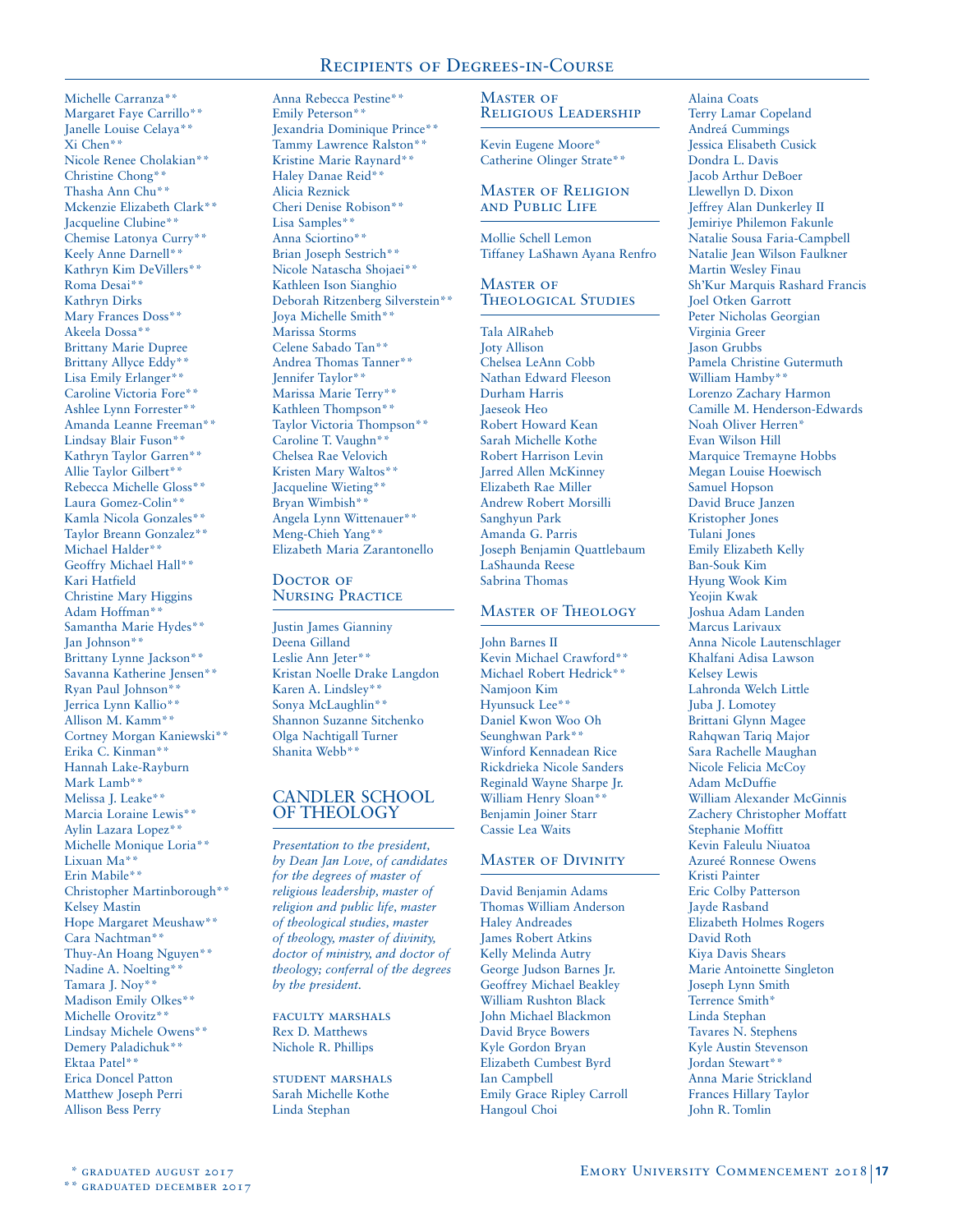Michelle Carranza**
Margaret Faye Carrillo**
Janelle Louise Celaya**
Xi Chen**
Nicole Renee Cholakian**
Christine Chong**
Thasha Ann Chu**
Mckenzie Elizabeth Clark**
Jacqueline Clubine**
Chemise Latonya Curry**
Keely Anne Darnell**
Kathryn Kim DeVillers**
Roma Desai**
Kathryn Dirks
Mary Frances Doss**
Akeela Dossa**
Brittany Marie Dupree
Brittany Allyce Eddy**
Lisa Emily Erlanger**
Caroline Victoria Fore**
Ashlee Lynn Forrester**
Amanda Leanne Freeman**
Lindsay Blair Fuson**
Kathryn Taylor Garren**
Allie Taylor Gilbert**
Rebecca Michelle Gloss**
Laura Gomez-Colin**
Kamla Nicola Gonzales**
Taylor Breann Gonzalez**
Michael Halder**
Geoffry Michael Hall**
Kari Hatfield
Christine Mary Higgins
Adam Hoffman**
Samantha Marie Hydes**
Jan Johnson**
Brittany Lynne Jackson**
Savanna Katherine Jensen**
Ryan Paul Johnson**
Jerrica Lynn Kallio**
Allison M. Kamm**
Cortney Morgan Kaniewski**
Erika C. Kinman**
Hannah Lake-Rayburn
Mark Lamb**
Melissa J. Leake**
Marcia Loraine Lewis**
Aylin Lazara Lopez**
Michelle Monique Loria**
Lixuan Ma**
Erin Mabile**
Christopher Martinborough**
Kelsey Mastin
Hope Margaret Meushaw**
Cara Nachtman**
Thuy-An Hoang Nguyen**
Nadine A. Noelting**
Tamara J. Noy**
Madison Emily Olkes**
Michelle Orovitz**
Lindsay Michele Owens**
Demery Paladichuk**
Ektaa Patel**
Erica Doncel Patton
Matthew Joseph Perri
Allison Bess Perry
Anna Rebecca Pestine**
Emily Peterson**
Jexandria Dominique Prince**
Tammy Lawrence Ralston**
Kristine Marie Raynard**
Haley Danae Reid**
Alicia Reznick
Cheri Denise Robison**
Lisa Samples**
Anna Sciortino**
Brian Joseph Sestrich**
Nicole Natascha Shojaei**
Kathleen Ison Sianghio
Deborah Ritzenberg Silverstein**
Joya Michelle Smith**
Marissa Storms
Celene Sabado Tan**
Andrea Thomas Tanner**
Jennifer Taylor**
Marissa Marie Terry**
Kathleen Thompson**
Taylor Victoria Thompson**
Caroline T. Vaughn**
Chelsea Rae Velovich
Kristen Mary Waltos**
Jacqueline Wieting**
Bryan Wimbish**
Angela Lynn Wittenauer**
Meng-Chieh Yang**
Elizabeth Maria Zarantonello

### Doctor of Nursing Practice

Justin James Gianniny
Deena Gilland
Leslie Ann Jeter**
Kristan Noelle Drake Langdon
Karen A. Lindsley**
Sonya McLaughlin**
Shannon Suzanne Sitchenko
Olga Nachtigall Turner
Shanita Webb**

## CANDLER SCHOOL OF THEOLOGY

*Presentation to the president, by Dean Jan Love, of candidates for the degrees of master of religious leadership, master of religion and public life, master of theological studies, master of theology, master of divinity, doctor of ministry, and doctor of theology; conferral of the degrees by the president.*

FACULTY MARSHALS
Rex D. Matthews
Nichole R. Phillips

STUDENT MARSHALS
Sarah Michelle Kothe
Linda Stephan

### Master of Religious Leadership

Kevin Eugene Moore*
Catherine Olinger Strate**

### Master of Religion and Public Life

Mollie Schell Lemon
Tiffaney LaShawn Ayana Renfro

### Master of Theological Studies

Tala AlRaheb
Joty Allison
Chelsea LeAnn Cobb
Nathan Edward Fleeson
Durham Harris
Jaeseok Heo
Robert Howard Kean
Sarah Michelle Kothe
Robert Harrison Levin
Jarred Allen McKinney
Elizabeth Rae Miller
Andrew Robert Morsilli
Sanghyun Park
Amanda G. Parris
Joseph Benjamin Quattlebaum
LaShaunda Reese
Sabrina Thomas

### Master of Theology

John Barnes II
Kevin Michael Crawford**
Michael Robert Hedrick**
Namjoon Kim
Hyunsuck Lee**
Daniel Kwon Woo Oh
Seunghwan Park**
Winford Kennadean Rice
Rickdrieka Nicole Sanders
Reginald Wayne Sharpe Jr.
William Henry Sloan**
Benjamin Joiner Starr
Cassie Lea Waits

### Master of Divinity

David Benjamin Adams
Thomas William Anderson
Haley Andreades
James Robert Atkins
Kelly Melinda Autry
George Judson Barnes Jr.
Geoffrey Michael Beakley
William Rushton Black
John Michael Blackmon
David Bryce Bowers
Kyle Gordon Bryan
Elizabeth Cumbest Byrd
Ian Campbell
Emily Grace Ripley Carroll
Hangoul Choi
Alaina Coats
Terry Lamar Copeland
Andreá Cummings
Jessica Elisabeth Cusick
Dondra L. Davis
Jacob Arthur DeBoer
Llewellyn D. Dixon
Jeffrey Alan Dunkerley II
Jemiriye Philemon Fakunle
Natalie Sousa Faria-Campbell
Natalie Jean Wilson Faulkner
Martin Wesley Finau
Sh'Kur Marquis Rashard Francis
Joel Otken Garrott
Peter Nicholas Georgian
Virginia Greer
Jason Grubbs
Pamela Christine Gutermuth
William Hamby**
Lorenzo Zachary Harmon
Camille M. Henderson-Edwards
Noah Oliver Herren*
Evan Wilson Hill
Marquice Tremayne Hobbs
Megan Louise Hoewisch
Samuel Hopson
David Bruce Janzen
Kristopher Jones
Tulani Jones
Emily Elizabeth Kelly
Ban-Souk Kim
Hyung Wook Kim
Yeojin Kwak
Joshua Adam Landen
Marcus Larivaux
Anna Nicole Lautenschlager
Khalfani Adisa Lawson
Kelsey Lewis
Lahronda Welch Little
Juba J. Lomotey
Brittani Glynn Magee
Rahqwan Tariq Major
Sara Rachelle Maughan
Nicole Felicia McCoy
Adam McDuffie
William Alexander McGinnis
Zachery Christopher Moffatt
Stephanie Moffitt
Kevin Faleulu Niuatoa
Azureé Ronnese Owens
Kristi Painter
Eric Colby Patterson
Jayde Rasband
Elizabeth Holmes Rogers
David Roth
Kiya Davis Shears
Marie Antoinette Singleton
Joseph Lynn Smith
Terrence Smith*
Linda Stephan
Tavares N. Stephens
Kyle Austin Stevenson
Jordan Stewart**
Anna Marie Strickland
Frances Hillary Taylor
John R. Tomlin

\* graduated august 2017
\** graduated december 2017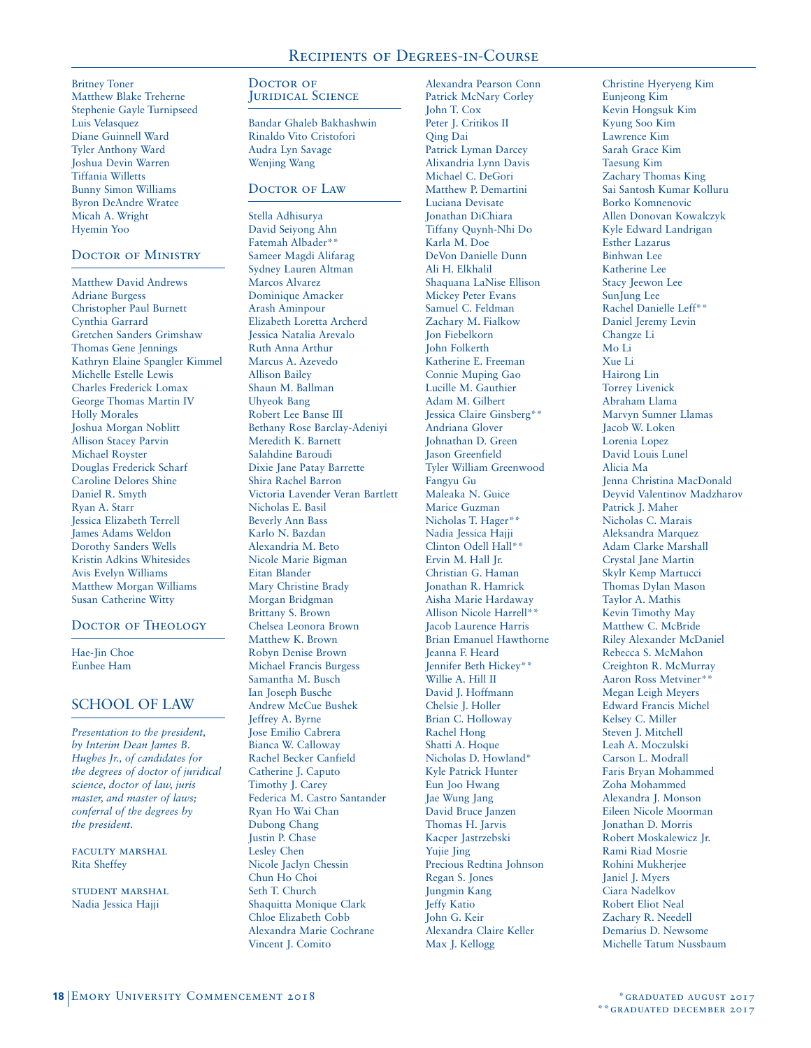Britney Toner
Matthew Blake Treherne
Stephenie Gayle Turnipseed
Luis Velasquez
Diane Guinnell Ward
Tyler Anthony Ward
Joshua Devin Warren
Tiffania Willetts
Bunny Simon Williams
Byron DeAndre Wratee
Micah A. Wright
Hyemin Yoo

### Doctor of Ministry

Matthew David Andrews
Adriane Burgess
Christopher Paul Burnett
Cynthia Garrard
Gretchen Sanders Grimshaw
Thomas Gene Jennings
Kathryn Elaine Spangler Kimmel
Michelle Estelle Lewis
Charles Frederick Lomax
George Thomas Martin IV
Holly Morales
Joshua Morgan Noblitt
Allison Stacey Parvin
Michael Royster
Douglas Frederick Scharf
Caroline Delores Shine
Daniel R. Smyth
Ryan A. Starr
Jessica Elizabeth Terrell
James Adams Weldon
Dorothy Sanders Wells
Kristin Adkins Whitesides
Avis Evelyn Williams
Matthew Morgan Williams
Susan Catherine Witty

### Doctor of Theology

Hae-Jin Choe
Eunbee Ham

## SCHOOL OF LAW

*Presentation to the president, by Interim Dean James B. Hughes Jr., of candidates for the degrees of doctor of juridical science, doctor of law, juris master, and master of laws; conferral of the degrees by the president.*

FACULTY MARSHAL
Rita Sheffey

STUDENT MARSHAL
Nadia Jessica Hajji

### Doctor of Juridical Science

Bandar Ghaleb Bakhashwin
Rinaldo Vito Cristofori
Audra Lyn Savage
Wenjing Wang

### Doctor of Law

Stella Adhisurya
David Seiyong Ahn
Fatemah Albader**
Sameer Magdi Alifarag
Sydney Lauren Altman
Marcos Alvarez
Dominique Amacker
Arash Aminpour
Elizabeth Loretta Archerd
Jessica Natalia Arevalo
Ruth Anna Arthur
Marcus A. Azevedo
Allison Bailey
Shaun M. Ballman
Uhyeok Bang
Robert Lee Banse III
Bethany Rose Barclay-Adeniyi
Meredith K. Barnett
Salahdine Baroudi
Dixie Jane Patay Barrette
Shira Rachel Barron
Victoria Lavender Veran Bartlett
Nicholas E. Basil
Beverly Ann Bass
Karlo N. Bazdan
Alexandria M. Beto
Nicole Marie Bigman
Eitan Blander
Mary Christine Brady
Morgan Bridgman
Brittany S. Brown
Chelsea Leonora Brown
Matthew K. Brown
Robyn Denise Brown
Michael Francis Burgess
Samantha M. Busch
Ian Joseph Busche
Andrew McCue Bushek
Jeffrey A. Byrne
Jose Emilio Cabrera
Bianca W. Calloway
Rachel Becker Canfield
Catherine J. Caputo
Timothy J. Carey
Federica M. Castro Santander
Ryan Ho Wai Chan
Dubong Chang
Justin P. Chase
Lesley Chen
Nicole Jaclyn Chessin
Chun Ho Choi
Seth T. Church
Shaquitta Monique Clark
Chloe Elizabeth Cobb
Alexandra Marie Cochrane
Vincent J. Comito
Alexandra Pearson Conn
Patrick McNary Corley
John T. Cox
Peter J. Critikos II
Qing Dai
Patrick Lyman Darcey
Alixandria Lynn Davis
Michael C. DeGori
Matthew P. Demartini
Luciana Devisate
Jonathan DiChiara
Tiffany Quynh-Nhi Do
Karla M. Doe
DeVon Danielle Dunn
Ali H. Elkhalil
Shaquana LaNise Ellison
Mickey Peter Evans
Samuel C. Feldman
Zachary M. Fialkow
Jon Fiebelkorn
John Folkerth
Katherine E. Freeman
Connie Muping Gao
Lucille M. Gauthier
Adam M. Gilbert
Jessica Claire Ginsberg**
Andriana Glover
Johnathan D. Green
Jason Greenfield
Tyler William Greenwood
Fangyu Gu
Maleaka N. Guice
Marice Guzman
Nicholas T. Hager**
Nadia Jessica Hajji
Clinton Odell Hall**
Ervin M. Hall Jr.
Christian G. Haman
Jonathan R. Hamrick
Aisha Marie Hardaway
Allison Nicole Harrell**
Jacob Laurence Harris
Brian Emanuel Hawthorne
Jeanna F. Heard
Jennifer Beth Hickey**
Willie A. Hill II
David J. Hoffmann
Chelsie J. Holler
Brian C. Holloway
Rachel Hong
Shatti A. Hoque
Nicholas D. Howland*
Kyle Patrick Hunter
Eun Joo Hwang
Jae Wung Jang
David Bruce Janzen
Thomas H. Jarvis
Kacper Jastrzebski
Yujie Jing
Precious Redtina Johnson
Regan S. Jones
Jungmin Kang
Jeffy Katio
John G. Keir
Alexandra Claire Keller
Max J. Kellogg
Christine Hyeryeng Kim
Eunjeong Kim
Kevin Hongsuk Kim
Kyung Soo Kim
Lawrence Kim
Sarah Grace Kim
Taesung Kim
Zachary Thomas King
Sai Santosh Kumar Kolluru
Borko Komnenovic
Allen Donovan Kowalczyk
Kyle Edward Landrigan
Esther Lazarus
Binhwan Lee
Katherine Lee
Stacy Jeewon Lee
SunJung Lee
Rachel Danielle Leff**
Daniel Jeremy Levin
Changze Li
Mo Li
Xue Li
Hairong Lin
Torrey Livenick
Abraham Llama
Marvyn Sumner Llamas
Jacob W. Loken
Lorenia Lopez
David Louis Lunel
Alicia Ma
Jenna Christina MacDonald
Deyvid Valentinov Madzharov
Patrick J. Maher
Nicholas C. Marais
Aleksandra Marquez
Adam Clarke Marshall
Crystal Jane Martin
Skylr Kemp Martucci
Thomas Dylan Mason
Taylor A. Mathis
Kevin Timothy May
Matthew C. McBride
Riley Alexander McDaniel
Rebecca S. McMahon
Creighton R. McMurray
Aaron Ross Metviner**
Megan Leigh Meyers
Edward Francis Michel
Kelsey C. Miller
Steven J. Mitchell
Leah A. Moczulski
Carson L. Modrall
Faris Bryan Mohammed
Zoha Mohammed
Alexandra J. Monson
Eileen Nicole Moorman
Jonathan D. Morris
Robert Moskalewicz Jr.
Rami Riad Mosrie
Rohini Mukherjee
Janiel J. Myers
Ciara Nadelkov
Robert Eliot Neal
Zachary R. Needell
Demarius D. Newsome
Michelle Tatum Nussbaum

*graduated august 2017
**graduated december 2017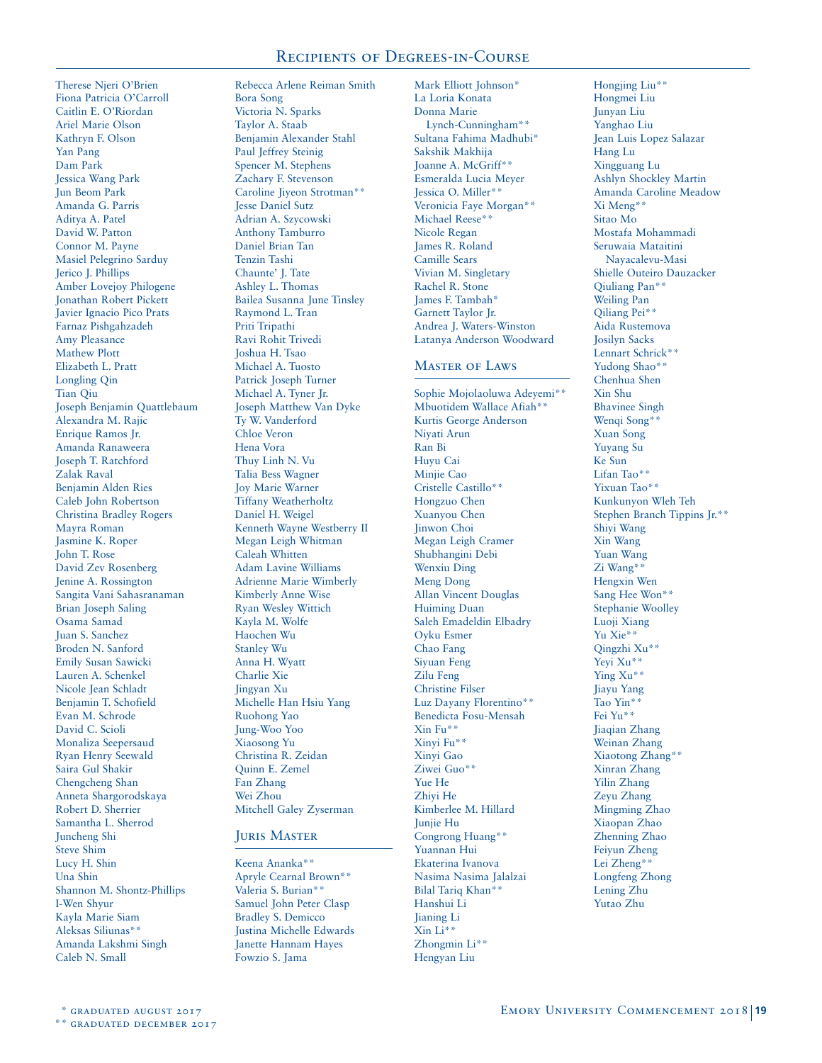## Recipients of Degrees-in-Course

Therese Njeri O'Brien
Fiona Patricia O'Carroll
Caitlin E. O'Riordan
Ariel Marie Olson
Kathryn F. Olson
Yan Pang
Dam Park
Jessica Wang Park
Jun Beom Park
Amanda G. Parris
Aditya A. Patel
David W. Patton
Connor M. Payne
Masiel Pelegrino Sarduy
Jerico J. Phillips
Amber Lovejoy Philogene
Jonathan Robert Pickett
Javier Ignacio Pico Prats
Farnaz Pishgahzadeh
Amy Pleasance
Mathew Plott
Elizabeth L. Pratt
Longling Qin
Tian Qiu
Joseph Benjamin Quattlebaum
Alexandra M. Rajic
Enrique Ramos Jr.
Amanda Ranaweera
Joseph T. Ratchford
Zalak Raval
Benjamin Alden Ries
Caleb John Robertson
Christina Bradley Rogers
Mayra Roman
Jasmine K. Roper
John T. Rose
David Zev Rosenberg
Jenine A. Rossington
Sangita Vani Sahasranaman
Brian Joseph Saling
Osama Samad
Juan S. Sanchez
Broden N. Sanford
Emily Susan Sawicki
Lauren A. Schenkel
Nicole Jean Schladt
Benjamin T. Schofield
Evan M. Schrode
David C. Scioli
Monaliza Seepersaud
Ryan Henry Seewald
Saira Gul Shakir
Chengcheng Shan
Anneta Shargorodskaya
Robert D. Sherrier
Samantha L. Sherrod
Juncheng Shi
Steve Shim
Lucy H. Shin
Una Shin
Shannon M. Shontz-Phillips
I-Wen Shyur
Kayla Marie Siam
Aleksas Siliunas**
Amanda Lakshmi Singh
Caleb N. Small
Rebecca Arlene Reiman Smith
Bora Song
Victoria N. Sparks
Taylor A. Staab
Benjamin Alexander Stahl
Paul Jeffrey Steinig
Spencer M. Stephens
Zachary F. Stevenson
Caroline Jiyeon Strotman**
Jesse Daniel Sutz
Adrian A. Szycowski
Anthony Tamburro
Daniel Brian Tan
Tenzin Tashi
Chaunte' J. Tate
Ashley L. Thomas
Bailea Susanna June Tinsley
Raymond L. Tran
Priti Tripathi
Ravi Rohit Trivedi
Joshua H. Tsao
Michael A. Tuosto
Patrick Joseph Turner
Michael A. Tyner Jr.
Joseph Matthew Van Dyke
Ty W. Vanderford
Chloe Veron
Hena Vora
Thuy Linh N. Vu
Talia Bess Wagner
Joy Marie Warner
Tiffany Weatherholtz
Daniel H. Weigel
Kenneth Wayne Westberry II
Megan Leigh Whitman
Caleah Whitten
Adam Lavine Williams
Adrienne Marie Wimberly
Kimberly Anne Wise
Ryan Wesley Wittich
Kayla M. Wolfe
Haochen Wu
Stanley Wu
Anna H. Wyatt
Charlie Xie
Jingyan Xu
Michelle Han Hsiu Yang
Ruohong Yao
Jung-Woo Yoo
Xiaosong Yu
Christina R. Zeidan
Quinn E. Zemel
Fan Zhang
Wei Zhou
Mitchell Galey Zyserman

### Juris Master

Keena Ananka**
Apryle Cearnal Brown**
Valeria S. Burian**
Samuel John Peter Clasp
Bradley S. Demicco
Justina Michelle Edwards
Janette Hannam Hayes
Fowzio S. Jama
Mark Elliott Johnson*
La Loria Konata
Donna Marie Lynch-Cunningham**
Sultana Fahima Madhubi*
Sakshik Makhija
Joanne A. McGriff**
Esmeralda Lucia Meyer
Jessica O. Miller**
Veronicia Faye Morgan**
Michael Reese**
Nicole Regan
James R. Roland
Camille Sears
Vivian M. Singletary
Rachel R. Stone
James F. Tambah*
Garnett Taylor Jr.
Andrea J. Waters-Winston
Latanya Anderson Woodward

### Master of Laws

Sophie Mojolaoluwa Adeyemi**
Mbuotidem Wallace Afiah**
Kurtis George Anderson
Niyati Arun
Ran Bi
Huyu Cai
Minjie Cao
Cristelle Castillo**
Hongzuo Chen
Xuanyou Chen
Jinwon Choi
Megan Leigh Cramer
Shubhangini Debi
Wenxiu Ding
Meng Dong
Allan Vincent Douglas
Huiming Duan
Saleh Emadeldin Elbadry
Oyku Esmer
Chao Fang
Siyuan Feng
Zilu Feng
Christine Filser
Luz Dayany Florentino**
Benedicta Fosu-Mensah
Xin Fu**
Xinyi Fu**
Xinyi Gao
Ziwei Guo**
Yue He
Zhiyi He
Kimberlee M. Hillard
Junjie Hu
Congrong Huang**
Yuannan Hui
Ekaterina Ivanova
Nasima Nasima Jalalzai
Bilal Tariq Khan**
Hanshui Li
Jianing Li
Xin Li**
Zhongmin Li**
Hengyan Liu
Hongjing Liu**
Hongmei Liu
Junyan Liu
Yanghao Liu
Jean Luis Lopez Salazar
Hang Lu
Xingguang Lu
Ashlyn Shockley Martin
Amanda Caroline Meadow
Xi Meng**
Sitao Mo
Mostafa Mohammadi
Seruwaia Mataitini Nayacalevu-Masi
Shielle Outeiro Dauzacker
Qiuliang Pan**
Weiling Pan
Qiliang Pei**
Aida Rustemova
Josilyn Sacks
Lennart Schrick**
Yudong Shao**
Chenhua Shen
Xin Shu
Bhavinee Singh
Wenqi Song**
Xuan Song
Yuyang Su
Ke Sun
Lifan Tao**
Yixuan Tao**
Kunkunyon Wleh Teh
Stephen Branch Tippins Jr.**
Shiyi Wang
Xin Wang
Yuan Wang
Zi Wang**
Hengxin Wen
Sang Hee Won**
Stephanie Woolley
Luoji Xiang
Yu Xie**
Qingzhi Xu**
Yeyi Xu**
Ying Xu**
Jiayu Yang
Tao Yin**
Fei Yu**
Jiaqian Zhang
Weinan Zhang
Xiaotong Zhang**
Xinran Zhang
Yilin Zhang
Zeyu Zhang
Mingming Zhao
Xiaopan Zhao
Zhenning Zhao
Feiyun Zheng
Lei Zheng**
Longfeng Zhong
Lening Zhu
Yutao Zhu

\* graduated august 2017
\** graduated december 2017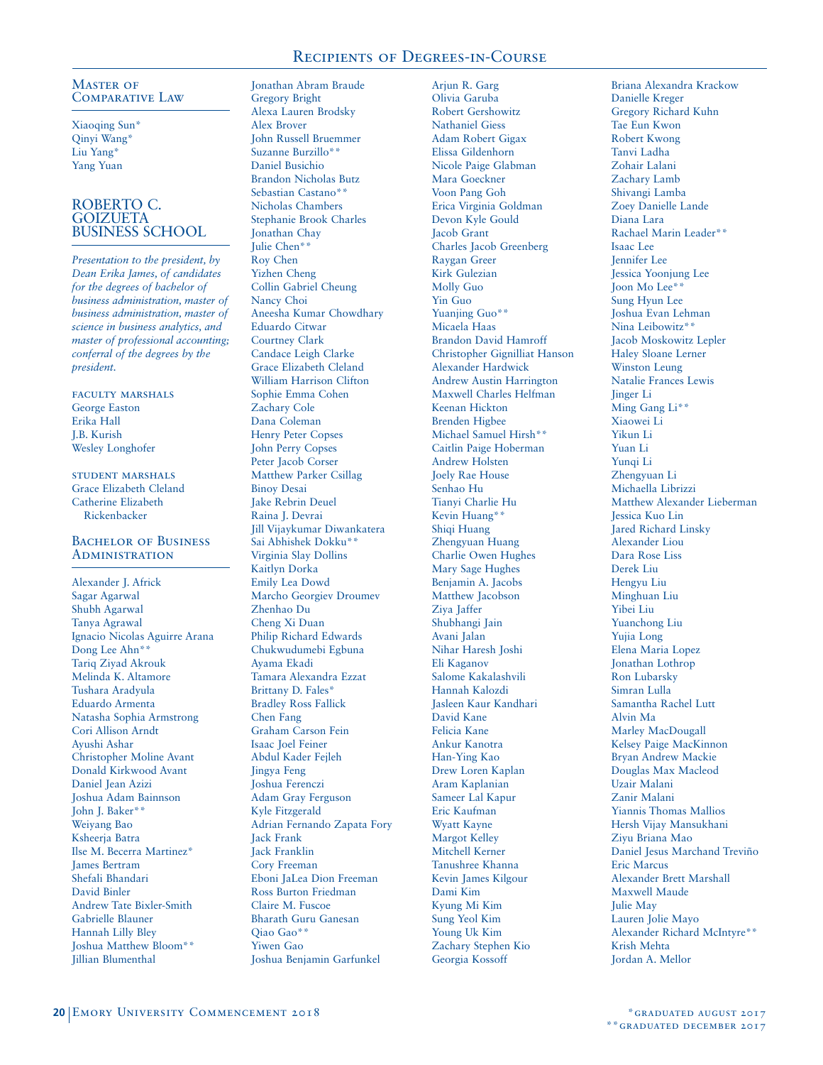## Master of Comparative Law

Xiaoqing Sun*
Qinyi Wang*
Liu Yang*
Yang Yuan

# ROBERTO C. GOIZUETA BUSINESS SCHOOL

*Presentation to the president, by Dean Erika James, of candidates for the degrees of bachelor of business administration, master of business administration, master of science in business analytics, and master of professional accounting; conferral of the degrees by the president.*

### faculty marshals

George Easton
Erika Hall
J.B. Kurish
Wesley Longhofer

### student marshals

Grace Elizabeth Cleland
Catherine Elizabeth Rickenbacker

## Bachelor of Business Administration

Alexander J. Africk
Sagar Agarwal
Shubh Agarwal
Tanya Agrawal
Ignacio Nicolas Aguirre Arana
Dong Lee Ahn**
Tariq Ziyad Akrouk
Melinda K. Altamore
Tushara Aradyula
Eduardo Armenta
Natasha Sophia Armstrong
Cori Allison Arndt
Ayushi Ashar
Christopher Moline Avant
Donald Kirkwood Avant
Daniel Jean Azizi
Joshua Adam Bainnson
John J. Baker**
Weiyang Bao
Ksheerja Batra
Ilse M. Becerra Martinez*
James Bertram
Shefali Bhandari
David Binler
Andrew Tate Bixler-Smith
Gabrielle Blauner
Hannah Lilly Bley
Joshua Matthew Bloom**
Jillian Blumenthal
Jonathan Abram Braude
Gregory Bright
Alexa Lauren Brodsky
Alex Brover
John Russell Bruemmer
Suzanne Burzillo**
Daniel Busichio
Brandon Nicholas Butz
Sebastian Castano**
Nicholas Chambers
Stephanie Brook Charles
Jonathan Chay
Julie Chen**
Roy Chen
Yizhen Cheng
Collin Gabriel Cheung
Nancy Choi
Aneesha Kumar Chowdhary
Eduardo Citwar
Courtney Clark
Candace Leigh Clarke
Grace Elizabeth Cleland
William Harrison Clifton
Sophie Emma Cohen
Zachary Cole
Dana Coleman
Henry Peter Copses
John Perry Copses
Peter Jacob Corser
Matthew Parker Csillag
Binoy Desai
Jake Rebrin Deuel
Raina J. Devrai
Jill Vijaykumar Diwankatera
Sai Abhishek Dokku**
Virginia Slay Dollins
Kaitlyn Dorka
Emily Lea Dowd
Marcho Georgiev Droumev
Zhenhao Du
Cheng Xi Duan
Philip Richard Edwards
Chukwudumebi Egbuna
Ayama Ekadi
Tamara Alexandra Ezzat
Brittany D. Fales*
Bradley Ross Fallick
Chen Fang
Graham Carson Fein
Isaac Joel Feiner
Abdul Kader Fejleh
Jingya Feng
Joshua Ferenczi
Adam Gray Ferguson
Kyle Fitzgerald
Adrian Fernando Zapata Fory
Jack Frank
Jack Franklin
Cory Freeman
Eboni JaLea Dion Freeman
Ross Burton Friedman
Claire M. Fuscoe
Bharath Guru Ganesan
Qiao Gao**
Yiwen Gao
Joshua Benjamin Garfunkel
Arjun R. Garg
Olivia Garuba
Robert Gershowitz
Nathaniel Giess
Adam Robert Gigax
Elissa Gildenhorn
Nicole Paige Glabman
Mara Goeckner
Voon Pang Goh
Erica Virginia Goldman
Devon Kyle Gould
Jacob Grant
Charles Jacob Greenberg
Raygan Greer
Kirk Gulezian
Molly Guo
Yin Guo
Yuanjing Guo**
Micaela Haas
Brandon David Hamroff
Christopher Gignilliat Hanson
Alexander Hardwick
Andrew Austin Harrington
Maxwell Charles Helfman
Keenan Hickton
Brenden Higbee
Michael Samuel Hirsh**
Caitlin Paige Hoberman
Andrew Holsten
Joely Rae House
Senhao Hu
Tianyi Charlie Hu
Kevin Huang**
Shiqi Huang
Zhengyuan Huang
Charlie Owen Hughes
Mary Sage Hughes
Benjamin A. Jacobs
Matthew Jacobson
Ziya Jaffer
Shubhangi Jain
Avani Jalan
Nihar Haresh Joshi
Eli Kaganov
Salome Kakalashvili
Hannah Kalozdi
Jasleen Kaur Kandhari
David Kane
Felicia Kane
Ankur Kanotra
Han-Ying Kao
Drew Loren Kaplan
Aram Kaplanian
Sameer Lal Kapur
Eric Kaufman
Wyatt Kayne
Margot Kelley
Mitchell Kerner
Tanushree Khanna
Kevin James Kilgour
Dami Kim
Kyung Mi Kim
Sung Yeol Kim
Young Uk Kim
Zachary Stephen Kio
Georgia Kossoff
Briana Alexandra Krackow
Danielle Kreger
Gregory Richard Kuhn
Tae Eun Kwon
Robert Kwong
Tanvi Ladha
Zohair Lalani
Zachary Lamb
Shivangi Lamba
Zoey Danielle Lande
Diana Lara
Rachael Marin Leader**
Isaac Lee
Jennifer Lee
Jessica Yoonjung Lee
Joon Mo Lee**
Sung Hyun Lee
Joshua Evan Lehman
Nina Leibowitz**
Jacob Moskowitz Lepler
Haley Sloane Lerner
Winston Leung
Natalie Frances Lewis
Jinger Li
Ming Gang Li**
Xiaowei Li
Yikun Li
Yuan Li
Yunqi Li
Zhengyuan Li
Michaella Librizzi
Matthew Alexander Lieberman
Jessica Kuo Lin
Jared Richard Linsky
Alexander Liou
Dara Rose Liss
Derek Liu
Hengyu Liu
Minghuan Liu
Yibei Liu
Yuanchong Liu
Yujia Long
Elena Maria Lopez
Jonathan Lothrop
Ron Lubarsky
Simran Lulla
Samantha Rachel Lutt
Alvin Ma
Marley MacDougall
Kelsey Paige MacKinnon
Bryan Andrew Mackie
Douglas Max Macleod
Uzair Malani
Zanir Malani
Yiannis Thomas Mallios
Hersh Vijay Mansukhani
Ziyu Briana Mao
Daniel Jesus Marchand Treviño
Eric Marcus
Alexander Brett Marshall
Maxwell Maude
Julie May
Lauren Jolie Mayo
Alexander Richard McIntyre**
Krish Mehta
Jordan A. Mellor

*graduated august 2017
**graduated december 2017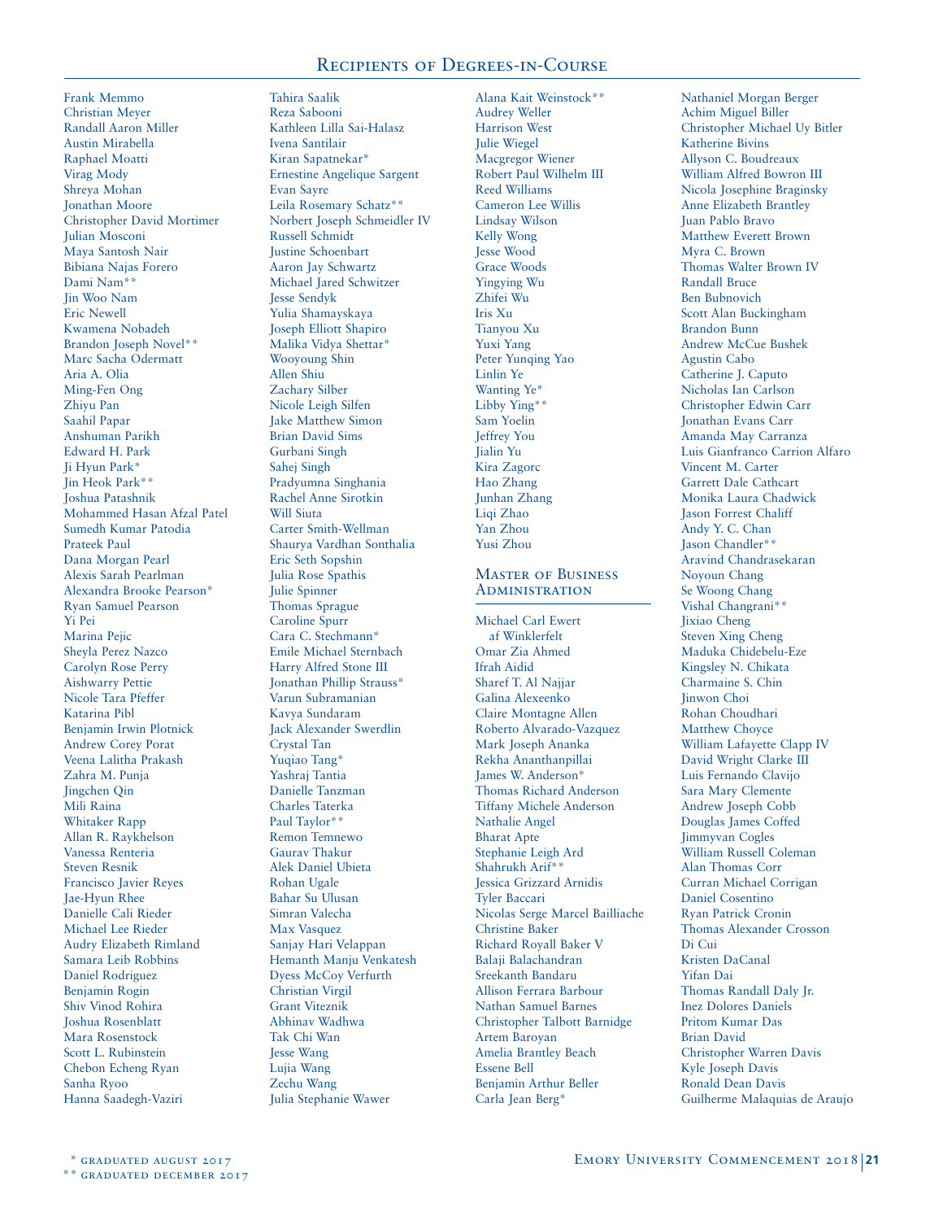Frank Memmo
Christian Meyer
Randall Aaron Miller
Austin Mirabella
Raphael Moatti
Virag Mody
Shreya Mohan
Jonathan Moore
Christopher David Mortimer
Julian Mosconi
Maya Santosh Nair
Bibiana Najas Forero
Dami Nam**
Jin Woo Nam
Eric Newell
Kwamena Nobadeh
Brandon Joseph Novel**
Marc Sacha Odermatt
Aria A. Olia
Ming-Fen Ong
Zhiyu Pan
Saahil Papar
Anshuman Parikh
Edward H. Park
Ji Hyun Park*
Jin Heok Park**
Joshua Patashnik
Mohammed Hasan Afzal Patel
Sumedh Kumar Patodia
Prateek Paul
Dana Morgan Pearl
Alexis Sarah Pearlman
Alexandra Brooke Pearson*
Ryan Samuel Pearson
Yi Pei
Marina Pejic
Sheyla Perez Nazco
Carolyn Rose Perry
Aishwarry Pettie
Nicole Tara Pfeffer
Katarina Pibl
Benjamin Irwin Plotnick
Andrew Corey Porat
Veena Lalitha Prakash
Zahra M. Punja
Jingchen Qin
Mili Raina
Whitaker Rapp
Allan R. Raykhelson
Vanessa Renteria
Steven Resnik
Francisco Javier Reyes
Jae-Hyun Rhee
Danielle Cali Rieder
Michael Lee Rieder
Audry Elizabeth Rimland
Samara Leib Robbins
Daniel Rodriguez
Benjamin Rogin
Shiv Vinod Rohira
Joshua Rosenblatt
Mara Rosenstock
Scott L. Rubinstein
Chebon Echeng Ryan
Sanha Ryoo
Hanna Saadegh-Vaziri
Tahira Saalik
Reza Sabooni
Kathleen Lilla Sai-Halasz
Ivena Santilair
Kiran Sapatnekar*
Ernestine Angelique Sargent
Evan Sayre
Leila Rosemary Schatz**
Norbert Joseph Schmeidler IV
Russell Schmidt
Justine Schoenbart
Aaron Jay Schwartz
Michael Jared Schwitzer
Jesse Sendyk
Yulia Shamayskaya
Joseph Elliott Shapiro
Malika Vidya Shettar*
Wooyoung Shin
Allen Shiu
Zachary Silber
Nicole Leigh Silfen
Jake Matthew Simon
Brian David Sims
Gurbani Singh
Sahej Singh
Pradyumna Singhania
Rachel Anne Sirotkin
Will Siuta
Carter Smith-Wellman
Shaurya Vardhan Sonthalia
Eric Seth Sopshin
Julia Rose Spathis
Julie Spinner
Thomas Sprague
Caroline Spurr
Cara C. Stechmann*
Emile Michael Sternbach
Harry Alfred Stone III
Jonathan Phillip Strauss*
Varun Subramanian
Kavya Sundaram
Jack Alexander Swerdlin
Crystal Tan
Yuqiao Tang*
Yashraj Tantia
Danielle Tanzman
Charles Taterka
Paul Taylor**
Remon Temnewo
Gaurav Thakur
Alek Daniel Ubieta
Rohan Ugale
Bahar Su Ulusan
Simran Valecha
Max Vasquez
Sanjay Hari Velappan
Hemanth Manju Venkatesh
Dyess McCoy Verfurth
Christian Virgil
Grant Viteznik
Abhinav Wadhwa
Tak Chi Wan
Jesse Wang
Lujia Wang
Zechu Wang
Julia Stephanie Wawer
Alana Kait Weinstock**
Audrey Weller
Harrison West
Julie Wiegel
Macgregor Wiener
Robert Paul Wilhelm III
Reed Williams
Cameron Lee Willis
Lindsay Wilson
Kelly Wong
Jesse Wood
Grace Woods
Yingying Wu
Zhifei Wu
Iris Xu
Tianyou Xu
Yuxi Yang
Peter Yunqing Yao
Linlin Ye
Wanting Ye*
Libby Ying**
Sam Yoelin
Jeffrey You
Jialin Yu
Kira Zagorc
Hao Zhang
Junhan Zhang
Liqi Zhao
Yan Zhou
Yusi Zhou

## Master of Business Administration

Michael Carl Ewert af Winklerfelt
Omar Zia Ahmed
Ifrah Aidid
Sharef T. Al Najjar
Galina Alexeenko
Claire Montagne Allen
Roberto Alvarado-Vazquez
Mark Joseph Ananka
Rekha Ananthanpillai
James W. Anderson*
Thomas Richard Anderson
Tiffany Michele Anderson
Nathalie Angel
Bharat Apte
Stephanie Leigh Ard
Shahrukh Arif**
Jessica Grizzard Arnidis
Tyler Baccari
Nicolas Serge Marcel Bailliache
Christine Baker
Richard Royall Baker V
Balaji Balachandran
Sreekanth Bandaru
Allison Ferrara Barbour
Nathan Samuel Barnes
Christopher Talbott Barnidge
Artem Baroyan
Amelia Brantley Beach
Essene Bell
Benjamin Arthur Beller
Carla Jean Berg*
Nathaniel Morgan Berger
Achim Miguel Biller
Christopher Michael Uy Bitler
Katherine Bivins
Allyson C. Boudreaux
William Alfred Bowron III
Nicola Josephine Braginsky
Anne Elizabeth Brantley
Juan Pablo Bravo
Matthew Everett Brown
Myra C. Brown
Thomas Walter Brown IV
Randall Bruce
Ben Bubnovich
Scott Alan Buckingham
Brandon Bunn
Andrew McCue Bushek
Agustin Cabo
Catherine J. Caputo
Nicholas Ian Carlson
Christopher Edwin Carr
Jonathan Evans Carr
Amanda May Carranza
Luis Gianfranco Carrion Alfaro
Vincent M. Carter
Garrett Dale Cathcart
Monika Laura Chadwick
Jason Forrest Chaliff
Andy Y. C. Chan
Jason Chandler**
Aravind Chandrasekaran
Noyoun Chang
Se Woong Chang
Vishal Changrani**
Jixiao Cheng
Steven Xing Cheng
Maduka Chidebelu-Eze
Kingsley N. Chikata
Charmaine S. Chin
Jinwon Choi
Rohan Choudhari
Matthew Choyce
William Lafayette Clapp IV
David Wright Clarke III
Luis Fernando Clavijo
Sara Mary Clemente
Andrew Joseph Cobb
Douglas James Coffed
Jimmyvan Cogles
William Russell Coleman
Alan Thomas Corr
Curran Michael Corrigan
Daniel Cosentino
Ryan Patrick Cronin
Thomas Alexander Crosson
Di Cui
Kristen DaCanal
Yifan Dai
Thomas Randall Daly Jr.
Inez Dolores Daniels
Pritom Kumar Das
Brian David
Christopher Warren Davis
Kyle Joseph Davis
Ronald Dean Davis
Guilherme Malaquias de Araujo

\* graduated august 2017
\*\* graduated december 2017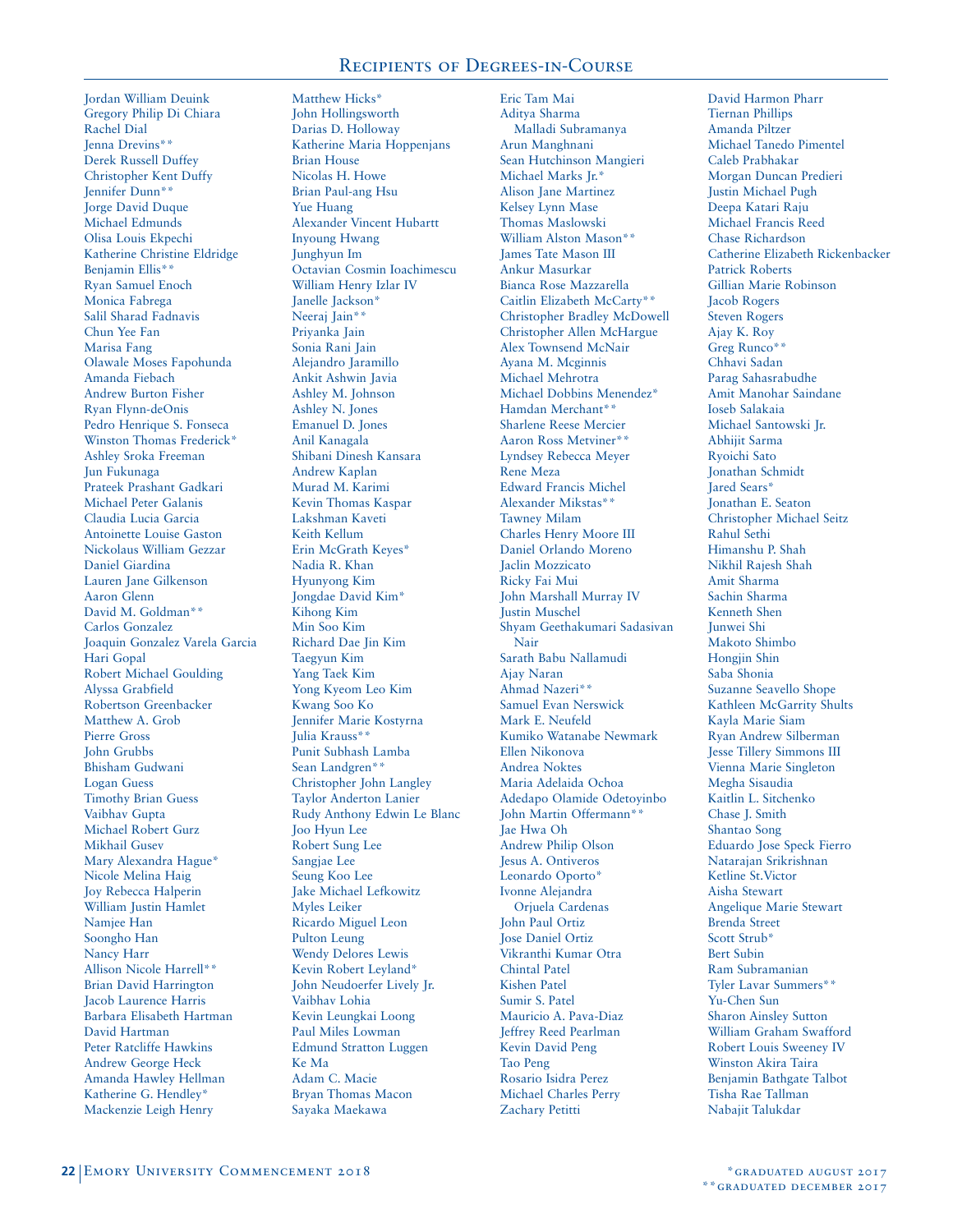## Recipients of Degrees-in-Course

Jordan William Deuink
Gregory Philip Di Chiara
Rachel Dial
Jenna Drevins**
Derek Russell Duffey
Christopher Kent Duffy
Jennifer Dunn**
Jorge David Duque
Michael Edmunds
Olisa Louis Ekpechi
Katherine Christine Eldridge
Benjamin Ellis**
Ryan Samuel Enoch
Monica Fabrega
Salil Sharad Fadnavis
Chun Yee Fan
Marisa Fang
Olawale Moses Fapohunda
Amanda Fiebach
Andrew Burton Fisher
Ryan Flynn-deOnis
Pedro Henrique S. Fonseca
Winston Thomas Frederick*
Ashley Sroka Freeman
Jun Fukunaga
Prateek Prashant Gadkari
Michael Peter Galanis
Claudia Lucia Garcia
Antoinette Louise Gaston
Nickolaus William Gezzar
Daniel Giardina
Lauren Jane Gilkenson
Aaron Glenn
David M. Goldman**
Carlos Gonzalez
Joaquin Gonzalez Varela Garcia
Hari Gopal
Robert Michael Goulding
Alyssa Grabfield
Robertson Greenbacker
Matthew A. Grob
Pierre Gross
John Grubbs
Bhisham Gudwani
Logan Guess
Timothy Brian Guess
Vaibhav Gupta
Michael Robert Gurz
Mikhail Gusev
Mary Alexandra Hague*
Nicole Melina Haig
Joy Rebecca Halperin
William Justin Hamlet
Namjee Han
Soongho Han
Nancy Harr
Allison Nicole Harrell**
Brian David Harrington
Jacob Laurence Harris
Barbara Elisabeth Hartman
David Hartman
Peter Ratcliffe Hawkins
Andrew George Heck
Amanda Hawley Hellman
Katherine G. Hendley*
Mackenzie Leigh Henry
Matthew Hicks*
John Hollingsworth
Darias D. Holloway
Katherine Maria Hoppenjans
Brian House
Nicolas H. Howe
Brian Paul-ang Hsu
Yue Huang
Alexander Vincent Hubartt
Inyoung Hwang
Junghyun Im
Octavian Cosmin Ioachimescu
William Henry Izlar IV
Janelle Jackson*
Neeraj Jain**
Priyanka Jain
Sonia Rani Jain
Alejandro Jaramillo
Ankit Ashwin Javia
Ashley M. Johnson
Ashley N. Jones
Emanuel D. Jones
Anil Kanagala
Shibani Dinesh Kansara
Andrew Kaplan
Murad M. Karimi
Kevin Thomas Kaspar
Lakshman Kaveti
Keith Kellum
Erin McGrath Keyes*
Nadia R. Khan
Hyunyong Kim
Jongdae David Kim*
Kihong Kim
Min Soo Kim
Richard Dae Jin Kim
Taegyun Kim
Yang Taek Kim
Yong Kyeom Leo Kim
Kwang Soo Ko
Jennifer Marie Kostyrna
Julia Krauss**
Punit Subhash Lamba
Sean Landgren**
Christopher John Langley
Taylor Anderton Lanier
Rudy Anthony Edwin Le Blanc
Joo Hyun Lee
Robert Sung Lee
Sangjae Lee
Seung Koo Lee
Jake Michael Lefkowitz
Myles Leiker
Ricardo Miguel Leon
Pulton Leung
Wendy Delores Lewis
Kevin Robert Leyland*
John Neudoerfer Lively Jr.
Vaibhav Lohia
Kevin Leungkai Loong
Paul Miles Lowman
Edmund Stratton Luggen
Ke Ma
Adam C. Macie
Bryan Thomas Macon
Sayaka Maekawa
Eric Tam Mai
Aditya Sharma Malladi Subramanya
Arun Manghnani
Sean Hutchinson Mangieri
Michael Marks Jr.*
Alison Jane Martinez
Kelsey Lynn Mase
Thomas Maslowski
William Alston Mason**
James Tate Mason III
Ankur Masurkar
Bianca Rose Mazzarella
Caitlin Elizabeth McCarty**
Christopher Bradley McDowell
Christopher Allen McHargue
Alex Townsend McNair
Ayana M. Mcginnis
Michael Mehrotra
Michael Dobbins Menendez*
Hamdan Merchant**
Sharlene Reese Mercier
Aaron Ross Metviner**
Lyndsey Rebecca Meyer
Rene Meza
Edward Francis Michel
Alexander Mikstas**
Tawney Milam
Charles Henry Moore III
Daniel Orlando Moreno
Jaclin Mozzicato
Ricky Fai Mui
John Marshall Murray IV
Justin Muschel
Shyam Geethakumari Sadasivan Nair
Sarath Babu Nallamudi
Ajay Naran
Ahmad Nazeri**
Samuel Evan Nerswick
Mark E. Neufeld
Kumiko Watanabe Newmark
Ellen Nikonova
Andrea Noktes
Maria Adelaida Ochoa
Adedapo Olamide Odetoyinbo
John Martin Offermann**
Jae Hwa Oh
Andrew Philip Olson
Jesus A. Ontiveros
Leonardo Oporto*
Ivonne Alejandra Orjuela Cardenas
John Paul Ortiz
Jose Daniel Ortiz
Vikranthi Kumar Otra
Chintal Patel
Kishen Patel
Sumir S. Patel
Mauricio A. Pava-Diaz
Jeffrey Reed Pearlman
Kevin David Peng
Tao Peng
Rosario Isidra Perez
Michael Charles Perry
Zachary Petitti
David Harmon Pharr
Tiernan Phillips
Amanda Piltzer
Michael Tanedo Pimentel
Caleb Prabhakar
Morgan Duncan Predieri
Justin Michael Pugh
Deepa Katari Raju
Michael Francis Reed
Chase Richardson
Catherine Elizabeth Rickenbacker
Patrick Roberts
Gillian Marie Robinson
Jacob Rogers
Steven Rogers
Ajay K. Roy
Greg Runco**
Chhavi Sadan
Parag Sahasrabudhe
Amit Manohar Saindane
Ioseb Salakaia
Michael Santowski Jr.
Abhijit Sarma
Ryoichi Sato
Jonathan Schmidt
Jared Sears*
Jonathan E. Seaton
Christopher Michael Seitz
Rahul Sethi
Himanshu P. Shah
Nikhil Rajesh Shah
Amit Sharma
Sachin Sharma
Kenneth Shen
Junwei Shi
Makoto Shimbo
Hongjin Shin
Saba Shonia
Suzanne Seavello Shope
Kathleen McGarrity Shults
Kayla Marie Siam
Ryan Andrew Silberman
Jesse Tillery Simmons III
Vienna Marie Singleton
Megha Sisaudia
Kaitlin L. Sitchenko
Chase J. Smith
Shantao Song
Eduardo Jose Speck Fierro
Natarajan Srikrishnan
Ketline St.Victor
Aisha Stewart
Angelique Marie Stewart
Brenda Street
Scott Strub*
Bert Subin
Ram Subramanian
Tyler Lavar Summers**
Yu-Chen Sun
Sharon Ainsley Sutton
William Graham Swafford
Robert Louis Sweeney IV
Winston Akira Taira
Benjamin Bathgate Talbot
Tisha Rae Tallman
Nabajit Talukdar

*graduated august 2017
**graduated december 2017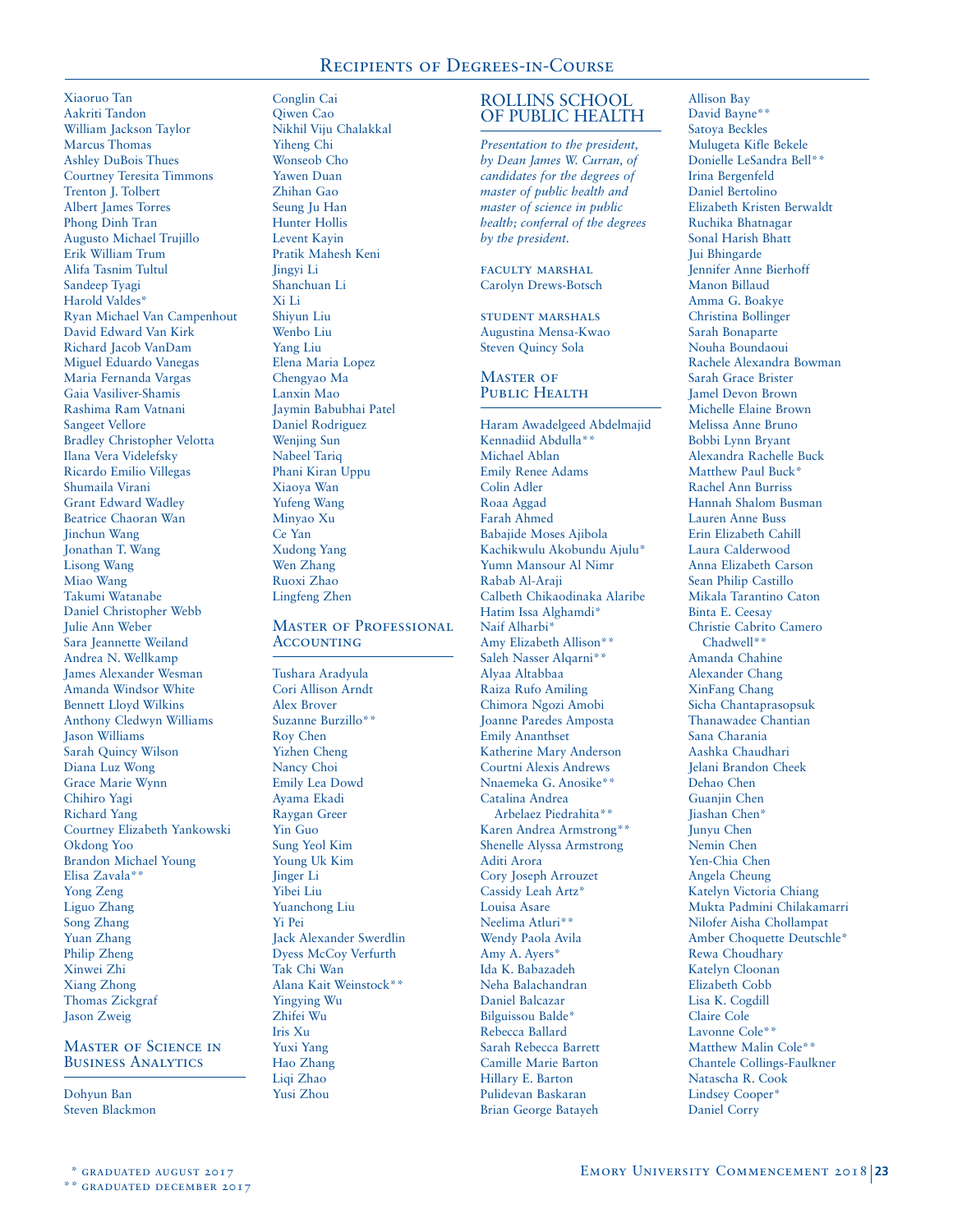Xiaoruo Tan
Aakriti Tandon
William Jackson Taylor
Marcus Thomas
Ashley DuBois Thues
Courtney Teresita Timmons
Trenton J. Tolbert
Albert James Torres
Phong Dinh Tran
Augusto Michael Trujillo
Erik William Trum
Alifa Tasnim Tultul
Sandeep Tyagi
Harold Valdes*
Ryan Michael Van Campenhout
David Edward Van Kirk
Richard Jacob VanDam
Miguel Eduardo Vanegas
Maria Fernanda Vargas
Gaia Vasiliver-Shamis
Rashima Ram Vatnani
Sangeet Vellore
Bradley Christopher Velotta
Ilana Vera Videlefsky
Ricardo Emilio Villegas
Shumaila Virani
Grant Edward Wadley
Beatrice Chaoran Wan
Jinchun Wang
Jonathan T. Wang
Lisong Wang
Miao Wang
Takumi Watanabe
Daniel Christopher Webb
Julie Ann Weber
Sara Jeannette Weiland
Andrea N. Wellkamp
James Alexander Wesman
Amanda Windsor White
Bennett Lloyd Wilkins
Anthony Cledwyn Williams
Jason Williams
Sarah Quincy Wilson
Diana Luz Wong
Grace Marie Wynn
Chihiro Yagi
Richard Yang
Courtney Elizabeth Yankowski
Okdong Yoo
Brandon Michael Young
Elisa Zavala**
Yong Zeng
Liguo Zhang
Song Zhang
Yuan Zhang
Philip Zheng
Xinwei Zhi
Xiang Zhong
Thomas Zickgraf
Jason Zweig

## Master of Science in Business Analytics

Dohyun Ban
Steven Blackmon
Conglin Cai
Qiwen Cao
Nikhil Viju Chalakkal
Yiheng Chi
Wonseob Cho
Yawen Duan
Zhihan Gao
Seung Ju Han
Hunter Hollis
Levent Kayin
Pratik Mahesh Keni
Jingyi Li
Shanchuan Li
Xi Li
Shiyun Liu
Wenbo Liu
Yang Liu
Elena Maria Lopez
Chengyao Ma
Lanxin Mao
Jaymin Babubhai Patel
Daniel Rodriguez
Wenjing Sun
Nabeel Tariq
Phani Kiran Uppu
Xiaoya Wan
Yufeng Wang
Minyao Xu
Ce Yan
Xudong Yang
Wen Zhang
Ruoxi Zhao
Lingfeng Zhen

## Master of Professional Accounting

Tushara Aradyula
Cori Allison Arndt
Alex Brover
Suzanne Burzillo**
Roy Chen
Yizhen Cheng
Nancy Choi
Emily Lea Dowd
Ayama Ekadi
Raygan Greer
Yin Guo
Sung Yeol Kim
Young Uk Kim
Jinger Li
Yibei Liu
Yuanchong Liu
Yi Pei
Jack Alexander Swerdlin
Dyess McCoy Verfurth
Tak Chi Wan
Alana Kait Weinstock**
Yingying Wu
Zhifei Wu
Iris Xu
Yuxi Yang
Hao Zhang
Liqi Zhao
Yusi Zhou

# ROLLINS SCHOOL OF PUBLIC HEALTH

*Presentation to the president, by Dean James W. Curran, of candidates for the degrees of master of public health and master of science in public health; conferral of the degrees by the president.*

FACULTY MARSHAL
Carolyn Drews-Botsch

STUDENT MARSHALS
Augustina Mensa-Kwao
Steven Quincy Sola

## Master of Public Health

Haram Awadelgeed Abdelmajid
Kennadiid Abdulla**
Michael Ablan
Emily Renee Adams
Colin Adler
Roaa Aggad
Farah Ahmed
Babajide Moses Ajibola
Kachikwulu Akobundu Ajulu*
Yumn Mansour Al Nimr
Rabab Al-Araji
Calbeth Chikaodinaka Alaribe
Hatim Issa Alghamdi*
Naif Alharbi*
Amy Elizabeth Allison**
Saleh Nasser Alqarni**
Alyaa Altabbaa
Raiza Rufo Amiling
Chimora Ngozi Amobi
Joanne Paredes Amposta
Emily Ananthset
Katherine Mary Anderson
Courtni Alexis Andrews
Nnaemeka G. Anosike**
Catalina Andrea Arbelaez Piedrahita**
Karen Andrea Armstrong**
Shenelle Alyssa Armstrong
Aditi Arora
Cory Joseph Arrouzet
Cassidy Leah Artz*
Louisa Asare
Neelima Atluri**
Wendy Paola Avila
Amy A. Ayers*
Ida K. Babazadeh
Neha Balachandran
Daniel Balcazar
Bilguissou Balde*
Rebecca Ballard
Sarah Rebecca Barrett
Camille Marie Barton
Hillary E. Barton
Pulidevan Baskaran
Brian George Batayeh
Allison Bay
David Bayne**
Satoya Beckles
Mulugeta Kifle Bekele
Donielle LeSandra Bell**
Irina Bergenfeld
Daniel Bertolino
Elizabeth Kristen Berwaldt
Ruchika Bhatnagar
Sonal Harish Bhatt
Jui Bhingarde
Jennifer Anne Bierhoff
Manon Billaud
Amma G. Boakye
Christina Bollinger
Sarah Bonaparte
Nouha Boundaoui
Rachele Alexandra Bowman
Sarah Grace Brister
Jamel Devon Brown
Michelle Elaine Brown
Melissa Anne Bruno
Bobbi Lynn Bryant
Alexandra Rachelle Buck
Matthew Paul Buck*
Rachel Ann Burriss
Hannah Shalom Busman
Lauren Anne Buss
Erin Elizabeth Cahill
Laura Calderwood
Anna Elizabeth Carson
Sean Philip Castillo
Mikala Tarantino Caton
Binta E. Ceesay
Christie Cabrito Camero Chadwell**
Amanda Chahine
Alexander Chang
XinFang Chang
Sicha Chantaprasopsuk
Thanawadee Chantian
Sana Charania
Aashka Chaudhari
Jelani Brandon Cheek
Dehao Chen
Guanjin Chen
Jiashan Chen*
Junyu Chen
Nemin Chen
Yen-Chia Chen
Angela Cheung
Katelyn Victoria Chiang
Mukta Padmini Chilakamarri
Nilofer Aisha Chollampat
Amber Choquette Deutschle*
Rewa Choudhary
Katelyn Cloonan
Elizabeth Cobb
Lisa K. Cogdill
Claire Cole
Lavonne Cole**
Matthew Malin Cole**
Chantele Collings-Faulkner
Natascha R. Cook
Lindsey Cooper*
Daniel Corry

\* graduated august 2017
\*\* graduated december 2017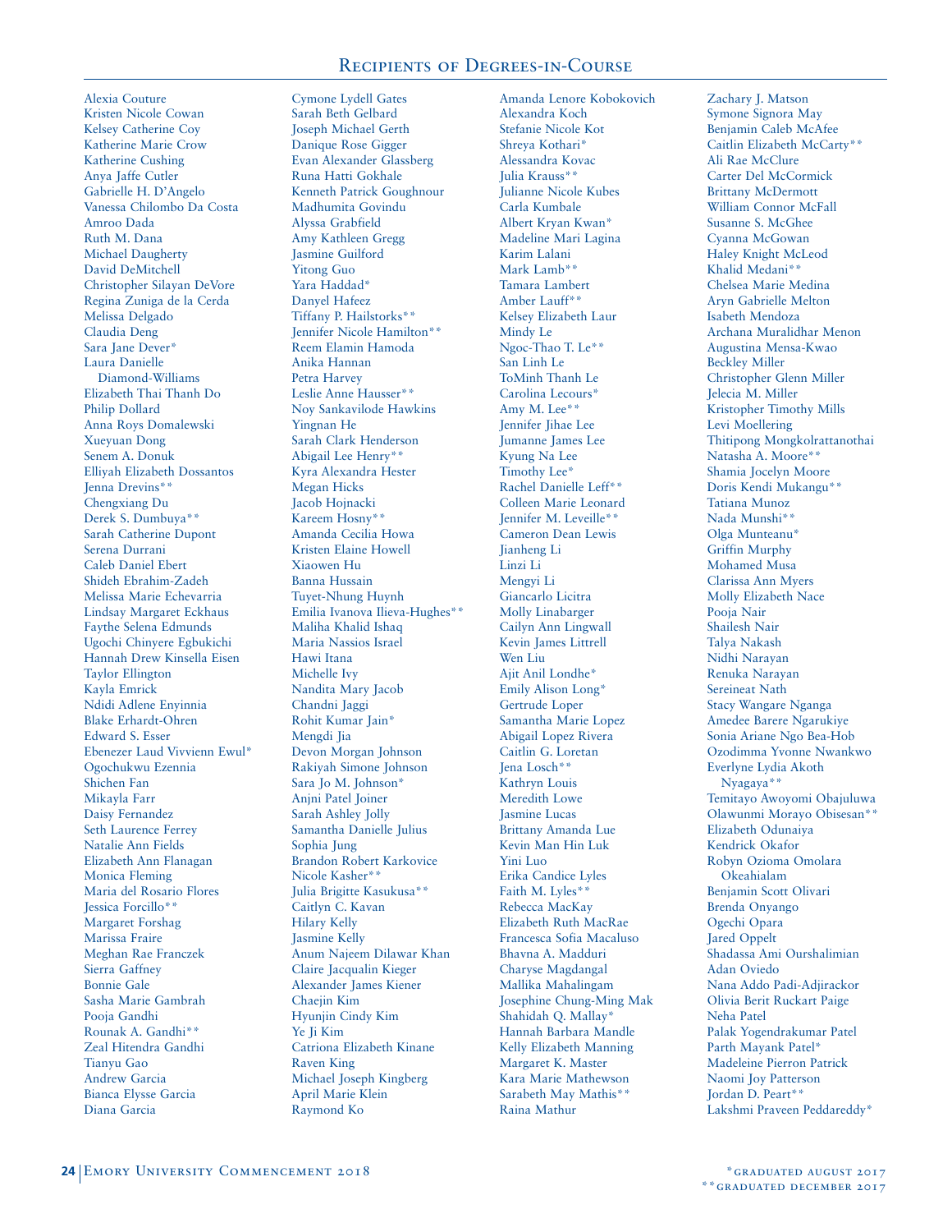# Recipients of Degrees-in-Course

Alexia Couture
Kristen Nicole Cowan
Kelsey Catherine Coy
Katherine Marie Crow
Katherine Cushing
Anya Jaffe Cutler
Gabrielle H. D'Angelo
Vanessa Chilombo Da Costa
Amroo Dada
Ruth M. Dana
Michael Daugherty
David DeMitchell
Christopher Silayan DeVore
Regina Zuniga de la Cerda
Melissa Delgado
Claudia Deng
Sara Jane Dever*
Laura Danielle Diamond-Williams
Elizabeth Thai Thanh Do
Philip Dollard
Anna Roys Domalewski
Xueyuan Dong
Senem A. Donuk
Elliyah Elizabeth Dossantos
Jenna Drevins**
Chengxiang Du
Derek S. Dumbuya**
Sarah Catherine Dupont
Serena Durrani
Caleb Daniel Ebert
Shideh Ebrahim-Zadeh
Melissa Marie Echevarria
Lindsay Margaret Eckhaus
Faythe Selena Edmunds
Ugochi Chinyere Egbukichi
Hannah Drew Kinsella Eisen
Taylor Ellington
Kayla Emrick
Ndidi Adlene Enyinnia
Blake Erhardt-Ohren
Edward S. Esser
Ebenezer Laud Vivvienn Ewul*
Ogochukwu Ezennia
Shichen Fan
Mikayla Farr
Daisy Fernandez
Seth Laurence Ferrey
Natalie Ann Fields
Elizabeth Ann Flanagan
Monica Fleming
Maria del Rosario Flores
Jessica Forcillo**
Margaret Forshag
Marissa Fraire
Meghan Rae Franczek
Sierra Gaffney
Bonnie Gale
Sasha Marie Gambrah
Pooja Gandhi
Rounak A. Gandhi**
Zeal Hitendra Gandhi
Tianyu Gao
Andrew Garcia
Bianca Elysse Garcia
Diana Garcia
Cymone Lydell Gates
Sarah Beth Gelbard
Joseph Michael Gerth
Danique Rose Gigger
Evan Alexander Glassberg
Runa Hatti Gokhale
Kenneth Patrick Goughnour
Madhumita Govindu
Alyssa Grabfield
Amy Kathleen Gregg
Jasmine Guilford
Yitong Guo
Yara Haddad*
Danyel Hafeez
Tiffany P. Hailstorks**
Jennifer Nicole Hamilton**
Reem Elamin Hamoda
Anika Hannan
Petra Harvey
Leslie Anne Hausser**
Noy Sankavilode Hawkins
Yingnan He
Sarah Clark Henderson
Abigail Lee Henry**
Kyra Alexandra Hester
Megan Hicks
Jacob Hojnacki
Kareem Hosny**
Amanda Cecilia Howa
Kristen Elaine Howell
Xiaowen Hu
Banna Hussain
Tuyet-Nhung Huynh
Emilia Ivanova Ilieva-Hughes**
Maliha Khalid Ishaq
Maria Nassios Israel
Hawi Itana
Michelle Ivy
Nandita Mary Jacob
Chandni Jaggi
Rohit Kumar Jain*
Mengdi Jia
Devon Morgan Johnson
Rakiyah Simone Johnson
Sara Jo M. Johnson*
Anjni Patel Joiner
Sarah Ashley Jolly
Samantha Danielle Julius
Sophia Jung
Brandon Robert Karkovice
Nicole Kasher**
Julia Brigitte Kasukusa**
Caitlyn C. Kavan
Hilary Kelly
Jasmine Kelly
Anum Najeem Dilawar Khan
Claire Jacqualin Kieger
Alexander James Kiener
Chaejin Kim
Hyunjin Cindy Kim
Ye Ji Kim
Catriona Elizabeth Kinane
Raven King
Michael Joseph Kingberg
April Marie Klein
Raymond Ko
Amanda Lenore Kobokovich
Alexandra Koch
Stefanie Nicole Kot
Shreya Kothari*
Alessandra Kovac
Julia Krauss**
Julianne Nicole Kubes
Carla Kumbale
Albert Kryan Kwan*
Madeline Mari Lagina
Karim Lalani
Mark Lamb**
Tamara Lambert
Amber Lauff**
Kelsey Elizabeth Laur
Mindy Le
Ngoc-Thao T. Le**
San Linh Le
ToMinh Thanh Le
Carolina Lecours*
Amy M. Lee**
Jennifer Jihae Lee
Jumanne James Lee
Kyung Na Lee
Timothy Lee*
Rachel Danielle Leff**
Colleen Marie Leonard
Jennifer M. Leveille**
Cameron Dean Lewis
Jianheng Li
Linzi Li
Mengyi Li
Giancarlo Licitra
Molly Linabarger
Cailyn Ann Lingwall
Kevin James Littrell
Wen Liu
Ajit Anil Londhe*
Emily Alison Long*
Gertrude Loper
Samantha Marie Lopez
Abigail Lopez Rivera
Caitlin G. Loretan
Jena Losch**
Kathryn Louis
Meredith Lowe
Jasmine Lucas
Brittany Amanda Lue
Kevin Man Hin Luk
Yini Luo
Erika Candice Lyles
Faith M. Lyles**
Rebecca MacKay
Elizabeth Ruth MacRae
Francesca Sofia Macaluso
Bhavna A. Madduri
Charyse Magdangal
Mallika Mahalingam
Josephine Chung-Ming Mak
Shahidah Q. Mallay*
Hannah Barbara Mandle
Kelly Elizabeth Manning
Margaret K. Master
Kara Marie Mathewson
Sarabeth May Mathis**
Raina Mathur
Zachary J. Matson
Symone Signora May
Benjamin Caleb McAfee
Caitlin Elizabeth McCarty**
Ali Rae McClure
Carter Del McCormick
Brittany McDermott
William Connor McFall
Susanne S. McGhee
Cyanna McGowan
Haley Knight McLeod
Khalid Medani**
Chelsea Marie Medina
Aryn Gabrielle Melton
Isabeth Mendoza
Archana Muralidhar Menon
Augustina Mensa-Kwao
Beckley Miller
Christopher Glenn Miller
Jelecia M. Miller
Kristopher Timothy Mills
Levi Moellering
Thitipong Mongkolrattanothai
Natasha A. Moore**
Shamia Jocelyn Moore
Doris Kendi Mukangu**
Tatiana Munoz
Nada Munshi**
Olga Munteanu*
Griffin Murphy
Mohamed Musa
Clarissa Ann Myers
Molly Elizabeth Nace
Pooja Nair
Shailesh Nair
Talya Nakash
Nidhi Narayan
Renuka Narayan
Sereineat Nath
Stacy Wangare Nganga
Amedee Barere Ngarukiye
Sonia Ariane Ngo Bea-Hob
Ozodimma Yvonne Nwankwo
Everlyne Lydia Akoth Nyagaya**
Temitayo Awoyomi Obajuluwa
Olawunmi Morayo Obisesan**
Elizabeth Odunaiya
Kendrick Okafor
Robyn Ozioma Omolara Okeahialam
Benjamin Scott Olivari
Brenda Onyango
Ogechi Opara
Jared Oppelt
Shadassa Ami Ourshalimian
Adan Oviedo
Nana Addo Padi-Adjirackor
Olivia Berit Ruckart Paige
Neha Patel
Palak Yogendrakumar Patel
Parth Mayank Patel*
Madeleine Pierron Patrick
Naomi Joy Patterson
Jordan D. Peart**
Lakshmi Praveen Peddareddy*

*graduated august 2017
**graduated december 2017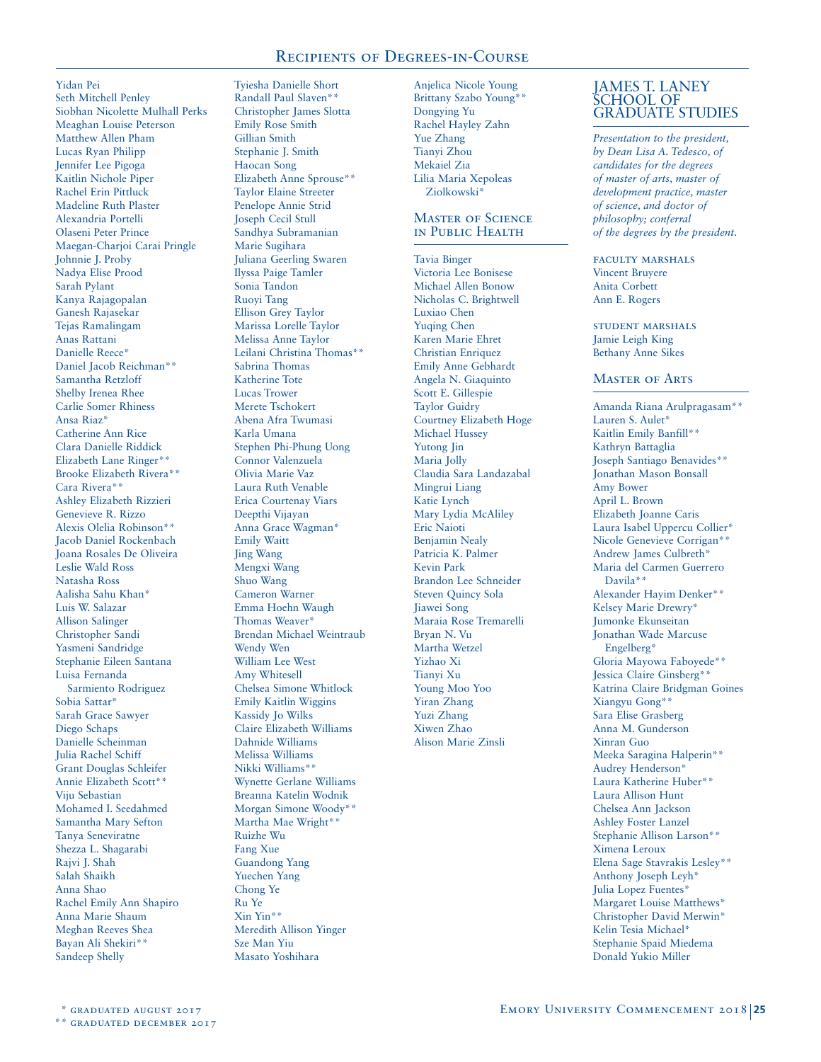Yidan Pei
Seth Mitchell Penley
Siobhan Nicolette Mulhall Perks
Meaghan Louise Peterson
Matthew Allen Pham
Lucas Ryan Philipp
Jennifer Lee Pigoga
Kaitlin Nichole Piper
Rachel Erin Pittluck
Madeline Ruth Plaster
Alexandria Portelli
Olaseni Peter Prince
Maegan-Charjoi Carai Pringle
Johnnie J. Proby
Nadya Elise Prood
Sarah Pylant
Kanya Rajagopalan
Ganesh Rajasekar
Tejas Ramalingam
Anas Rattani
Danielle Reece*
Daniel Jacob Reichman**
Samantha Retzloff
Shelby Irenea Rhee
Carlie Somer Rhiness
Ansa Riaz*
Catherine Ann Rice
Clara Danielle Riddick
Elizabeth Lane Ringer**
Brooke Elizabeth Rivera**
Cara Rivera**
Ashley Elizabeth Rizzieri
Genevieve R. Rizzo
Alexis Olelia Robinson**
Jacob Daniel Rockenbach
Joana Rosales De Oliveira
Leslie Wald Ross
Natasha Ross
Aalisha Sahu Khan*
Luis W. Salazar
Allison Salinger
Christopher Sandi
Yasmeni Sandridge
Stephanie Eileen Santana
Luisa Fernanda Sarmiento Rodriguez
Sobia Sattar*
Sarah Grace Sawyer
Diego Schaps
Danielle Scheinman
Julia Rachel Schiff
Grant Douglas Schleifer
Annie Elizabeth Scott**
Viju Sebastian
Mohamed I. Seedahmed
Samantha Mary Sefton
Tanya Seneviratne
Shezza L. Shagarabi
Rajvi J. Shah
Salah Shaikh
Anna Shao
Rachel Emily Ann Shapiro
Anna Marie Shaum
Meghan Reeves Shea
Bayan Ali Shekiri**
Sandeep Shelly
Tyiesha Danielle Short
Randall Paul Slaven**
Christopher James Slotta
Emily Rose Smith
Gillian Smith
Stephanie J. Smith
Haocan Song
Elizabeth Anne Sprouse**
Taylor Elaine Streeter
Penelope Annie Strid
Joseph Cecil Stull
Sandhya Subramanian
Marie Sugihara
Juliana Geerling Swaren
Ilyssa Paige Tamler
Sonia Tandon
Ruoyi Tang
Ellison Grey Taylor
Marissa Lorelle Taylor
Melissa Anne Taylor
Leilani Christina Thomas**
Sabrina Thomas
Katherine Tote
Lucas Trower
Merete Tschokert
Abena Afra Twumasi
Karla Umana
Stephen Phi-Phung Uong
Connor Valenzuela
Olivia Marie Vaz
Laura Ruth Venable
Erica Courtenay Viars
Deepthi Vijayan
Anna Grace Wagman*
Emily Waitt
Jing Wang
Mengxi Wang
Shuo Wang
Cameron Warner
Emma Hoehn Waugh
Thomas Weaver*
Brendan Michael Weintraub
Wendy Wen
William Lee West
Amy Whitesell
Chelsea Simone Whitlock
Emily Kaitlin Wiggins
Kassidy Jo Wilks
Claire Elizabeth Williams
Dahnide Williams
Melissa Williams
Nikki Williams**
Wynette Gerlane Williams
Breanna Katelin Wodnik
Morgan Simone Woody**
Martha Mae Wright**
Ruizhe Wu
Fang Xue
Guandong Yang
Yuechen Yang
Chong Ye
Ru Ye
Xin Yin**
Meredith Allison Yinger
Sze Man Yiu
Masato Yoshihara
Anjelica Nicole Young
Brittany Szabo Young**
Dongying Yu
Rachel Hayley Zahn
Yue Zhang
Tianyi Zhou
Mekaiel Zia
Lilia Maria Xepoleas Ziolkowski*

## Master of Science in Public Health

Tavia Binger
Victoria Lee Bonisese
Michael Allen Bonow
Nicholas C. Brightwell
Luxiao Chen
Yuqing Chen
Karen Marie Ehret
Christian Enriquez
Emily Anne Gebhardt
Angela N. Giaquinto
Scott E. Gillespie
Taylor Guidry
Courtney Elizabeth Hoge
Michael Hussey
Yutong Jin
Maria Jolly
Claudia Sara Landazabal
Mingrui Liang
Katie Lynch
Mary Lydia McAliley
Eric Naioti
Benjamin Nealy
Patricia K. Palmer
Kevin Park
Brandon Lee Schneider
Steven Quincy Sola
Jiawei Song
Maraia Rose Tremarelli
Bryan N. Vu
Martha Wetzel
Yizhao Xi
Tianyi Xu
Young Moo Yoo
Yiran Zhang
Yuzi Zhang
Xiwen Zhao
Alison Marie Zinsli

# James T. Laney School of Graduate Studies

*Presentation to the president, by Dean Lisa A. Tedesco, of candidates for the degrees of master of arts, master of development practice, master of science, and doctor of philosophy; conferral of the degrees by the president.*

faculty marshals
Vincent Bruyere
Anita Corbett
Ann E. Rogers

student marshals
Jamie Leigh King
Bethany Anne Sikes

## Master of Arts

Amanda Riana Arulpragasam**
Lauren S. Aulet*
Kaitlin Emily Banfill**
Kathryn Battaglia
Joseph Santiago Benavides**
Jonathan Mason Bonsall
Amy Bower
April L. Brown
Elizabeth Joanne Caris
Laura Isabel Uppercu Collier*
Nicole Genevieve Corrigan**
Andrew James Culbreth*
Maria del Carmen Guerrero Davila**
Alexander Hayim Denker**
Kelsey Marie Drewry*
Jumonke Ekunseitan
Jonathan Wade Marcuse Engelberg*
Gloria Mayowa Faboyede**
Jessica Claire Ginsberg**
Katrina Claire Bridgman Goines
Xiangyu Gong**
Sara Elise Grasberg
Anna M. Gunderson
Xinran Guo
Meeka Saragina Halperin**
Audrey Henderson*
Laura Katherine Huber**
Laura Allison Hunt
Chelsea Ann Jackson
Ashley Foster Lanzel
Stephanie Allison Larson**
Ximena Leroux
Elena Sage Stavrakis Lesley**
Anthony Joseph Leyh*
Julia Lopez Fuentes*
Margaret Louise Matthews*
Christopher David Merwin*
Kelin Tesia Michael*
Stephanie Spaid Miedema
Donald Yukio Miller

\* graduated august 2017
\** graduated december 2017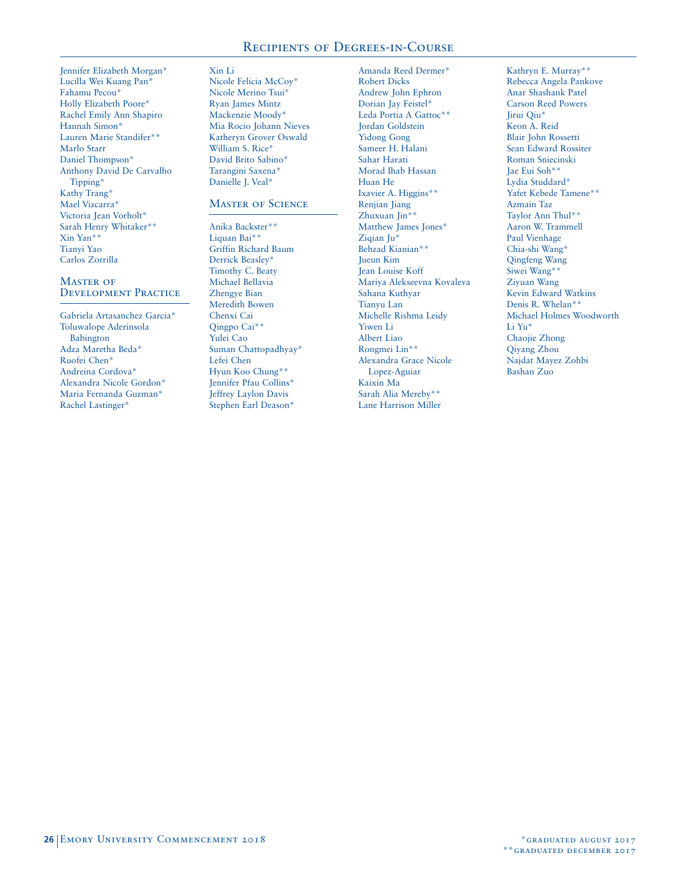Jennifer Elizabeth Morgan*
Lucilla Wei Kuang Pan*
Fahamu Pecou*
Holly Elizabeth Poore*
Rachel Emily Ann Shapiro
Hannah Simon*
Lauren Marie Standifer**
Marlo Starr
Daniel Thompson*
Anthony David De Carvalho Tipping*
Kathy Trang*
Mael Vizcarra*
Victoria Jean Vorholt*
Sarah Henry Whitaker**
Xin Yan**
Tianyi Yao
Carlos Zorrilla

## Master of Development Practice

Gabriela Artasanchez Garcia*
Toluwalope Aderinsola Babington
Adza Maretha Beda*
Ruofei Chen*
Andreina Cordova*
Alexandra Nicole Gordon*
Maria Fernanda Guzman*
Rachel Lastinger*
Xin Li
Nicole Felicia McCoy*
Nicole Merino Tsui*
Ryan James Mintz
Mackenzie Moody*
Mia Rocio Johann Nieves
Katheryn Grover Oswald
William S. Rice*
David Brito Sabino*
Tarangini Saxena*
Danielle J. Veal*

## Master of Science

Anika Backster**
Liquan Bai**
Griffin Richard Baum
Derrick Beasley*
Timothy C. Beaty
Michael Bellavia
Zhengye Bian
Meredith Bowen
Chenxi Cai
Qingpo Cai**
Yulei Cao
Suman Chattopadhyay*
Lefei Chen
Hyun Koo Chung**
Jennifer Pfau Collins*
Jeffrey Laylon Davis
Stephen Earl Deason*
Amanda Reed Dermer*
Robert Dicks
Andrew John Ephron
Dorian Jay Feistel*
Leda Portia A Gattoc**
Jordan Goldstein
Yidong Gong
Sameer H. Halani
Sahar Harati
Morad Ihab Hassan
Huan He
Ixavier A. Higgins**
Renjian Jiang
Zhuxuan Jin**
Matthew James Jones*
Ziqian Ju*
Behzad Kianian**
Jueun Kim
Jean Louise Koff
Mariya Alekseevna Kovaleva
Sahana Kuthyar
Tianyu Lan
Michelle Rishma Leidy
Yiwen Li
Albert Liao
Rongmei Lin**
Alexandra Grace Nicole Lopez-Aguiar
Kaixin Ma
Sarah Alia Mereby**
Lane Harrison Miller
Kathryn E. Murray**
Rebecca Angela Pankove
Anar Shashank Patel
Carson Reed Powers
Jirui Qiu*
Keon A. Reid
Blair John Rossetti
Sean Edward Rossiter
Roman Sniecinski
Jae Eui Soh**
Lydia Studdard*
Yafet Kebede Tamene**
Azmain Taz
Taylor Ann Thul**
Aaron W. Trammell
Paul Vienhage
Chia-shi Wang*
Qingfeng Wang
Siwei Wang**
Ziyuan Wang
Kevin Edward Watkins
Denis R. Whelan**
Michael Holmes Woodworth
Li Yu*
Chaojie Zhong
Qiyang Zhou
Najdat Mayez Zohbi
Bashan Zuo

*graduated august 2017
**graduated december 2017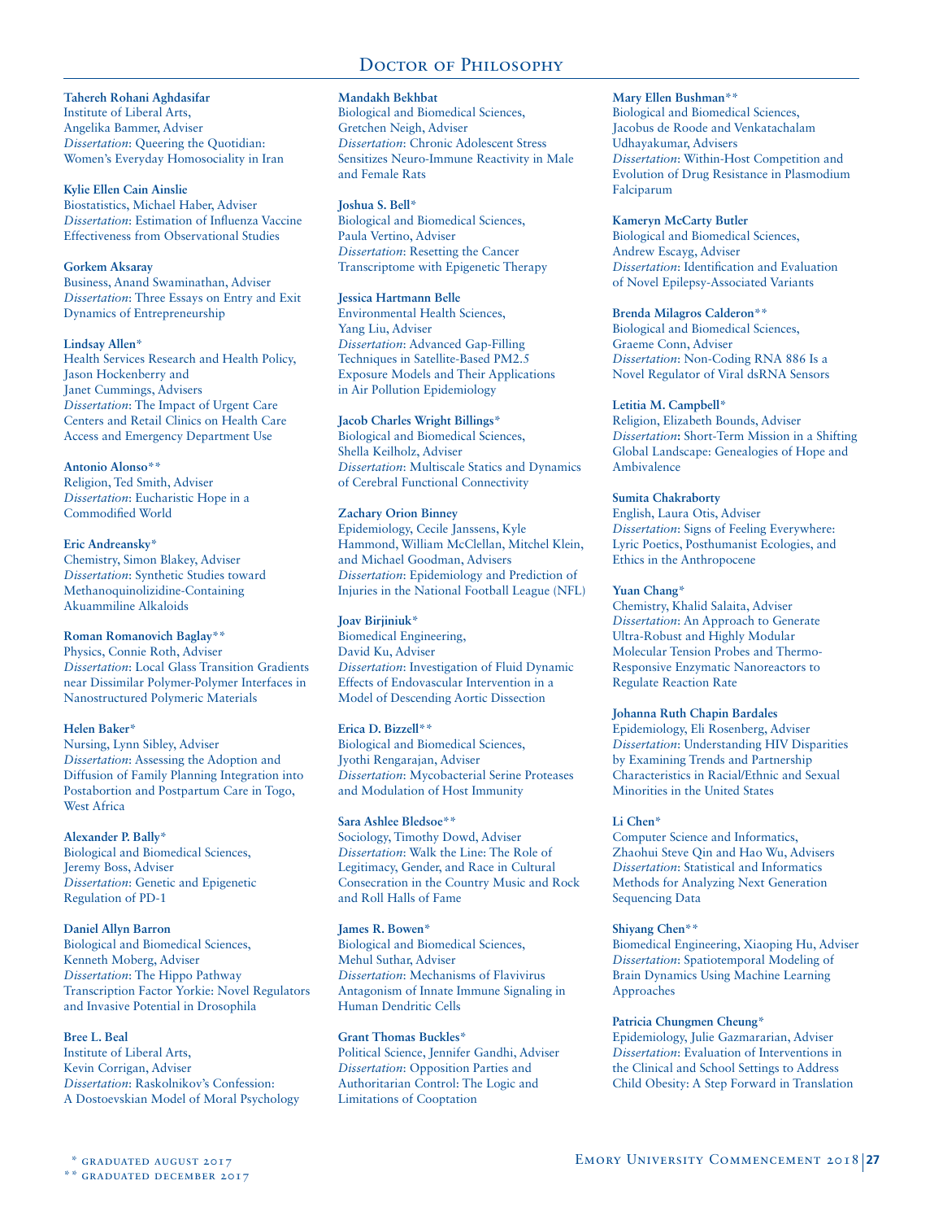# Doctor of Philosophy

**Tahereh Rohani Aghdasifar**
Institute of Liberal Arts,
Angelika Bammer, Adviser
*Dissertation*: Queering the Quotidian: Women's Everyday Homosociality in Iran

**Kylie Ellen Cain Ainslie**
Biostatistics, Michael Haber, Adviser
*Dissertation*: Estimation of Influenza Vaccine Effectiveness from Observational Studies

**Gorkem Aksaray**
Business, Anand Swaminathan, Adviser
*Dissertation*: Three Essays on Entry and Exit Dynamics of Entrepreneurship

**Lindsay Allen***
Health Services Research and Health Policy,
Jason Hockenberry and
Janet Cummings, Advisers
*Dissertation*: The Impact of Urgent Care Centers and Retail Clinics on Health Care Access and Emergency Department Use

**Antonio Alonso****
Religion, Ted Smith, Adviser
*Dissertation*: Eucharistic Hope in a Commodified World

**Eric Andreansky***
Chemistry, Simon Blakey, Adviser
*Dissertation*: Synthetic Studies toward Methanoquinolizidine-Containing Akuammiline Alkaloids

**Roman Romanovich Baglay****
Physics, Connie Roth, Adviser
*Dissertation*: Local Glass Transition Gradients near Dissimilar Polymer-Polymer Interfaces in Nanostructured Polymeric Materials

**Helen Baker***
Nursing, Lynn Sibley, Adviser
*Dissertation*: Assessing the Adoption and Diffusion of Family Planning Integration into Postabortion and Postpartum Care in Togo, West Africa

**Alexander P. Bally***
Biological and Biomedical Sciences,
Jeremy Boss, Adviser
*Dissertation*: Genetic and Epigenetic Regulation of PD-1

**Daniel Allyn Barron**
Biological and Biomedical Sciences,
Kenneth Moberg, Adviser
*Dissertation*: The Hippo Pathway Transcription Factor Yorkie: Novel Regulators and Invasive Potential in Drosophila

**Bree L. Beal**
Institute of Liberal Arts,
Kevin Corrigan, Adviser
*Dissertation*: Raskolnikov's Confession: A Dostoevskian Model of Moral Psychology

**Mandakh Bekhbat**
Biological and Biomedical Sciences,
Gretchen Neigh, Adviser
*Dissertation*: Chronic Adolescent Stress Sensitizes Neuro-Immune Reactivity in Male and Female Rats

**Joshua S. Bell***
Biological and Biomedical Sciences,
Paula Vertino, Adviser
*Dissertation*: Resetting the Cancer Transcriptome with Epigenetic Therapy

**Jessica Hartmann Belle**
Environmental Health Sciences,
Yang Liu, Adviser
*Dissertation*: Advanced Gap-Filling Techniques in Satellite-Based PM2.5 Exposure Models and Their Applications in Air Pollution Epidemiology

**Jacob Charles Wright Billings***
Biological and Biomedical Sciences,
Shella Keilholz, Adviser
*Dissertation*: Multiscale Statics and Dynamics of Cerebral Functional Connectivity

**Zachary Orion Binney**
Epidemiology, Cecile Janssens, Kyle Hammond, William McClellan, Mitchel Klein, and Michael Goodman, Advisers
*Dissertation*: Epidemiology and Prediction of Injuries in the National Football League (NFL)

**Joav Birjiniuk***
Biomedical Engineering,
David Ku, Adviser
*Dissertation*: Investigation of Fluid Dynamic Effects of Endovascular Intervention in a Model of Descending Aortic Dissection

**Erica D. Bizzell****
Biological and Biomedical Sciences,
Jyothi Rengarajan, Adviser
*Dissertation*: Mycobacterial Serine Proteases and Modulation of Host Immunity

**Sara Ashlee Bledsoe****
Sociology, Timothy Dowd, Adviser
*Dissertation*: Walk the Line: The Role of Legitimacy, Gender, and Race in Cultural Consecration in the Country Music and Rock and Roll Halls of Fame

**James R. Bowen***
Biological and Biomedical Sciences,
Mehul Suthar, Adviser
*Dissertation*: Mechanisms of Flavivirus Antagonism of Innate Immune Signaling in Human Dendritic Cells

**Grant Thomas Buckles***
Political Science, Jennifer Gandhi, Adviser
*Dissertation*: Opposition Parties and Authoritarian Control: The Logic and Limitations of Cooptation

**Mary Ellen Bushman****
Biological and Biomedical Sciences,
Jacobus de Roode and Venkatachalam Udhayakumar, Advisers
*Dissertation*: Within-Host Competition and Evolution of Drug Resistance in Plasmodium Falciparum

**Kameryn McCarty Butler**
Biological and Biomedical Sciences,
Andrew Escayg, Adviser
*Dissertation*: Identification and Evaluation of Novel Epilepsy-Associated Variants

**Brenda Milagros Calderon****
Biological and Biomedical Sciences,
Graeme Conn, Adviser
*Dissertation*: Non-Coding RNA 886 Is a Novel Regulator of Viral dsRNA Sensors

**Letitia M. Campbell***
Religion, Elizabeth Bounds, Adviser
*Dissertation*: Short-Term Mission in a Shifting Global Landscape: Genealogies of Hope and Ambivalence

**Sumita Chakraborty**
English, Laura Otis, Adviser
*Dissertation*: Signs of Feeling Everywhere: Lyric Poetics, Posthumanist Ecologies, and Ethics in the Anthropocene

**Yuan Chang***
Chemistry, Khalid Salaita, Adviser
*Dissertation*: An Approach to Generate Ultra-Robust and Highly Modular Molecular Tension Probes and Thermo-Responsive Enzymatic Nanoreactors to Regulate Reaction Rate

**Johanna Ruth Chapin Bardales**
Epidemiology, Eli Rosenberg, Adviser
*Dissertation*: Understanding HIV Disparities by Examining Trends and Partnership Characteristics in Racial/Ethnic and Sexual Minorities in the United States

**Li Chen***
Computer Science and Informatics,
Zhaohui Steve Qin and Hao Wu, Advisers
*Dissertation*: Statistical and Informatics Methods for Analyzing Next Generation Sequencing Data

**Shiyang Chen****
Biomedical Engineering, Xiaoping Hu, Adviser
*Dissertation*: Spatiotemporal Modeling of Brain Dynamics Using Machine Learning Approaches

**Patricia Chungmen Cheung***
Epidemiology, Julie Gazmararian, Adviser
*Dissertation*: Evaluation of Interventions in the Clinical and School Settings to Address Child Obesity: A Step Forward in Translation

\* graduated August 2017
\** graduated December 2017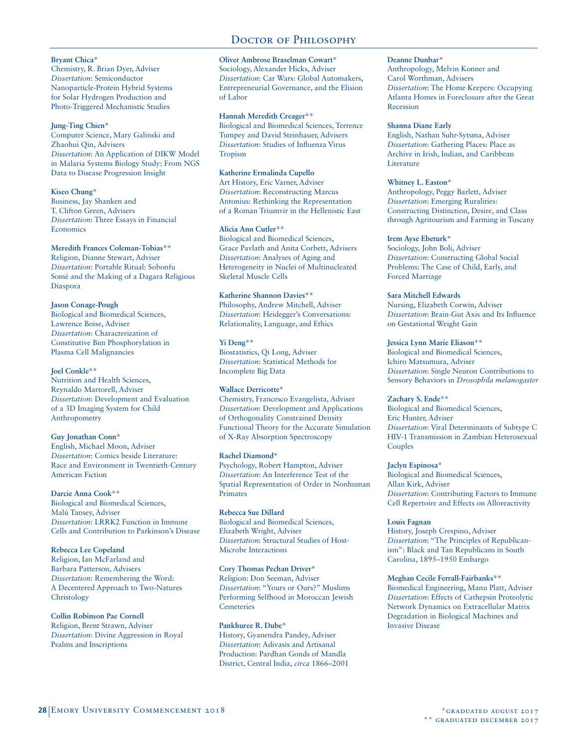## Doctor of Philosophy

**Bryant Chica***
Chemistry, R. Brian Dyer, Adviser
*Dissertation*: Semiconductor Nanoparticle-Protein Hybrid Systems for Solar Hydrogen Production and Photo-Triggered Mechanistic Studies

**Jung-Ting Chien***
Computer Science, Mary Galinski and Zhaohui Qin, Advisers
*Dissertation*: An Application of DIKW Model in Malaria Systems Biology Study: From NGS Data to Disease Progression Insight

**Kiseo Chung***
Business, Jay Shanken and T. Clifton Green, Advisers
*Dissertation*: Three Essays in Financial Economics

**Meredith Frances Coleman-Tobias****
Religion, Dianne Stewart, Adviser
*Dissertation*: Portable Ritual: Sobonfu Somé and the Making of a Dagara Religious Diaspora

**Jason Conage-Pough**
Biological and Biomedical Sciences, Lawrence Boise, Adviser
*Dissertation*: Characterization of Constitutive Bim Phosphorylation in Plasma Cell Malignancies

**Joel Conkle****
Nutrition and Health Sciences, Reynaldo Martorell, Adviser
*Dissertation*: Development and Evaluation of a 3D Imaging System for Child Anthropometry

**Guy Jonathan Conn***
English, Michael Moon, Adviser
*Dissertation*: Comics beside Literature: Race and Environment in Twentieth-Century American Fiction

**Darcie Anna Cook****
Biological and Biomedical Sciences, Malú Tansey, Adviser
*Dissertation*: LRRK2 Function in Immune Cells and Contribution to Parkinson's Disease

**Rebecca Lee Copeland**
Religion, Ian McFarland and Barbara Patterson, Advisers
*Dissertation*: Remembering the Word: A Decentered Approach to Two-Natures Christology

**Collin Robinson Pae Cornell**
Religion, Brent Strawn, Adviser
*Dissertation*: Divine Aggression in Royal Psalms and Inscriptions

**Oliver Ambrose Braselman Cowart***
Sociology, Alexander Hicks, Adviser
*Dissertation*: Car Wars: Global Automakers, Entrepreneurial Governance, and the Elision of Labor

**Hannah Meredith Creager****
Biological and Biomedical Sciences, Terrence Tumpey and David Steinhauer, Advisers
*Dissertation*: Studies of Influenza Virus Tropism

**Katherine Ermalinda Cupello**
Art History, Eric Varner, Adviser
*Dissertation*: Reconstructing Marcus Antonius: Rethinking the Representation of a Roman Triumvir in the Hellenistic East

**Alicia Ann Cutler****
Biological and Biomedical Sciences, Grace Pavlath and Anita Corbett, Advisers
*Dissertation*: Analyses of Aging and Heterogeneity in Nuclei of Multinucleated Skeletal Muscle Cells

**Katherine Shannon Davies****
Philosophy, Andrew Mitchell, Adviser
*Dissertation*: Heidegger's Conversations: Relationality, Language, and Ethics

**Yi Deng****
Biostatistics, Qi Long, Adviser
*Dissertation*: Statistical Methods for Incomplete Big Data

**Wallace Derricotte***
Chemistry, Francesco Evangelista, Adviser
*Dissertation*: Development and Applications of Orthogonality Constrained Density Functional Theory for the Accurate Simulation of X-Ray Absorption Spectroscopy

**Rachel Diamond***
Psychology, Robert Hampton, Adviser
*Dissertation*: An Interference Test of the Spatial Representation of Order in Nonhuman Primates

**Rebecca Sue Dillard**
Biological and Biomedical Sciences, Elizabeth Wright, Adviser
*Dissertation*: Structural Studies of Host-Microbe Interactions

**Cory Thomas Pechan Driver***
Religion: Don Seeman, Adviser
*Dissertation*: "Yours or Ours?" Muslims Performing Selfhood in Moroccan Jewish Cemeteries

**Pankhuree R. Dube***
History, Gyanendra Pandey, Adviser
*Dissertation*: Adivasis and Artisanal Production: Pardhan Gonds of Mandla District, Central India, *circa* 1866–2001

**Deanne Dunbar***
Anthropology, Melvin Konner and Carol Worthman, Advisers
*Dissertation*: The Home Keepers: Occupying Atlanta Homes in Foreclosure after the Great Recession

**Shanna Diane Early**
English, Nathan Suhr-Sytsma, Adviser
*Dissertation*: Gathering Places: Place as Archive in Irish, Indian, and Caribbean Literature

**Whitney L. Easton***
Anthropology, Peggy Barlett, Adviser
*Dissertation*: Emerging Ruralities: Constructing Distinction, Desire, and Class through Agritourism and Farming in Tuscany

**Irem Ayse Ebeturk***
Sociology, John Boli, Adviser
*Dissertation*: Constructing Global Social Problems: The Case of Child, Early, and Forced Marriage

**Sara Mitchell Edwards**
Nursing, Elizabeth Corwin, Adviser
*Dissertation*: Brain-Gut Axis and Its Influence on Gestational Weight Gain

**Jessica Lynn Marie Eliason****
Biological and Biomedical Sciences, Ichiro Matsumura, Adviser
*Dissertation*: Single Neuron Contributions to Sensory Behaviors in *Drosophila melanogaster*

**Zachary S. Ende****
Biological and Biomedical Sciences, Eric Hunter, Adviser
*Dissertation*: Viral Determinants of Subtype C HIV-1 Transmission in Zambian Heterosexual Couples

**Jaclyn Espinosa***
Biological and Biomedical Sciences, Allan Kirk, Adviser
*Dissertation*: Contributing Factors to Immune Cell Repertoire and Effects on Alloreactivity

**Louis Fagnan**
History, Joseph Crespino, Adviser
*Dissertation*: "The Principles of Republicanism": Black and Tan Republicans in South Carolina, 1895–1950 Embargo

**Meghan Cecile Ferrall-Fairbanks****
Biomedical Engineering, Manu Platt, Adviser
*Dissertation*: Effects of Cathepsin Proteolytic Network Dynamics on Extracellular Matrix Degradation in Biological Machines and Invasive Disease

*graduated August 2017
** graduated December 2017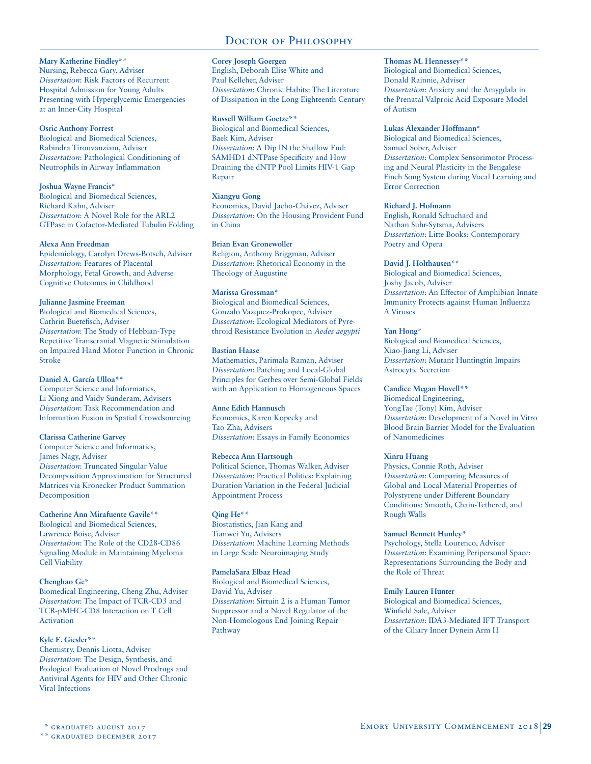## Doctor of Philosophy

**Mary Katherine Findley****
Nursing, Rebecca Gary, Adviser
*Dissertation*: Risk Factors of Recurrent Hospital Admission for Young Adults Presenting with Hyperglycemic Emergencies at an Inner-City Hospital

**Osric Anthony Forrest**
Biological and Biomedical Sciences, Rabindra Tirouvanziam, Adviser
*Dissertation*: Pathological Conditioning of Neutrophils in Airway Inflammation

**Joshua Wayne Francis***
Biological and Biomedical Sciences, Richard Kahn, Adviser
*Dissertation*: A Novel Role for the ARL2 GTPase in Cofactor-Mediated Tubulin Folding

**Alexa Ann Freedman**
Epidemiology, Carolyn Drews-Botsch, Adviser
*Dissertation*: Features of Placental Morphology, Fetal Growth, and Adverse Cognitive Outcomes in Childhood

**Julianne Jasmine Freeman**
Biological and Biomedical Sciences, Cathrin Buetefisch, Adviser
*Dissertation*: The Study of Hebbian-Type Repetitive Transcranial Magnetic Stimulation on Impaired Hand Motor Function in Chronic Stroke

**Daniel A. García Ulloa****
Computer Science and Informatics, Li Xiong and Vaidy Sunderam, Advisers
*Dissertation*: Task Recommendation and Information Fusion in Spatial Crowdsourcing

**Clarissa Catherine Garvey**
Computer Science and Informatics, James Nagy, Adviser
*Dissertation*: Truncated Singular Value Decomposition Approximation for Structured Matrices via Kronecker Product Summation Decomposition

**Catherine Ann Mirafuente Gavile****
Biological and Biomedical Sciences, Lawrence Boise, Adviser
*Dissertation*: The Role of the CD28-CD86 Signaling Module in Maintaining Myeloma Cell Viability

**Chenghao Ge***
Biomedical Engineering, Cheng Zhu, Adviser
*Dissertation*: The Impact of TCR-CD3 and TCR-pMHC-CD8 Interaction on T Cell Activation

**Kyle E. Giesler****
Chemistry, Dennis Liotta, Adviser
*Dissertation*: The Design, Synthesis, and Biological Evaluation of Novel Prodrugs and Antiviral Agents for HIV and Other Chronic Viral Infections

**Corey Joseph Goergen**
English, Deborah Elise White and Paul Kelleher, Adviser
*Dissertation*: Chronic Habits: The Literature of Dissipation in the Long Eighteenth Century

**Russell William Goetze****
Biological and Biomedical Sciences, Baek Kim, Adviser
*Dissertation*: A Dip IN the Shallow End: SAMHD1 dNTPase Specificity and How Draining the dNTP Pool Limits HIV-1 Gap Repair

**Xiangyu Gong**
Economics, David Jacho-Chávez, Adviser
*Dissertation*: On the Housing Provident Fund in China

**Brian Evan Gronewoller**
Religion, Anthony Briggman, Adviser
*Dissertation*: Rhetorical Economy in the Theology of Augustine

**Marissa Grossman***
Biological and Biomedical Sciences, Gonzalo Vazquez-Prokopec, Adviser
*Dissertation*: Ecological Mediators of Pyrethroid Resistance Evolution in *Aedes aegypti*

**Bastian Haase**
Mathematics, Parimala Raman, Adviser
*Dissertation*: Patching and Local-Global Principles for Gerbes over Semi-Global Fields with an Application to Homogeneous Spaces

**Anne Edith Hannusch**
Economics, Karen Kopecky and Tao Zha, Advisers
*Dissertation*: Essays in Family Economics

**Rebecca Ann Hartsough**
Political Science, Thomas Walker, Adviser
*Dissertation*: Practical Politics: Explaining Duration Variation in the Federal Judicial Appointment Process

**Qing He****
Biostatistics, Jian Kang and Tianwei Yu, Advisers
*Dissertation*: Machine Learning Methods in Large Scale Neuroimaging Study

**PamelaSara Elbaz Head**
Biological and Biomedical Sciences, David Yu, Adviser
*Dissertation*: Sirtuin 2 is a Human Tumor Suppressor and a Novel Regulator of the Non-Homologous End Joining Repair Pathway

**Thomas M. Hennessey****
Biological and Biomedical Sciences, Donald Rainnie, Adviser
*Dissertation*: Anxiety and the Amygdala in the Prenatal Valproic Acid Exposure Model of Autism

**Lukas Alexander Hoffmann***
Biological and Biomedical Sciences, Samuel Sober, Adviser
*Dissertation*: Complex Sensorimotor Processing and Neural Plasticity in the Bengalese Finch Song System during Vocal Learning and Error Correction

**Richard J. Hofmann**
English, Ronald Schuchard and Nathan Suhr-Sytsma, Advisers
*Dissertation*: Litte Books: Contemporary Poetry and Opera

**David J. Holthausen****
Biological and Biomedical Sciences, Joshy Jacob, Adviser
*Dissertation*: An Effector of Amphibian Innate Immunity Protects against Human Influenza A Viruses

**Yan Hong***
Biological and Biomedical Sciences, Xiao-Jiang Li, Adviser
*Dissertation*: Mutant Huntingtin Impairs Astrocytic Secretion

**Candice Megan Hovell****
Biomedical Engineering, YongTae (Tony) Kim, Adviser
*Dissertation*: Development of a Novel in Vitro Blood Brain Barrier Model for the Evaluation of Nanomedicines

**Xinru Huang**
Physics, Connie Roth, Adviser
*Dissertation*: Comparing Measures of Global and Local Material Properties of Polystyrene under Different Boundary Conditions: Smooth, Chain-Tethered, and Rough Walls

**Samuel Bennett Hunley***
Psychology, Stella Lourenco, Adviser
*Dissertation*: Examining Peripersonal Space: Representations Surrounding the Body and the Role of Threat

**Emily Lauren Hunter**
Biological and Biomedical Sciences, Winfield Sale, Adviser
*Dissertation*: IDA3-Mediated IFT Transport of the Ciliary Inner Dynein Arm I1

\* graduated august 2017
\*\* graduated december 2017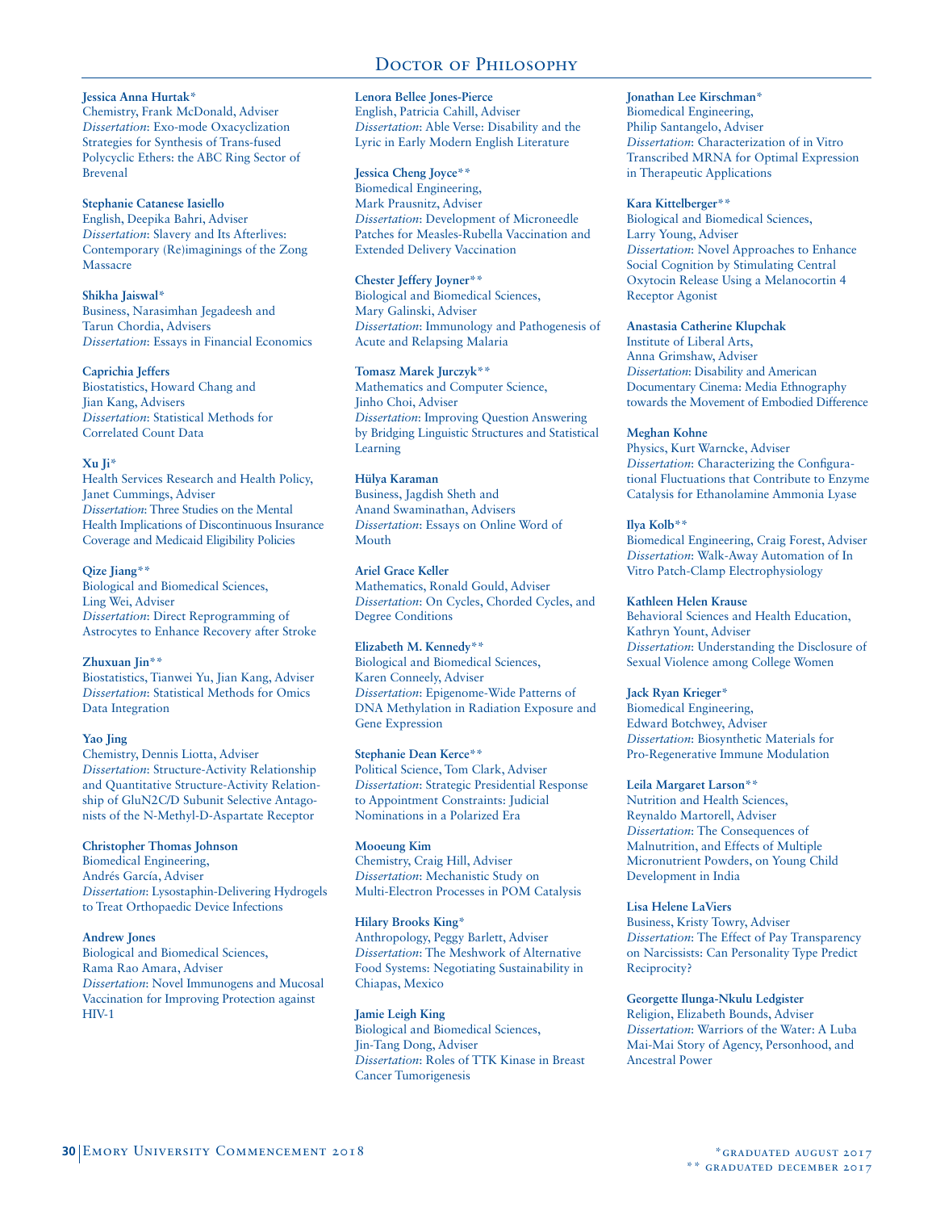## Doctor of Philosophy

**Jessica Anna Hurtak***
Chemistry, Frank McDonald, Adviser
*Dissertation*: Exo-mode Oxacyclization Strategies for Synthesis of Trans-fused Polycyclic Ethers: the ABC Ring Sector of Brevenal

**Stephanie Catanese Iasiello**
English, Deepika Bahri, Adviser
*Dissertation*: Slavery and Its Afterlives: Contemporary (Re)imaginings of the Zong Massacre

**Shikha Jaiswal***
Business, Narasimhan Jegadeesh and Tarun Chordia, Advisers
*Dissertation*: Essays in Financial Economics

**Caprichia Jeffers**
Biostatistics, Howard Chang and Jian Kang, Advisers
*Dissertation*: Statistical Methods for Correlated Count Data

**Xu Ji***
Health Services Research and Health Policy, Janet Cummings, Adviser
*Dissertation*: Three Studies on the Mental Health Implications of Discontinuous Insurance Coverage and Medicaid Eligibility Policies

**Qize Jiang****
Biological and Biomedical Sciences, Ling Wei, Adviser
*Dissertation*: Direct Reprogramming of Astrocytes to Enhance Recovery after Stroke

**Zhuxuan Jin****
Biostatistics, Tianwei Yu, Jian Kang, Adviser
*Dissertation*: Statistical Methods for Omics Data Integration

**Yao Jing**
Chemistry, Dennis Liotta, Adviser
*Dissertation*: Structure-Activity Relationship and Quantitative Structure-Activity Relationship of GluN2C/D Subunit Selective Antagonists of the N-Methyl-D-Aspartate Receptor

**Christopher Thomas Johnson**
Biomedical Engineering, Andrés García, Adviser
*Dissertation*: Lysostaphin-Delivering Hydrogels to Treat Orthopaedic Device Infections

**Andrew Jones**
Biological and Biomedical Sciences, Rama Rao Amara, Adviser
*Dissertation*: Novel Immunogens and Mucosal Vaccination for Improving Protection against HIV-1

**Lenora Bellee Jones-Pierce**
English, Patricia Cahill, Adviser
*Dissertation*: Able Verse: Disability and the Lyric in Early Modern English Literature

**Jessica Cheng Joyce****
Biomedical Engineering, Mark Prausnitz, Adviser
*Dissertation*: Development of Microneedle Patches for Measles-Rubella Vaccination and Extended Delivery Vaccination

**Chester Jeffery Joyner****
Biological and Biomedical Sciences, Mary Galinski, Adviser
*Dissertation*: Immunology and Pathogenesis of Acute and Relapsing Malaria

**Tomasz Marek Jurczyk****
Mathematics and Computer Science, Jinho Choi, Adviser
*Dissertation*: Improving Question Answering by Bridging Linguistic Structures and Statistical Learning

**Hülya Karaman**
Business, Jagdish Sheth and Anand Swaminathan, Advisers
*Dissertation*: Essays on Online Word of Mouth

**Ariel Grace Keller**
Mathematics, Ronald Gould, Adviser
*Dissertation*: On Cycles, Chorded Cycles, and Degree Conditions

**Elizabeth M. Kennedy****
Biological and Biomedical Sciences, Karen Conneely, Adviser
*Dissertation*: Epigenome-Wide Patterns of DNA Methylation in Radiation Exposure and Gene Expression

**Stephanie Dean Kerce****
Political Science, Tom Clark, Adviser
*Dissertation*: Strategic Presidential Response to Appointment Constraints: Judicial Nominations in a Polarized Era

**Mooeung Kim**
Chemistry, Craig Hill, Adviser
*Dissertation*: Mechanistic Study on Multi-Electron Processes in POM Catalysis

**Hilary Brooks King***
Anthropology, Peggy Barlett, Adviser
*Dissertation*: The Meshwork of Alternative Food Systems: Negotiating Sustainability in Chiapas, Mexico

**Jamie Leigh King**
Biological and Biomedical Sciences, Jin-Tang Dong, Adviser
*Dissertation*: Roles of TTK Kinase in Breast Cancer Tumorigenesis

**Jonathan Lee Kirschman***
Biomedical Engineering, Philip Santangelo, Adviser
*Dissertation*: Characterization of in Vitro Transcribed MRNA for Optimal Expression in Therapeutic Applications

**Kara Kittelberger****
Biological and Biomedical Sciences, Larry Young, Adviser
*Dissertation*: Novel Approaches to Enhance Social Cognition by Stimulating Central Oxytocin Release Using a Melanocortin 4 Receptor Agonist

**Anastasia Catherine Klupchak**
Institute of Liberal Arts, Anna Grimshaw, Adviser
*Dissertation*: Disability and American Documentary Cinema: Media Ethnography towards the Movement of Embodied Difference

**Meghan Kohne**
Physics, Kurt Warncke, Adviser
*Dissertation*: Characterizing the Configurational Fluctuations that Contribute to Enzyme Catalysis for Ethanolamine Ammonia Lyase

**Ilya Kolb****
Biomedical Engineering, Craig Forest, Adviser
*Dissertation*: Walk-Away Automation of In Vitro Patch-Clamp Electrophysiology

**Kathleen Helen Krause**
Behavioral Sciences and Health Education, Kathryn Yount, Adviser
*Dissertation*: Understanding the Disclosure of Sexual Violence among College Women

**Jack Ryan Krieger***
Biomedical Engineering, Edward Botchwey, Adviser
*Dissertation*: Biosynthetic Materials for Pro-Regenerative Immune Modulation

**Leila Margaret Larson****
Nutrition and Health Sciences, Reynaldo Martorell, Adviser
*Dissertation*: The Consequences of Malnutrition, and Effects of Multiple Micronutrient Powders, on Young Child Development in India

**Lisa Helene LaViers**
Business, Kristy Towry, Adviser
*Dissertation*: The Effect of Pay Transparency on Narcissists: Can Personality Type Predict Reciprocity?

**Georgette Ilunga-Nkulu Ledgister**
Religion, Elizabeth Bounds, Adviser
*Dissertation*: Warriors of the Water: A Luba Mai-Mai Story of Agency, Personhood, and Ancestral Power

*graduated august 2017
** graduated december 2017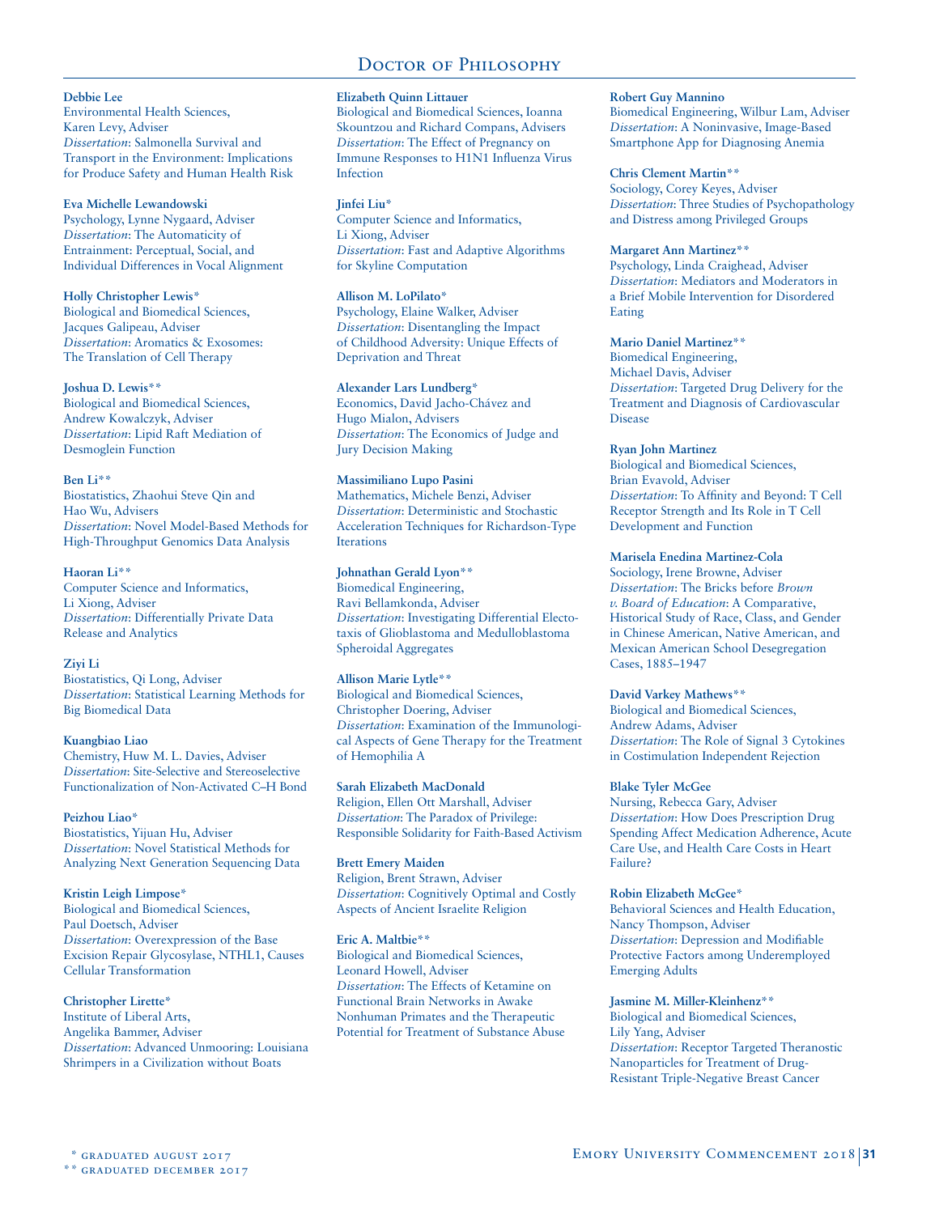## Doctor of Philosophy

**Debbie Lee**
Environmental Health Sciences,
Karen Levy, Adviser
*Dissertation*: Salmonella Survival and Transport in the Environment: Implications for Produce Safety and Human Health Risk

**Eva Michelle Lewandowski**
Psychology, Lynne Nygaard, Adviser
*Dissertation*: The Automaticity of Entrainment: Perceptual, Social, and Individual Differences in Vocal Alignment

**Holly Christopher Lewis***
Biological and Biomedical Sciences,
Jacques Galipeau, Adviser
*Dissertation*: Aromatics & Exosomes: The Translation of Cell Therapy

**Joshua D. Lewis****
Biological and Biomedical Sciences,
Andrew Kowalczyk, Adviser
*Dissertation*: Lipid Raft Mediation of Desmoglein Function

**Ben Li****
Biostatistics, Zhaohui Steve Qin and Hao Wu, Advisers
*Dissertation*: Novel Model-Based Methods for High-Throughput Genomics Data Analysis

**Haoran Li****
Computer Science and Informatics,
Li Xiong, Adviser
*Dissertation*: Differentially Private Data Release and Analytics

**Ziyi Li**
Biostatistics, Qi Long, Adviser
*Dissertation*: Statistical Learning Methods for Big Biomedical Data

**Kuangbiao Liao**
Chemistry, Huw M. L. Davies, Adviser
*Dissertation*: Site-Selective and Stereoselective Functionalization of Non-Activated C–H Bond

**Peizhou Liao***
Biostatistics, Yijuan Hu, Adviser
*Dissertation*: Novel Statistical Methods for Analyzing Next Generation Sequencing Data

**Kristin Leigh Limpose***
Biological and Biomedical Sciences,
Paul Doetsch, Adviser
*Dissertation*: Overexpression of the Base Excision Repair Glycosylase, NTHL1, Causes Cellular Transformation

**Christopher Lirette***
Institute of Liberal Arts,
Angelika Bammer, Adviser
*Dissertation*: Advanced Unmooring: Louisiana Shrimpers in a Civilization without Boats

**Elizabeth Quinn Littauer**
Biological and Biomedical Sciences, Ioanna Skountzou and Richard Compans, Advisers
*Dissertation*: The Effect of Pregnancy on Immune Responses to H1N1 Influenza Virus Infection

**Jinfei Liu***
Computer Science and Informatics,
Li Xiong, Adviser
*Dissertation*: Fast and Adaptive Algorithms for Skyline Computation

**Allison M. LoPilato***
Psychology, Elaine Walker, Adviser
*Dissertation*: Disentangling the Impact of Childhood Adversity: Unique Effects of Deprivation and Threat

**Alexander Lars Lundberg***
Economics, David Jacho-Chávez and Hugo Mialon, Advisers
*Dissertation*: The Economics of Judge and Jury Decision Making

**Massimiliano Lupo Pasini**
Mathematics, Michele Benzi, Adviser
*Dissertation*: Deterministic and Stochastic Acceleration Techniques for Richardson-Type Iterations

**Johnathan Gerald Lyon****
Biomedical Engineering,
Ravi Bellamkonda, Adviser
*Dissertation*: Investigating Differential Electotaxis of Glioblastoma and Medulloblastoma Spheroidal Aggregates

**Allison Marie Lytle****
Biological and Biomedical Sciences,
Christopher Doering, Adviser
*Dissertation*: Examination of the Immunological Aspects of Gene Therapy for the Treatment of Hemophilia A

**Sarah Elizabeth MacDonald**
Religion, Ellen Ott Marshall, Adviser
*Dissertation*: The Paradox of Privilege: Responsible Solidarity for Faith-Based Activism

**Brett Emery Maiden**
Religion, Brent Strawn, Adviser
*Dissertation*: Cognitively Optimal and Costly Aspects of Ancient Israelite Religion

**Eric A. Maltbie****
Biological and Biomedical Sciences,
Leonard Howell, Adviser
*Dissertation*: The Effects of Ketamine on Functional Brain Networks in Awake Nonhuman Primates and the Therapeutic Potential for Treatment of Substance Abuse

**Robert Guy Mannino**
Biomedical Engineering, Wilbur Lam, Adviser
*Dissertation*: A Noninvasive, Image-Based Smartphone App for Diagnosing Anemia

**Chris Clement Martin****
Sociology, Corey Keyes, Adviser
*Dissertation*: Three Studies of Psychopathology and Distress among Privileged Groups

**Margaret Ann Martinez****
Psychology, Linda Craighead, Adviser
*Dissertation*: Mediators and Moderators in a Brief Mobile Intervention for Disordered Eating

**Mario Daniel Martinez****
Biomedical Engineering,
Michael Davis, Adviser
*Dissertation*: Targeted Drug Delivery for the Treatment and Diagnosis of Cardiovascular Disease

**Ryan John Martinez**
Biological and Biomedical Sciences,
Brian Evavold, Adviser
*Dissertation*: To Affinity and Beyond: T Cell Receptor Strength and Its Role in T Cell Development and Function

**Marisela Enedina Martinez-Cola**
Sociology, Irene Browne, Adviser
*Dissertation*: The Bricks before *Brown v. Board of Education*: A Comparative, Historical Study of Race, Class, and Gender in Chinese American, Native American, and Mexican American School Desegregation Cases, 1885–1947

**David Varkey Mathews****
Biological and Biomedical Sciences,
Andrew Adams, Adviser
*Dissertation*: The Role of Signal 3 Cytokines in Costimulation Independent Rejection

**Blake Tyler McGee**
Nursing, Rebecca Gary, Adviser
*Dissertation*: How Does Prescription Drug Spending Affect Medication Adherence, Acute Care Use, and Health Care Costs in Heart Failure?

**Robin Elizabeth McGee***
Behavioral Sciences and Health Education,
Nancy Thompson, Adviser
*Dissertation*: Depression and Modifiable Protective Factors among Underemployed Emerging Adults

**Jasmine M. Miller-Kleinhenz****
Biological and Biomedical Sciences,
Lily Yang, Adviser
*Dissertation*: Receptor Targeted Theranostic Nanoparticles for Treatment of Drug-Resistant Triple-Negative Breast Cancer

\* graduated august 2017
\*\* graduated december 2017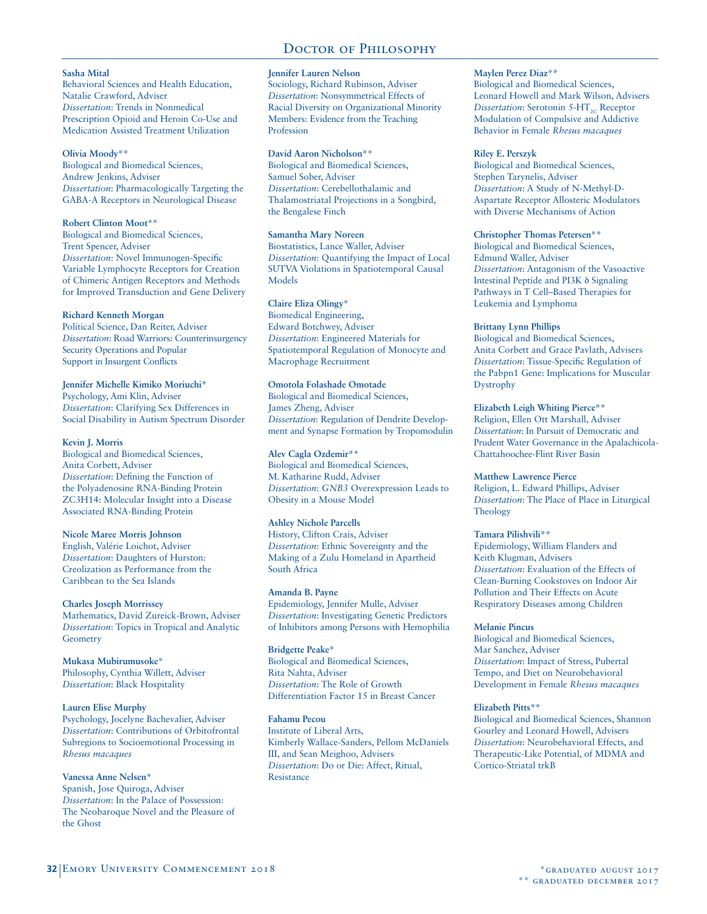## Doctor of Philosophy

**Sasha Mital**
Behavioral Sciences and Health Education, Natalie Crawford, Adviser
*Dissertation*: Trends in Nonmedical Prescription Opioid and Heroin Co-Use and Medication Assisted Treatment Utilization

**Olivia Moody****
Biological and Biomedical Sciences, Andrew Jenkins, Adviser
*Dissertation*: Pharmacologically Targeting the GABA-A Receptors in Neurological Disease

**Robert Clinton Moot****
Biological and Biomedical Sciences, Trent Spencer, Adviser
*Dissertation*: Novel Immunogen-Specific Variable Lymphocyte Receptors for Creation of Chimeric Antigen Receptors and Methods for Improved Transduction and Gene Delivery

**Richard Kenneth Morgan**
Political Science, Dan Reiter, Adviser
*Dissertation*: Road Warriors: Counterinsurgency Security Operations and Popular Support in Insurgent Conflicts

**Jennifer Michelle Kimiko Moriuchi***
Psychology, Ami Klin, Adviser
*Dissertation*: Clarifying Sex Differences in Social Disability in Autism Spectrum Disorder

**Kevin J. Morris**
Biological and Biomedical Sciences, Anita Corbett, Adviser
*Dissertation*: Defining the Function of the Polyadenosine RNA-Binding Protein ZC3H14: Molecular Insight into a Disease Associated RNA-Binding Protein

**Nicole Maree Morris Johnson**
English, Valérie Loichot, Adviser
*Dissertation*: Daughters of Hurston: Creolization as Performance from the Caribbean to the Sea Islands

**Charles Joseph Morrissey**
Mathematics, David Zureick-Brown, Adviser
*Dissertation*: Topics in Tropical and Analytic Geometry

**Mukasa Mubirumusoke***
Philosophy, Cynthia Willett, Adviser
*Dissertation*: Black Hospitality

**Lauren Elise Murphy**
Psychology, Jocelyne Bachevalier, Adviser
*Dissertation*: Contributions of Orbitofrontal Subregions to Socioemotional Processing in *Rhesus macaques*

**Vanessa Anne Nelsen***
Spanish, Jose Quiroga, Adviser
*Dissertation*: In the Palace of Possession: The Neobaroque Novel and the Pleasure of the Ghost

**Jennifer Lauren Nelson**
Sociology, Richard Rubinson, Adviser
*Dissertation*: Nonsymmetrical Effects of Racial Diversity on Organizational Minority Members: Evidence from the Teaching Profession

**David Aaron Nicholson****
Biological and Biomedical Sciences, Samuel Sober, Adviser
*Dissertation*: Cerebellothalamic and Thalamostriatal Projections in a Songbird, the Bengalese Finch

**Samantha Mary Noreen**
Biostatistics, Lance Waller, Adviser
*Dissertation*: Quantifying the Impact of Local SUTVA Violations in Spatiotemporal Causal Models

**Claire Eliza Olingy***
Biomedical Engineering, Edward Botchwey, Adviser
*Dissertation*: Engineered Materials for Spatiotemporal Regulation of Monocyte and Macrophage Recruitment

**Omotola Folashade Omotade**
Biological and Biomedical Sciences, James Zheng, Adviser
*Dissertation*: Regulation of Dendrite Development and Synapse Formation by Tropomodulin

**Alev Cagla Ozdemir****
Biological and Biomedical Sciences, M. Katharine Rudd, Adviser
*Dissertation*: *GNB3* Overexpression Leads to Obesity in a Mouse Model

**Ashley Nichole Parcells**
History, Clifton Crais, Adviser
*Dissertation*: Ethnic Sovereignty and the Making of a Zulu Homeland in Apartheid South Africa

**Amanda B. Payne**
Epidemiology, Jennifer Mulle, Adviser
*Dissertation*: Investigating Genetic Predictors of Inhibitors among Persons with Hemophilia

**Bridgette Peake***
Biological and Biomedical Sciences, Rita Nahta, Adviser
*Dissertation*: The Role of Growth Differentiation Factor 15 in Breast Cancer

**Fahamu Pecou**
Institute of Liberal Arts, Kimberly Wallace-Sanders, Pellom McDaniels III, and Sean Meighoo, Advisers
*Dissertation*: Do or Die: Affect, Ritual, Resistance

**Maylen Perez Diaz****
Biological and Biomedical Sciences, Leonard Howell and Mark Wilson, Advisers
*Dissertation*: Serotonin 5-HT$_{2C}$ Receptor Modulation of Compulsive and Addictive Behavior in Female *Rhesus macaques*

**Riley E. Perszyk**
Biological and Biomedical Sciences, Stephen Tarynelis, Adviser
*Dissertation*: A Study of N-Methyl-D-Aspartate Receptor Allosteric Modulators with Diverse Mechanisms of Action

**Christopher Thomas Petersen****
Biological and Biomedical Sciences, Edmund Waller, Adviser
*Dissertation*: Antagonism of the Vasoactive Intestinal Peptide and PI3K δ Signaling Pathways in T Cell–Based Therapies for Leukemia and Lymphoma

**Brittany Lynn Phillips**
Biological and Biomedical Sciences, Anita Corbett and Grace Pavlath, Advisers
*Dissertation*: Tissue-Specific Regulation of the Pabpn1 Gene: Implications for Muscular Dystrophy

**Elizabeth Leigh Whiting Pierce****
Religion, Ellen Ott Marshall, Adviser
*Dissertation*: In Pursuit of Democratic and Prudent Water Governance in the Apalachicola-Chattahoochee-Flint River Basin

**Matthew Lawrence Pierce**
Religion, L. Edward Phillips, Adviser
*Dissertation*: The Place of Place in Liturgical Theology

**Tamara Pilishvili****
Epidemiology, William Flanders and Keith Klugman, Advisers
*Dissertation*: Evaluation of the Effects of Clean-Burning Cookstoves on Indoor Air Pollution and Their Effects on Acute Respiratory Diseases among Children

**Melanie Pincus**
Biological and Biomedical Sciences, Mar Sanchez, Adviser
*Dissertation*: Impact of Stress, Pubertal Tempo, and Diet on Neurobehavioral Development in Female *Rhesus macaques*

**Elizabeth Pitts****
Biological and Biomedical Sciences, Shannon Gourley and Leonard Howell, Advisers
*Dissertation*: Neurobehavioral Effects, and Therapeutic-Like Potential, of MDMA and Cortico-Striatal trkB

*graduated August 2017
** graduated December 2017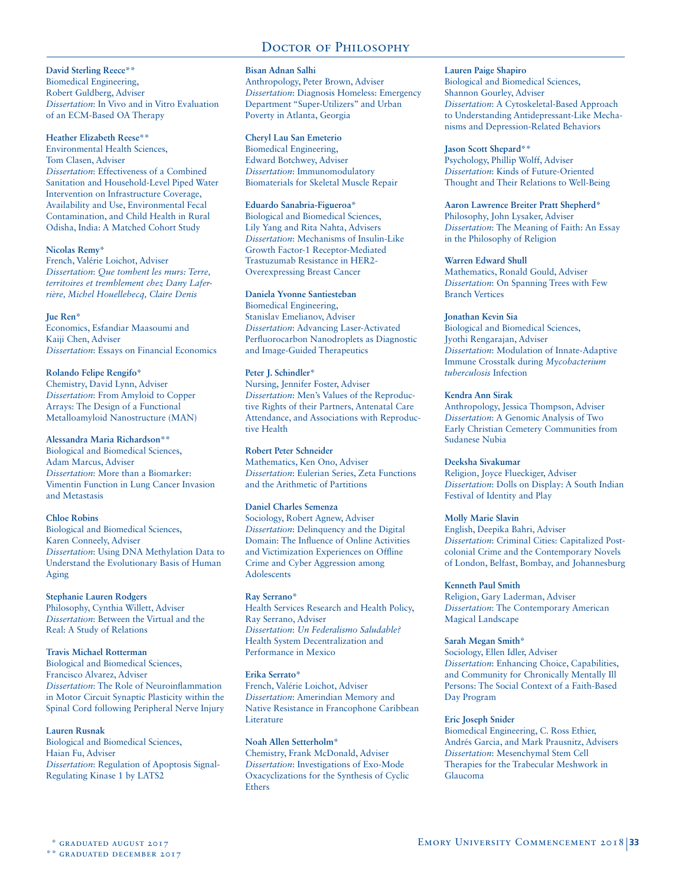## Doctor of Philosophy

**David Sterling Reece****
Biomedical Engineering,
Robert Guldberg, Adviser
*Dissertation*: In Vivo and in Vitro Evaluation of an ECM-Based OA Therapy

**Heather Elizabeth Reese****
Environmental Health Sciences,
Tom Clasen, Adviser
*Dissertation*: Effectiveness of a Combined Sanitation and Household-Level Piped Water Intervention on Infrastructure Coverage, Availability and Use, Environmental Fecal Contamination, and Child Health in Rural Odisha, India: A Matched Cohort Study

**Nicolas Remy***
French, Valérie Loichot, Adviser
*Dissertation*: *Que tombent les murs: Terre, territoires et tremblement chez Dany Laferrière, Michel Houellebecq, Claire Denis*

**Jue Ren***
Economics, Esfandiar Maasoumi and Kaiji Chen, Adviser
*Dissertation*: Essays on Financial Economics

**Rolando Felipe Rengifo***
Chemistry, David Lynn, Adviser
*Dissertation*: From Amyloid to Copper Arrays: The Design of a Functional Metalloamyloid Nanostructure (MAN)

**Alessandra Maria Richardson****
Biological and Biomedical Sciences,
Adam Marcus, Adviser
*Dissertation*: More than a Biomarker: Vimentin Function in Lung Cancer Invasion and Metastasis

**Chloe Robins**
Biological and Biomedical Sciences,
Karen Conneely, Adviser
*Dissertation*: Using DNA Methylation Data to Understand the Evolutionary Basis of Human Aging

**Stephanie Lauren Rodgers**
Philosophy, Cynthia Willett, Adviser
*Dissertation*: Between the Virtual and the Real: A Study of Relations

**Travis Michael Rotterman**
Biological and Biomedical Sciences,
Francisco Alvarez, Adviser
*Dissertation*: The Role of Neuroinflammation in Motor Circuit Synaptic Plasticity within the Spinal Cord following Peripheral Nerve Injury

**Lauren Rusnak**
Biological and Biomedical Sciences,
Haian Fu, Adviser
*Dissertation*: Regulation of Apoptosis Signal-Regulating Kinase 1 by LATS2

**Bisan Adnan Salhi**
Anthropology, Peter Brown, Adviser
*Dissertation*: Diagnosis Homeless: Emergency Department "Super-Utilizers" and Urban Poverty in Atlanta, Georgia

**Cheryl Lau San Emeterio**
Biomedical Engineering,
Edward Botchwey, Adviser
*Dissertation*: Immunomodulatory Biomaterials for Skeletal Muscle Repair

**Eduardo Sanabria-Figueroa***
Biological and Biomedical Sciences,
Lily Yang and Rita Nahta, Advisers
*Dissertation*: Mechanisms of Insulin-Like Growth Factor-1 Receptor-Mediated Trastuzumab Resistance in HER2-Overexpressing Breast Cancer

**Daniela Yvonne Santiesteban**
Biomedical Engineering,
Stanislav Emelianov, Adviser
*Dissertation*: Advancing Laser-Activated Perfluorocarbon Nanodroplets as Diagnostic and Image-Guided Therapeutics

**Peter J. Schindler***
Nursing, Jennifer Foster, Adviser
*Dissertation*: Men's Values of the Reproductive Rights of their Partners, Antenatal Care Attendance, and Associations with Reproductive Health

**Robert Peter Schneider**
Mathematics, Ken Ono, Adviser
*Dissertation*: Eulerian Series, Zeta Functions and the Arithmetic of Partitions

**Daniel Charles Semenza**
Sociology, Robert Agnew, Adviser
*Dissertation*: Delinquency and the Digital Domain: The Influence of Online Activities and Victimization Experiences on Offline Crime and Cyber Aggression among Adolescents

**Ray Serrano***
Health Services Research and Health Policy,
Ray Serrano, Adviser
*Dissertation*: *Un Federalismo Saludable?* Health System Decentralization and Performance in Mexico

**Erika Serrato***
French, Valérie Loichot, Adviser
*Dissertation*: Amerindian Memory and Native Resistance in Francophone Caribbean Literature

**Noah Allen Setterholm***
Chemistry, Frank McDonald, Adviser
*Dissertation*: Investigations of Exo-Mode Oxacyclizations for the Synthesis of Cyclic Ethers

**Lauren Paige Shapiro**
Biological and Biomedical Sciences,
Shannon Gourley, Adviser
*Dissertation*: A Cytoskeletal-Based Approach to Understanding Antidepressant-Like Mechanisms and Depression-Related Behaviors

**Jason Scott Shepard****
Psychology, Phillip Wolff, Adviser
*Dissertation*: Kinds of Future-Oriented Thought and Their Relations to Well-Being

**Aaron Lawrence Breiter Pratt Shepherd***
Philosophy, John Lysaker, Adviser
*Dissertation*: The Meaning of Faith: An Essay in the Philosophy of Religion

**Warren Edward Shull**
Mathematics, Ronald Gould, Adviser
*Dissertation*: On Spanning Trees with Few Branch Vertices

**Jonathan Kevin Sia**
Biological and Biomedical Sciences,
Jyothi Rengarajan, Adviser
*Dissertation*: Modulation of Innate-Adaptive Immune Crosstalk during *Mycobacterium tuberculosis* Infection

**Kendra Ann Sirak**
Anthropology, Jessica Thompson, Adviser
*Dissertation*: A Genomic Analysis of Two Early Christian Cemetery Communities from Sudanese Nubia

**Deeksha Sivakumar**
Religion, Joyce Flueckiger, Adviser
*Dissertation*: Dolls on Display: A South Indian Festival of Identity and Play

**Molly Marie Slavin**
English, Deepika Bahri, Adviser
*Dissertation*: Criminal Cities: Capitalized Postcolonial Crime and the Contemporary Novels of London, Belfast, Bombay, and Johannesburg

**Kenneth Paul Smith**
Religion, Gary Laderman, Adviser
*Dissertation*: The Contemporary American Magical Landscape

**Sarah Megan Smith***
Sociology, Ellen Idler, Adviser
*Dissertation*: Enhancing Choice, Capabilities, and Community for Chronically Mentally Ill Persons: The Social Context of a Faith-Based Day Program

**Eric Joseph Snider**
Biomedical Engineering, C. Ross Ethier, Andrés Garcia, and Mark Prausnitz, Advisers
*Dissertation*: Mesenchymal Stem Cell Therapies for the Trabecular Meshwork in Glaucoma

\* graduated August 2017
\*\* graduated December 2017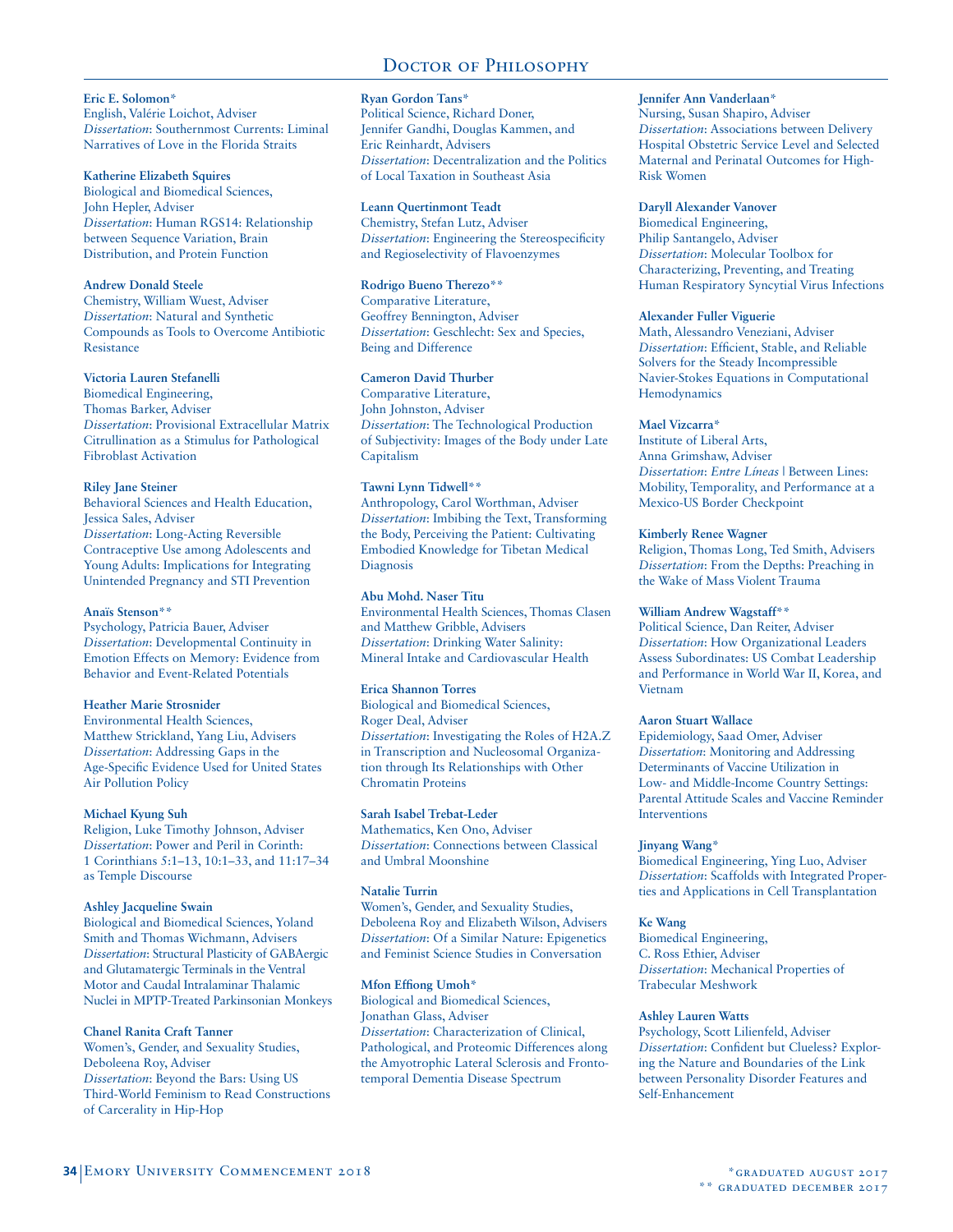# Doctor of Philosophy

**Eric E. Solomon***
English, Valérie Loichot, Adviser
*Dissertation*: Southernmost Currents: Liminal Narratives of Love in the Florida Straits

**Katherine Elizabeth Squires**
Biological and Biomedical Sciences, John Hepler, Adviser
*Dissertation*: Human RGS14: Relationship between Sequence Variation, Brain Distribution, and Protein Function

**Andrew Donald Steele**
Chemistry, William Wuest, Adviser
*Dissertation*: Natural and Synthetic Compounds as Tools to Overcome Antibiotic Resistance

**Victoria Lauren Stefanelli**
Biomedical Engineering, Thomas Barker, Adviser
*Dissertation*: Provisional Extracellular Matrix Citrullination as a Stimulus for Pathological Fibroblast Activation

**Riley Jane Steiner**
Behavioral Sciences and Health Education, Jessica Sales, Adviser
*Dissertation*: Long-Acting Reversible Contraceptive Use among Adolescents and Young Adults: Implications for Integrating Unintended Pregnancy and STI Prevention

**Anaïs Stenson****
Psychology, Patricia Bauer, Adviser
*Dissertation*: Developmental Continuity in Emotion Effects on Memory: Evidence from Behavior and Event-Related Potentials

**Heather Marie Strosnider**
Environmental Health Sciences, Matthew Strickland, Yang Liu, Advisers
*Dissertation*: Addressing Gaps in the Age-Specific Evidence Used for United States Air Pollution Policy

**Michael Kyung Suh**
Religion, Luke Timothy Johnson, Adviser
*Dissertation*: Power and Peril in Corinth: 1 Corinthians 5:1–13, 10:1–33, and 11:17–34 as Temple Discourse

**Ashley Jacqueline Swain**
Biological and Biomedical Sciences, Yoland Smith and Thomas Wichmann, Advisers
*Dissertation*: Structural Plasticity of GABAergic and Glutamatergic Terminals in the Ventral Motor and Caudal Intralaminar Thalamic Nuclei in MPTP-Treated Parkinsonian Monkeys

**Chanel Ranita Craft Tanner**
Women's, Gender, and Sexuality Studies, Deboleena Roy, Adviser
*Dissertation*: Beyond the Bars: Using US Third-World Feminism to Read Constructions of Carcerality in Hip-Hop

**Ryan Gordon Tans***
Political Science, Richard Doner, Jennifer Gandhi, Douglas Kammen, and Eric Reinhardt, Advisers
*Dissertation*: Decentralization and the Politics of Local Taxation in Southeast Asia

**Leann Quertinmont Teadt**
Chemistry, Stefan Lutz, Adviser
*Dissertation*: Engineering the Stereospecificity and Regioselectivity of Flavoenzymes

**Rodrigo Bueno Therezo****
Comparative Literature, Geoffrey Bennington, Adviser
*Dissertation*: Geschlecht: Sex and Species, Being and Difference

**Cameron David Thurber**
Comparative Literature, John Johnston, Adviser
*Dissertation*: The Technological Production of Subjectivity: Images of the Body under Late Capitalism

**Tawni Lynn Tidwell****
Anthropology, Carol Worthman, Adviser
*Dissertation*: Imbibing the Text, Transforming the Body, Perceiving the Patient: Cultivating Embodied Knowledge for Tibetan Medical Diagnosis

**Abu Mohd. Naser Titu**
Environmental Health Sciences, Thomas Clasen and Matthew Gribble, Advisers
*Dissertation*: Drinking Water Salinity: Mineral Intake and Cardiovascular Health

**Erica Shannon Torres**
Biological and Biomedical Sciences, Roger Deal, Adviser
*Dissertation*: Investigating the Roles of H2A.Z in Transcription and Nucleosomal Organization through Its Relationships with Other Chromatin Proteins

**Sarah Isabel Trebat-Leder**
Mathematics, Ken Ono, Adviser
*Dissertation*: Connections between Classical and Umbral Moonshine

**Natalie Turrin**
Women's, Gender, and Sexuality Studies, Deboleena Roy and Elizabeth Wilson, Advisers
*Dissertation*: Of a Similar Nature: Epigenetics and Feminist Science Studies in Conversation

**Mfon Effiong Umoh***
Biological and Biomedical Sciences, Jonathan Glass, Adviser
*Dissertation*: Characterization of Clinical, Pathological, and Proteomic Differences along the Amyotrophic Lateral Sclerosis and Frontotemporal Dementia Disease Spectrum

**Jennifer Ann Vanderlaan***
Nursing, Susan Shapiro, Adviser
*Dissertation*: Associations between Delivery Hospital Obstetric Service Level and Selected Maternal and Perinatal Outcomes for High-Risk Women

**Daryll Alexander Vanover**
Biomedical Engineering, Philip Santangelo, Adviser
*Dissertation*: Molecular Toolbox for Characterizing, Preventing, and Treating Human Respiratory Syncytial Virus Infections

**Alexander Fuller Viguerie**
Math, Alessandro Veneziani, Adviser
*Dissertation*: Efficient, Stable, and Reliable Solvers for the Steady Incompressible Navier-Stokes Equations in Computational Hemodynamics

**Mael Vizcarra***
Institute of Liberal Arts, Anna Grimshaw, Adviser
*Dissertation*: *Entre Líneas* | Between Lines: Mobility, Temporality, and Performance at a Mexico-US Border Checkpoint

**Kimberly Renee Wagner**
Religion, Thomas Long, Ted Smith, Advisers
*Dissertation*: From the Depths: Preaching in the Wake of Mass Violent Trauma

**William Andrew Wagstaff****
Political Science, Dan Reiter, Adviser
*Dissertation*: How Organizational Leaders Assess Subordinates: US Combat Leadership and Performance in World War II, Korea, and Vietnam

**Aaron Stuart Wallace**
Epidemiology, Saad Omer, Adviser
*Dissertation*: Monitoring and Addressing Determinants of Vaccine Utilization in Low- and Middle-Income Country Settings: Parental Attitude Scales and Vaccine Reminder Interventions

**Jinyang Wang***
Biomedical Engineering, Ying Luo, Adviser
*Dissertation*: Scaffolds with Integrated Properties and Applications in Cell Transplantation

**Ke Wang**
Biomedical Engineering, C. Ross Ethier, Adviser
*Dissertation*: Mechanical Properties of Trabecular Meshwork

**Ashley Lauren Watts**
Psychology, Scott Lilienfeld, Adviser
*Dissertation*: Confident but Clueless? Exploring the Nature and Boundaries of the Link between Personality Disorder Features and Self-Enhancement

*graduated august 2017
** graduated december 2017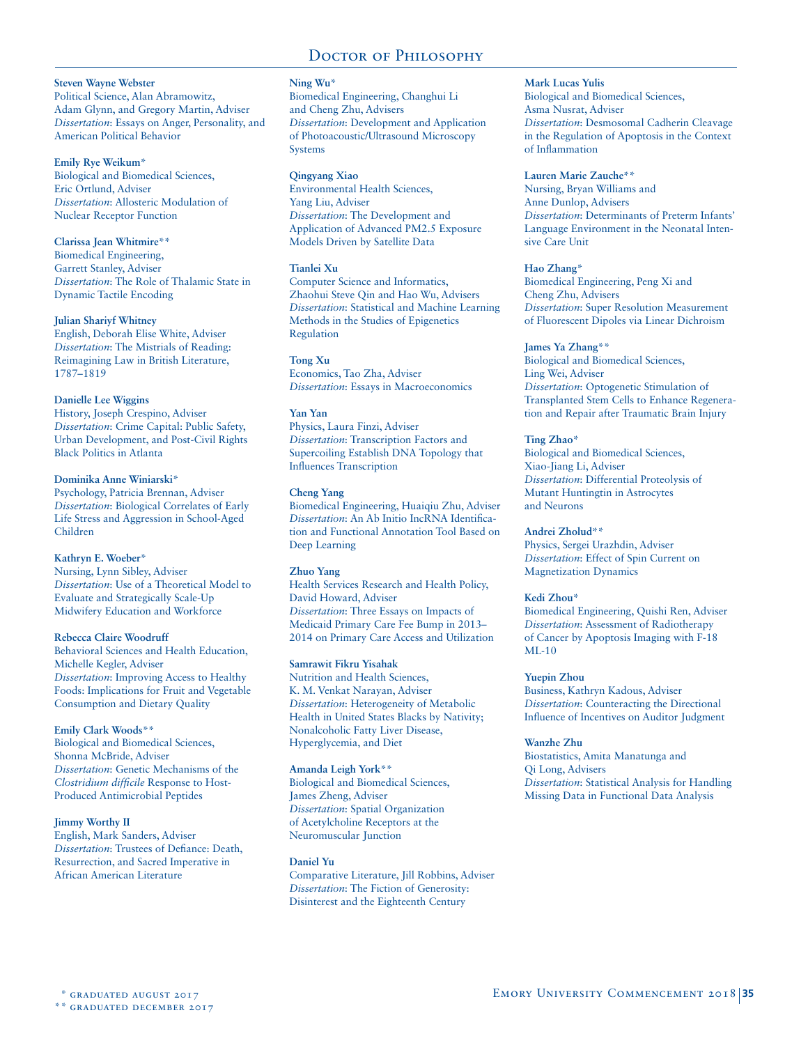# Doctor of Philosophy

**Steven Wayne Webster**
Political Science, Alan Abramowitz, Adam Glynn, and Gregory Martin, Adviser
*Dissertation*: Essays on Anger, Personality, and American Political Behavior

**Emily Rye Weikum***
Biological and Biomedical Sciences, Eric Ortlund, Adviser
*Dissertation*: Allosteric Modulation of Nuclear Receptor Function

**Clarissa Jean Whitmire****
Biomedical Engineering, Garrett Stanley, Adviser
*Dissertation*: The Role of Thalamic State in Dynamic Tactile Encoding

**Julian Shariyf Whitney**
English, Deborah Elise White, Adviser
*Dissertation*: The Mistrials of Reading: Reimagining Law in British Literature, 1787–1819

**Danielle Lee Wiggins**
History, Joseph Crespino, Adviser
*Dissertation*: Crime Capital: Public Safety, Urban Development, and Post-Civil Rights Black Politics in Atlanta

**Dominika Anne Winiarski***
Psychology, Patricia Brennan, Adviser
*Dissertation*: Biological Correlates of Early Life Stress and Aggression in School-Aged Children

**Kathryn E. Woeber***
Nursing, Lynn Sibley, Adviser
*Dissertation*: Use of a Theoretical Model to Evaluate and Strategically Scale-Up Midwifery Education and Workforce

**Rebecca Claire Woodruff**
Behavioral Sciences and Health Education, Michelle Kegler, Adviser
*Dissertation*: Improving Access to Healthy Foods: Implications for Fruit and Vegetable Consumption and Dietary Quality

**Emily Clark Woods****
Biological and Biomedical Sciences, Shonna McBride, Adviser
*Dissertation*: Genetic Mechanisms of the *Clostridium difficile* Response to Host-Produced Antimicrobial Peptides

**Jimmy Worthy II**
English, Mark Sanders, Adviser
*Dissertation*: Trustees of Defiance: Death, Resurrection, and Sacred Imperative in African American Literature

**Ning Wu***
Biomedical Engineering, Changhui Li and Cheng Zhu, Advisers
*Dissertation*: Development and Application of Photoacoustic/Ultrasound Microscopy Systems

**Qingyang Xiao**
Environmental Health Sciences, Yang Liu, Adviser
*Dissertation*: The Development and Application of Advanced PM2.5 Exposure Models Driven by Satellite Data

**Tianlei Xu**
Computer Science and Informatics, Zhaohui Steve Qin and Hao Wu, Advisers
*Dissertation*: Statistical and Machine Learning Methods in the Studies of Epigenetics Regulation

**Tong Xu**
Economics, Tao Zha, Adviser
*Dissertation*: Essays in Macroeconomics

**Yan Yan**
Physics, Laura Finzi, Adviser
*Dissertation*: Transcription Factors and Supercoiling Establish DNA Topology that Influences Transcription

**Cheng Yang**
Biomedical Engineering, Huaiqiu Zhu, Adviser
*Dissertation*: An Ab Initio lncRNA Identification and Functional Annotation Tool Based on Deep Learning

**Zhuo Yang**
Health Services Research and Health Policy, David Howard, Adviser
*Dissertation*: Three Essays on Impacts of Medicaid Primary Care Fee Bump in 2013–2014 on Primary Care Access and Utilization

**Samrawit Fikru Yisahak**
Nutrition and Health Sciences, K. M. Venkat Narayan, Adviser
*Dissertation*: Heterogeneity of Metabolic Health in United States Blacks by Nativity; Nonalcoholic Fatty Liver Disease, Hyperglycemia, and Diet

**Amanda Leigh York****
Biological and Biomedical Sciences, James Zheng, Adviser
*Dissertation*: Spatial Organization of Acetylcholine Receptors at the Neuromuscular Junction

**Daniel Yu**
Comparative Literature, Jill Robbins, Adviser
*Dissertation*: The Fiction of Generosity: Disinterest and the Eighteenth Century

**Mark Lucas Yulis**
Biological and Biomedical Sciences, Asma Nusrat, Adviser
*Dissertation*: Desmosomal Cadherin Cleavage in the Regulation of Apoptosis in the Context of Inflammation

**Lauren Marie Zauche****
Nursing, Bryan Williams and Anne Dunlop, Advisers
*Dissertation*: Determinants of Preterm Infants' Language Environment in the Neonatal Intensive Care Unit

**Hao Zhang***
Biomedical Engineering, Peng Xi and Cheng Zhu, Advisers
*Dissertation*: Super Resolution Measurement of Fluorescent Dipoles via Linear Dichroism

**James Ya Zhang****
Biological and Biomedical Sciences, Ling Wei, Adviser
*Dissertation*: Optogenetic Stimulation of Transplanted Stem Cells to Enhance Regeneration and Repair after Traumatic Brain Injury

**Ting Zhao***
Biological and Biomedical Sciences, Xiao-Jiang Li, Adviser
*Dissertation*: Differential Proteolysis of Mutant Huntingtin in Astrocytes and Neurons

**Andrei Zholud****
Physics, Sergei Urazhdin, Adviser
*Dissertation*: Effect of Spin Current on Magnetization Dynamics

**Kedi Zhou***
Biomedical Engineering, Quishi Ren, Adviser
*Dissertation*: Assessment of Radiotherapy of Cancer by Apoptosis Imaging with F-18 ML-10

**Yuepin Zhou**
Business, Kathryn Kadous, Adviser
*Dissertation*: Counteracting the Directional Influence of Incentives on Auditor Judgment

**Wanzhe Zhu**
Biostatistics, Amita Manatunga and Qi Long, Advisers
*Dissertation*: Statistical Analysis for Handling Missing Data in Functional Data Analysis

\* graduated august 2017
\*\* graduated december 2017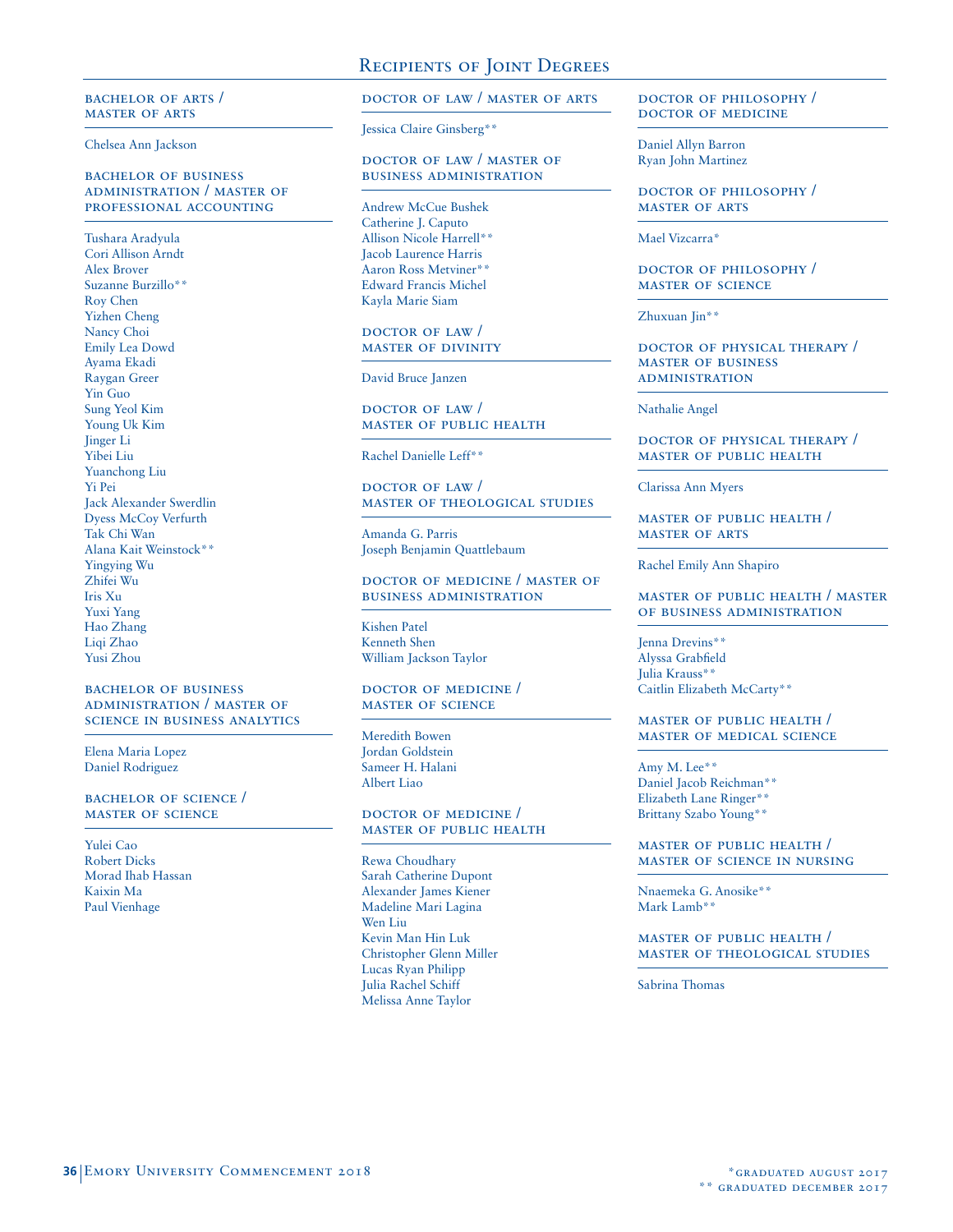# Recipients of Joint Degrees

### Bachelor of Arts / Master of Arts

Chelsea Ann Jackson

### Bachelor of Business Administration / Master of Professional Accounting

Tushara Aradyula
Cori Allison Arndt
Alex Brover
Suzanne Burzillo**
Roy Chen
Yizhen Cheng
Nancy Choi
Emily Lea Dowd
Ayama Ekadi
Raygan Greer
Yin Guo
Sung Yeol Kim
Young Uk Kim
Jinger Li
Yibei Liu
Yuanchong Liu
Yi Pei
Jack Alexander Swerdlin
Dyess McCoy Verfurth
Tak Chi Wan
Alana Kait Weinstock**
Yingying Wu
Zhifei Wu
Iris Xu
Yuxi Yang
Hao Zhang
Liqi Zhao
Yusi Zhou

### Bachelor of Business Administration / Master of Science in Business Analytics

Elena Maria Lopez
Daniel Rodriguez

### Bachelor of Science / Master of Science

Yulei Cao
Robert Dicks
Morad Ihab Hassan
Kaixin Ma
Paul Vienhage

### Doctor of Law / Master of Arts

Jessica Claire Ginsberg**

### Doctor of Law / Master of Business Administration

Andrew McCue Bushek
Catherine J. Caputo
Allison Nicole Harrell**
Jacob Laurence Harris
Aaron Ross Metviner**
Edward Francis Michel
Kayla Marie Siam

### Doctor of Law / Master of Divinity

David Bruce Janzen

### Doctor of Law / Master of Public Health

Rachel Danielle Leff**

### Doctor of Law / Master of Theological Studies

Amanda G. Parris
Joseph Benjamin Quattlebaum

### Doctor of Medicine / Master of Business Administration

Kishen Patel
Kenneth Shen
William Jackson Taylor

### Doctor of Medicine / Master of Science

Meredith Bowen
Jordan Goldstein
Sameer H. Halani
Albert Liao

### Doctor of Medicine / Master of Public Health

Rewa Choudhary
Sarah Catherine Dupont
Alexander James Kiener
Madeline Mari Lagina
Wen Liu
Kevin Man Hin Luk
Christopher Glenn Miller
Lucas Ryan Philipp
Julia Rachel Schiff
Melissa Anne Taylor

### Doctor of Philosophy / Doctor of Medicine

Daniel Allyn Barron
Ryan John Martinez

### Doctor of Philosophy / Master of Arts

Mael Vizcarra*

### Doctor of Philosophy / Master of Science

Zhuxuan Jin**

### Doctor of Physical Therapy / Master of Business Administration

Nathalie Angel

### Doctor of Physical Therapy / Master of Public Health

Clarissa Ann Myers

### Master of Public Health / Master of Arts

Rachel Emily Ann Shapiro

### Master of Public Health / Master of Business Administration

Jenna Drevins**
Alyssa Grabfield
Julia Krauss**
Caitlin Elizabeth McCarty**

### Master of Public Health / Master of Medical Science

Amy M. Lee**
Daniel Jacob Reichman**
Elizabeth Lane Ringer**
Brittany Szabo Young**

### Master of Public Health / Master of Science in Nursing

Nnaemeka G. Anosike**
Mark Lamb**

### Master of Public Health / Master of Theological Studies

Sabrina Thomas

*graduated August 2017
** graduated December 2017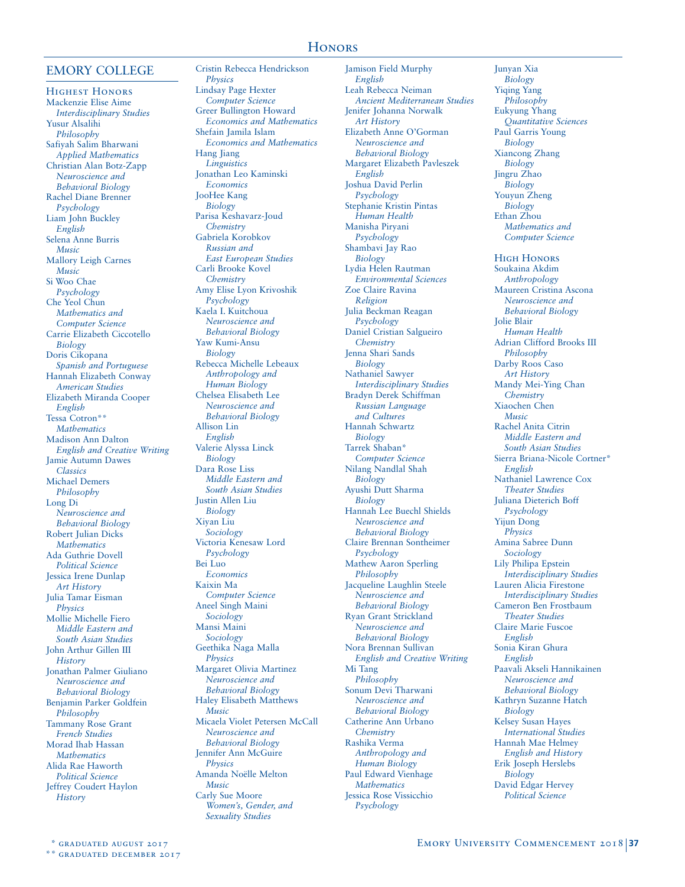# Honors

## EMORY COLLEGE

### Highest Honors

Mackenzie Elise Aime
*Interdisciplinary Studies*
Yusur Alsalihi
*Philosophy*
Safiyah Salim Bharwani
*Applied Mathematics*
Christian Alan Botz-Zapp
*Neuroscience and Behavioral Biology*
Rachel Diane Brenner
*Psychology*
Liam John Buckley
*English*
Selena Anne Burris
*Music*
Mallory Leigh Carnes
*Music*
Si Woo Chae
*Psychology*
Che Yeol Chun
*Mathematics and Computer Science*
Carrie Elizabeth Ciccotello
*Biology*
Doris Cikopana
*Spanish and Portuguese*
Hannah Elizabeth Conway
*American Studies*
Elizabeth Miranda Cooper
*English*
Tessa Cotron**
*Mathematics*
Madison Ann Dalton
*English and Creative Writing*
Jamie Autumn Dawes
*Classics*
Michael Demers
*Philosophy*
Long Di
*Neuroscience and Behavioral Biology*
Robert Julian Dicks
*Mathematics*
Ada Guthrie Dovell
*Political Science*
Jessica Irene Dunlap
*Art History*
Julia Tamar Eisman
*Physics*
Mollie Michelle Fiero
*Middle Eastern and South Asian Studies*
John Arthur Gillen III
*History*
Jonathan Palmer Giuliano
*Neuroscience and Behavioral Biology*
Benjamin Parker Goldfein
*Philosophy*
Tammany Rose Grant
*French Studies*
Morad Ihab Hassan
*Mathematics*
Alida Rae Haworth
*Political Science*
Jeffrey Coudert Haylon
*History*
Cristin Rebecca Hendrickson
*Physics*
Lindsay Page Hexter
*Computer Science*
Greer Bullington Howard
*Economics and Mathematics*
Shefain Jamila Islam
*Economics and Mathematics*
Hang Jiang
*Linguistics*
Jonathan Leo Kaminski
*Economics*
JooHee Kang
*Biology*
Parisa Keshavarz-Joud
*Chemistry*
Gabriela Korobkov
*Russian and East European Studies*
Carli Brooke Kovel
*Chemistry*
Amy Elise Lyon Krivoshik
*Psychology*
Kaela I. Kuitchoua
*Neuroscience and Behavioral Biology*
Yaw Kumi-Ansu
*Biology*
Rebecca Michelle Lebeaux
*Anthropology and Human Biology*
Chelsea Elisabeth Lee
*Neuroscience and Behavioral Biology*
Allison Lin
*English*
Valerie Alyssa Linck
*Biology*
Dara Rose Liss
*Middle Eastern and South Asian Studies*
Justin Allen Liu
*Biology*
Xiyan Liu
*Sociology*
Victoria Kenesaw Lord
*Psychology*
Bei Luo
*Economics*
Kaixin Ma
*Computer Science*
Aneel Singh Maini
*Sociology*
Mansi Maini
*Sociology*
Geethika Naga Malla
*Physics*
Margaret Olivia Martinez
*Neuroscience and Behavioral Biology*
Haley Elisabeth Matthews
*Music*
Micaela Violet Petersen McCall
*Neuroscience and Behavioral Biology*
Jennifer Ann McGuire
*Physics*
Amanda Noëlle Melton
*Music*
Carly Sue Moore
*Women's, Gender, and Sexuality Studies*
Jamison Field Murphy
*English*
Leah Rebecca Neiman
*Ancient Mediterranean Studies*
Jenifer Johanna Norwalk
*Art History*
Elizabeth Anne O'Gorman
*Neuroscience and Behavioral Biology*
Margaret Elizabeth Pavleszek
*English*
Joshua David Perlin
*Psychology*
Stephanie Kristin Pintas
*Human Health*
Manisha Piryani
*Psychology*
Shambavi Jay Rao
*Biology*
Lydia Helen Rautman
*Environmental Sciences*
Zoe Claire Ravina
*Religion*
Julia Beckman Reagan
*Psychology*
Daniel Cristian Salgueiro
*Chemistry*
Jenna Shari Sands
*Biology*
Nathaniel Sawyer
*Interdisciplinary Studies*
Bradyn Derek Schiffman
*Russian Language and Cultures*
Hannah Schwartz
*Biology*
Tarrek Shaban*
*Computer Science*
Nilang Nandlal Shah
*Biology*
Ayushi Dutt Sharma
*Biology*
Hannah Lee Buechl Shields
*Neuroscience and Behavioral Biology*
Claire Brennan Sontheimer
*Psychology*
Mathew Aaron Sperling
*Philosophy*
Jacqueline Laughlin Steele
*Neuroscience and Behavioral Biology*
Ryan Grant Strickland
*Neuroscience and Behavioral Biology*
Nora Brennan Sullivan
*English and Creative Writing*
Mi Tang
*Philosophy*
Sonum Devi Tharwani
*Neuroscience and Behavioral Biology*
Catherine Ann Urbano
*Chemistry*
Rashika Verma
*Anthropology and Human Biology*
Paul Edward Vienhage
*Mathematics*
Jessica Rose Vissicchio
*Psychology*
Junyan Xia
*Biology*
Yiqing Yang
*Philosophy*
Eukyung Yhang
*Quantitative Sciences*
Paul Garris Young
*Biology*
Xiancong Zhang
*Biology*
Jingru Zhao
*Biology*
Youyun Zheng
*Biology*
Ethan Zhou
*Mathematics and Computer Science*

### High Honors

Soukaina Akdim
*Anthropology*
Maureen Cristina Ascona
*Neuroscience and Behavioral Biology*
Jolie Blair
*Human Health*
Adrian Clifford Brooks III
*Philosophy*
Darby Roos Caso
*Art History*
Mandy Mei-Ying Chan
*Chemistry*
Xiaochen Chen
*Music*
Rachel Anita Citrin
*Middle Eastern and South Asian Studies*
Sierra Briana-Nicole Cortner*
*English*
Nathaniel Lawrence Cox
*Theater Studies*
Juliana Dieterich Boff
*Psychology*
Yijun Dong
*Physics*
Amina Sabree Dunn
*Sociology*
Lily Philipa Epstein
*Interdisciplinary Studies*
Lauren Alicia Firestone
*Interdisciplinary Studies*
Cameron Ben Frostbaum
*Theater Studies*
Claire Marie Fuscoe
*English*
Sonia Kiran Ghura
*English*
Paavali Akseli Hannikainen
*Neuroscience and Behavioral Biology*
Kathryn Suzanne Hatch
*Biology*
Kelsey Susan Hayes
*International Studies*
Hannah Mae Helmey
*English and History*
Erik Joseph Herslebs
*Biology*
David Edgar Hervey
*Political Science*

\* graduated August 2017
\*\* graduated December 2017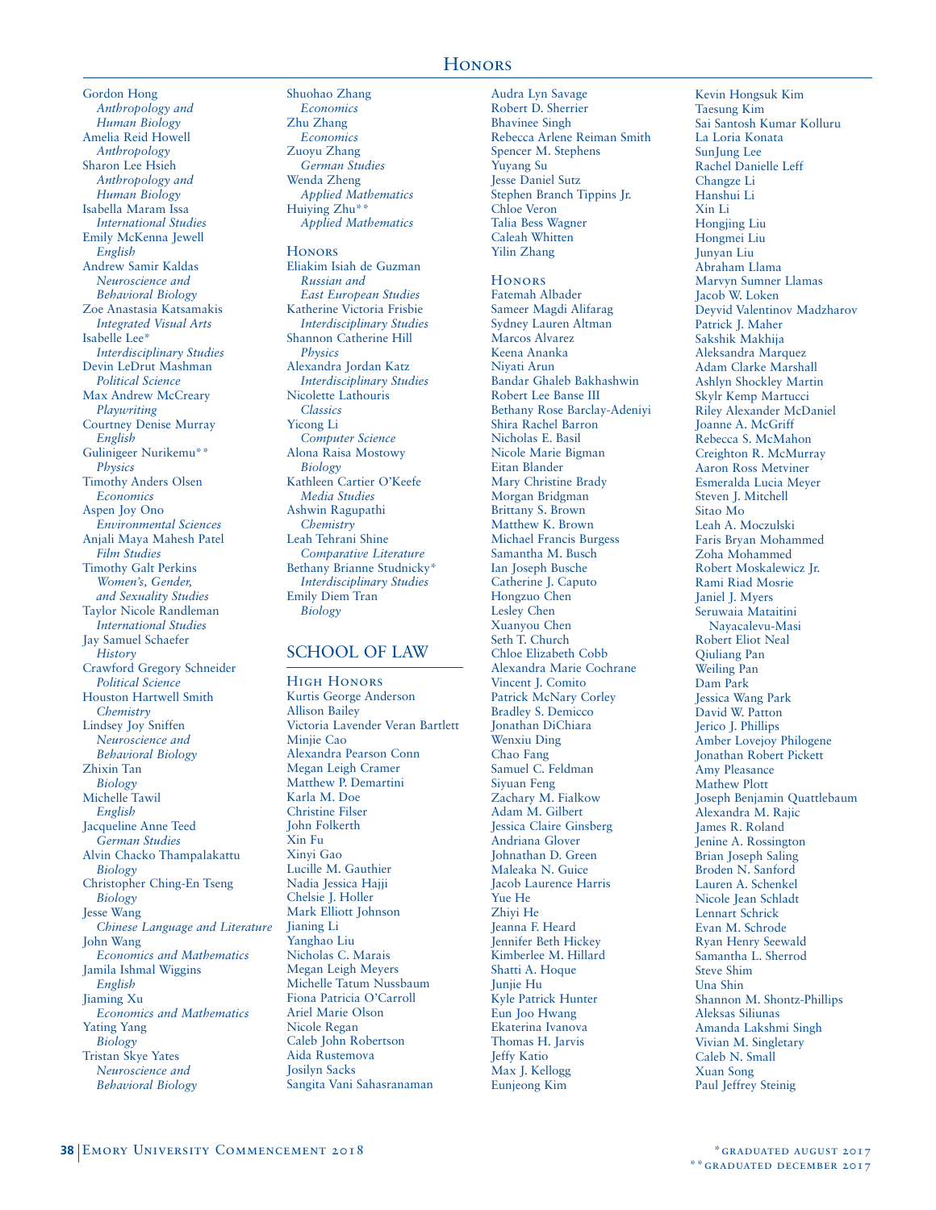Gordon Hong
*Anthropology and Human Biology*
Amelia Reid Howell
*Anthropology*
Sharon Lee Hsieh
*Anthropology and Human Biology*
Isabella Maram Issa
*International Studies*
Emily McKenna Jewell
*English*
Andrew Samir Kaldas
*Neuroscience and Behavioral Biology*
Zoe Anastasia Katsamakis
*Integrated Visual Arts*
Isabelle Lee*
*Interdisciplinary Studies*
Devin LeDrut Mashman
*Political Science*
Max Andrew McCreary
*Playwriting*
Courtney Denise Murray
*English*
Gulinigeer Nurikemu**
*Physics*
Timothy Anders Olsen
*Economics*
Aspen Joy Ono
*Environmental Sciences*
Anjali Maya Mahesh Patel
*Film Studies*
Timothy Galt Perkins
*Women's, Gender, and Sexuality Studies*
Taylor Nicole Randleman
*International Studies*
Jay Samuel Schaefer
*History*
Crawford Gregory Schneider
*Political Science*
Houston Hartwell Smith
*Chemistry*
Lindsey Joy Sniffen
*Neuroscience and Behavioral Biology*
Zhixin Tan
*Biology*
Michelle Tawil
*English*
Jacqueline Anne Teed
*German Studies*
Alvin Chacko Thampalakattu
*Biology*
Christopher Ching-En Tseng
*Biology*
Jesse Wang
*Chinese Language and Literature*
John Wang
*Economics and Mathematics*
Jamila Ishmal Wiggins
*English*
Jiaming Xu
*Economics and Mathematics*
Yating Yang
*Biology*
Tristan Skye Yates
*Neuroscience and Behavioral Biology*
Shuohao Zhang
*Economics*
Zhu Zhang
*Economics*
Zuoyu Zhang
*German Studies*
Wenda Zheng
*Applied Mathematics*
Huiying Zhu**
*Applied Mathematics*

### Honors

Eliakim Isiah de Guzman
*Russian and East European Studies*
Katherine Victoria Frisbie
*Interdisciplinary Studies*
Shannon Catherine Hill
*Physics*
Alexandra Jordan Katz
*Interdisciplinary Studies*
Nicolette Lathouris
*Classics*
Yicong Li
*Computer Science*
Alona Raisa Mostowy
*Biology*
Kathleen Cartier O'Keefe
*Media Studies*
Ashwin Ragupathi
*Chemistry*
Leah Tehrani Shine
*Comparative Literature*
Bethany Brianne Studnicky*
*Interdisciplinary Studies*
Emily Diem Tran
*Biology*

## SCHOOL OF LAW

### High Honors

Kurtis George Anderson
Allison Bailey
Victoria Lavender Veran Bartlett
Minjie Cao
Alexandra Pearson Conn
Megan Leigh Cramer
Matthew P. Demartini
Karla M. Doe
Christine Filser
John Folkerth
Xin Fu
Xinyi Gao
Lucille M. Gauthier
Nadia Jessica Hajji
Chelsie J. Holler
Mark Elliott Johnson
Jianing Li
Yanghao Liu
Nicholas C. Marais
Megan Leigh Meyers
Michelle Tatum Nussbaum
Fiona Patricia O'Carroll
Ariel Marie Olson
Nicole Regan
Caleb John Robertson
Aida Rustemova
Josilyn Sacks
Sangita Vani Sahasranaman
Audra Lyn Savage
Robert D. Sherrier
Bhavinee Singh
Rebecca Arlene Reiman Smith
Spencer M. Stephens
Yuyang Su
Jesse Daniel Sutz
Stephen Branch Tippins Jr.
Chloe Veron
Talia Bess Wagner
Caleah Whitten
Yilin Zhang

### Honors

Fatemah Albader
Sameer Magdi Alifarag
Sydney Lauren Altman
Marcos Alvarez
Keena Ananka
Niyati Arun
Bandar Ghaleb Bakhashwin
Robert Lee Banse III
Bethany Rose Barclay-Adeniyi
Shira Rachel Barron
Nicholas E. Basil
Nicole Marie Bigman
Eitan Blander
Mary Christine Brady
Morgan Bridgman
Brittany S. Brown
Matthew K. Brown
Michael Francis Burgess
Samantha M. Busch
Ian Joseph Busche
Catherine J. Caputo
Hongzuo Chen
Lesley Chen
Xuanyou Chen
Seth T. Church
Chloe Elizabeth Cobb
Alexandra Marie Cochrane
Vincent J. Comito
Patrick McNary Corley
Bradley S. Demicco
Jonathan DiChiara
Wenxiu Ding
Chao Fang
Samuel C. Feldman
Siyuan Feng
Zachary M. Fialkow
Adam M. Gilbert
Jessica Claire Ginsberg
Andriana Glover
Johnathan D. Green
Maleaka N. Guice
Jacob Laurence Harris
Yue He
Zhiyi He
Jeanna F. Heard
Jennifer Beth Hickey
Kimberlee M. Hillard
Shatti A. Hoque
Junjie Hu
Kyle Patrick Hunter
Eun Joo Hwang
Ekaterina Ivanova
Thomas H. Jarvis
Jeffy Katio
Max J. Kellogg
Eunjeong Kim
Kevin Hongsuk Kim
Taesung Kim
Sai Santosh Kumar Kolluru
La Loria Konata
SunJung Lee
Rachel Danielle Leff
Changze Li
Hanshui Li
Xin Li
Hongjing Liu
Hongmei Liu
Junyan Liu
Abraham Llama
Marvyn Sumner Llamas
Jacob W. Loken
Deyvid Valentinov Madzharov
Patrick J. Maher
Sakshik Makhija
Aleksandra Marquez
Adam Clarke Marshall
Ashlyn Shockley Martin
Skylr Kemp Martucci
Riley Alexander McDaniel
Joanne A. McGriff
Rebecca S. McMahon
Creighton R. McMurray
Aaron Ross Metviner
Esmeralda Lucia Meyer
Steven J. Mitchell
Sitao Mo
Leah A. Moczulski
Faris Bryan Mohammed
Zoha Mohammed
Robert Moskalewicz Jr.
Rami Riad Mosrie
Janiel J. Myers
Seruwaia Mataitini Nayacalevu-Masi
Robert Eliot Neal
Qiuliang Pan
Weiling Pan
Dam Park
Jessica Wang Park
David W. Patton
Jerico J. Phillips
Amber Lovejoy Philogene
Jonathan Robert Pickett
Amy Pleasance
Mathew Plott
Joseph Benjamin Quattlebaum
Alexandra M. Rajic
James R. Roland
Jenine A. Rossington
Brian Joseph Saling
Broden N. Sanford
Lauren A. Schenkel
Nicole Jean Schladt
Lennart Schrick
Evan M. Schrode
Ryan Henry Seewald
Samantha L. Sherrod
Steve Shim
Una Shin
Shannon M. Shontz-Phillips
Aleksas Siliunas
Amanda Lakshmi Singh
Vivian M. Singletary
Caleb N. Small
Xuan Song
Paul Jeffrey Steinig

*graduated august 2017
**graduated december 2017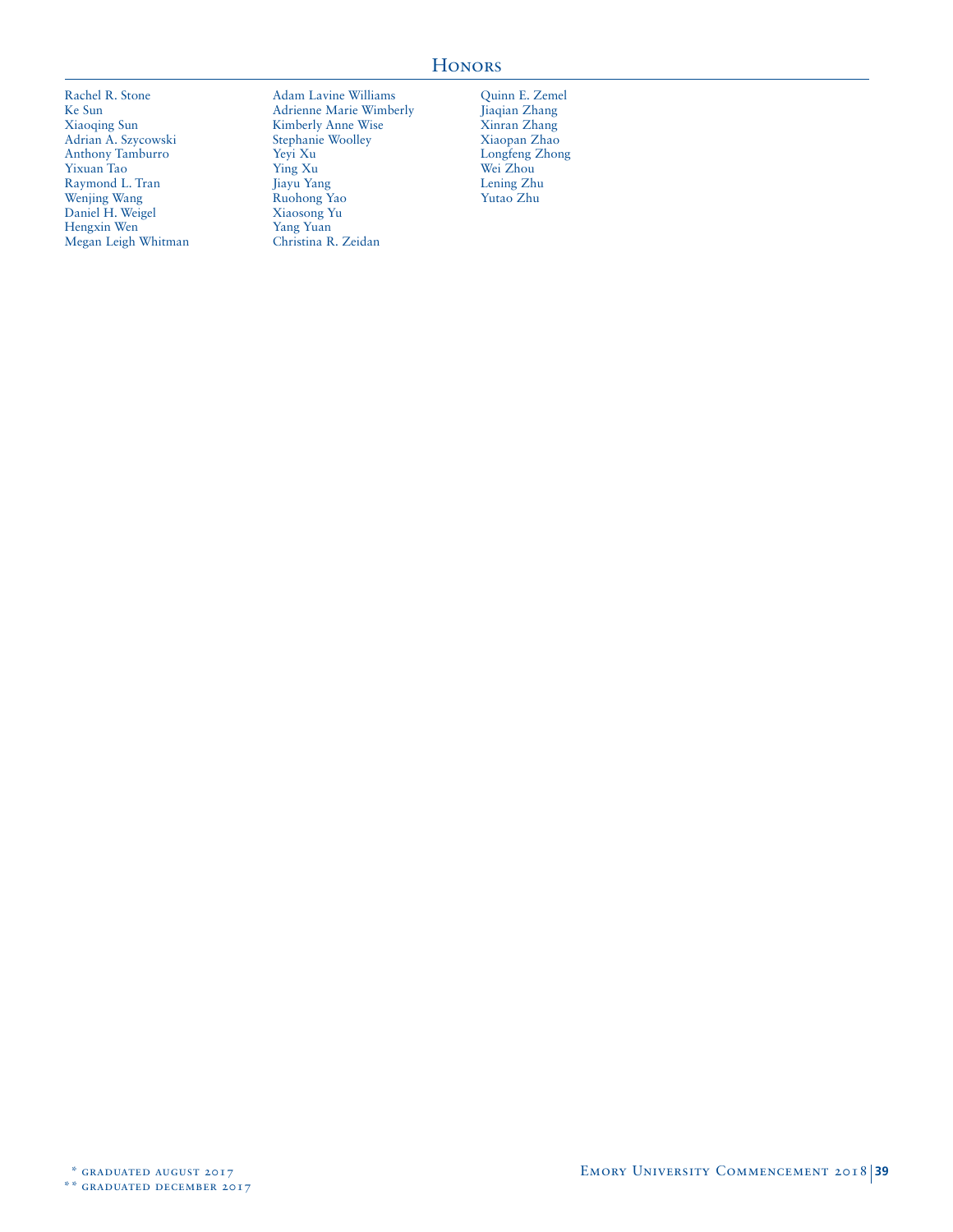## Honors

Rachel R. Stone
Ke Sun
Xiaoqing Sun
Adrian A. Szycowski
Anthony Tamburro
Yixuan Tao
Raymond L. Tran
Wenjing Wang
Daniel H. Weigel
Hengxin Wen
Megan Leigh Whitman
Adam Lavine Williams
Adrienne Marie Wimberly
Kimberly Anne Wise
Stephanie Woolley
Yeyi Xu
Ying Xu
Jiayu Yang
Ruohong Yao
Xiaosong Yu
Yang Yuan
Christina R. Zeidan
Quinn E. Zemel
Jiaqian Zhang
Xinran Zhang
Xiaopan Zhao
Longfeng Zhong
Wei Zhou
Lening Zhu
Yutao Zhu

\* graduated august 2017
\*\* graduated december 2017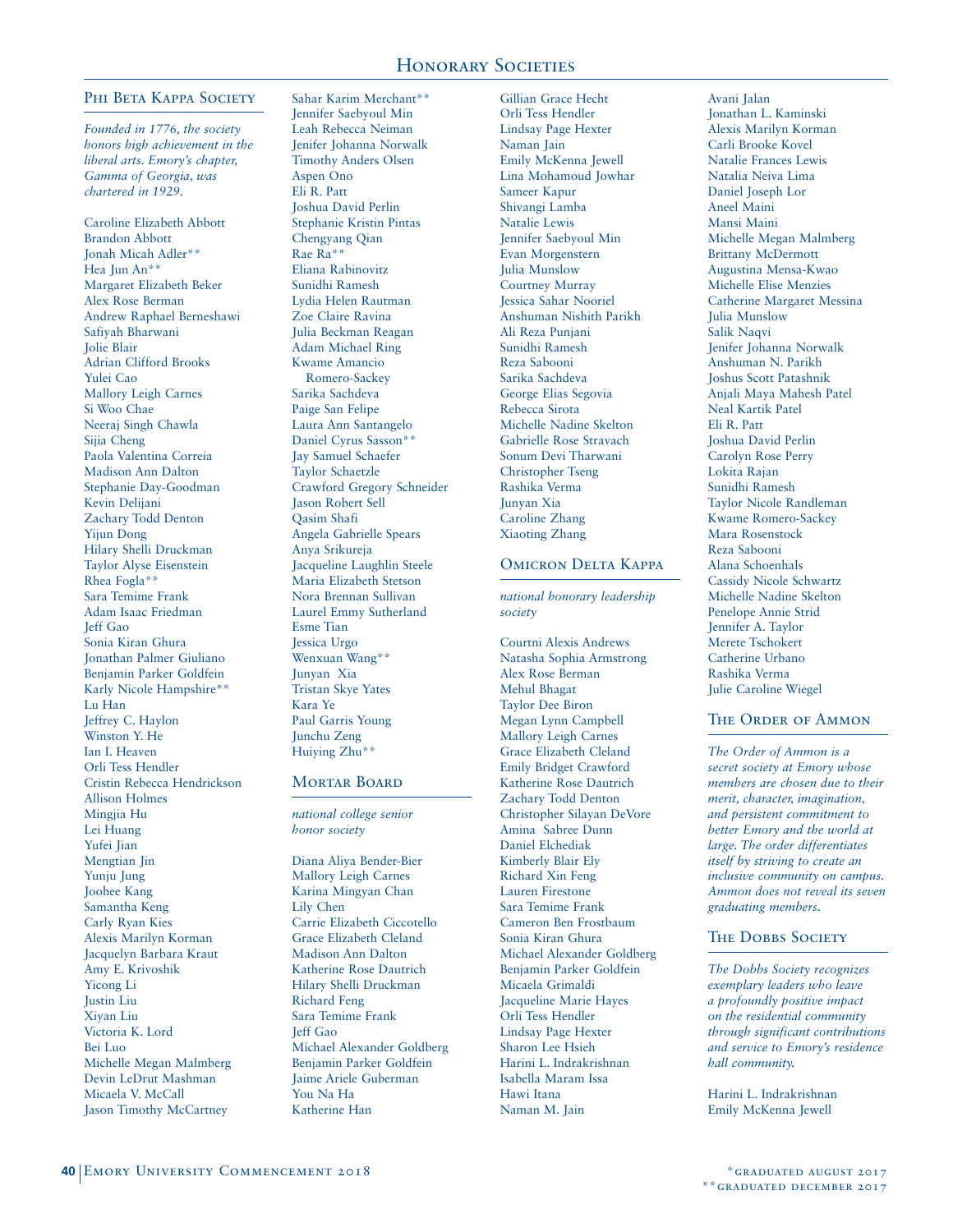# Honorary Societies

## Phi Beta Kappa Society

*Founded in 1776, the society honors high achievement in the liberal arts. Emory's chapter, Gamma of Georgia, was chartered in 1929.*

Caroline Elizabeth Abbott
Brandon Abbott
Jonah Micah Adler**
Hea Jun An**
Margaret Elizabeth Beker
Alex Rose Berman
Andrew Raphael Berneshawi
Safiyah Bharwani
Jolie Blair
Adrian Clifford Brooks
Yulei Cao
Mallory Leigh Carnes
Si Woo Chae
Neeraj Singh Chawla
Sijia Cheng
Paola Valentina Correia
Madison Ann Dalton
Stephanie Day-Goodman
Kevin Delijani
Zachary Todd Denton
Yijun Dong
Hilary Shelli Druckman
Taylor Alyse Eisenstein
Rhea Fogla**
Sara Temime Frank
Adam Isaac Friedman
Jeff Gao
Sonia Kiran Ghura
Jonathan Palmer Giuliano
Benjamin Parker Goldfein
Karly Nicole Hampshire**
Lu Han
Jeffrey C. Haylon
Winston Y. He
Ian I. Heaven
Orli Tess Hendler
Cristin Rebecca Hendrickson
Allison Holmes
Mingjia Hu
Lei Huang
Yufei Jian
Mengtian Jin
Yunju Jung
Joohee Kang
Samantha Keng
Carly Ryan Kies
Alexis Marilyn Korman
Jacquelyn Barbara Kraut
Amy E. Krivoshik
Yicong Li
Justin Liu
Xiyan Liu
Victoria K. Lord
Bei Luo
Michelle Megan Malmberg
Devin LeDrut Mashman
Micaela V. McCall
Jason Timothy McCartney
Sahar Karim Merchant**
Jennifer Saebyoul Min
Leah Rebecca Neiman
Jenifer Johanna Norwalk
Timothy Anders Olsen
Aspen Ono
Eli R. Patt
Joshua David Perlin
Stephanie Kristin Pintas
Chengyang Qian
Rae Ra**
Eliana Rabinovitz
Sunidhi Ramesh
Lydia Helen Rautman
Zoe Claire Ravina
Julia Beckman Reagan
Adam Michael Ring
Kwame Amancio Romero-Sackey
Sarika Sachdeva
Paige San Felipe
Laura Ann Santangelo
Daniel Cyrus Sasson**
Jay Samuel Schaefer
Taylor Schaetzle
Crawford Gregory Schneider
Jason Robert Sell
Qasim Shafi
Angela Gabrielle Spears
Anya Srikureja
Jacqueline Laughlin Steele
Maria Elizabeth Stetson
Nora Brennan Sullivan
Laurel Emmy Sutherland
Esme Tian
Jessica Urgo
Wenxuan Wang**
Junyan Xia
Tristan Skye Yates
Kara Ye
Paul Garris Young
Junchu Zeng
Huiying Zhu**

## Mortar Board

*national college senior honor society*

Diana Aliya Bender-Bier
Mallory Leigh Carnes
Karina Mingyan Chan
Lily Chen
Carrie Elizabeth Ciccotello
Grace Elizabeth Cleland
Madison Ann Dalton
Katherine Rose Dautrich
Hilary Shelli Druckman
Richard Feng
Sara Temime Frank
Jeff Gao
Michael Alexander Goldberg
Benjamin Parker Goldfein
Jaime Ariele Guberman
You Na Ha
Katherine Han
Gillian Grace Hecht
Orli Tess Hendler
Lindsay Page Hexter
Naman Jain
Emily McKenna Jewell
Lina Mohamoud Jowhar
Sameer Kapur
Shivangi Lamba
Natalie Lewis
Jennifer Saebyoul Min
Evan Morgenstern
Julia Munslow
Courtney Murray
Jessica Sahar Nooriel
Anshuman Nishith Parikh
Ali Reza Punjani
Sunidhi Ramesh
Reza Sabooni
Sarika Sachdeva
George Elias Segovia
Rebecca Sirota
Michelle Nadine Skelton
Gabrielle Rose Stravach
Sonum Devi Tharwani
Christopher Tseng
Rashika Verma
Junyan Xia
Caroline Zhang
Xiaoting Zhang

## Omicron Delta Kappa

*national honorary leadership society*

Courtni Alexis Andrews
Natasha Sophia Armstrong
Alex Rose Berman
Mehul Bhagat
Taylor Dee Biron
Megan Lynn Campbell
Mallory Leigh Carnes
Grace Elizabeth Cleland
Emily Bridget Crawford
Katherine Rose Dautrich
Zachary Todd Denton
Christopher Silayan DeVore
Amina Sabree Dunn
Daniel Elchediak
Kimberly Blair Ely
Richard Xin Feng
Lauren Firestone
Sara Temime Frank
Cameron Ben Frostbaum
Sonia Kiran Ghura
Michael Alexander Goldberg
Benjamin Parker Goldfein
Micaela Grimaldi
Jacqueline Marie Hayes
Orli Tess Hendler
Lindsay Page Hexter
Sharon Lee Hsieh
Harini L. Indrakrishnan
Isabella Maram Issa
Hawi Itana
Naman M. Jain
Avani Jalan
Jonathan L. Kaminski
Alexis Marilyn Korman
Carli Brooke Kovel
Natalie Frances Lewis
Natalia Neiva Lima
Daniel Joseph Lor
Aneel Maini
Mansi Maini
Michelle Megan Malmberg
Brittany McDermott
Augustina Mensa-Kwao
Michelle Elise Menzies
Catherine Margaret Messina
Julia Munslow
Salik Naqvi
Jenifer Johanna Norwalk
Anshuman N. Parikh
Joshus Scott Patashnik
Anjali Maya Mahesh Patel
Neal Kartik Patel
Eli R. Patt
Joshua David Perlin
Carolyn Rose Perry
Lokita Rajan
Sunidhi Ramesh
Taylor Nicole Randleman
Kwame Romero-Sackey
Mara Rosenstock
Reza Sabooni
Alana Schoenhals
Cassidy Nicole Schwartz
Michelle Nadine Skelton
Penelope Annie Strid
Jennifer A. Taylor
Merete Tschokert
Catherine Urbano
Rashika Verma
Julie Caroline Wiegel

## The Order of Ammon

*The Order of Ammon is a secret society at Emory whose members are chosen due to their merit, character, imagination, and persistent commitment to better Emory and the world at large. The order differentiates itself by striving to create an inclusive community on campus. Ammon does not reveal its seven graduating members.*

## The Dobbs Society

*The Dobbs Society recognizes exemplary leaders who leave a profoundly positive impact on the residential community through significant contributions and service to Emory's residence hall community.*

Harini L. Indrakrishnan
Emily McKenna Jewell

*graduated august 2017
**graduated december 2017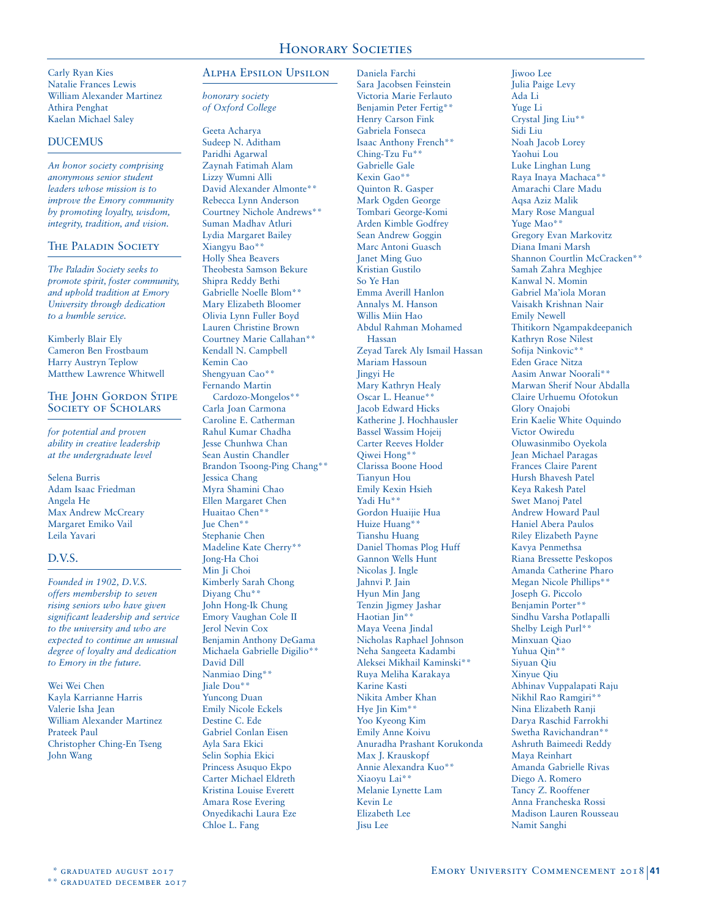Carly Ryan Kies
Natalie Frances Lewis
William Alexander Martinez
Athira Penghat
Kaelan Michael Saley

## DUCEMUS

*An honor society comprising anonymous senior student leaders whose mission is to improve the Emory community by promoting loyalty, wisdom, integrity, tradition, and vision.*

## The Paladin Society

*The Paladin Society seeks to promote spirit, foster community, and uphold tradition at Emory University through dedication to a humble service.*

Kimberly Blair Ely
Cameron Ben Frostbaum
Harry Austryn Teplow
Matthew Lawrence Whitwell

## The John Gordon Stipe Society of Scholars

*for potential and proven ability in creative leadership at the undergraduate level*

Selena Burris
Adam Isaac Friedman
Angela He
Max Andrew McCreary
Margaret Emiko Vail
Leila Yavari

## D.V.S.

*Founded in 1902, D.V.S. offers membership to seven rising seniors who have given significant leadership and service to the university and who are expected to continue an unusual degree of loyalty and dedication to Emory in the future.*

Wei Wei Chen
Kayla Karrianne Harris
Valerie Isha Jean
William Alexander Martinez
Prateek Paul
Christopher Ching-En Tseng
John Wang

## Alpha Epsilon Upsilon

*honorary society of Oxford College*

Geeta Acharya
Sudeep N. Aditham
Paridhi Agarwal
Zaynah Fatimah Alam
Lizzy Wumni Alli
David Alexander Almonte**
Rebecca Lynn Anderson
Courtney Nichole Andrews**
Suman Madhav Atluri
Lydia Margaret Bailey
Xiangyu Bao**
Holly Shea Beavers
Theobesta Samson Bekure
Shipra Reddy Bethi
Gabrielle Noelle Blom**
Mary Elizabeth Bloomer
Olivia Lynn Fuller Boyd
Lauren Christine Brown
Courtney Marie Callahan**
Kendall N. Campbell
Kemin Cao
Shengyuan Cao**
Fernando Martin Cardozo-Mongelos**
Carla Joan Carmona
Caroline E. Catherman
Rahul Kumar Chadha
Jesse Chunhwa Chan
Sean Austin Chandler
Brandon Tsoong-Ping Chang**
Jessica Chang
Myra Shamini Chao
Ellen Margaret Chen
Huaitao Chen**
Jue Chen**
Stephanie Chen
Madeline Kate Cherry**
Jong-Ha Choi
Min Ji Choi
Kimberly Sarah Chong
Diyang Chu**
John Hong-Ik Chung
Emory Vaughan Cole II
Jerol Nevin Cox
Benjamin Anthony DeGama
Michaela Gabrielle Digilio**
David Dill
Nanmiao Ding**
Jiale Dou**
Yuncong Duan
Emily Nicole Eckels
Destine C. Ede
Gabriel Conlan Eisen
Ayla Sara Ekici
Selin Sophia Ekici
Princess Asuquo Ekpo
Carter Michael Eldreth
Kristina Louise Everett
Amara Rose Evering
Onyedikachi Laura Eze
Chloe L. Fang
Daniela Farchi
Sara Jacobsen Feinstein
Victoria Marie Ferlauto
Benjamin Peter Fertig**
Henry Carson Fink
Gabriela Fonseca
Isaac Anthony French**
Ching-Tzu Fu**
Gabrielle Gale
Kexin Gao**
Quinton R. Gasper
Mark Ogden George
Tombari George-Komi
Arden Kimble Godfrey
Sean Andrew Goggin
Marc Antoni Guasch
Janet Ming Guo
Kristian Gustilo
So Ye Han
Emma Averill Hanlon
Annalys M. Hanson
Willis Miin Hao
Abdul Rahman Mohamed Hassan
Zeyad Tarek Aly Ismail Hassan
Mariam Hassoun
Jingyi He
Mary Kathryn Healy
Oscar L. Heanue**
Jacob Edward Hicks
Katherine J. Hochhausler
Bassel Wassim Hojeij
Carter Reeves Holder
Qiwei Hong**
Clarissa Boone Hood
Tianyun Hou
Emily Kexin Hsieh
Yadi Hu**
Gordon Huaijie Hua
Huize Huang**
Tianshu Huang
Daniel Thomas Plog Huff
Gannon Wells Hunt
Nicolas J. Ingle
Jahnvi P. Jain
Hyun Min Jang
Tenzin Jigmey Jashar
Haotian Jin**
Maya Veena Jindal
Nicholas Raphael Johnson
Neha Sangeeta Kadambi
Aleksei Mikhail Kaminski**
Ruya Meliha Karakaya
Karine Kasti
Nikita Amber Khan
Hye Jin Kim**
Yoo Kyeong Kim
Emily Anne Koivu
Anuradha Prashant Korukonda
Max J. Krauskopf
Annie Alexandra Kuo**
Xiaoyu Lai**
Melanie Lynette Lam
Kevin Le
Elizabeth Lee
Jisu Lee
Jiwoo Lee
Julia Paige Levy
Ada Li
Yuge Li
Crystal Jing Liu**
Sidi Liu
Noah Jacob Lorey
Yaohui Lou
Luke Linghan Lung
Raya Inaya Machaca**
Amarachi Clare Madu
Aqsa Aziz Malik
Mary Rose Mangual
Yuge Mao**
Gregory Evan Markovitz
Diana Imani Marsh
Shannon Courtlin McCracken**
Samah Zahra Meghjee
Kanwal N. Momin
Gabriel Ma'iola Moran
Vaisakh Krishnan Nair
Emily Newell
Thitikorn Ngampakdeepanich
Kathryn Rose Nilest
Sofija Ninkovic**
Eden Grace Nitza
Aasim Anwar Noorali**
Marwan Sherif Nour Abdalla
Claire Urhuemu Ofotokun
Glory Onajobi
Erin Kaelie White Oquindo
Victor Owiredu
Oluwasinmibo Oyekola
Jean Michael Paragas
Frances Claire Parent
Hursh Bhavesh Patel
Keya Rakesh Patel
Swet Manoj Patel
Andrew Howard Paul
Haniel Abera Paulos
Riley Elizabeth Payne
Kavya Penmethsa
Riana Bressette Peskopos
Amanda Catherine Pharo
Megan Nicole Phillips**
Joseph G. Piccolo
Benjamin Porter**
Sindhu Varsha Potlapalli
Shelby Leigh Purl**
Minxuan Qiao
Yuhua Qin**
Siyuan Qiu
Xinyue Qiu
Abhinav Vuppalapati Raju
Nikhil Rao Ramgiri**
Nina Elizabeth Ranji
Darya Raschid Farrokhi
Swetha Ravichandran**
Ashruth Baimeedi Reddy
Maya Reinhart
Amanda Gabrielle Rivas
Diego A. Romero
Tancy Z. Rooffener
Anna Francheska Rossi
Madison Lauren Rousseau
Namit Sanghi

\* graduated august 2017
\*\* graduated december 2017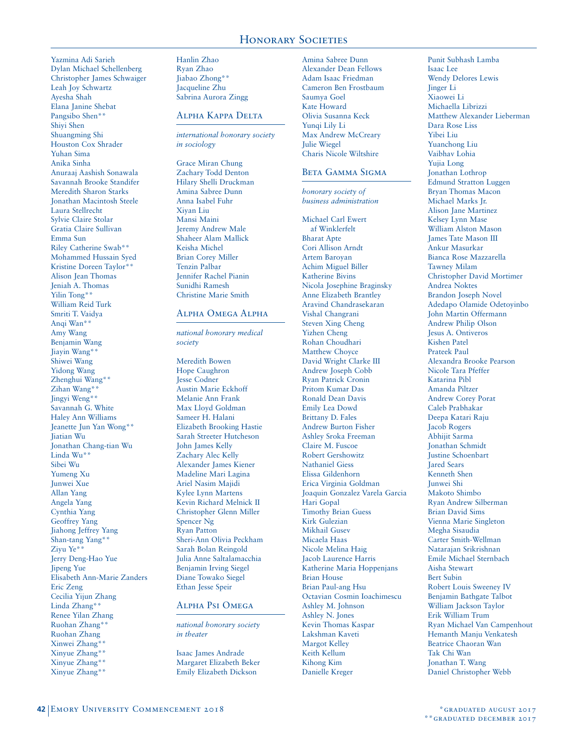Yazmina Adi Sarieh
Dylan Michael Schellenberg
Christopher James Schwaiger
Leah Joy Schwartz
Ayesha Shah
Elana Janine Shebat
Pangsibo Shen**
Shiyi Shen
Shuangming Shi
Houston Cox Shrader
Yuhan Sima
Anika Sinha
Anuraaj Aashish Sonawala
Savannah Brooke Standifer
Meredith Sharon Starks
Jonathan Macintosh Steele
Laura Stellrecht
Sylvie Claire Stolar
Gratia Claire Sullivan
Emma Sun
Riley Catherine Swab**
Mohammed Hussain Syed
Kristine Doreen Taylor**
Alison Jean Thomas
Jeniah A. Thomas
Yilin Tong**
William Reid Turk
Smriti T. Vaidya
Anqi Wan**
Amy Wang
Benjamin Wang
Jiayin Wang**
Shiwei Wang
Yidong Wang
Zhenghui Wang**
Zihan Wang**
Jingyi Weng**
Savannah G. White
Haley Ann Williams
Jeanette Jun Yan Wong**
Jiatian Wu
Jonathan Chang-tian Wu
Linda Wu**
Sibei Wu
Yumeng Xu
Junwei Xue
Allan Yang
Angela Yang
Cynthia Yang
Geoffrey Yang
Jiahong Jeffrey Yang
Shan-tang Yang**
Ziyu Ye**
Jerry Deng-Hao Yue
Jipeng Yue
Elisabeth Ann-Marie Zanders
Eric Zeng
Cecilia Yijun Zhang
Linda Zhang**
Renee Yilan Zhang
Ruohan Zhang**
Ruohan Zhang
Xinwei Zhang**
Xinyue Zhang**
Xinyue Zhang**
Xinyue Zhang**
Hanlin Zhao
Ryan Zhao
Jiabao Zhong**
Jacqueline Zhu
Sabrina Aurora Zingg

## Alpha Kappa Delta

*international honorary society in sociology*

Grace Miran Chung
Zachary Todd Denton
Hilary Shelli Druckman
Amina Sabree Dunn
Anna Isabel Fuhr
Xiyan Liu
Mansi Maini
Jeremy Andrew Male
Shaheer Alam Mallick
Keisha Michel
Brian Corey Miller
Tenzin Palbar
Jennifer Rachel Pianin
Sunidhi Ramesh
Christine Marie Smith

## Alpha Omega Alpha

*national honorary medical society*

Meredith Bowen
Hope Caughron
Jesse Codner
Austin Marie Eckhoff
Melanie Ann Frank
Max Lloyd Goldman
Sameer H. Halani
Elizabeth Brooking Hastie
Sarah Streeter Hutcheson
John James Kelly
Zachary Alec Kelly
Alexander James Kiener
Madeline Mari Lagina
Ariel Nasim Majidi
Kylee Lynn Martens
Kevin Richard Melnick II
Christopher Glenn Miller
Spencer Ng
Ryan Patton
Sheri-Ann Olivia Peckham
Sarah Bolan Reingold
Julia Anne Saltalamacchia
Benjamin Irving Siegel
Diane Towako Siegel
Ethan Jesse Speir

## Alpha Psi Omega

*national honorary society in theater*

Isaac James Andrade
Margaret Elizabeth Beker
Emily Elizabeth Dickson
Amina Sabree Dunn
Alexander Dean Fellows
Adam Isaac Friedman
Cameron Ben Frostbaum
Saumya Goel
Kate Howard
Olivia Susanna Keck
Yunqi Lily Li
Max Andrew McCreary
Julie Wiegel
Charis Nicole Wiltshire

## Beta Gamma Sigma

*honorary society of business administration*

Michael Carl Ewert af Winklerfelt
Bharat Apte
Cori Allison Arndt
Artem Baroyan
Achim Miguel Biller
Katherine Bivins
Nicola Josephine Braginsky
Anne Elizabeth Brantley
Aravind Chandrasekaran
Vishal Changrani
Steven Xing Cheng
Yizhen Cheng
Rohan Choudhari
Matthew Choyce
David Wright Clarke III
Andrew Joseph Cobb
Ryan Patrick Cronin
Pritom Kumar Das
Ronald Dean Davis
Emily Lea Dowd
Brittany D. Fales
Andrew Burton Fisher
Ashley Sroka Freeman
Claire M. Fuscoe
Robert Gershowitz
Nathaniel Giess
Elissa Gildenhorn
Erica Virginia Goldman
Joaquin Gonzalez Varela Garcia
Hari Gopal
Timothy Brian Guess
Kirk Gulezian
Mikhail Gusev
Micaela Haas
Nicole Melina Haig
Jacob Laurence Harris
Katherine Maria Hoppenjans
Brian House
Brian Paul-ang Hsu
Octavian Cosmin Ioachimescu
Ashley M. Johnson
Ashley N. Jones
Kevin Thomas Kaspar
Lakshman Kaveti
Margot Kelley
Keith Kellum
Kihong Kim
Danielle Kreger
Punit Subhash Lamba
Isaac Lee
Wendy Delores Lewis
Jinger Li
Xiaowei Li
Michaella Librizzi
Matthew Alexander Lieberman
Dara Rose Liss
Yibei Liu
Yuanchong Liu
Vaibhav Lohia
Yujia Long
Jonathan Lothrop
Edmund Stratton Luggen
Bryan Thomas Macon
Michael Marks Jr.
Alison Jane Martinez
Kelsey Lynn Mase
William Alston Mason
James Tate Mason III
Ankur Masurkar
Bianca Rose Mazzarella
Tawney Milam
Christopher David Mortimer
Andrea Noktes
Brandon Joseph Novel
Adedapo Olamide Odetoyinbo
John Martin Offermann
Andrew Philip Olson
Jesus A. Ontiveros
Kishen Patel
Prateek Paul
Alexandra Brooke Pearson
Nicole Tara Pfeffer
Katarina Pibl
Amanda Piltzer
Andrew Corey Porat
Caleb Prabhakar
Deepa Katari Raju
Jacob Rogers
Abhijit Sarma
Jonathan Schmidt
Justine Schoenbart
Jared Sears
Kenneth Shen
Junwei Shi
Makoto Shimbo
Ryan Andrew Silberman
Brian David Sims
Vienna Marie Singleton
Megha Sisaudia
Carter Smith-Wellman
Natarajan Srikrishnan
Emile Michael Sternbach
Aisha Stewart
Bert Subin
Robert Louis Sweeney IV
Benjamin Bathgate Talbot
William Jackson Taylor
Erik William Trum
Ryan Michael Van Campenhout
Hemanth Manju Venkatesh
Beatrice Chaoran Wan
Tak Chi Wan
Jonathan T. Wang
Daniel Christopher Webb

*graduated august 2017
**graduated december 2017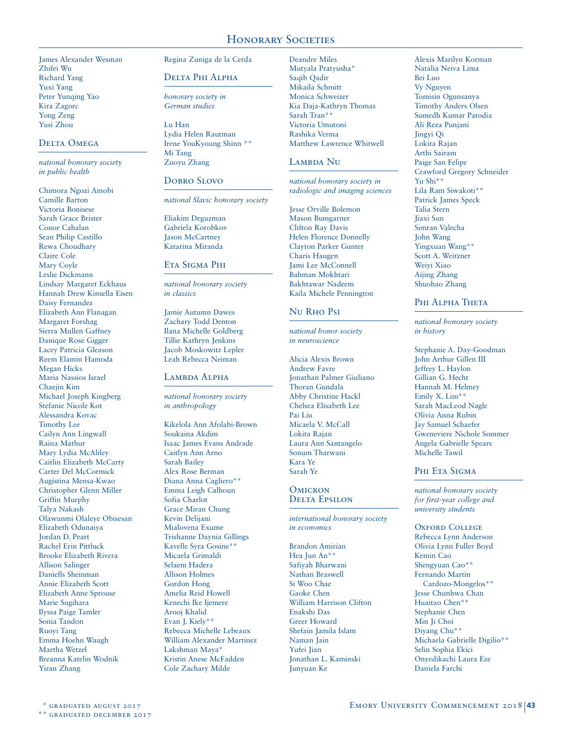James Alexander Wesman
Zhifei Wu
Richard Yang
Yuxi Yang
Peter Yunqing Yao
Kira Zagorc
Yong Zeng
Yusi Zhou

## Delta Omega

*national honorary society in public health*

Chimora Ngozi Amobi
Camille Barton
Victoria Bonisese
Sarah Grace Brister
Conor Cahalan
Sean Philip Castillo
Rewa Choudhary
Claire Cole
Mary Coyle
Leslie Dickmann
Lindsay Margaret Eckhaus
Hannah Drew Kinsella Eisen
Daisy Fernandez
Elizabeth Ann Flanagan
Margaret Forshag
Sierra Mullen Gaffney
Danique Rose Gigger
Lacey Patricia Gleason
Reem Elamin Hamoda
Megan Hicks
Maria Nassios Israel
Chaejin Kim
Michael Joseph Kingberg
Stefanie Nicole Kot
Alessandra Kovac
Timothy Lee
Cailyn Ann Lingwall
Raina Mathur
Mary Lydia McAliley
Caitlin Elizabeth McCarty
Carter Del McCormick
Augistina Mensa-Kwao
Christopher Glenn Miller
Griffin Murphy
Talya Nakash
Olawunmi Olaleye Obisesan
Elizabeth Odunaiya
Jordan D. Peart
Rachel Erin Pittluck
Brooke Elizabeth Rivera
Allison Salinger
Daniells Sheinman
Annie Elizabeth Scott
Elizabeth Anne Sprouse
Marie Sugihara
Ilyssa Paige Tamler
Sonia Tandon
Ruoyi Tang
Emma Hoehn Waugh
Martha Wetzel
Breanna Katelin Wodnik
Yiran Zhang

Regina Zuniga de la Cerda

## Delta Phi Alpha

*honorary society in German studies*

Lu Han
Lydia Helen Rautman
Irene YouKyoung Shinn **
Mi Tang
Zuoyu Zhang

## Dobro Slovo

*national Slavic honorary society*

Eliakim Deguzman
Gabriela Korobkov
Jason McCartney
Katarina Miranda

## Eta Sigma Phi

*national honorary society in classics*

Jamie Autumn Dawes
Zachary Todd Denton
Ilana Michelle Goldberg
Tillie Kathryn Jenkins
Jacob Moskowitz Lepler
Leah Rebecca Neiman

## Lambda Alpha

*national honorary society in anthropology*

Kikelola Ann Afolabi-Brown
Soukaina Akdim
Isaac James Evans Andrade
Caitlyn Ann Arno
Sarah Bailey
Alex Rose Berman
Diana Anna Cagliero**
Emma Leigh Calhoun
Sofia Charlot
Grace Miran Chung
Kevin Delijani
Mialovena Exume
Trishanne Daynia Gillings
Kavelle Syra Gosine**
Micaela Grimaldi
Selaem Hadera
Allison Holmes
Gordon Hong
Amelia Reid Howell
Kenechi Ike Ijemere
Arooj Khalid
Evan J. Kiely**
Rebecca Michelle Lebeaux
William Alexander Martinez
Lakshman Maya*
Kristin Anese McFadden
Cole Zachary Milde

Deandre Miles
Mutyala Pratyusha*
Saqib Qadir
Mikaila Schmitt
Monica Schweizer
Kia Daja-Kathryn Thomas
Sarah Tran**
Victoria Umutoni
Rashika Verma
Matthew Lawrence Whitwell

## Lambda Nu

*national honorary society in radiologic and imaging sciences*

Jesse Orville Bolemon
Mason Bumgarner
Clifton Ray Davis
Helen Florence Donnelly
Clayton Parker Gunter
Charis Haugen
Jami Lee McConnell
Bahman Mokhtari
Bakhtawar Nadeem
Kaila Michele Pennington

## Nu Rho Psi

*national honor society in neuroscience*

Alicia Alexis Brown
Andrew Favre
Jonathan Palmer Giuliano
Thoran Gundala
Abby Christine Hackl
Chelsea Elisabeth Lee
Pai Liu
Micaela V. McCall
Lokita Rajan
Laura Ann Santangelo
Sonum Tharwani
Kara Ye
Sarah Ye

## Omicron Delta Epsilon

*international honorary society in economics*

Brandon Amirian
Hea Jun An**
Safiyah Bharwani
Nathan Braswell
Si Woo Chae
Gaoke Chen
William Harrison Clifton
Enakshi Das
Greer Howard
Shefain Jamila Islam
Naman Jain
Yufei Jian
Jonathan L. Kaminski
Junyuan Ke

Alexis Marilyn Korman
Natalia Neiva Lima
Bei Luo
Vy Nguyen
Tomisin Ogunsanya
Timothy Anders Olsen
Sumedh Kumar Patodia
Ali Reza Punjani
Jingyi Qi
Lokita Rajan
Arthi Sairam
Paige San Felipe
Crawford Gregory Schneider
Yu Shi**
Lila Ram Siwakoti**
Patrick James Speck
Talia Stern
Jiaxi Sun
Simran Valecha
John Wang
Yingxuan Wang**
Scott A. Weitzner
Weiyi Xiao
Aijing Zhang
Shuohao Zhang

## Phi Alpha Theta

*national honorary society in history*

Stephanie A. Day-Goodman
John Arthur Gillen III
Jeffrey L. Haylon
Gillian G. Hecht
Hannah M. Helmey
Emily X. Lim**
Sarah MacLeod Nagle
Olivia Anna Rubin
Jay Samuel Schaefer
Gweneviere Nichole Sommer
Angela Gabrielle Spears
Michelle Tawil

## Phi Eta Sigma

*national honorary society for first-year college and university students*

### Oxford College

Rebecca Lynn Anderson
Olivia Lynn Fuller Boyd
Kemin Cao
Shengyuan Cao**
Fernando Martin Cardozo-Mongelos**
Jesse Chunhwa Chan
Huaitao Chen**
Stephanie Chen
Min Ji Choi
Diyang Chu**
Michaela Gabrielle Digilio**
Selin Sophia Ekici
Onyedikachi Laura Eze
Daniela Farchi

\* graduated august 2017
\*\* graduated december 2017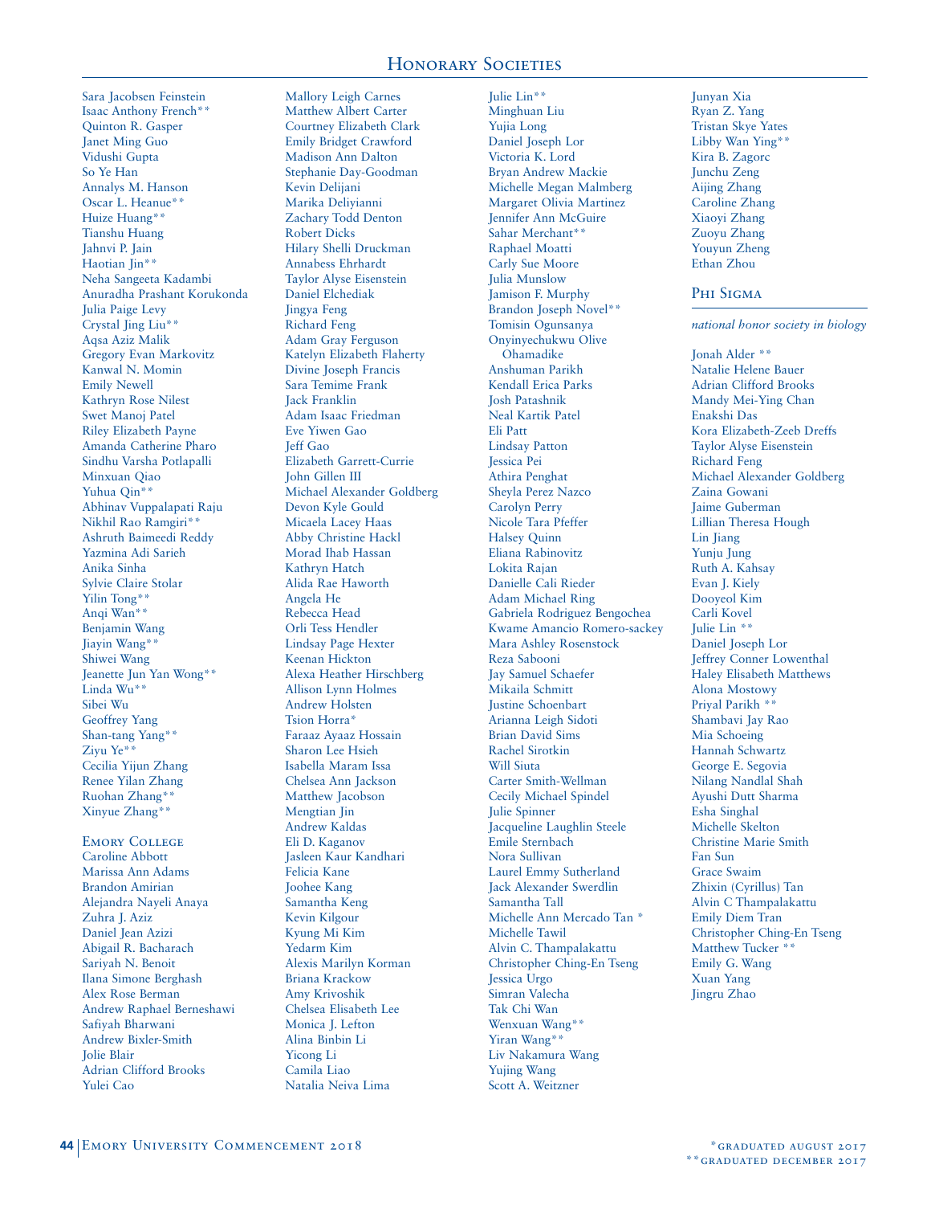Sara Jacobsen Feinstein
Isaac Anthony French**
Quinton R. Gasper
Janet Ming Guo
Vidushi Gupta
So Ye Han
Annalys M. Hanson
Oscar L. Heanue**
Huize Huang**
Tianshu Huang
Jahnvi P. Jain
Haotian Jin**
Neha Sangeeta Kadambi
Anuradha Prashant Korukonda
Julia Paige Levy
Crystal Jing Liu**
Aqsa Aziz Malik
Gregory Evan Markovitz
Kanwal N. Momin
Emily Newell
Kathryn Rose Nilest
Swet Manoj Patel
Riley Elizabeth Payne
Amanda Catherine Pharo
Sindhu Varsha Potlapalli
Minxuan Qiao
Yuhua Qin**
Abhinav Vuppalapati Raju
Nikhil Rao Ramgiri**
Ashruth Baimeedi Reddy
Yazmina Adi Sarieh
Anika Sinha
Sylvie Claire Stolar
Yilin Tong**
Anqi Wan**
Benjamin Wang
Jiayin Wang**
Shiwei Wang
Jeanette Jun Yan Wong**
Linda Wu**
Sibei Wu
Geoffrey Yang
Shan-tang Yang**
Ziyu Ye**
Cecilia Yijun Zhang
Renee Yilan Zhang
Ruohan Zhang**
Xinyue Zhang**

### Emory College

Caroline Abbott
Marissa Ann Adams
Brandon Amirian
Alejandra Nayeli Anaya
Zuhra J. Aziz
Daniel Jean Azizi
Abigail R. Bacharach
Sariyah N. Benoit
Ilana Simone Berghash
Alex Rose Berman
Andrew Raphael Berneshawi
Safiyah Bharwani
Andrew Bixler-Smith
Jolie Blair
Adrian Clifford Brooks
Yulei Cao
Mallory Leigh Carnes
Matthew Albert Carter
Courtney Elizabeth Clark
Emily Bridget Crawford
Madison Ann Dalton
Stephanie Day-Goodman
Kevin Delijani
Marika Deliyianni
Zachary Todd Denton
Robert Dicks
Hilary Shelli Druckman
Annabess Ehrhardt
Taylor Alyse Eisenstein
Daniel Elchediak
Jingya Feng
Richard Feng
Adam Gray Ferguson
Katelyn Elizabeth Flaherty
Divine Joseph Francis
Sara Temime Frank
Jack Franklin
Adam Isaac Friedman
Eve Yiwen Gao
Jeff Gao
Elizabeth Garrett-Currie
John Gillen III
Michael Alexander Goldberg
Devon Kyle Gould
Micaela Lacey Haas
Abby Christine Hackl
Morad Ihab Hassan
Kathryn Hatch
Alida Rae Haworth
Angela He
Rebecca Head
Orli Tess Hendler
Lindsay Page Hexter
Keenan Hickton
Alexa Heather Hirschberg
Allison Lynn Holmes
Andrew Holsten
Tsion Horra*
Faraaz Ayaaz Hossain
Sharon Lee Hsieh
Isabella Maram Issa
Chelsea Ann Jackson
Matthew Jacobson
Mengtian Jin
Andrew Kaldas
Eli D. Kaganov
Jasleen Kaur Kandhari
Felicia Kane
Joohee Kang
Samantha Keng
Kevin Kilgour
Kyung Mi Kim
Yedarm Kim
Alexis Marilyn Korman
Briana Krackow
Amy Krivoshik
Chelsea Elisabeth Lee
Monica J. Lefton
Alina Binbin Li
Yicong Li
Camila Liao
Natalia Neiva Lima
Julie Lin**
Minghuan Liu
Yujia Long
Daniel Joseph Lor
Victoria K. Lord
Bryan Andrew Mackie
Michelle Megan Malmberg
Margaret Olivia Martinez
Jennifer Ann McGuire
Sahar Merchant**
Raphael Moatti
Carly Sue Moore
Julia Munslow
Jamison F. Murphy
Brandon Joseph Novel**
Tomisin Ogunsanya
Onyinyechukwu Olive Ohamadike
Anshuman Parikh
Kendall Erica Parks
Josh Patashnik
Neal Kartik Patel
Eli Patt
Lindsay Patton
Jessica Pei
Athira Penghat
Sheyla Perez Nazco
Carolyn Perry
Nicole Tara Pfeffer
Halsey Quinn
Eliana Rabinovitz
Lokita Rajan
Danielle Cali Rieder
Adam Michael Ring
Gabriela Rodriguez Bengochea
Kwame Amancio Romero-sackey
Mara Ashley Rosenstock
Reza Sabooni
Jay Samuel Schaefer
Mikaila Schmitt
Justine Schoenbart
Arianna Leigh Sidoti
Brian David Sims
Rachel Sirotkin
Will Siuta
Carter Smith-Wellman
Cecily Michael Spindel
Julie Spinner
Jacqueline Laughlin Steele
Emile Sternbach
Nora Sullivan
Laurel Emmy Sutherland
Jack Alexander Swerdlin
Samantha Tall
Michelle Ann Mercado Tan *
Michelle Tawil
Alvin C. Thampalakattu
Christopher Ching-En Tseng
Jessica Urgo
Simran Valecha
Tak Chi Wan
Wenxuan Wang**
Yiran Wang**
Liv Nakamura Wang
Yujing Wang
Scott A. Weitzner
Junyan Xia
Ryan Z. Yang
Tristan Skye Yates
Libby Wan Ying**
Kira B. Zagorc
Junchu Zeng
Aijing Zhang
Caroline Zhang
Xiaoyi Zhang
Zuoyu Zhang
Youyun Zheng
Ethan Zhou

## Phi Sigma

*national honor society in biology*

Jonah Alder **
Natalie Helene Bauer
Adrian Clifford Brooks
Mandy Mei-Ying Chan
Enakshi Das
Kora Elizabeth-Zeeb Dreffs
Taylor Alyse Eisenstein
Richard Feng
Michael Alexander Goldberg
Zaina Gowani
Jaime Guberman
Lillian Theresa Hough
Lin Jiang
Yunju Jung
Ruth A. Kahsay
Evan J. Kiely
Dooyeol Kim
Carli Kovel
Julie Lin **
Daniel Joseph Lor
Jeffrey Conner Lowenthal
Haley Elisabeth Matthews
Alona Mostowy
Priyal Parikh **
Shambavi Jay Rao
Mia Schoeing
Hannah Schwartz
George E. Segovia
Nilang Nandlal Shah
Ayushi Dutt Sharma
Esha Singhal
Michelle Skelton
Christine Marie Smith
Fan Sun
Grace Swaim
Zhixin (Cyrillus) Tan
Alvin C Thampalakattu
Emily Diem Tran
Christopher Ching-En Tseng
Matthew Tucker **
Emily G. Wang
Xuan Yang
Jingru Zhao

*graduated august 2017
**graduated december 2017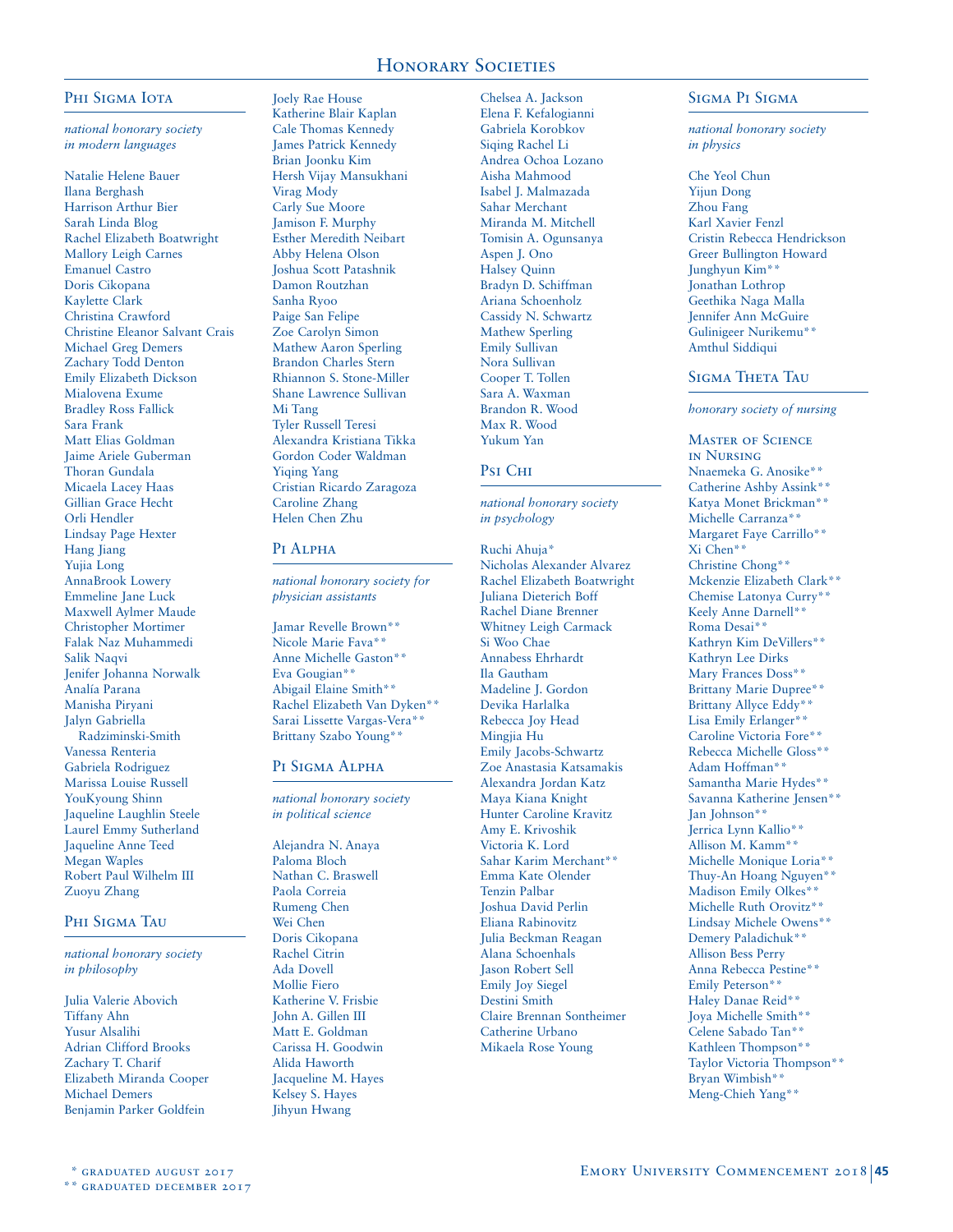# Honorary Societies

## Phi Sigma Iota

*national honorary society in modern languages*

Natalie Helene Bauer
Ilana Berghash
Harrison Arthur Bier
Sarah Linda Blog
Rachel Elizabeth Boatwright
Mallory Leigh Carnes
Emanuel Castro
Doris Cikopana
Kaylette Clark
Christina Crawford
Christine Eleanor Salvant Crais
Michael Greg Demers
Zachary Todd Denton
Emily Elizabeth Dickson
Mialovena Exume
Bradley Ross Fallick
Sara Frank
Matt Elias Goldman
Jaime Ariele Guberman
Thoran Gundala
Micaela Lacey Haas
Gillian Grace Hecht
Orli Hendler
Lindsay Page Hexter
Hang Jiang
Yujia Long
AnnaBrook Lowery
Emmeline Jane Luck
Maxwell Aylmer Maude
Christopher Mortimer
Falak Naz Muhammedi
Salik Naqvi
Jenifer Johanna Norwalk
Analía Parana
Manisha Piryani
Jalyn Gabriella Radziminski-Smith
Vanessa Renteria
Gabriela Rodriguez
Marissa Louise Russell
YouKyoung Shinn
Jaqueline Laughlin Steele
Laurel Emmy Sutherland
Jaqueline Anne Teed
Megan Waples
Robert Paul Wilhelm III
Zuoyu Zhang

## Phi Sigma Tau

*national honorary society in philosophy*

Julia Valerie Abovich
Tiffany Ahn
Yusur Alsalihi
Adrian Clifford Brooks
Zachary T. Charif
Elizabeth Miranda Cooper
Michael Demers
Benjamin Parker Goldfein
Joely Rae House
Katherine Blair Kaplan
Cale Thomas Kennedy
James Patrick Kennedy
Brian Joonku Kim
Hersh Vijay Mansukhani
Virag Mody
Carly Sue Moore
Jamison F. Murphy
Esther Meredith Neibart
Abby Helena Olson
Joshua Scott Patashnik
Damon Routzhan
Sanha Ryoo
Paige San Felipe
Zoe Carolyn Simon
Mathew Aaron Sperling
Brandon Charles Stern
Rhiannon S. Stone-Miller
Shane Lawrence Sullivan
Mi Tang
Tyler Russell Teresi
Alexandra Kristiana Tikka
Gordon Coder Waldman
Yiqing Yang
Cristian Ricardo Zaragoza
Caroline Zhang
Helen Chen Zhu

## Pi Alpha

*national honorary society for physician assistants*

Jamar Revelle Brown**
Nicole Marie Fava**
Anne Michelle Gaston**
Eva Gougian**
Abigail Elaine Smith**
Rachel Elizabeth Van Dyken**
Sarai Lissette Vargas-Vera**
Brittany Szabo Young**

## Pi Sigma Alpha

*national honorary society in political science*

Alejandra N. Anaya
Paloma Bloch
Nathan C. Braswell
Paola Correia
Rumeng Chen
Wei Chen
Doris Cikopana
Rachel Citrin
Ada Dovell
Mollie Fiero
Katherine V. Frisbie
John A. Gillen III
Matt E. Goldman
Carissa H. Goodwin
Alida Haworth
Jacqueline M. Hayes
Kelsey S. Hayes
Jihyun Hwang
Chelsea A. Jackson
Elena F. Kefalogianni
Gabriela Korobkov
Siqing Rachel Li
Andrea Ochoa Lozano
Aisha Mahmood
Isabel J. Malmazada
Sahar Merchant
Miranda M. Mitchell
Tomisin A. Ogunsanya
Aspen J. Ono
Halsey Quinn
Bradyn D. Schiffman
Ariana Schoenholz
Cassidy N. Schwartz
Mathew Sperling
Emily Sullivan
Nora Sullivan
Cooper T. Tollen
Sara A. Waxman
Brandon R. Wood
Max R. Wood
Yukum Yan

## Psi Chi

*national honorary society in psychology*

Ruchi Ahuja*
Nicholas Alexander Alvarez
Rachel Elizabeth Boatwright
Juliana Dieterich Boff
Rachel Diane Brenner
Whitney Leigh Carmack
Si Woo Chae
Annabess Ehrhardt
Ila Gautham
Madeline J. Gordon
Devika Harlalka
Rebecca Joy Head
Mingjia Hu
Emily Jacobs-Schwartz
Zoe Anastasia Katsamakis
Alexandra Jordan Katz
Maya Kiana Knight
Hunter Caroline Kravitz
Amy E. Krivoshik
Victoria K. Lord
Sahar Karim Merchant**
Emma Kate Olender
Tenzin Palbar
Joshua David Perlin
Eliana Rabinovitz
Julia Beckman Reagan
Alana Schoenhals
Jason Robert Sell
Emily Joy Siegel
Destini Smith
Claire Brennan Sontheimer
Catherine Urbano
Mikaela Rose Young

## Sigma Pi Sigma

*national honorary society in physics*

Che Yeol Chun
Yijun Dong
Zhou Fang
Karl Xavier Fenzl
Cristin Rebecca Hendrickson
Greer Bullington Howard
Junghyun Kim**
Jonathan Lothrop
Geethika Naga Malla
Jennifer Ann McGuire
Gulinigeer Nurikemu**
Amthul Siddiqui

## Sigma Theta Tau

*honorary society of nursing*

### Master of Science in Nursing

Nnaemeka G. Anosike**
Catherine Ashby Assink**
Katya Monet Brickman**
Michelle Carranza**
Margaret Faye Carrillo**
Xi Chen**
Christine Chong**
Mckenzie Elizabeth Clark**
Chemise Latonya Curry**
Keely Anne Darnell**
Roma Desai**
Kathryn Kim DeVillers**
Kathryn Lee Dirks
Mary Frances Doss**
Brittany Marie Dupree**
Brittany Allyce Eddy**
Lisa Emily Erlanger**
Caroline Victoria Fore**
Rebecca Michelle Gloss**
Adam Hoffman**
Samantha Marie Hydes**
Savanna Katherine Jensen**
Jan Johnson**
Jerrica Lynn Kallio**
Allison M. Kamm**
Michelle Monique Loria**
Thuy-An Hoang Nguyen**
Madison Emily Olkes**
Michelle Ruth Orovitz**
Lindsay Michele Owens**
Demery Paladichuk**
Allison Bess Perry
Anna Rebecca Pestine**
Emily Peterson**
Haley Danae Reid**
Joya Michelle Smith**
Celene Sabado Tan**
Kathleen Thompson**
Taylor Victoria Thompson**
Bryan Wimbish**
Meng-Chieh Yang**

\* graduated august 2017
\*\* graduated december 2017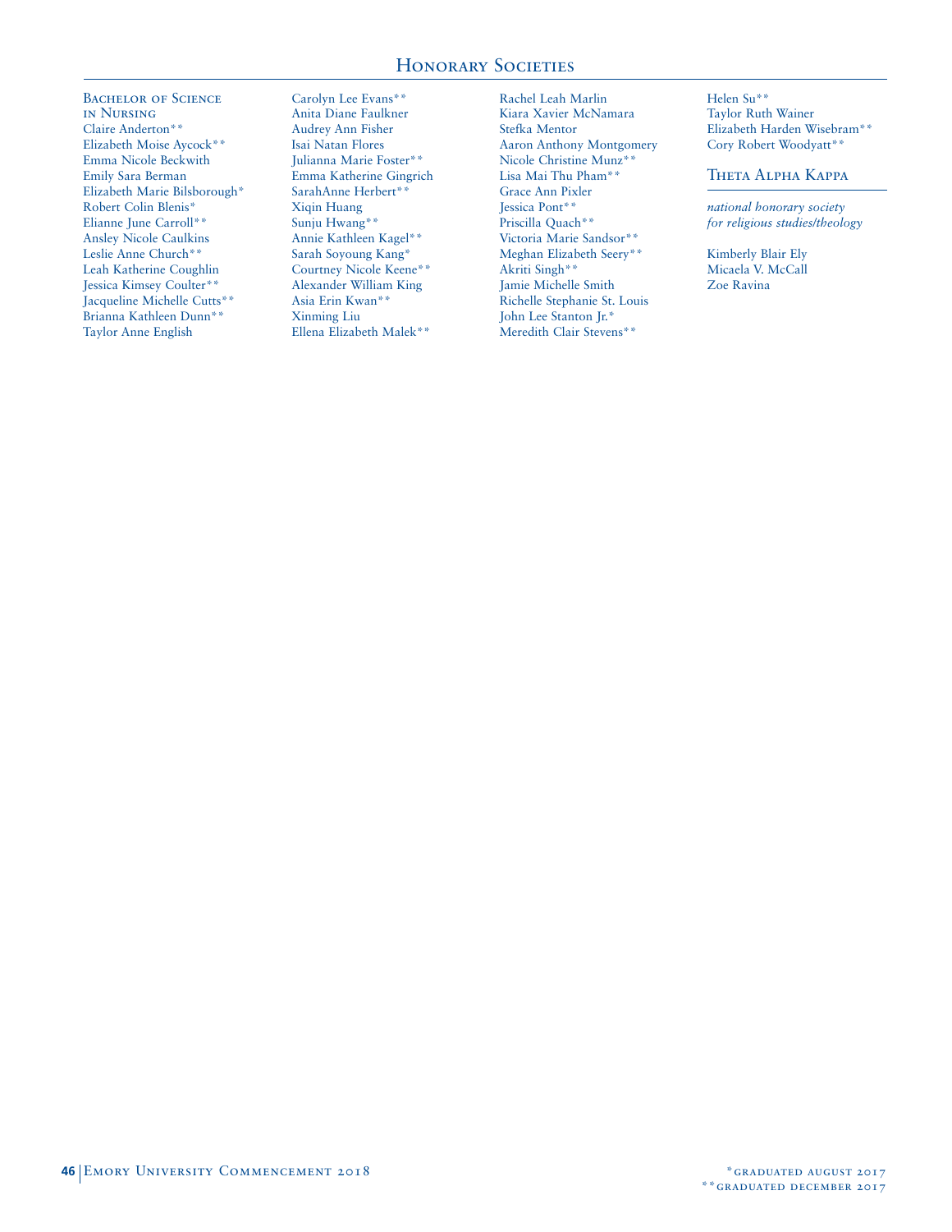# Honorary Societies

### Bachelor of Science in Nursing

Claire Anderton**
Elizabeth Moise Aycock**
Emma Nicole Beckwith
Emily Sara Berman
Elizabeth Marie Bilsborough*
Robert Colin Blenis*
Elianne June Carroll**
Ansley Nicole Caulkins
Leslie Anne Church**
Leah Katherine Coughlin
Jessica Kimsey Coulter**
Jacqueline Michelle Cutts**
Brianna Kathleen Dunn**
Taylor Anne English
Carolyn Lee Evans**
Anita Diane Faulkner
Audrey Ann Fisher
Isai Natan Flores
Julianna Marie Foster**
Emma Katherine Gingrich
SarahAnne Herbert**
Xiqin Huang
Sunju Hwang**
Annie Kathleen Kagel**
Sarah Soyoung Kang*
Courtney Nicole Keene**
Alexander William King
Asia Erin Kwan**
Xinming Liu
Ellena Elizabeth Malek**
Rachel Leah Marlin
Kiara Xavier McNamara
Stefka Mentor
Aaron Anthony Montgomery
Nicole Christine Munz**
Lisa Mai Thu Pham**
Grace Ann Pixler
Jessica Pont**
Priscilla Quach**
Victoria Marie Sandsor**
Meghan Elizabeth Seery**
Akriti Singh**
Jamie Michelle Smith
Richelle Stephanie St. Louis
John Lee Stanton Jr.*
Meredith Clair Stevens**
Helen Su**
Taylor Ruth Wainer
Elizabeth Harden Wisebram**
Cory Robert Woodyatt**

## Theta Alpha Kappa

*national honorary society for religious studies/theology*

Kimberly Blair Ely
Micaela V. McCall
Zoe Ravina

*graduated august 2017
**graduated december 2017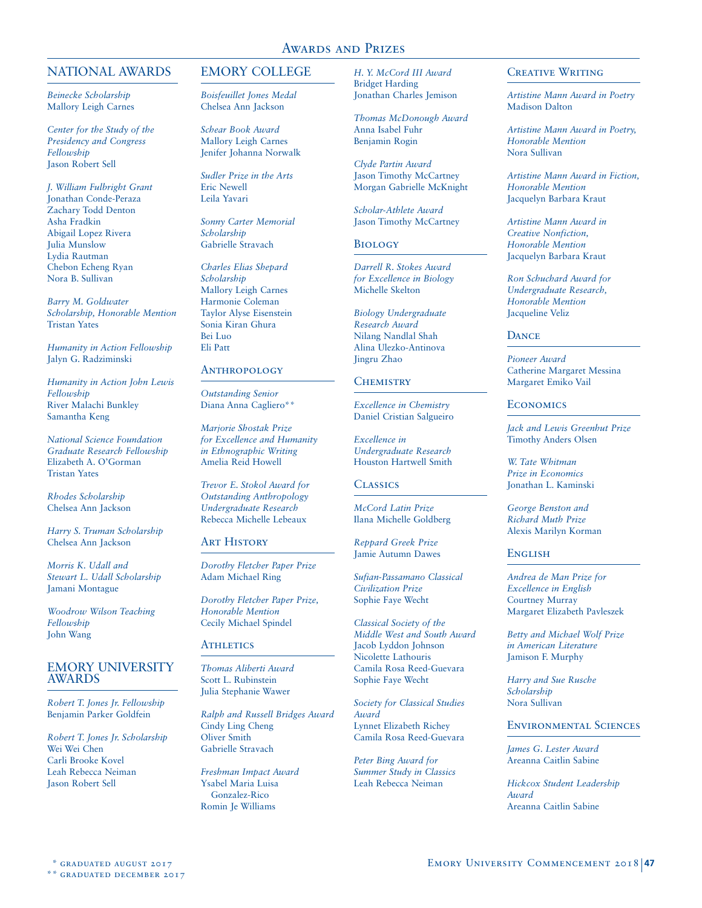# Awards and Prizes

## NATIONAL AWARDS

*Beinecke Scholarship*
Mallory Leigh Carnes

*Center for the Study of the Presidency and Congress Fellowship*
Jason Robert Sell

*J. William Fulbright Grant*
Jonathan Conde-Peraza
Zachary Todd Denton
Asha Fradkin
Abigail Lopez Rivera
Julia Munslow
Lydia Rautman
Chebon Echeng Ryan
Nora B. Sullivan

*Barry M. Goldwater Scholarship, Honorable Mention*
Tristan Yates

*Humanity in Action Fellowship*
Jalyn G. Radziminski

*Humanity in Action John Lewis Fellowship*
River Malachi Bunkley
Samantha Keng

*National Science Foundation Graduate Research Fellowship*
Elizabeth A. O'Gorman
Tristan Yates

*Rhodes Scholarship*
Chelsea Ann Jackson

*Harry S. Truman Scholarship*
Chelsea Ann Jackson

*Morris K. Udall and Stewart L. Udall Scholarship*
Jamani Montague

*Woodrow Wilson Teaching Fellowship*
John Wang

## EMORY UNIVERSITY AWARDS

*Robert T. Jones Jr. Fellowship*
Benjamin Parker Goldfein

*Robert T. Jones Jr. Scholarship*
Wei Wei Chen
Carli Brooke Kovel
Leah Rebecca Neiman
Jason Robert Sell

## EMORY COLLEGE

*Boisfeuillet Jones Medal*
Chelsea Ann Jackson

*Schear Book Award*
Mallory Leigh Carnes
Jenifer Johanna Norwalk

*Sudler Prize in the Arts*
Eric Newell
Leila Yavari

*Sonny Carter Memorial Scholarship*
Gabrielle Stravach

*Charles Elias Shepard Scholarship*
Mallory Leigh Carnes
Harmonie Coleman
Taylor Alyse Eisenstein
Sonia Kiran Ghura
Bei Luo
Eli Patt

### Anthropology

*Outstanding Senior*
Diana Anna Cagliero**

*Marjorie Shostak Prize for Excellence and Humanity in Ethnographic Writing*
Amelia Reid Howell

*Trevor E. Stokol Award for Outstanding Anthropology Undergraduate Research*
Rebecca Michelle Lebeaux

### Art History

*Dorothy Fletcher Paper Prize*
Adam Michael Ring

*Dorothy Fletcher Paper Prize, Honorable Mention*
Cecily Michael Spindel

### Athletics

*Thomas Aliberti Award*
Scott L. Rubinstein
Julia Stephanie Wawer

*Ralph and Russell Bridges Award*
Cindy Ling Cheng
Oliver Smith
Gabrielle Stravach

*Freshman Impact Award*
Ysabel Maria Luisa Gonzalez-Rico
Romin Je Williams

*H. Y. McCord III Award*
Bridget Harding
Jonathan Charles Jemison

*Thomas McDonough Award*
Anna Isabel Fuhr
Benjamin Rogin

*Clyde Partin Award*
Jason Timothy McCartney
Morgan Gabrielle McKnight

*Scholar-Athlete Award*
Jason Timothy McCartney

### Biology

*Darrell R. Stokes Award for Excellence in Biology*
Michelle Skelton

*Biology Undergraduate Research Award*
Nilang Nandlal Shah
Alina Ulezko-Antinova
Jingru Zhao

### Chemistry

*Excellence in Chemistry*
Daniel Cristian Salgueiro

*Excellence in Undergraduate Research*
Houston Hartwell Smith

### Classics

*McCord Latin Prize*
Ilana Michelle Goldberg

*Reppard Greek Prize*
Jamie Autumn Dawes

*Sufian-Passamano Classical Civilization Prize*
Sophie Faye Wecht

*Classical Society of the Middle West and South Award*
Jacob Lyddon Johnson
Nicolette Lathouris
Camila Rosa Reed-Guevara
Sophie Faye Wecht

*Society for Classical Studies Award*
Lynnet Elizabeth Richey
Camila Rosa Reed-Guevara

*Peter Bing Award for Summer Study in Classics*
Leah Rebecca Neiman

### Creative Writing

*Artistine Mann Award in Poetry*
Madison Dalton

*Artistine Mann Award in Poetry, Honorable Mention*
Nora Sullivan

*Artistine Mann Award in Fiction, Honorable Mention*
Jacquelyn Barbara Kraut

*Artistine Mann Award in Creative Nonfiction, Honorable Mention*
Jacquelyn Barbara Kraut

*Ron Schuchard Award for Undergraduate Research, Honorable Mention*
Jacqueline Veliz

### Dance

*Pioneer Award*
Catherine Margaret Messina
Margaret Emiko Vail

### Economics

*Jack and Lewis Greenbut Prize*
Timothy Anders Olsen

*W. Tate Whitman Prize in Economics*
Jonathan L. Kaminski

*George Benston and Richard Muth Prize*
Alexis Marilyn Korman

### English

*Andrea de Man Prize for Excellence in English*
Courtney Murray
Margaret Elizabeth Pavleszek

*Betty and Michael Wolf Prize in American Literature*
Jamison F. Murphy

*Harry and Sue Rusche Scholarship*
Nora Sullivan

### Environmental Sciences

*James G. Lester Award*
Areanna Caitlin Sabine

*Hickcox Student Leadership Award*
Areanna Caitlin Sabine

\* graduated August 2017
\*\* graduated December 2017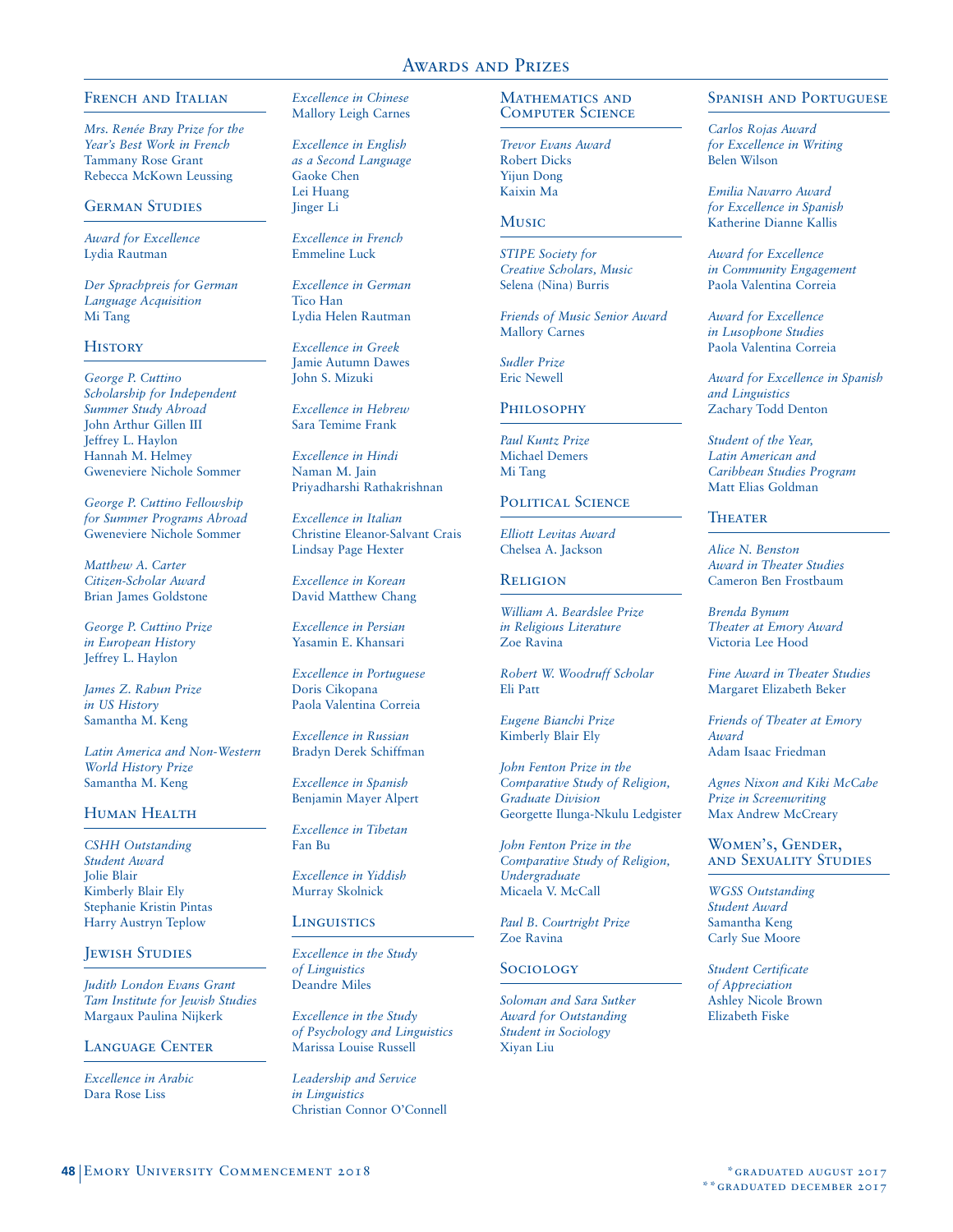# Awards and Prizes

## French and Italian

*Mrs. Renée Bray Prize for the Year's Best Work in French*
Tammany Rose Grant
Rebecca McKown Leussing

## German Studies

*Award for Excellence*
Lydia Rautman

*Der Sprachpreis for German Language Acquisition*
Mi Tang

## History

*George P. Cuttino Scholarship for Independent Summer Study Abroad*
John Arthur Gillen III
Jeffrey L. Haylon
Hannah M. Helmey
Gweneviere Nichole Sommer

*George P. Cuttino Fellowship for Summer Programs Abroad*
Gweneviere Nichole Sommer

*Matthew A. Carter Citizen-Scholar Award*
Brian James Goldstone

*George P. Cuttino Prize in European History*
Jeffrey L. Haylon

*James Z. Rabun Prize in US History*
Samantha M. Keng

*Latin America and Non-Western World History Prize*
Samantha M. Keng

## Human Health

*CSHH Outstanding Student Award*
Jolie Blair
Kimberly Blair Ely
Stephanie Kristin Pintas
Harry Austryn Teplow

## Jewish Studies

*Judith London Evans Grant Tam Institute for Jewish Studies*
Margaux Paulina Nijkerk

## Language Center

*Excellence in Arabic*
Dara Rose Liss

*Excellence in Chinese*
Mallory Leigh Carnes

*Excellence in English as a Second Language*
Gaoke Chen
Lei Huang
Jinger Li

*Excellence in French*
Emmeline Luck

*Excellence in German*
Tico Han
Lydia Helen Rautman

*Excellence in Greek*
Jamie Autumn Dawes
John S. Mizuki

*Excellence in Hebrew*
Sara Temime Frank

*Excellence in Hindi*
Naman M. Jain
Priyadharshi Rathakrishnan

*Excellence in Italian*
Christine Eleanor-Salvant Crais
Lindsay Page Hexter

*Excellence in Korean*
David Matthew Chang

*Excellence in Persian*
Yasamin E. Khansari

*Excellence in Portuguese*
Doris Cikopana
Paola Valentina Correia

*Excellence in Russian*
Bradyn Derek Schiffman

*Excellence in Spanish*
Benjamin Mayer Alpert

*Excellence in Tibetan*
Fan Bu

*Excellence in Yiddish*
Murray Skolnick

## Linguistics

*Excellence in the Study of Linguistics*
Deandre Miles

*Excellence in the Study of Psychology and Linguistics*
Marissa Louise Russell

*Leadership and Service in Linguistics*
Christian Connor O'Connell

## Mathematics and Computer Science

*Trevor Evans Award*
Robert Dicks
Yijun Dong
Kaixin Ma

## Music

*STIPE Society for Creative Scholars, Music*
Selena (Nina) Burris

*Friends of Music Senior Award*
Mallory Carnes

*Sudler Prize*
Eric Newell

## Philosophy

*Paul Kuntz Prize*
Michael Demers
Mi Tang

## Political Science

*Elliott Levitas Award*
Chelsea A. Jackson

## Religion

*William A. Beardslee Prize in Religious Literature*
Zoe Ravina

*Robert W. Woodruff Scholar*
Eli Patt

*Eugene Bianchi Prize*
Kimberly Blair Ely

*John Fenton Prize in the Comparative Study of Religion, Graduate Division*
Georgette Ilunga-Nkulu Ledgister

*John Fenton Prize in the Comparative Study of Religion, Undergraduate*
Micaela V. McCall

*Paul B. Courtright Prize*
Zoe Ravina

## Sociology

*Soloman and Sara Sutker Award for Outstanding Student in Sociology*
Xiyan Liu

## Spanish and Portuguese

*Carlos Rojas Award for Excellence in Writing*
Belen Wilson

*Emilia Navarro Award for Excellence in Spanish*
Katherine Dianne Kallis

*Award for Excellence in Community Engagement*
Paola Valentina Correia

*Award for Excellence in Lusophone Studies*
Paola Valentina Correia

*Award for Excellence in Spanish and Linguistics*
Zachary Todd Denton

*Student of the Year, Latin American and Caribbean Studies Program*
Matt Elias Goldman

## Theater

*Alice N. Benston Award in Theater Studies*
Cameron Ben Frostbaum

*Brenda Bynum Theater at Emory Award*
Victoria Lee Hood

*Fine Award in Theater Studies*
Margaret Elizabeth Beker

*Friends of Theater at Emory Award*
Adam Isaac Friedman

*Agnes Nixon and Kiki McCabe Prize in Screenwriting*
Max Andrew McCreary

## Women's, Gender, and Sexuality Studies

*WGSS Outstanding Student Award*
Samantha Keng
Carly Sue Moore

*Student Certificate of Appreciation*
Ashley Nicole Brown
Elizabeth Fiske

*graduated august 2017
**graduated december 2017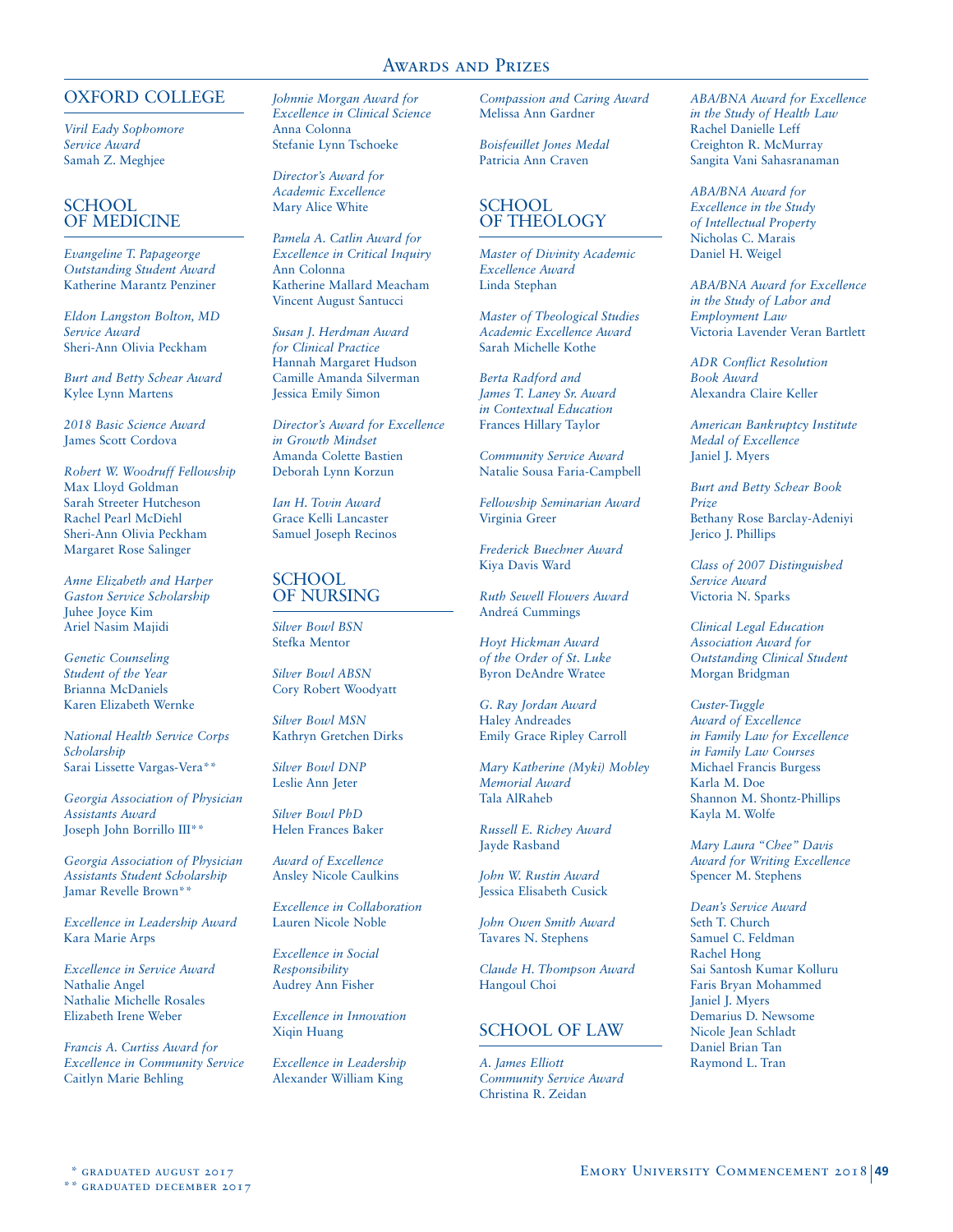## OXFORD COLLEGE

*Viril Eady Sophomore Service Award*
Samah Z. Meghjee

## SCHOOL OF MEDICINE

*Evangeline T. Papageorge Outstanding Student Award*
Katherine Marantz Penziner

*Eldon Langston Bolton, MD Service Award*
Sheri-Ann Olivia Peckham

*Burt and Betty Schear Award*
Kylee Lynn Martens

*2018 Basic Science Award*
James Scott Cordova

*Robert W. Woodruff Fellowship*
Max Lloyd Goldman
Sarah Streeter Hutcheson
Rachel Pearl McDiehl
Sheri-Ann Olivia Peckham
Margaret Rose Salinger

*Anne Elizabeth and Harper Gaston Service Scholarship*
Juhee Joyce Kim
Ariel Nasim Majidi

*Genetic Counseling Student of the Year*
Brianna McDaniels
Karen Elizabeth Wernke

*National Health Service Corps Scholarship*
Sarai Lissette Vargas-Vera**

*Georgia Association of Physician Assistants Award*
Joseph John Borrillo III**

*Georgia Association of Physician Assistants Student Scholarship*
Jamar Revelle Brown**

*Excellence in Leadership Award*
Kara Marie Arps

*Excellence in Service Award*
Nathalie Angel
Nathalie Michelle Rosales
Elizabeth Irene Weber

*Francis A. Curtiss Award for Excellence in Community Service*
Caitlyn Marie Behling

*Johnnie Morgan Award for Excellence in Clinical Science*
Anna Colonna
Stefanie Lynn Tschoeke

*Director's Award for Academic Excellence*
Mary Alice White

*Pamela A. Catlin Award for Excellence in Critical Inquiry*
Ann Colonna
Katherine Mallard Meacham
Vincent August Santucci

*Susan J. Herdman Award for Clinical Practice*
Hannah Margaret Hudson
Camille Amanda Silverman
Jessica Emily Simon

*Director's Award for Excellence in Growth Mindset*
Amanda Colette Bastien
Deborah Lynn Korzun

*Ian H. Tovin Award*
Grace Kelli Lancaster
Samuel Joseph Recinos

## SCHOOL OF NURSING

*Silver Bowl BSN*
Stefka Mentor

*Silver Bowl ABSN*
Cory Robert Woodyatt

*Silver Bowl MSN*
Kathryn Gretchen Dirks

*Silver Bowl DNP*
Leslie Ann Jeter

*Silver Bowl PhD*
Helen Frances Baker

*Award of Excellence*
Ansley Nicole Caulkins

*Excellence in Collaboration*
Lauren Nicole Noble

*Excellence in Social Responsibility*
Audrey Ann Fisher

*Excellence in Innovation*
Xiqin Huang

*Excellence in Leadership*
Alexander William King

*Compassion and Caring Award*
Melissa Ann Gardner

*Boisfeuillet Jones Medal*
Patricia Ann Craven

## SCHOOL OF THEOLOGY

*Master of Divinity Academic Excellence Award*
Linda Stephan

*Master of Theological Studies Academic Excellence Award*
Sarah Michelle Kothe

*Berta Radford and James T. Laney Sr. Award in Contextual Education*
Frances Hillary Taylor

*Community Service Award*
Natalie Sousa Faria-Campbell

*Fellowship Seminarian Award*
Virginia Greer

*Frederick Buechner Award*
Kiya Davis Ward

*Ruth Sewell Flowers Award*
Andreá Cummings

*Hoyt Hickman Award of the Order of St. Luke*
Byron DeAndre Wratee

*G. Ray Jordan Award*
Haley Andreades
Emily Grace Ripley Carroll

*Mary Katherine (Myki) Mobley Memorial Award*
Tala AlRaheb

*Russell E. Richey Award*
Jayde Rasband

*John W. Rustin Award*
Jessica Elisabeth Cusick

*John Owen Smith Award*
Tavares N. Stephens

*Claude H. Thompson Award*
Hangoul Choi

## SCHOOL OF LAW

*A. James Elliott Community Service Award*
Christina R. Zeidan

*ABA/BNA Award for Excellence in the Study of Health Law*
Rachel Danielle Leff
Creighton R. McMurray
Sangita Vani Sahasranaman

*ABA/BNA Award for Excellence in the Study of Intellectual Property*
Nicholas C. Marais
Daniel H. Weigel

*ABA/BNA Award for Excellence in the Study of Labor and Employment Law*
Victoria Lavender Veran Bartlett

*ADR Conflict Resolution Book Award*
Alexandra Claire Keller

*American Bankruptcy Institute Medal of Excellence*
Janiel J. Myers

*Burt and Betty Schear Book Prize*
Bethany Rose Barclay-Adeniyi
Jerico J. Phillips

*Class of 2007 Distinguished Service Award*
Victoria N. Sparks

*Clinical Legal Education Association Award for Outstanding Clinical Student*
Morgan Bridgman

*Custer-Tuggle Award of Excellence in Family Law for Excellence in Family Law Courses*
Michael Francis Burgess
Karla M. Doe
Shannon M. Shontz-Phillips
Kayla M. Wolfe

*Mary Laura "Chee" Davis Award for Writing Excellence*
Spencer M. Stephens

*Dean's Service Award*
Seth T. Church
Samuel C. Feldman
Rachel Hong
Sai Santosh Kumar Kolluru
Faris Bryan Mohammed
Janiel J. Myers
Demarius D. Newsome
Nicole Jean Schladt
Daniel Brian Tan
Raymond L. Tran

\* graduated august 2017
** graduated december 2017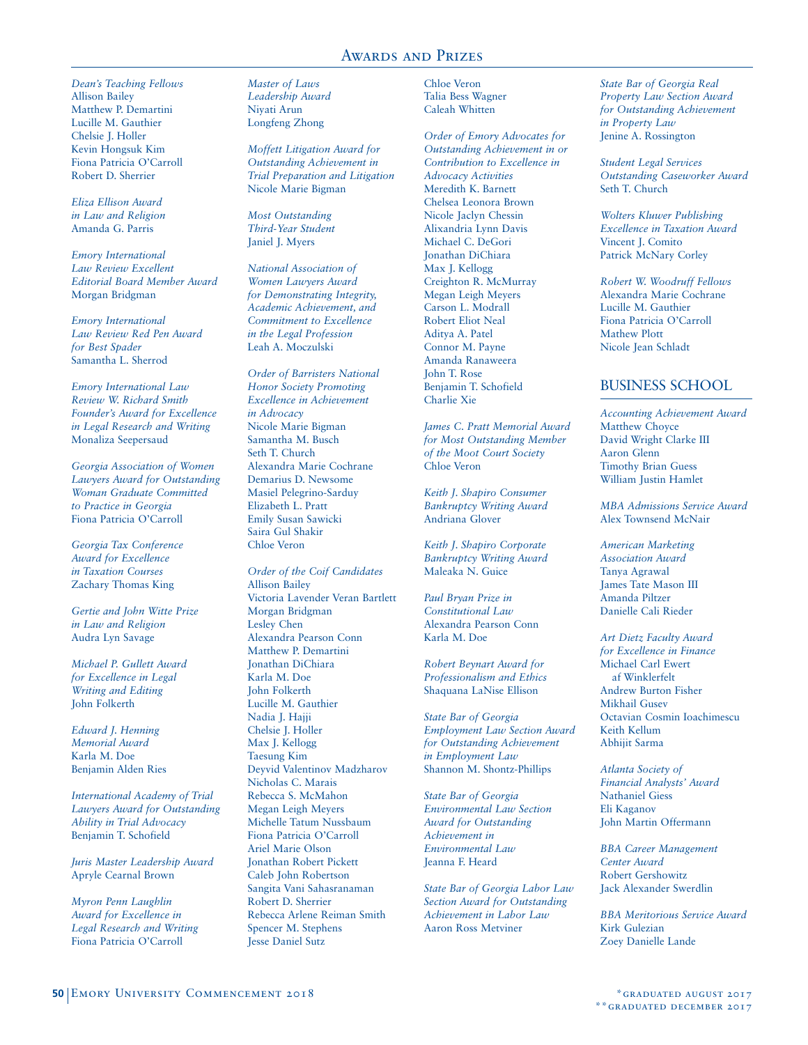*Dean's Teaching Fellows*
Allison Bailey
Matthew P. Demartini
Lucille M. Gauthier
Chelsie J. Holler
Kevin Hongsuk Kim
Fiona Patricia O'Carroll
Robert D. Sherrier

*Eliza Ellison Award in Law and Religion*
Amanda G. Parris

*Emory International Law Review Excellent Editorial Board Member Award*
Morgan Bridgman

*Emory International Law Review Red Pen Award for Best Spader*
Samantha L. Sherrod

*Emory International Law Review W. Richard Smith Founder's Award for Excellence in Legal Research and Writing*
Monaliza Seepersaud

*Georgia Association of Women Lawyers Award for Outstanding Woman Graduate Committed to Practice in Georgia*
Fiona Patricia O'Carroll

*Georgia Tax Conference Award for Excellence in Taxation Courses*
Zachary Thomas King

*Gertie and John Witte Prize in Law and Religion*
Audra Lyn Savage

*Michael P. Gullett Award for Excellence in Legal Writing and Editing*
John Folkerth

*Edward J. Henning Memorial Award*
Karla M. Doe
Benjamin Alden Ries

*International Academy of Trial Lawyers Award for Outstanding Ability in Trial Advocacy*
Benjamin T. Schofield

*Juris Master Leadership Award*
Apryle Cearnal Brown

*Myron Penn Laughlin Award for Excellence in Legal Research and Writing*
Fiona Patricia O'Carroll

*Master of Laws Leadership Award*
Niyati Arun
Longfeng Zhong

*Moffett Litigation Award for Outstanding Achievement in Trial Preparation and Litigation*
Nicole Marie Bigman

*Most Outstanding Third-Year Student*
Janiel J. Myers

*National Association of Women Lawyers Award for Demonstrating Integrity, Academic Achievement, and Commitment to Excellence in the Legal Profession*
Leah A. Moczulski

*Order of Barristers National Honor Society Promoting Excellence in Achievement in Advocacy*
Nicole Marie Bigman
Samantha M. Busch
Seth T. Church
Alexandra Marie Cochrane
Demarius D. Newsome
Masiel Pelegrino-Sarduy
Elizabeth L. Pratt
Emily Susan Sawicki
Saira Gul Shakir
Chloe Veron

*Order of the Coif Candidates*
Allison Bailey
Victoria Lavender Veran Bartlett
Morgan Bridgman
Lesley Chen
Alexandra Pearson Conn
Matthew P. Demartini
Jonathan DiChiara
Karla M. Doe
John Folkerth
Lucille M. Gauthier
Nadia J. Hajji
Chelsie J. Holler
Max J. Kellogg
Taesung Kim
Deyvid Valentinov Madzharov
Nicholas C. Marais
Rebecca S. McMahon
Megan Leigh Meyers
Michelle Tatum Nussbaum
Fiona Patricia O'Carroll
Ariel Marie Olson
Jonathan Robert Pickett
Caleb John Robertson
Sangita Vani Sahasranaman
Robert D. Sherrier
Rebecca Arlene Reiman Smith
Spencer M. Stephens
Jesse Daniel Sutz
Chloe Veron
Talia Bess Wagner
Caleah Whitten

*Order of Emory Advocates for Outstanding Achievement in or Contribution to Excellence in Advocacy Activities*
Meredith K. Barnett
Chelsea Leonora Brown
Nicole Jaclyn Chessin
Alixandria Lynn Davis
Michael C. DeGori
Jonathan DiChiara
Max J. Kellogg
Creighton R. McMurray
Megan Leigh Meyers
Carson L. Modrall
Robert Eliot Neal
Aditya A. Patel
Connor M. Payne
Amanda Ranaweera
John T. Rose
Benjamin T. Schofield
Charlie Xie

*James C. Pratt Memorial Award for Most Outstanding Member of the Moot Court Society*
Chloe Veron

*Keith J. Shapiro Consumer Bankruptcy Writing Award*
Andriana Glover

*Keith J. Shapiro Corporate Bankruptcy Writing Award*
Maleaka N. Guice

*Paul Bryan Prize in Constitutional Law*
Alexandra Pearson Conn
Karla M. Doe

*Robert Beynart Award for Professionalism and Ethics*
Shaquana LaNise Ellison

*State Bar of Georgia Employment Law Section Award for Outstanding Achievement in Employment Law*
Shannon M. Shontz-Phillips

*State Bar of Georgia Environmental Law Section Award for Outstanding Achievement in Environmental Law*
Jeanna F. Heard

*State Bar of Georgia Labor Law Section Award for Outstanding Achievement in Labor Law*
Aaron Ross Metviner

*State Bar of Georgia Real Property Law Section Award for Outstanding Achievement in Property Law*
Jenine A. Rossington

*Student Legal Services Outstanding Caseworker Award*
Seth T. Church

*Wolters Kluwer Publishing Excellence in Taxation Award*
Vincent J. Comito
Patrick McNary Corley

*Robert W. Woodruff Fellows*
Alexandra Marie Cochrane
Lucille M. Gauthier
Fiona Patricia O'Carroll
Mathew Plott
Nicole Jean Schladt

## BUSINESS SCHOOL

*Accounting Achievement Award*
Matthew Choyce
David Wright Clarke III
Aaron Glenn
Timothy Brian Guess
William Justin Hamlet

*MBA Admissions Service Award*
Alex Townsend McNair

*American Marketing Association Award*
Tanya Agrawal
James Tate Mason III
Amanda Piltzer
Danielle Cali Rieder

*Art Dietz Faculty Award for Excellence in Finance*
Michael Carl Ewert af Winklerfelt
Andrew Burton Fisher
Mikhail Gusev
Octavian Cosmin Ioachimescu
Keith Kellum
Abhijit Sarma

*Atlanta Society of Financial Analysts' Award*
Nathaniel Giess
Eli Kaganov
John Martin Offermann

*BBA Career Management Center Award*
Robert Gershowitz
Jack Alexander Swerdlin

*BBA Meritorious Service Award*
Kirk Gulezian
Zoey Danielle Lande

\*graduated august 2017
\*\*graduated december 2017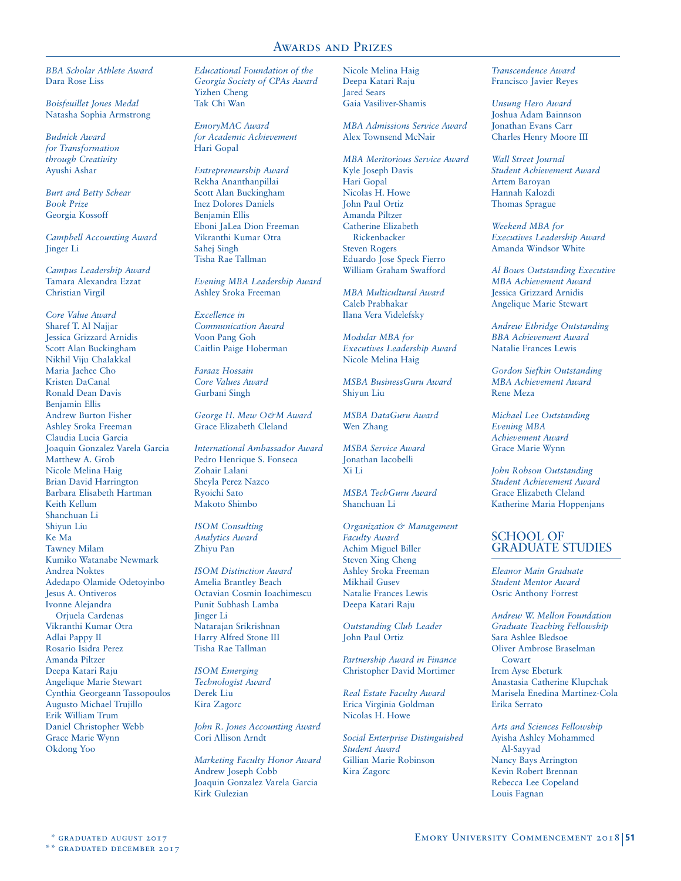## Awards and Prizes

*BBA Scholar Athlete Award*
Dara Rose Liss

*Boisfeuillet Jones Medal*
Natasha Sophia Armstrong

*Budnick Award for Transformation through Creativity*
Ayushi Ashar

*Burt and Betty Schear Book Prize*
Georgia Kossoff

*Campbell Accounting Award*
Jinger Li

*Campus Leadership Award*
Tamara Alexandra Ezzat
Christian Virgil

*Core Value Award*
Sharef T. Al Najjar
Jessica Grizzard Arnidis
Scott Alan Buckingham
Nikhil Viju Chalakkal
Maria Jaehee Cho
Kristen DaCanal
Ronald Dean Davis
Benjamin Ellis
Andrew Burton Fisher
Ashley Sroka Freeman
Claudia Lucia Garcia
Joaquin Gonzalez Varela Garcia
Matthew A. Grob
Nicole Melina Haig
Brian David Harrington
Barbara Elisabeth Hartman
Keith Kellum
Shanchuan Li
Shiyun Liu
Ke Ma
Tawney Milam
Kumiko Watanabe Newmark
Andrea Noktes
Adedapo Olamide Odetoyinbo
Jesus A. Ontiveros
Ivonne Alejandra Orjuela Cardenas
Vikranthi Kumar Otra
Adlai Pappy II
Rosario Isidra Perez
Amanda Piltzer
Deepa Katari Raju
Angelique Marie Stewart
Cynthia Georgeann Tassopoulos
Augusto Michael Trujillo
Erik William Trum
Daniel Christopher Webb
Grace Marie Wynn
Okdong Yoo

*Educational Foundation of the Georgia Society of CPAs Award*
Yizhen Cheng
Tak Chi Wan

*EmoryMAC Award for Academic Achievement*
Hari Gopal

*Entrepreneurship Award*
Rekha Ananthanpillai
Scott Alan Buckingham
Inez Dolores Daniels
Benjamin Ellis
Eboni JaLea Dion Freeman
Vikranthi Kumar Otra
Sahej Singh
Tisha Rae Tallman

*Evening MBA Leadership Award*
Ashley Sroka Freeman

*Excellence in Communication Award*
Voon Pang Goh
Caitlin Paige Hoberman

*Faraaz Hossain Core Values Award*
Gurbani Singh

*George H. Mew O&M Award*
Grace Elizabeth Cleland

*International Ambassador Award*
Pedro Henrique S. Fonseca
Zohair Lalani
Sheyla Perez Nazco
Ryoichi Sato
Makoto Shimbo

*ISOM Consulting Analytics Award*
Zhiyu Pan

*ISOM Distinction Award*
Amelia Brantley Beach
Octavian Cosmin Ioachimescu
Punit Subhash Lamba
Jinger Li
Natarajan Srikrishnan
Harry Alfred Stone III
Tisha Rae Tallman

*ISOM Emerging Technologist Award*
Derek Liu
Kira Zagorc

*John R. Jones Accounting Award*
Cori Allison Arndt

*Marketing Faculty Honor Award*
Andrew Joseph Cobb
Joaquin Gonzalez Varela Garcia
Kirk Gulezian
Nicole Melina Haig
Deepa Katari Raju
Jared Sears
Gaia Vasiliver-Shamis

*MBA Admissions Service Award*
Alex Townsend McNair

*MBA Meritorious Service Award*
Kyle Joseph Davis
Hari Gopal
Nicolas H. Howe
John Paul Ortiz
Amanda Piltzer
Catherine Elizabeth Rickenbacker
Steven Rogers
Eduardo Jose Speck Fierro
William Graham Swafford

*MBA Multicultural Award*
Caleb Prabhakar
Ilana Vera Videlefsky

*Modular MBA for Executives Leadership Award*
Nicole Melina Haig

*MSBA BusinessGuru Award*
Shiyun Liu

*MSBA DataGuru Award*
Wen Zhang

*MSBA Service Award*
Jonathan Iacobelli
Xi Li

*MSBA TechGuru Award*
Shanchuan Li

*Organization & Management Faculty Award*
Achim Miguel Biller
Steven Xing Cheng
Ashley Sroka Freeman
Mikhail Gusev
Natalie Frances Lewis
Deepa Katari Raju

*Outstanding Club Leader*
John Paul Ortiz

*Partnership Award in Finance*
Christopher David Mortimer

*Real Estate Faculty Award*
Erica Virginia Goldman
Nicolas H. Howe

*Social Enterprise Distinguished Student Award*
Gillian Marie Robinson
Kira Zagorc

*Transcendence Award*
Francisco Javier Reyes

*Unsung Hero Award*
Joshua Adam Bainnson
Jonathan Evans Carr
Charles Henry Moore III

*Wall Street Journal Student Achievement Award*
Artem Baroyan
Hannah Kalozdi
Thomas Sprague

*Weekend MBA for Executives Leadership Award*
Amanda Windsor White

*Al Bows Outstanding Executive MBA Achievement Award*
Jessica Grizzard Arnidis
Angelique Marie Stewart

*Andrew Ethridge Outstanding BBA Achievement Award*
Natalie Frances Lewis

*Gordon Siefkin Outstanding MBA Achievement Award*
Rene Meza

*Michael Lee Outstanding Evening MBA Achievement Award*
Grace Marie Wynn

*John Robson Outstanding Student Achievement Award*
Grace Elizabeth Cleland
Katherine Maria Hoppenjans

### SCHOOL OF GRADUATE STUDIES

*Eleanor Main Graduate Student Mentor Award*
Osric Anthony Forrest

*Andrew W. Mellon Foundation Graduate Teaching Fellowship*
Sara Ashlee Bledsoe
Oliver Ambrose Braselman Cowart
Irem Ayse Ebeturk
Anastasia Catherine Klupchak
Marisela Enedina Martinez-Cola
Erika Serrato

*Arts and Sciences Fellowship*
Ayisha Ashley Mohammed Al-Sayyad
Nancy Bays Arrington
Kevin Robert Brennan
Rebecca Lee Copeland
Louis Fagnan

\* graduated august 2017
\*\* graduated december 2017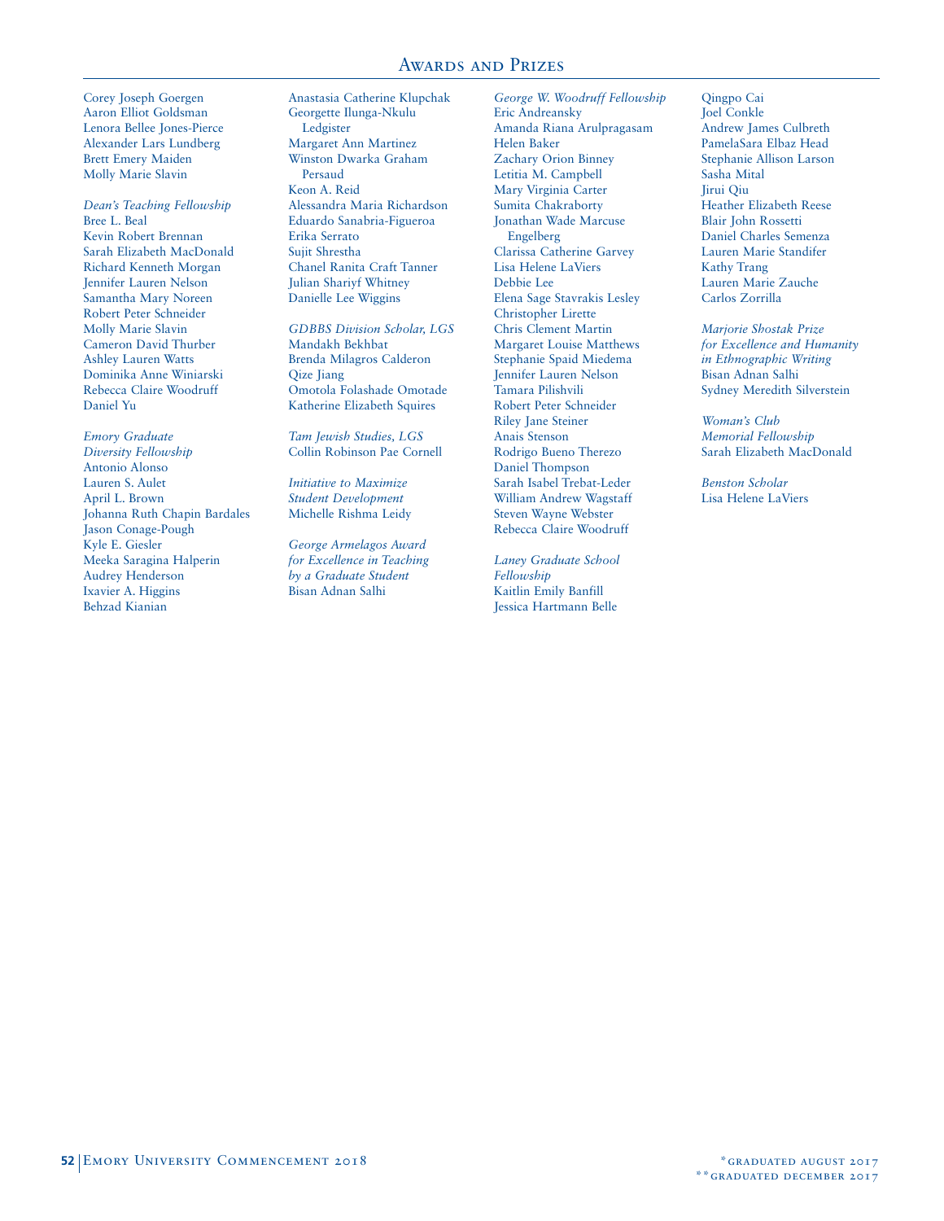## Awards and Prizes

Corey Joseph Goergen
Aaron Elliot Goldsman
Lenora Bellee Jones-Pierce
Alexander Lars Lundberg
Brett Emery Maiden
Molly Marie Slavin

*Dean's Teaching Fellowship*
Bree L. Beal
Kevin Robert Brennan
Sarah Elizabeth MacDonald
Richard Kenneth Morgan
Jennifer Lauren Nelson
Samantha Mary Noreen
Robert Peter Schneider
Molly Marie Slavin
Cameron David Thurber
Ashley Lauren Watts
Dominika Anne Winiarski
Rebecca Claire Woodruff
Daniel Yu

*Emory Graduate Diversity Fellowship*
Antonio Alonso
Lauren S. Aulet
April L. Brown
Johanna Ruth Chapin Bardales
Jason Conage-Pough
Kyle E. Giesler
Meeka Saragina Halperin
Audrey Henderson
Ixavier A. Higgins
Behzad Kianian
Anastasia Catherine Klupchak
Georgette Ilunga-Nkulu Ledgister
Margaret Ann Martinez
Winston Dwarka Graham Persaud
Keon A. Reid
Alessandra Maria Richardson
Eduardo Sanabria-Figueroa
Erika Serrato
Sujit Shrestha
Chanel Ranita Craft Tanner
Julian Shariyf Whitney
Danielle Lee Wiggins

*GDBBS Division Scholar, LGS*
Mandakh Bekhbat
Brenda Milagros Calderon
Qize Jiang
Omotola Folashade Omotade
Katherine Elizabeth Squires

*Tam Jewish Studies, LGS*
Collin Robinson Pae Cornell

*Initiative to Maximize Student Development*
Michelle Rishma Leidy

*George Armelagos Award for Excellence in Teaching by a Graduate Student*
Bisan Adnan Salhi

*George W. Woodruff Fellowship*
Eric Andreansky
Amanda Riana Arulpragasam
Helen Baker
Zachary Orion Binney
Letitia M. Campbell
Mary Virginia Carter
Sumita Chakraborty
Jonathan Wade Marcuse Engelberg
Clarissa Catherine Garvey
Lisa Helene LaViers
Debbie Lee
Elena Sage Stavrakis Lesley
Christopher Lirette
Chris Clement Martin
Margaret Louise Matthews
Stephanie Spaid Miedema
Jennifer Lauren Nelson
Tamara Pilishvili
Robert Peter Schneider
Riley Jane Steiner
Anais Stenson
Rodrigo Bueno Therezo
Daniel Thompson
Sarah Isabel Trebat-Leder
William Andrew Wagstaff
Steven Wayne Webster
Rebecca Claire Woodruff

*Laney Graduate School Fellowship*
Kaitlin Emily Banfill
Jessica Hartmann Belle
Qingpo Cai
Joel Conkle
Andrew James Culbreth
PamelaSara Elbaz Head
Stephanie Allison Larson
Sasha Mital
Jirui Qiu
Heather Elizabeth Reese
Blair John Rossetti
Daniel Charles Semenza
Lauren Marie Standifer
Kathy Trang
Lauren Marie Zauche
Carlos Zorrilla

*Marjorie Shostak Prize for Excellence and Humanity in Ethnographic Writing*
Bisan Adnan Salhi
Sydney Meredith Silverstein

*Woman's Club Memorial Fellowship*
Sarah Elizabeth MacDonald

*Benston Scholar*
Lisa Helene LaViers

*graduated august 2017
**graduated december 2017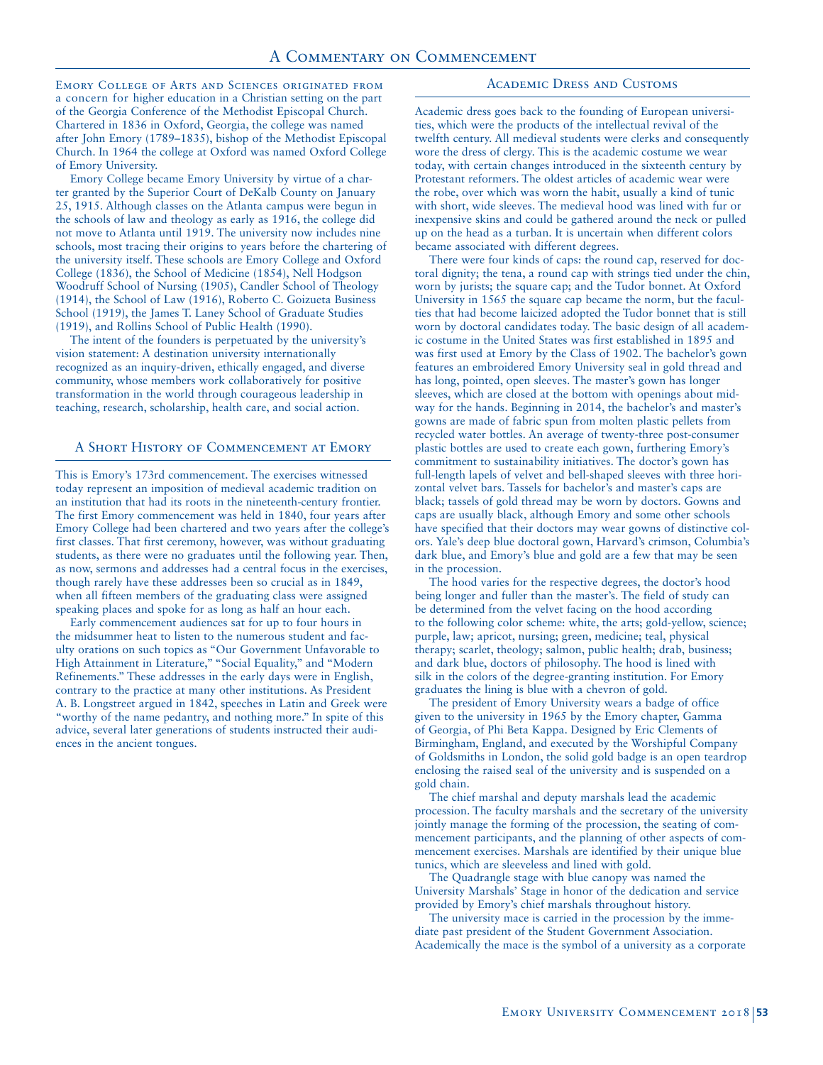# A Commentary on Commencement

Emory College of Arts and Sciences originated from a concern for higher education in a Christian setting on the part of the Georgia Conference of the Methodist Episcopal Church. Chartered in 1836 in Oxford, Georgia, the college was named after John Emory (1789–1835), bishop of the Methodist Episcopal Church. In 1964 the college at Oxford was named Oxford College of Emory University.

Emory College became Emory University by virtue of a charter granted by the Superior Court of DeKalb County on January 25, 1915. Although classes on the Atlanta campus were begun in the schools of law and theology as early as 1916, the college did not move to Atlanta until 1919. The university now includes nine schools, most tracing their origins to years before the chartering of the university itself. These schools are Emory College and Oxford College (1836), the School of Medicine (1854), Nell Hodgson Woodruff School of Nursing (1905), Candler School of Theology (1914), the School of Law (1916), Roberto C. Goizueta Business School (1919), the James T. Laney School of Graduate Studies (1919), and Rollins School of Public Health (1990).

The intent of the founders is perpetuated by the university's vision statement: A destination university internationally recognized as an inquiry-driven, ethically engaged, and diverse community, whose members work collaboratively for positive transformation in the world through courageous leadership in teaching, research, scholarship, health care, and social action.

## A Short History of Commencement at Emory

This is Emory's 173rd commencement. The exercises witnessed today represent an imposition of medieval academic tradition on an institution that had its roots in the nineteenth-century frontier. The first Emory commencement was held in 1840, four years after Emory College had been chartered and two years after the college's first classes. That first ceremony, however, was without graduating students, as there were no graduates until the following year. Then, as now, sermons and addresses had a central focus in the exercises, though rarely have these addresses been so crucial as in 1849, when all fifteen members of the graduating class were assigned speaking places and spoke for as long as half an hour each.

Early commencement audiences sat for up to four hours in the midsummer heat to listen to the numerous student and faculty orations on such topics as "Our Government Unfavorable to High Attainment in Literature," "Social Equality," and "Modern Refinements." These addresses in the early days were in English, contrary to the practice at many other institutions. As President A. B. Longstreet argued in 1842, speeches in Latin and Greek were "worthy of the name pedantry, and nothing more." In spite of this advice, several later generations of students instructed their audiences in the ancient tongues.

## Academic Dress and Customs

Academic dress goes back to the founding of European universities, which were the products of the intellectual revival of the twelfth century. All medieval students were clerks and consequently wore the dress of clergy. This is the academic costume we wear today, with certain changes introduced in the sixteenth century by Protestant reformers. The oldest articles of academic wear were the robe, over which was worn the habit, usually a kind of tunic with short, wide sleeves. The medieval hood was lined with fur or inexpensive skins and could be gathered around the neck or pulled up on the head as a turban. It is uncertain when different colors became associated with different degrees.

There were four kinds of caps: the round cap, reserved for doctoral dignity; the tena, a round cap with strings tied under the chin, worn by jurists; the square cap; and the Tudor bonnet. At Oxford University in 1565 the square cap became the norm, but the faculties that had become laicized adopted the Tudor bonnet that is still worn by doctoral candidates today. The basic design of all academic costume in the United States was first established in 1895 and was first used at Emory by the Class of 1902. The bachelor's gown features an embroidered Emory University seal in gold thread and has long, pointed, open sleeves. The master's gown has longer sleeves, which are closed at the bottom with openings about midway for the hands. Beginning in 2014, the bachelor's and master's gowns are made of fabric spun from molten plastic pellets from recycled water bottles. An average of twenty-three post-consumer plastic bottles are used to create each gown, furthering Emory's commitment to sustainability initiatives. The doctor's gown has full-length lapels of velvet and bell-shaped sleeves with three horizontal velvet bars. Tassels for bachelor's and master's caps are black; tassels of gold thread may be worn by doctors. Gowns and caps are usually black, although Emory and some other schools have specified that their doctors may wear gowns of distinctive colors. Yale's deep blue doctoral gown, Harvard's crimson, Columbia's dark blue, and Emory's blue and gold are a few that may be seen in the procession.

The hood varies for the respective degrees, the doctor's hood being longer and fuller than the master's. The field of study can be determined from the velvet facing on the hood according to the following color scheme: white, the arts; gold-yellow, science; purple, law; apricot, nursing; green, medicine; teal, physical therapy; scarlet, theology; salmon, public health; drab, business; and dark blue, doctors of philosophy. The hood is lined with silk in the colors of the degree-granting institution. For Emory graduates the lining is blue with a chevron of gold.

The president of Emory University wears a badge of office given to the university in 1965 by the Emory chapter, Gamma of Georgia, of Phi Beta Kappa. Designed by Eric Clements of Birmingham, England, and executed by the Worshipful Company of Goldsmiths in London, the solid gold badge is an open teardrop enclosing the raised seal of the university and is suspended on a gold chain.

The chief marshal and deputy marshals lead the academic procession. The faculty marshals and the secretary of the university jointly manage the forming of the procession, the seating of commencement participants, and the planning of other aspects of commencement exercises. Marshals are identified by their unique blue tunics, which are sleeveless and lined with gold.

The Quadrangle stage with blue canopy was named the University Marshals' Stage in honor of the dedication and service provided by Emory's chief marshals throughout history.

The university mace is carried in the procession by the immediate past president of the Student Government Association. Academically the mace is the symbol of a university as a corporate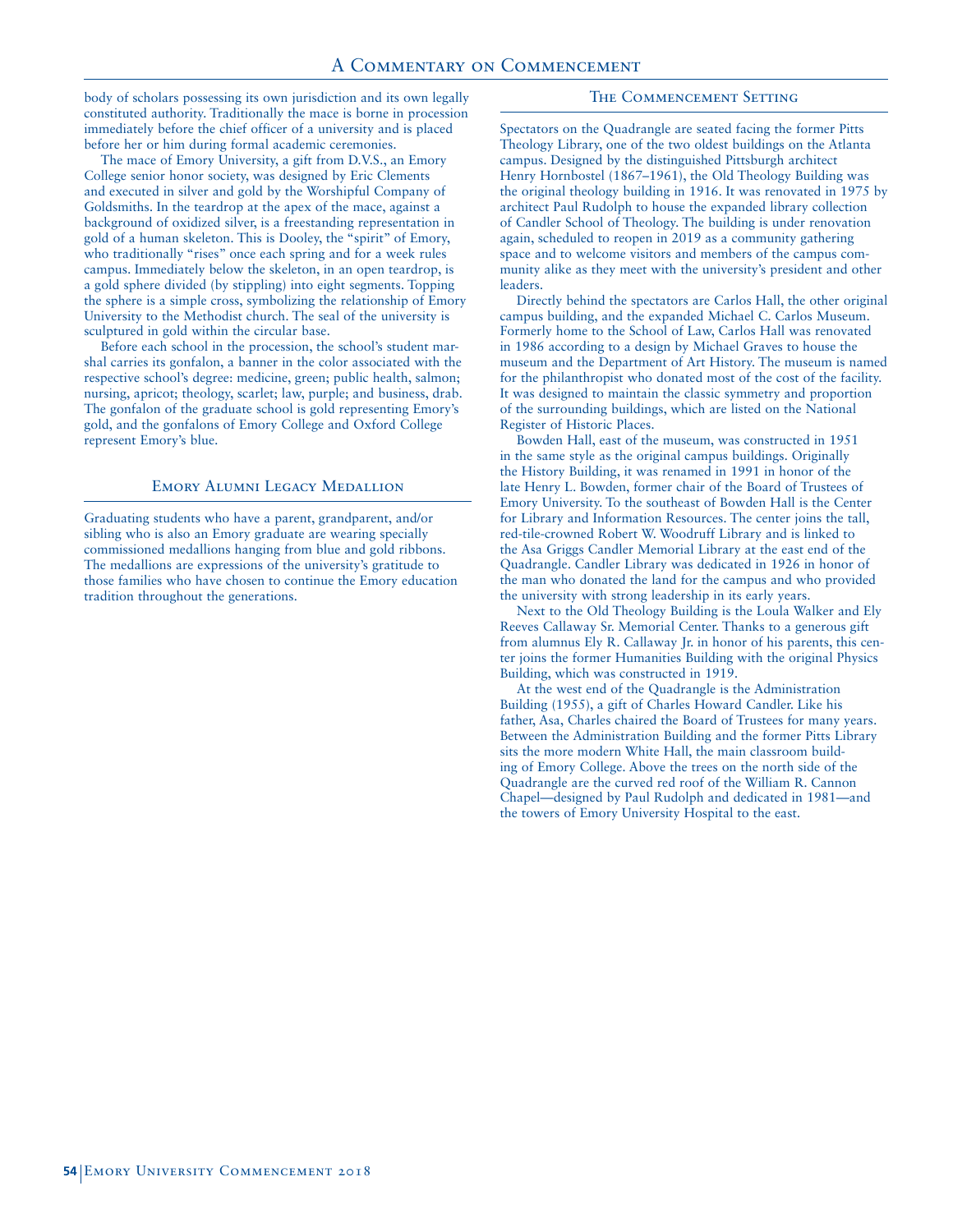body of scholars possessing its own jurisdiction and its own legally constituted authority. Traditionally the mace is borne in procession immediately before the chief officer of a university and is placed before her or him during formal academic ceremonies.

The mace of Emory University, a gift from D.V.S., an Emory College senior honor society, was designed by Eric Clements and executed in silver and gold by the Worshipful Company of Goldsmiths. In the teardrop at the apex of the mace, against a background of oxidized silver, is a freestanding representation in gold of a human skeleton. This is Dooley, the "spirit" of Emory, who traditionally "rises" once each spring and for a week rules campus. Immediately below the skeleton, in an open teardrop, is a gold sphere divided (by stippling) into eight segments. Topping the sphere is a simple cross, symbolizing the relationship of Emory University to the Methodist church. The seal of the university is sculptured in gold within the circular base.

Before each school in the procession, the school's student marshal carries its gonfalon, a banner in the color associated with the respective school's degree: medicine, green; public health, salmon; nursing, apricot; theology, scarlet; law, purple; and business, drab. The gonfalon of the graduate school is gold representing Emory's gold, and the gonfalons of Emory College and Oxford College represent Emory's blue.

## Emory Alumni Legacy Medallion

Graduating students who have a parent, grandparent, and/or sibling who is also an Emory graduate are wearing specially commissioned medallions hanging from blue and gold ribbons. The medallions are expressions of the university's gratitude to those families who have chosen to continue the Emory education tradition throughout the generations.

## The Commencement Setting

Spectators on the Quadrangle are seated facing the former Pitts Theology Library, one of the two oldest buildings on the Atlanta campus. Designed by the distinguished Pittsburgh architect Henry Hornbostel (1867–1961), the Old Theology Building was the original theology building in 1916. It was renovated in 1975 by architect Paul Rudolph to house the expanded library collection of Candler School of Theology. The building is under renovation again, scheduled to reopen in 2019 as a community gathering space and to welcome visitors and members of the campus community alike as they meet with the university's president and other leaders.

Directly behind the spectators are Carlos Hall, the other original campus building, and the expanded Michael C. Carlos Museum. Formerly home to the School of Law, Carlos Hall was renovated in 1986 according to a design by Michael Graves to house the museum and the Department of Art History. The museum is named for the philanthropist who donated most of the cost of the facility. It was designed to maintain the classic symmetry and proportion of the surrounding buildings, which are listed on the National Register of Historic Places.

Bowden Hall, east of the museum, was constructed in 1951 in the same style as the original campus buildings. Originally the History Building, it was renamed in 1991 in honor of the late Henry L. Bowden, former chair of the Board of Trustees of Emory University. To the southeast of Bowden Hall is the Center for Library and Information Resources. The center joins the tall, red-tile-crowned Robert W. Woodruff Library and is linked to the Asa Griggs Candler Memorial Library at the east end of the Quadrangle. Candler Library was dedicated in 1926 in honor of the man who donated the land for the campus and who provided the university with strong leadership in its early years.

Next to the Old Theology Building is the Loula Walker and Ely Reeves Callaway Sr. Memorial Center. Thanks to a generous gift from alumnus Ely R. Callaway Jr. in honor of his parents, this center joins the former Humanities Building with the original Physics Building, which was constructed in 1919.

At the west end of the Quadrangle is the Administration Building (1955), a gift of Charles Howard Candler. Like his father, Asa, Charles chaired the Board of Trustees for many years. Between the Administration Building and the former Pitts Library sits the more modern White Hall, the main classroom building of Emory College. Above the trees on the north side of the Quadrangle are the curved red roof of the William R. Cannon Chapel—designed by Paul Rudolph and dedicated in 1981—and the towers of Emory University Hospital to the east.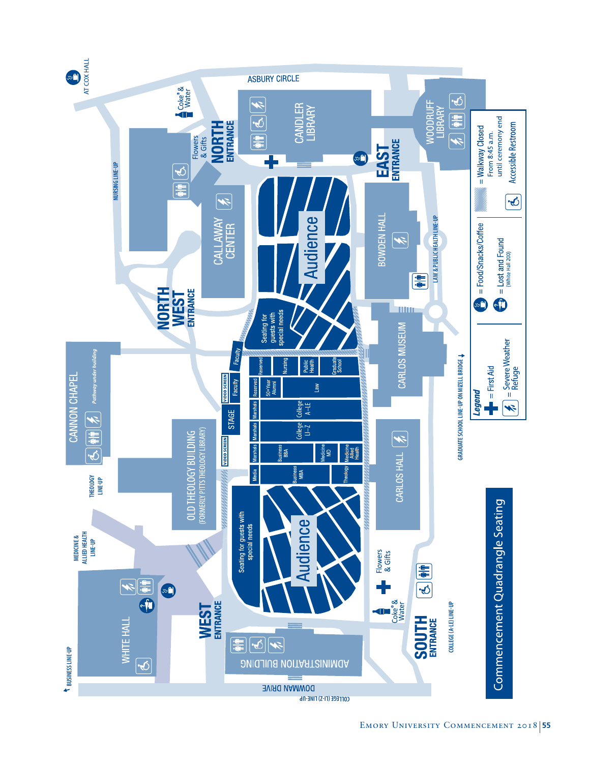# Commencement Quadrangle Seating

ASBURY CIRCLE

AT COX HALL

Coke® & Water

NORTH ENTRANCE

Flowers & Gifts

CANDLER LIBRARY

WOODRUFF LIBRARY

EAST ENTRANCE

NURSING LINE-UP

CALLAWAY CENTER

BOWDEN HALL

LAW & PUBLIC HEALTH LINE-UP

NORTH WEST ENTRANCE

Audience

Seating for guests with special needs

CARLOS MUSEUM

CANNON CHAPEL

*Pathway under building*

Faculty

Reserved | Nursing | Public Health | Graduate School

Reserved | 50+Year Alumni | Law

Marshals | College A–LE

Marshals | College LI–Z

Marshals | Business BBA | Medicine MD | Medicine Allied Health

Media | Business MBA | Theology

VIDEO SCREEN

STAGE

VIDEO SCREEN

GRADUATE SCHOOL LINE-UP ON MIZELL BRIDGE

OLD THEOLOGY BUILDING (FORMERLY PITTS THEOLOGY LIBRARY)

THEOLOGY LINE-UP

CARLOS HALL

MEDICINE & ALLIED HEALTH LINE-UP

Seating for guests with special needs

Audience

Flowers & Gifts

WHITE HALL

WEST ENTRANCE

Coke® & Water

SOUTH ENTRANCE

COLLEGE (A-LE) LINE-UP

BUSINESS LINE-UP

ADMINISTRATION BUILDING

DOWMAN DRIVE

COLLEGE (LI-Z) LINE-UP

**Legend**

- = First Aid
- = Severe Weather Refuge
- = Food/Snacks/Coffee
- = Lost and Found (White Hall 200)
- = Walkway Closed From 8:45 a.m. until ceremony end
- = Accessible Restroom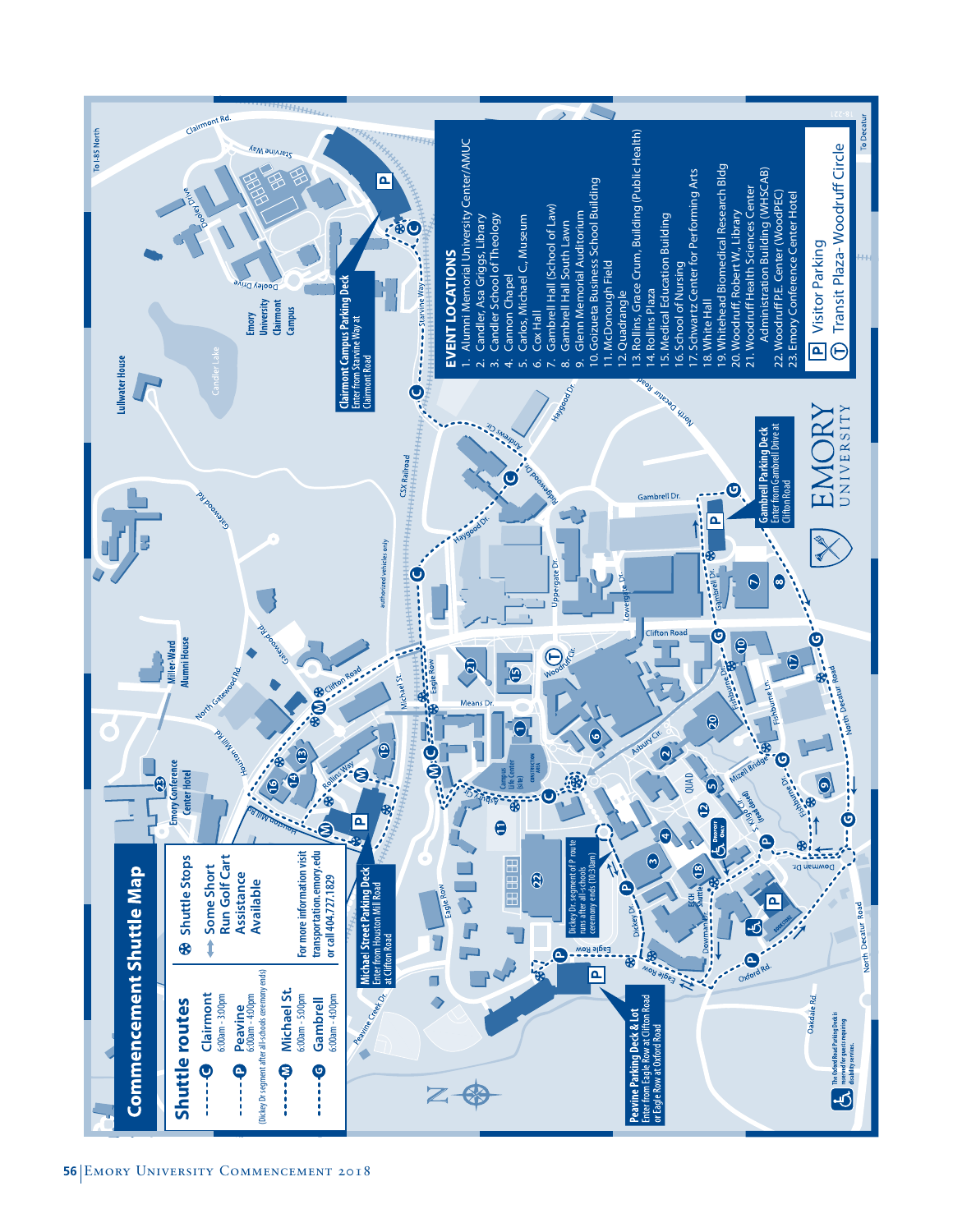# Commencement Shuttle Map

## Shuttle routes

- **C** Clairmont — 6:00am - 3:00pm
- **P** Peavine — 6:00am - 4:30pm (Dickey Dr segment after all-schools ceremony ends)
- **M** Michael St. — 6:00am - 5:00pm
- **G** Gambrell — 6:00am - 4:30pm

Shuttle Stops

Some Short Run Golf Cart Assistance Available

For more information visit transportation.emory.edu or call 404.727.1829

## EVENT LOCATIONS

1. Alumni Memorial University Center/AMUC
2. Candler, Asa Griggs, Library
3. Candler School of Theology
4. Cannon Chapel
5. Carlos, Michael C., Museum
6. Cox Hall
7. Gambrell Hall (School of Law)
8. Gambrell Hall South Lawn
9. Glenn Memorial Auditorium
10. Goizueta Business School Building
11. McDonough Field
12. Quadrangle
13. Rollins, Grace Crum, Building (Public Health)
14. Rollins Plaza
15. Medical Education Building
16. School of Nursing
17. Schwartz Center for Performing Arts
18. White Hall
19. Whitehead Biomedical Research Bldg
20. Woodruff, Robert W., Library
21. Woodruff Health Sciences Center Administration Building (WHSCAB)
22. Woodruff P.E. Center (WoodPEC)
23. Emory Conference Center Hotel

P Visitor Parking

T Transit Plaza-Woodruff Circle

**Clairmont Campus Parking Deck** — Enter from Starvine Way at Clairmont Road

**Gambrell Parking Deck** — Enter from Gambrell Drive at Clifton Road

**Michael Street Parking Deck** — Enter from Houston Mill Road at Clifton Road

**Peavine Parking Deck & Lot** — Enter from Eagle Row at Clifton Road or Eagle Row at Oxford Road

Dickey Dr. segment of P route runs after all-schools ceremony ends (10:30am)

The Oxford Road Parking Deck is reserved for guests requiring disability services.

Emory University Claimont Campus

Lullwater House

Miller-Ward Alumni House

Emory Conference Center Hotel

Candler Lake

Campus Life Center (site)

Clairmont Rd. · Starvine Way · Dooley Drive · CSX Railroad · Haygood Dr. · Andrews Cir. · Ridgewood Dr. · North Decatur Road · Gambrell Dr. · Uppergate Dr. · Lowergate Dr. · Clifton Road · Woodruff Cir. · Michael St. · Eagle Row · Means Dr. · Asbury Cir. · Fishburne Dr. · Fishburne Ln. · Mizell Bridge · Kilgo Cir. · Dowman Dr. · Dickey Dr. · Oxford Rd. · Oakdale Rd. · Peavine Creek Dr. · Houston Mill Rd · North Gatewood Rd. · Gatewood Rd · Rollins Way · QUAD · ECCH Shuttle · authorized vehicles only · To I-85 North · To Decatur

EMORY UNIVERSITY